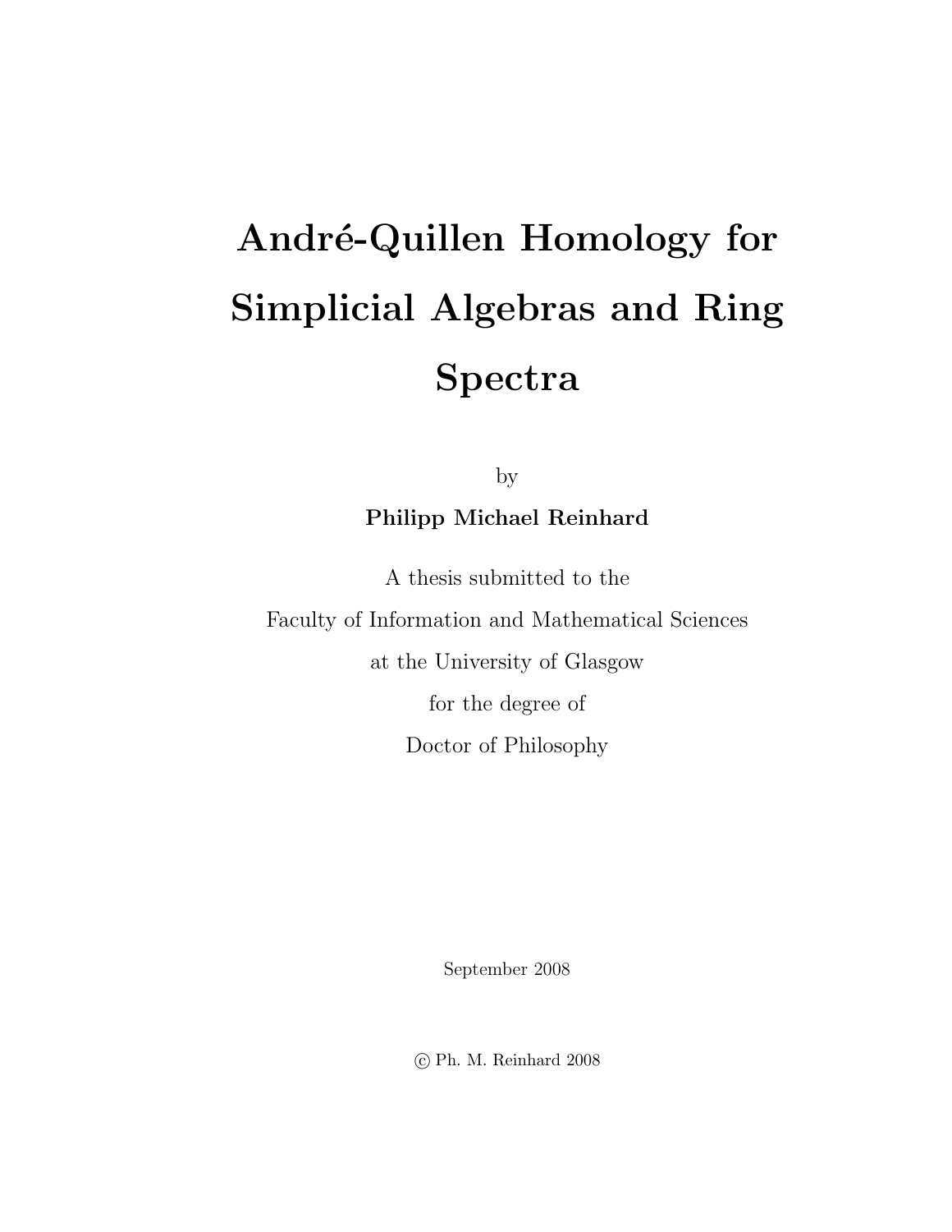# André-Quillen Homology for Simplicial Algebras and Ring Spectra

by

**Philipp Michael Reinhard**

A thesis submitted to the
Faculty of Information and Mathematical Sciences
at the University of Glasgow
for the degree of
Doctor of Philosophy

September 2008

© Ph. M. Reinhard 2008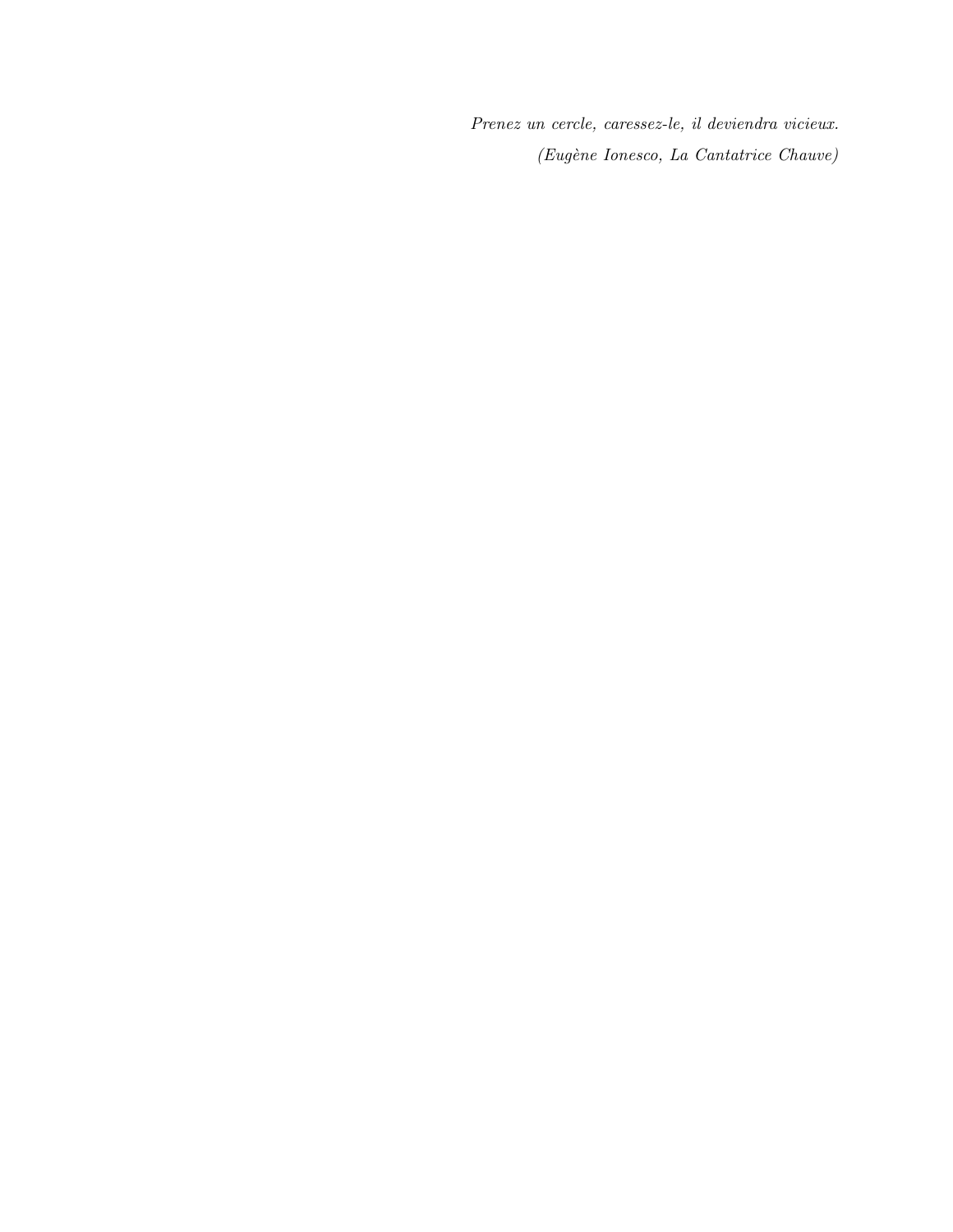*Prenez un cercle, caressez-le, il deviendra vicieux.*

*(Eugène Ionesco, La Cantatrice Chauve)*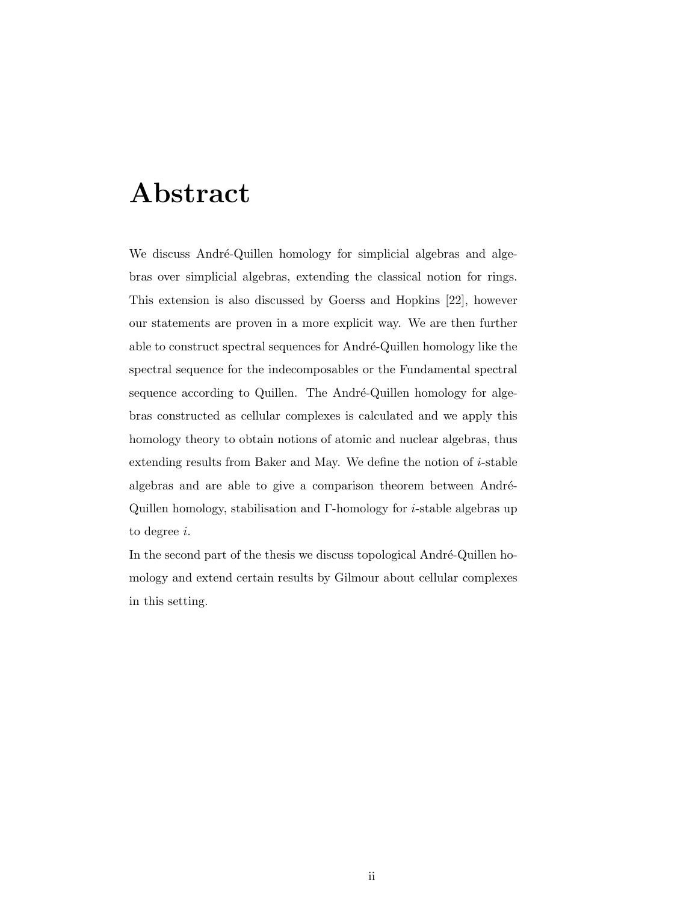# Abstract

We discuss André-Quillen homology for simplicial algebras and algebras over simplicial algebras, extending the classical notion for rings. This extension is also discussed by Goerss and Hopkins [22], however our statements are proven in a more explicit way. We are then further able to construct spectral sequences for André-Quillen homology like the spectral sequence for the indecomposables or the Fundamental spectral sequence according to Quillen. The André-Quillen homology for algebras constructed as cellular complexes is calculated and we apply this homology theory to obtain notions of atomic and nuclear algebras, thus extending results from Baker and May. We define the notion of $i$-stable algebras and are able to give a comparison theorem between André-Quillen homology, stabilisation and $\Gamma$-homology for $i$-stable algebras up to degree $i$.

In the second part of the thesis we discuss topological André-Quillen homology and extend certain results by Gilmour about cellular complexes in this setting.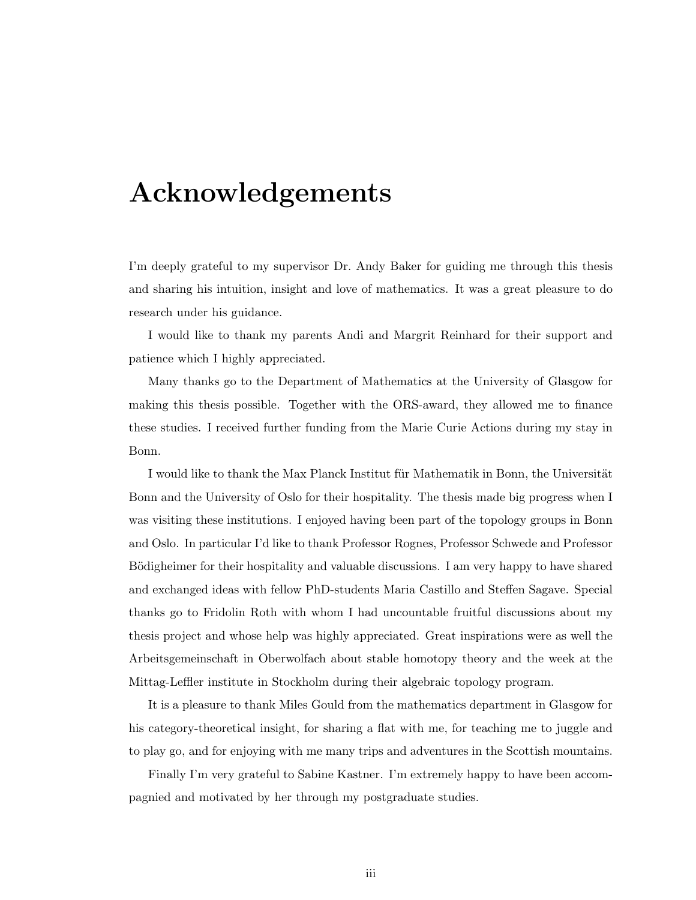# Acknowledgements

I'm deeply grateful to my supervisor Dr. Andy Baker for guiding me through this thesis and sharing his intuition, insight and love of mathematics. It was a great pleasure to do research under his guidance.

I would like to thank my parents Andi and Margrit Reinhard for their support and patience which I highly appreciated.

Many thanks go to the Department of Mathematics at the University of Glasgow for making this thesis possible. Together with the ORS-award, they allowed me to finance these studies. I received further funding from the Marie Curie Actions during my stay in Bonn.

I would like to thank the Max Planck Institut für Mathematik in Bonn, the Universität Bonn and the University of Oslo for their hospitality. The thesis made big progress when I was visiting these institutions. I enjoyed having been part of the topology groups in Bonn and Oslo. In particular I'd like to thank Professor Rognes, Professor Schwede and Professor Bödigheimer for their hospitality and valuable discussions. I am very happy to have shared and exchanged ideas with fellow PhD-students Maria Castillo and Steffen Sagave. Special thanks go to Fridolin Roth with whom I had uncountable fruitful discussions about my thesis project and whose help was highly appreciated. Great inspirations were as well the Arbeitsgemeinschaft in Oberwolfach about stable homotopy theory and the week at the Mittag-Leffler institute in Stockholm during their algebraic topology program.

It is a pleasure to thank Miles Gould from the mathematics department in Glasgow for his category-theoretical insight, for sharing a flat with me, for teaching me to juggle and to play go, and for enjoying with me many trips and adventures in the Scottish mountains.

Finally I'm very grateful to Sabine Kastner. I'm extremely happy to have been accompagnied and motivated by her through my postgraduate studies.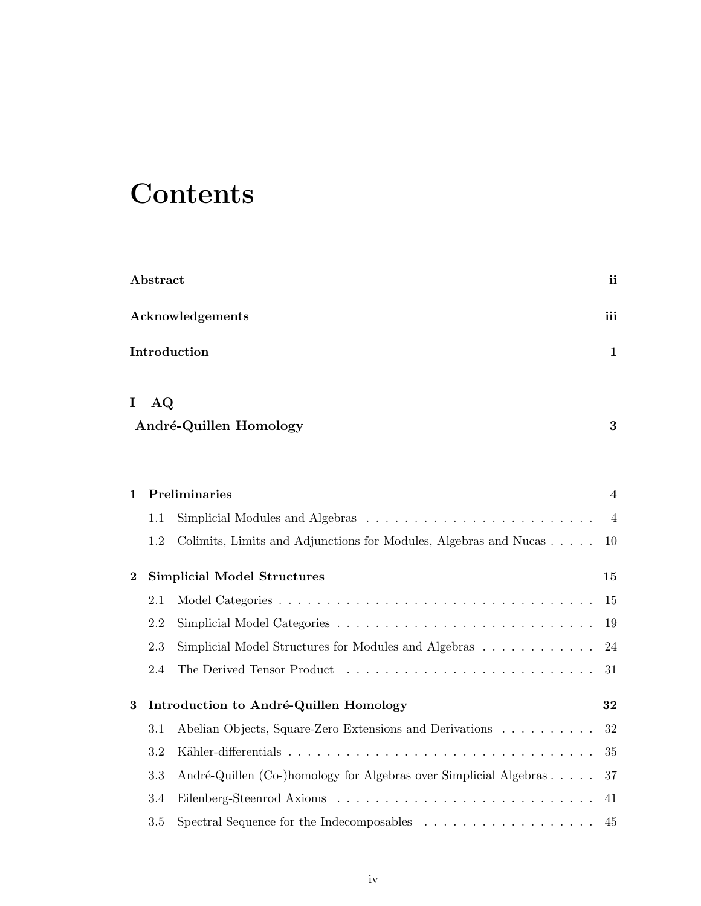# Contents

**Abstract** **ii**

**Acknowledgements** **iii**

**Introduction** **1**

**I AQ**
**André-Quillen Homology** **3**

**1 Preliminaries** **4**

- 1.1 Simplicial Modules and Algebras . . . . . . . . . . . . . . . . . . . . . . . . 4
- 1.2 Colimits, Limits and Adjunctions for Modules, Algebras and Nucas . . . . . 10

**2 Simplicial Model Structures** **15**

- 2.1 Model Categories . . . . . . . . . . . . . . . . . . . . . . . . . . . . . . . . . 15
- 2.2 Simplicial Model Categories . . . . . . . . . . . . . . . . . . . . . . . . . . . 19
- 2.3 Simplicial Model Structures for Modules and Algebras . . . . . . . . . . . . 24
- 2.4 The Derived Tensor Product . . . . . . . . . . . . . . . . . . . . . . . . . . 31

**3 Introduction to André-Quillen Homology** **32**

- 3.1 Abelian Objects, Square-Zero Extensions and Derivations . . . . . . . . . . 32
- 3.2 Kähler-differentials . . . . . . . . . . . . . . . . . . . . . . . . . . . . . . . . 35
- 3.3 André-Quillen (Co-)homology for Algebras over Simplicial Algebras . . . . . 37
- 3.4 Eilenberg-Steenrod Axioms . . . . . . . . . . . . . . . . . . . . . . . . . . . 41
- 3.5 Spectral Sequence for the Indecomposables . . . . . . . . . . . . . . . . . . 45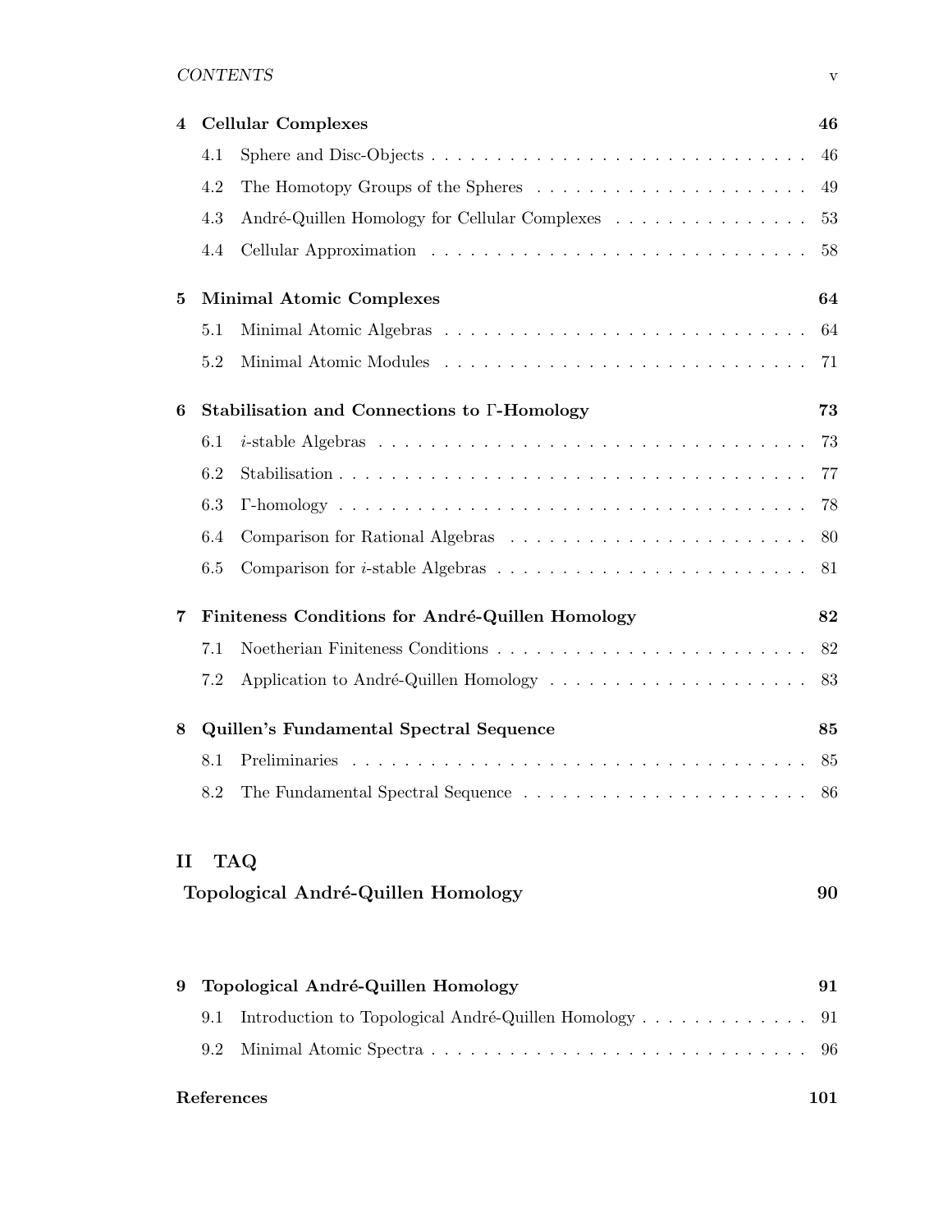| | | |
|---|---|---|
| **4** | **Cellular Complexes** | **46** |
| 4.1 | Sphere and Disc-Objects | 46 |
| 4.2 | The Homotopy Groups of the Spheres | 49 |
| 4.3 | André-Quillen Homology for Cellular Complexes | 53 |
| 4.4 | Cellular Approximation | 58 |
| **5** | **Minimal Atomic Complexes** | **64** |
| 5.1 | Minimal Atomic Algebras | 64 |
| 5.2 | Minimal Atomic Modules | 71 |
| **6** | **Stabilisation and Connections to $\Gamma$-Homology** | **73** |
| 6.1 | $i$-stable Algebras | 73 |
| 6.2 | Stabilisation | 77 |
| 6.3 | $\Gamma$-homology | 78 |
| 6.4 | Comparison for Rational Algebras | 80 |
| 6.5 | Comparison for $i$-stable Algebras | 81 |
| **7** | **Finiteness Conditions for André-Quillen Homology** | **82** |
| 7.1 | Noetherian Finiteness Conditions | 82 |
| 7.2 | Application to André-Quillen Homology | 83 |
| **8** | **Quillen's Fundamental Spectral Sequence** | **85** |
| 8.1 | Preliminaries | 85 |
| 8.2 | The Fundamental Spectral Sequence | 86 |

# II TAQ

**Topological André-Quillen Homology** **90**

| | | |
|---|---|---|
| **9** | **Topological André-Quillen Homology** | **91** |
| 9.1 | Introduction to Topological André-Quillen Homology | 91 |
| 9.2 | Minimal Atomic Spectra | 96 |
| **References** | | **101** |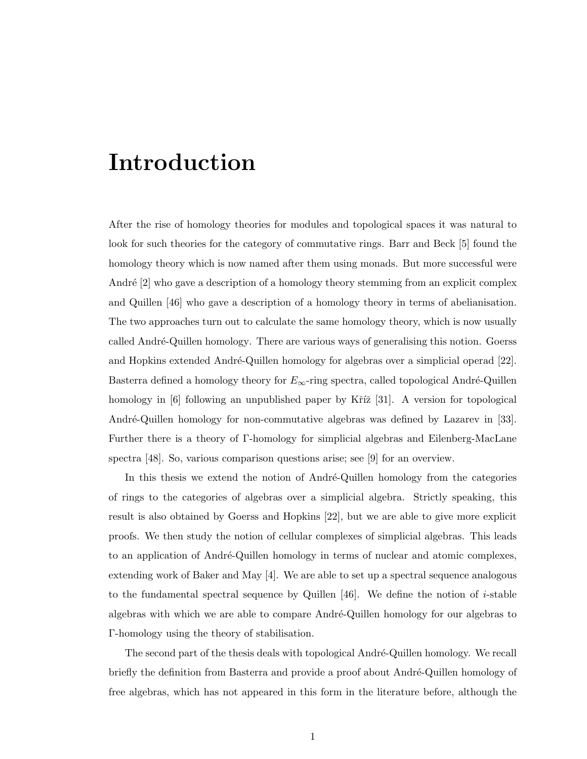# Introduction

After the rise of homology theories for modules and topological spaces it was natural to look for such theories for the category of commutative rings. Barr and Beck [5] found the homology theory which is now named after them using monads. But more successful were André [2] who gave a description of a homology theory stemming from an explicit complex and Quillen [46] who gave a description of a homology theory in terms of abelianisation. The two approaches turn out to calculate the same homology theory, which is now usually called André-Quillen homology. There are various ways of generalising this notion. Goerss and Hopkins extended André-Quillen homology for algebras over a simplicial operad [22]. Basterra defined a homology theory for $E_\infty$-ring spectra, called topological André-Quillen homology in [6] following an unpublished paper by Kříž [31]. A version for topological André-Quillen homology for non-commutative algebras was defined by Lazarev in [33]. Further there is a theory of $\Gamma$-homology for simplicial algebras and Eilenberg-MacLane spectra [48]. So, various comparison questions arise; see [9] for an overview.

In this thesis we extend the notion of André-Quillen homology from the categories of rings to the categories of algebras over a simplicial algebra. Strictly speaking, this result is also obtained by Goerss and Hopkins [22], but we are able to give more explicit proofs. We then study the notion of cellular complexes of simplicial algebras. This leads to an application of André-Quillen homology in terms of nuclear and atomic complexes, extending work of Baker and May [4]. We are able to set up a spectral sequence analogous to the fundamental spectral sequence by Quillen [46]. We define the notion of $i$-stable algebras with which we are able to compare André-Quillen homology for our algebras to $\Gamma$-homology using the theory of stabilisation.

The second part of the thesis deals with topological André-Quillen homology. We recall briefly the definition from Basterra and provide a proof about André-Quillen homology of free algebras, which has not appeared in this form in the literature before, although the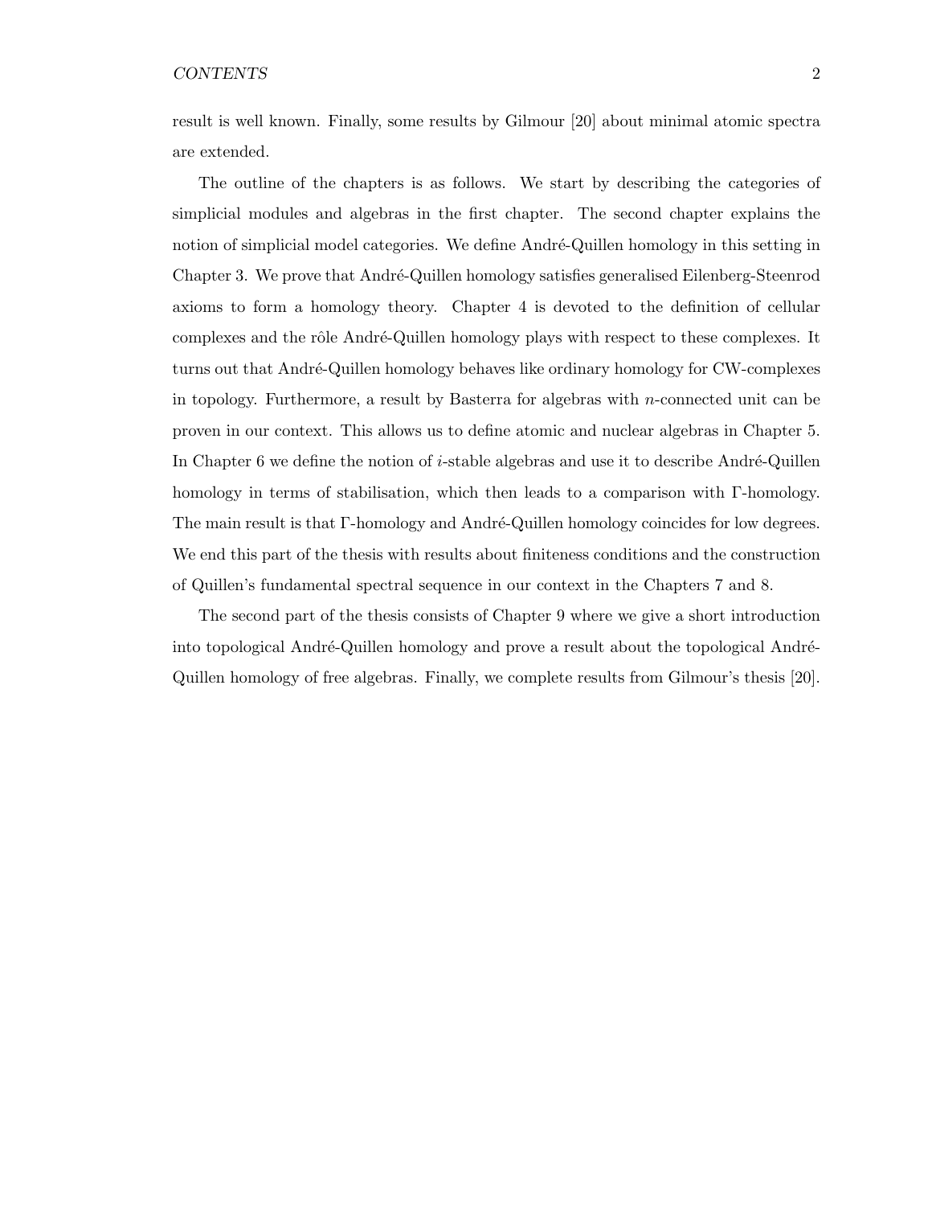result is well known. Finally, some results by Gilmour [20] about minimal atomic spectra are extended.

The outline of the chapters is as follows. We start by describing the categories of simplicial modules and algebras in the first chapter. The second chapter explains the notion of simplicial model categories. We define André-Quillen homology in this setting in Chapter 3. We prove that André-Quillen homology satisfies generalised Eilenberg-Steenrod axioms to form a homology theory. Chapter 4 is devoted to the definition of cellular complexes and the rôle André-Quillen homology plays with respect to these complexes. It turns out that André-Quillen homology behaves like ordinary homology for CW-complexes in topology. Furthermore, a result by Basterra for algebras with $n$-connected unit can be proven in our context. This allows us to define atomic and nuclear algebras in Chapter 5. In Chapter 6 we define the notion of $i$-stable algebras and use it to describe André-Quillen homology in terms of stabilisation, which then leads to a comparison with $\Gamma$-homology. The main result is that $\Gamma$-homology and André-Quillen homology coincides for low degrees. We end this part of the thesis with results about finiteness conditions and the construction of Quillen's fundamental spectral sequence in our context in the Chapters 7 and 8.

The second part of the thesis consists of Chapter 9 where we give a short introduction into topological André-Quillen homology and prove a result about the topological André-Quillen homology of free algebras. Finally, we complete results from Gilmour's thesis [20].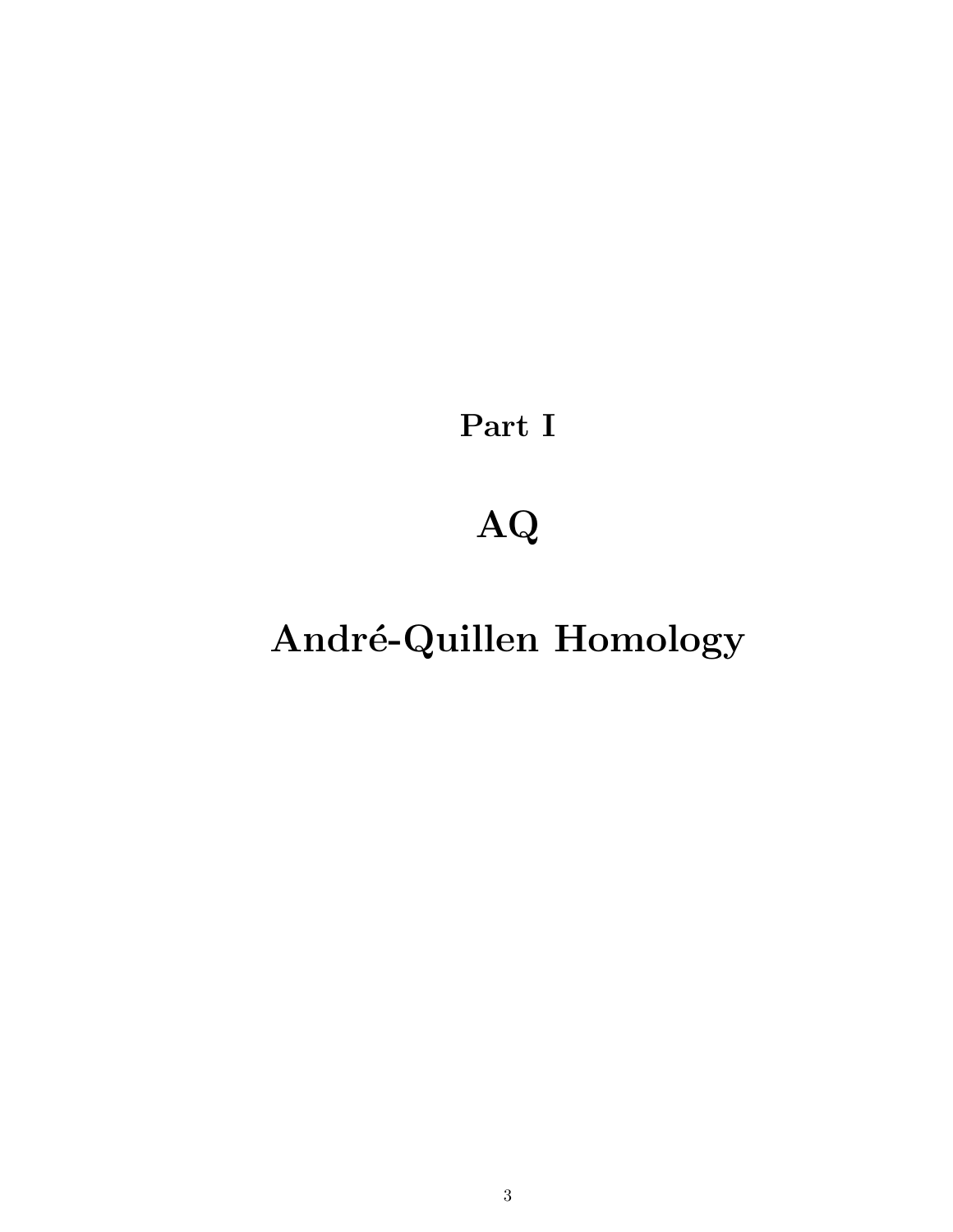# Part I

# AQ

# André-Quillen Homology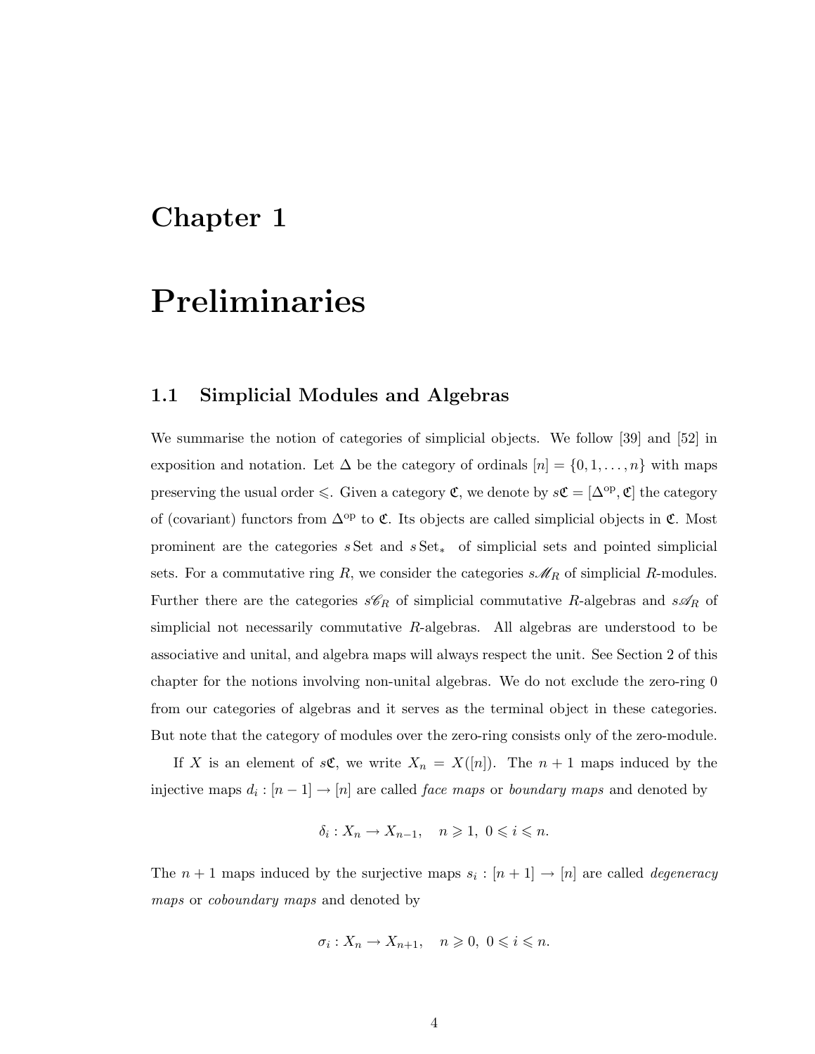# Chapter 1

# Preliminaries

## 1.1 Simplicial Modules and Algebras

We summarise the notion of categories of simplicial objects. We follow [39] and [52] in exposition and notation. Let $\Delta$ be the category of ordinals $[n] = \{0, 1, \ldots, n\}$ with maps preserving the usual order $\leqslant$. Given a category $\mathfrak{C}$, we denote by $s\mathfrak{C} = [\Delta^{\mathrm{op}}, \mathfrak{C}]$ the category of (covariant) functors from $\Delta^{\mathrm{op}}$ to $\mathfrak{C}$. Its objects are called simplicial objects in $\mathfrak{C}$. Most prominent are the categories $s\,\mathrm{Set}$ and $s\,\mathrm{Set}_*$ of simplicial sets and pointed simplicial sets. For a commutative ring $R$, we consider the categories $s\mathscr{M}_R$ of simplicial $R$-modules. Further there are the categories $s\mathscr{C}_R$ of simplicial commutative $R$-algebras and $s\mathscr{A}_R$ of simplicial not necessarily commutative $R$-algebras. All algebras are understood to be associative and unital, and algebra maps will always respect the unit. See Section 2 of this chapter for the notions involving non-unital algebras. We do not exclude the zero-ring 0 from our categories of algebras and it serves as the terminal object in these categories. But note that the category of modules over the zero-ring consists only of the zero-module.

If $X$ is an element of $s\mathfrak{C}$, we write $X_n = X([n])$. The $n+1$ maps induced by the injective maps $d_i : [n-1] \to [n]$ are called *face maps* or *boundary maps* and denoted by

$$\delta_i : X_n \to X_{n-1}, \quad n \geqslant 1,\ 0 \leqslant i \leqslant n.$$

The $n+1$ maps induced by the surjective maps $s_i : [n+1] \to [n]$ are called *degeneracy maps* or *coboundary maps* and denoted by

$$\sigma_i : X_n \to X_{n+1}, \quad n \geqslant 0,\ 0 \leqslant i \leqslant n.$$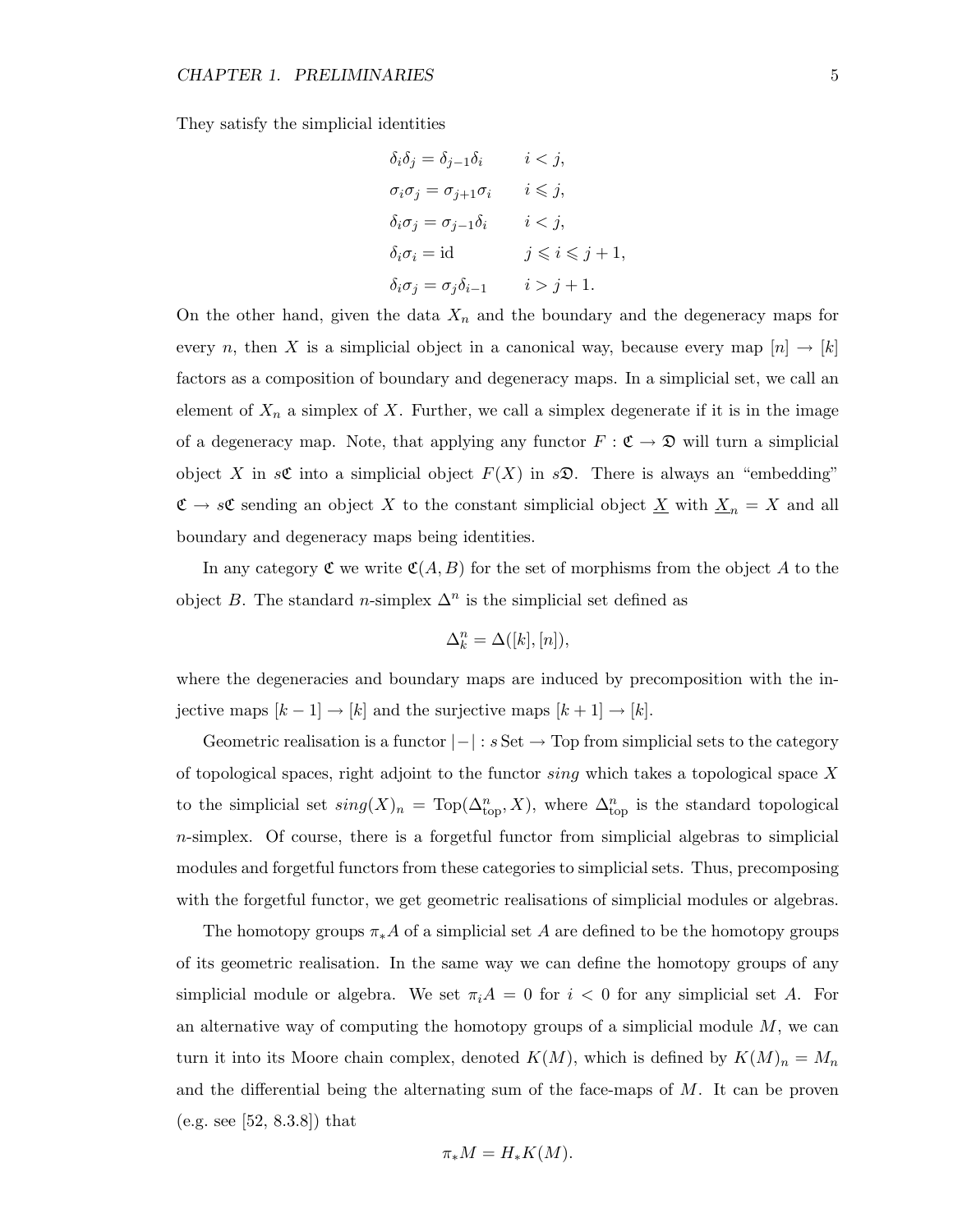They satisfy the simplicial identities

$$
\begin{aligned}
\delta_i \delta_j &= \delta_{j-1} \delta_i & i < j, \\
\sigma_i \sigma_j &= \sigma_{j+1} \sigma_i & i \leqslant j, \\
\delta_i \sigma_j &= \sigma_{j-1} \delta_i & i < j, \\
\delta_i \sigma_i &= \mathrm{id} & j \leqslant i \leqslant j+1, \\
\delta_i \sigma_j &= \sigma_j \delta_{i-1} & i > j+1.
\end{aligned}
$$

On the other hand, given the data $X_n$ and the boundary and the degeneracy maps for every $n$, then $X$ is a simplicial object in a canonical way, because every map $[n] \to [k]$ factors as a composition of boundary and degeneracy maps. In a simplicial set, we call an element of $X_n$ a simplex of $X$. Further, we call a simplex degenerate if it is in the image of a degeneracy map. Note, that applying any functor $F : \mathfrak{C} \to \mathfrak{D}$ will turn a simplicial object $X$ in $s\mathfrak{C}$ into a simplicial object $F(X)$ in $s\mathfrak{D}$. There is always an "embedding" $\mathfrak{C} \to s\mathfrak{C}$ sending an object $X$ to the constant simplicial object $\underline{X}$ with $\underline{X}_n = X$ and all boundary and degeneracy maps being identities.

In any category $\mathfrak{C}$ we write $\mathfrak{C}(A, B)$ for the set of morphisms from the object $A$ to the object $B$. The standard $n$-simplex $\Delta^n$ is the simplicial set defined as

$$\Delta^n_k = \Delta([k], [n]),$$

where the degeneracies and boundary maps are induced by precomposition with the injective maps $[k-1] \to [k]$ and the surjective maps $[k+1] \to [k]$.

Geometric realisation is a functor $|-| : s\,\mathrm{Set} \to \mathrm{Top}$ from simplicial sets to the category of topological spaces, right adjoint to the functor *sing* which takes a topological space $X$ to the simplicial set $sing(X)_n = \mathrm{Top}(\Delta^n_{\mathrm{top}}, X)$, where $\Delta^n_{\mathrm{top}}$ is the standard topological $n$-simplex. Of course, there is a forgetful functor from simplicial algebras to simplicial modules and forgetful functors from these categories to simplicial sets. Thus, precomposing with the forgetful functor, we get geometric realisations of simplicial modules or algebras.

The homotopy groups $\pi_* A$ of a simplicial set $A$ are defined to be the homotopy groups of its geometric realisation. In the same way we can define the homotopy groups of any simplicial module or algebra. We set $\pi_i A = 0$ for $i < 0$ for any simplicial set $A$. For an alternative way of computing the homotopy groups of a simplicial module $M$, we can turn it into its Moore chain complex, denoted $K(M)$, which is defined by $K(M)_n = M_n$ and the differential being the alternating sum of the face-maps of $M$. It can be proven (e.g. see [52, 8.3.8]) that

$$\pi_* M = H_* K(M).$$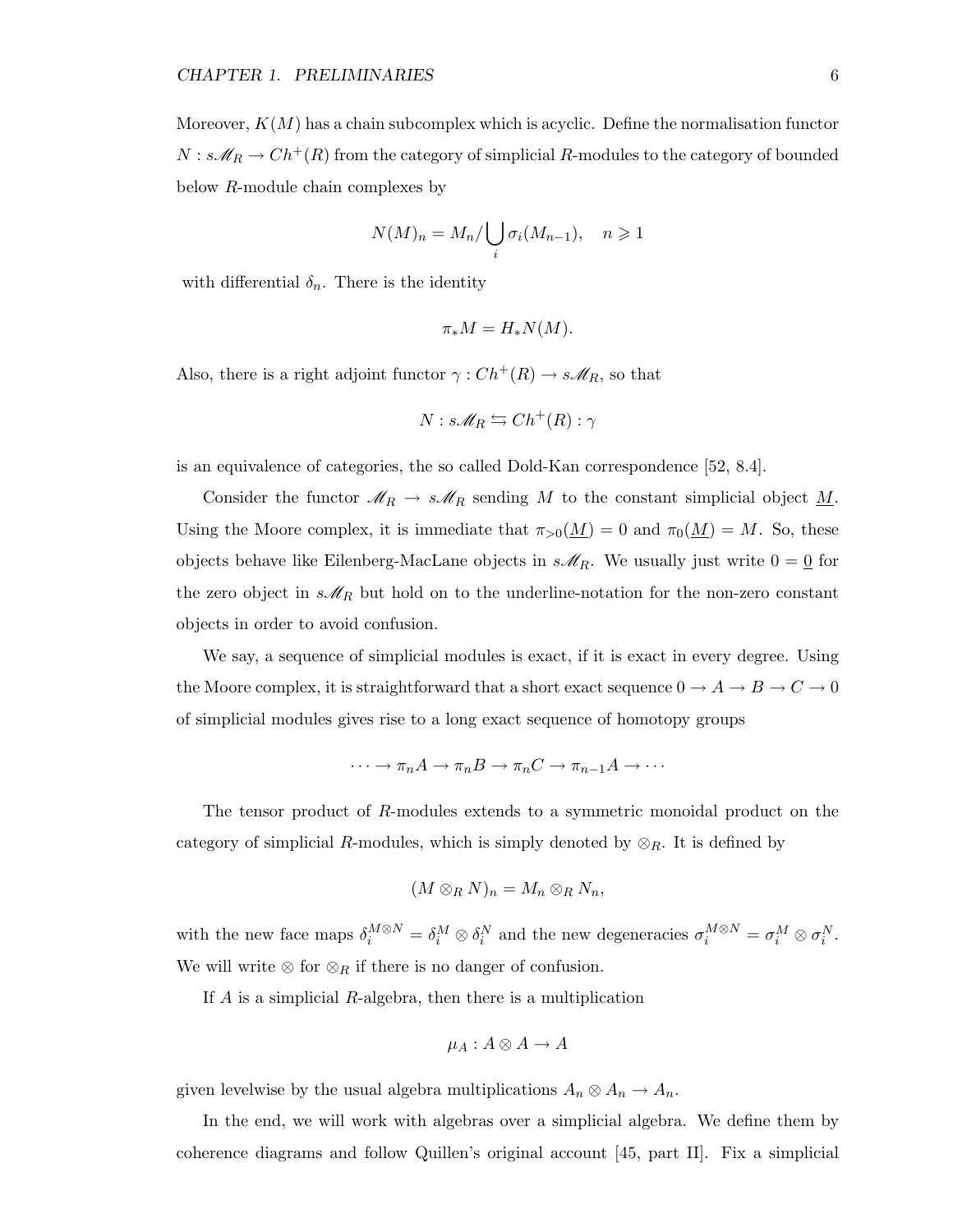Moreover, $K(M)$ has a chain subcomplex which is acyclic. Define the normalisation functor $N : s\mathscr{M}_R \to Ch^+(R)$ from the category of simplicial $R$-modules to the category of bounded below $R$-module chain complexes by

$$N(M)_n = M_n / \bigcup_i \sigma_i(M_{n-1}), \quad n \geqslant 1$$

with differential $\delta_n$. There is the identity

$$\pi_* M = H_* N(M).$$

Also, there is a right adjoint functor $\gamma : Ch^+(R) \to s\mathscr{M}_R$, so that

$$N : s\mathscr{M}_R \leftrightarrows Ch^+(R) : \gamma$$

is an equivalence of categories, the so called Dold-Kan correspondence [52, 8.4].

Consider the functor $\mathscr{M}_R \to s\mathscr{M}_R$ sending $M$ to the constant simplicial object $\underline{M}$. Using the Moore complex, it is immediate that $\pi_{>0}(\underline{M}) = 0$ and $\pi_0(\underline{M}) = M$. So, these objects behave like Eilenberg-MacLane objects in $s\mathscr{M}_R$. We usually just write $0 = \underline{0}$ for the zero object in $s\mathscr{M}_R$ but hold on to the underline-notation for the non-zero constant objects in order to avoid confusion.

We say, a sequence of simplicial modules is exact, if it is exact in every degree. Using the Moore complex, it is straightforward that a short exact sequence $0 \to A \to B \to C \to 0$ of simplicial modules gives rise to a long exact sequence of homotopy groups

$$\cdots \to \pi_n A \to \pi_n B \to \pi_n C \to \pi_{n-1} A \to \cdots$$

The tensor product of $R$-modules extends to a symmetric monoidal product on the category of simplicial $R$-modules, which is simply denoted by $\otimes_R$. It is defined by

$$(M \otimes_R N)_n = M_n \otimes_R N_n,$$

with the new face maps $\delta_i^{M \otimes N} = \delta_i^M \otimes \delta_i^N$ and the new degeneracies $\sigma_i^{M \otimes N} = \sigma_i^M \otimes \sigma_i^N$. We will write $\otimes$ for $\otimes_R$ if there is no danger of confusion.

If $A$ is a simplicial $R$-algebra, then there is a multiplication

$$\mu_A : A \otimes A \to A$$

given levelwise by the usual algebra multiplications $A_n \otimes A_n \to A_n$.

In the end, we will work with algebras over a simplicial algebra. We define them by coherence diagrams and follow Quillen's original account [45, part II]. Fix a simplicial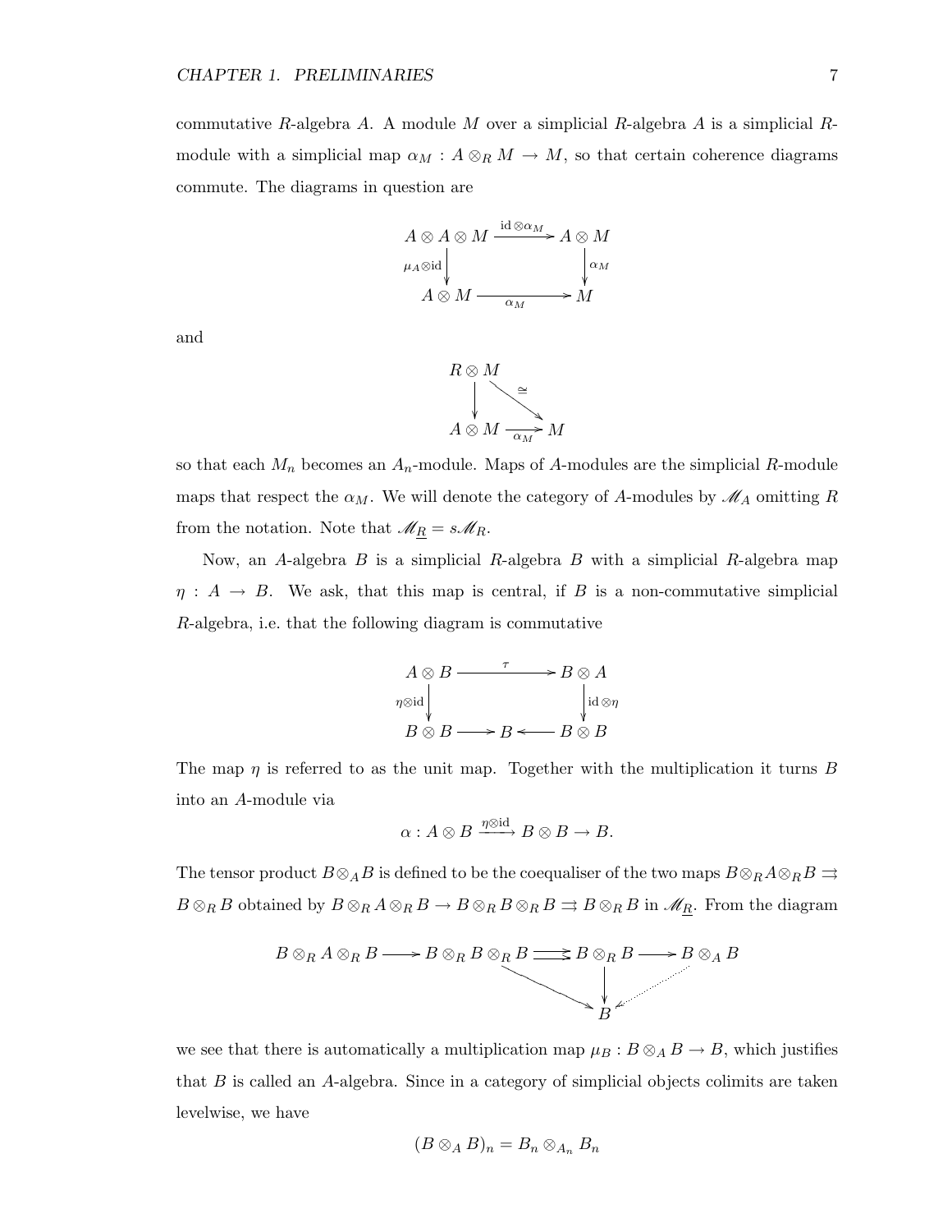commutative $R$-algebra $A$. A module $M$ over a simplicial $R$-algebra $A$ is a simplicial $R$-module with a simplicial map $\alpha_M : A \otimes_R M \to M$, so that certain coherence diagrams commute. The diagrams in question are

$$\begin{array}{ccc} A \otimes A \otimes M & \xrightarrow{\mathrm{id} \otimes \alpha_M} & A \otimes M \\ {\scriptstyle \mu_A \otimes \mathrm{id}} \downarrow & & \downarrow {\scriptstyle \alpha_M} \\ A \otimes M & \xrightarrow[\alpha_M]{} & M \end{array}$$

and

$$\begin{array}{ccc} R \otimes M & & \\ \downarrow & \searrow^{\cong} & \\ A \otimes M & \xrightarrow[\alpha_M]{} & M \end{array}$$

so that each $M_n$ becomes an $A_n$-module. Maps of $A$-modules are the simplicial $R$-module maps that respect the $\alpha_M$. We will denote the category of $A$-modules by $\mathscr{M}_A$ omitting $R$ from the notation. Note that $\mathscr{M}_{\underline{R}} = s\mathscr{M}_R$.

Now, an $A$-algebra $B$ is a simplicial $R$-algebra $B$ with a simplicial $R$-algebra map $\eta : A \to B$. We ask, that this map is central, if $B$ is a non-commutative simplicial $R$-algebra, i.e. that the following diagram is commutative

$$\begin{array}{ccccc} A \otimes B & & \xrightarrow{\tau} & & B \otimes A \\ {\scriptstyle \eta \otimes \mathrm{id}} \downarrow & & & & \downarrow {\scriptstyle \mathrm{id} \otimes \eta} \\ B \otimes B & \longrightarrow & B & \longleftarrow & B \otimes B \end{array}$$

The map $\eta$ is referred to as the unit map. Together with the multiplication it turns $B$ into an $A$-module via

$$\alpha : A \otimes B \xrightarrow{\eta \otimes \mathrm{id}} B \otimes B \to B.$$

The tensor product $B \otimes_A B$ is defined to be the coequaliser of the two maps $B \otimes_R A \otimes_R B \rightrightarrows B \otimes_R B$ obtained by $B \otimes_R A \otimes_R B \to B \otimes_R B \otimes_R B \rightrightarrows B \otimes_R B$ in $\mathscr{M}_{\underline{R}}$. From the diagram

$$\begin{array}{ccccccc} B \otimes_R A \otimes_R B & \longrightarrow & B \otimes_R B \otimes_R B & \rightrightarrows & B \otimes_R B & \longrightarrow & B \otimes_A B \\ & & & \searrow & \downarrow & \swarrow & \\ & & & & B & & \end{array}$$

we see that there is automatically a multiplication map $\mu_B : B \otimes_A B \to B$, which justifies that $B$ is called an $A$-algebra. Since in a category of simplicial objects colimits are taken levelwise, we have

$$(B \otimes_A B)_n = B_n \otimes_{A_n} B_n$$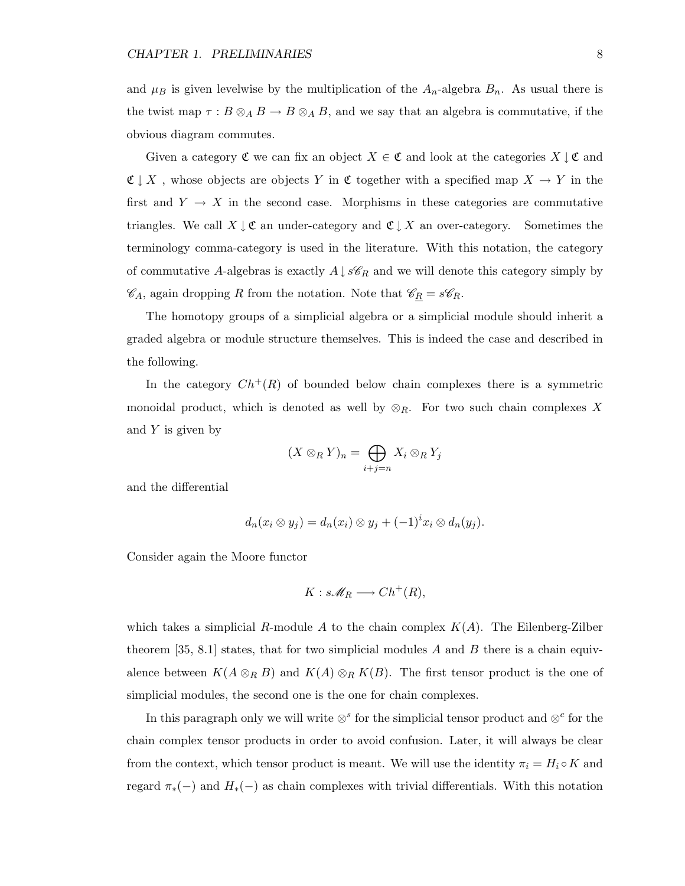and $\mu_B$ is given levelwise by the multiplication of the $A_n$-algebra $B_n$. As usual there is the twist map $\tau : B \otimes_A B \to B \otimes_A B$, and we say that an algebra is commutative, if the obvious diagram commutes.

Given a category $\mathfrak{C}$ we can fix an object $X \in \mathfrak{C}$ and look at the categories $X \downarrow \mathfrak{C}$ and $\mathfrak{C} \downarrow X$ , whose objects are objects $Y$ in $\mathfrak{C}$ together with a specified map $X \to Y$ in the first and $Y \to X$ in the second case. Morphisms in these categories are commutative triangles. We call $X \downarrow \mathfrak{C}$ an under-category and $\mathfrak{C} \downarrow X$ an over-category. Sometimes the terminology comma-category is used in the literature. With this notation, the category of commutative $A$-algebras is exactly $A \downarrow s\mathscr{C}_R$ and we will denote this category simply by $\mathscr{C}_A$, again dropping $R$ from the notation. Note that $\mathscr{C}_{\underline{R}} = s\mathscr{C}_R$.

The homotopy groups of a simplicial algebra or a simplicial module should inherit a graded algebra or module structure themselves. This is indeed the case and described in the following.

In the category $Ch^+(R)$ of bounded below chain complexes there is a symmetric monoidal product, which is denoted as well by $\otimes_R$. For two such chain complexes $X$ and $Y$ is given by

$$(X \otimes_R Y)_n = \bigoplus_{i+j=n} X_i \otimes_R Y_j$$

and the differential

$$d_n(x_i \otimes y_j) = d_n(x_i) \otimes y_j + (-1)^i x_i \otimes d_n(y_j).$$

Consider again the Moore functor

$$K : s\mathscr{M}_R \longrightarrow Ch^+(R),$$

which takes a simplicial $R$-module $A$ to the chain complex $K(A)$. The Eilenberg-Zilber theorem [35, 8.1] states, that for two simplicial modules $A$ and $B$ there is a chain equivalence between $K(A \otimes_R B)$ and $K(A) \otimes_R K(B)$. The first tensor product is the one of simplicial modules, the second one is the one for chain complexes.

In this paragraph only we will write $\otimes^s$ for the simplicial tensor product and $\otimes^c$ for the chain complex tensor products in order to avoid confusion. Later, it will always be clear from the context, which tensor product is meant. We will use the identity $\pi_i = H_i \circ K$ and regard $\pi_*(-)$ and $H_*(-)$ as chain complexes with trivial differentials. With this notation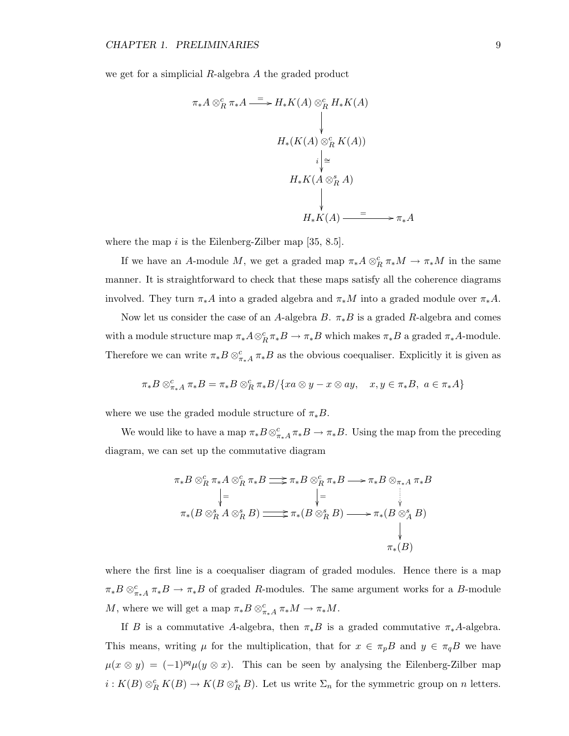we get for a simplicial $R$-algebra $A$ the graded product

$$
\begin{array}{ccc}
\pi_*A \otimes_R^c \pi_*A & \xrightarrow{=} & H_*K(A) \otimes_R^c H_*K(A) \\
& & \downarrow \\
& & H_*(K(A) \otimes_R^c K(A)) \\
& & \downarrow {\scriptstyle i}\, \cong \\
& & H_*K(A \otimes_R^s A) \\
& & \downarrow \\
& & H_*K(A) \xrightarrow{=} \pi_*A
\end{array}
$$

where the map $i$ is the Eilenberg-Zilber map [35, 8.5].

If we have an $A$-module $M$, we get a graded map $\pi_*A \otimes_R^c \pi_*M \to \pi_*M$ in the same manner. It is straightforward to check that these maps satisfy all the coherence diagrams involved. They turn $\pi_*A$ into a graded algebra and $\pi_*M$ into a graded module over $\pi_*A$.

Now let us consider the case of an $A$-algebra $B$. $\pi_*B$ is a graded $R$-algebra and comes with a module structure map $\pi_*A \otimes_R^c \pi_*B \to \pi_*B$ which makes $\pi_*B$ a graded $\pi_*A$-module. Therefore we can write $\pi_*B \otimes_{\pi_*A}^c \pi_*B$ as the obvious coequaliser. Explicitly it is given as

$$
\pi_*B \otimes_{\pi_*A}^c \pi_*B = \pi_*B \otimes_R^c \pi_*B / \{xa \otimes y - x \otimes ay, \quad x, y \in \pi_*B,\ a \in \pi_*A\}
$$

where we use the graded module structure of $\pi_*B$.

We would like to have a map $\pi_*B \otimes_{\pi_*A}^c \pi_*B \to \pi_*B$. Using the map from the preceding diagram, we can set up the commutative diagram

$$
\begin{array}{ccccc}
\pi_*B \otimes_R^c \pi_*A \otimes_R^c \pi_*B & \rightrightarrows & \pi_*B \otimes_R^c \pi_*B & \longrightarrow & \pi_*B \otimes_{\pi_*A} \pi_*B \\
\downarrow = & & \downarrow = & & \vdots \\
\pi_*(B \otimes_R^s A \otimes_R^s B) & \rightrightarrows & \pi_*(B \otimes_R^s B) & \longrightarrow & \pi_*(B \otimes_A^s B) \\
& & & & \downarrow \\
& & & & \pi_*(B)
\end{array}
$$

where the first line is a coequaliser diagram of graded modules. Hence there is a map $\pi_*B \otimes_{\pi_*A}^c \pi_*B \to \pi_*B$ of graded $R$-modules. The same argument works for a $B$-module $M$, where we will get a map $\pi_*B \otimes_{\pi_*A}^c \pi_*M \to \pi_*M$.

If $B$ is a commutative $A$-algebra, then $\pi_*B$ is a graded commutative $\pi_*A$-algebra. This means, writing $\mu$ for the multiplication, that for $x \in \pi_pB$ and $y \in \pi_qB$ we have $\mu(x \otimes y) = (-1)^{pq}\mu(y \otimes x)$. This can be seen by analysing the Eilenberg-Zilber map $i : K(B) \otimes_R^c K(B) \to K(B \otimes_R^s B)$. Let us write $\Sigma_n$ for the symmetric group on $n$ letters.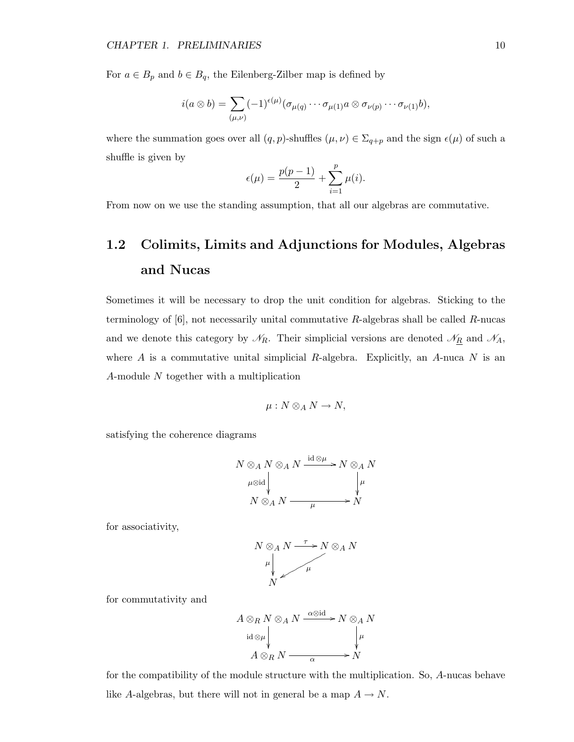For $a \in B_p$ and $b \in B_q$, the Eilenberg-Zilber map is defined by

$$i(a \otimes b) = \sum_{(\mu,\nu)} (-1)^{\epsilon(\mu)} (\sigma_{\mu(q)} \cdots \sigma_{\mu(1)} a \otimes \sigma_{\nu(p)} \cdots \sigma_{\nu(1)} b),$$

where the summation goes over all $(q,p)$-shuffles $(\mu, \nu) \in \Sigma_{q+p}$ and the sign $\epsilon(\mu)$ of such a shuffle is given by

$$\epsilon(\mu) = \frac{p(p-1)}{2} + \sum_{i=1}^{p} \mu(i).$$

From now on we use the standing assumption, that all our algebras are commutative.

## 1.2 Colimits, Limits and Adjunctions for Modules, Algebras and Nucas

Sometimes it will be necessary to drop the unit condition for algebras. Sticking to the terminology of [6], not necessarily unital commutative $R$-algebras shall be called $R$-nucas and we denote this category by $\mathscr{N}_R$. Their simplicial versions are denoted $\mathscr{N}_{\underline{R}}$ and $\mathscr{N}_A$, where $A$ is a commutative unital simplicial $R$-algebra. Explicitly, an $A$-nuca $N$ is an $A$-module $N$ together with a multiplication

$$\mu : N \otimes_A N \to N,$$

satisfying the coherence diagrams

$$\begin{array}{ccc} N \otimes_A N \otimes_A N & \xrightarrow{\mathrm{id} \otimes \mu} & N \otimes_A N \\ {\scriptstyle \mu \otimes \mathrm{id}} \downarrow & & \downarrow {\scriptstyle \mu} \\ N \otimes_A N & \xrightarrow{\mu} & N \end{array}$$

for associativity,

$$\begin{array}{ccc} N \otimes_A N & \xrightarrow{\tau} & N \otimes_A N \\ {\scriptstyle \mu} \downarrow & \swarrow {\scriptstyle \mu} & \\ N & & \end{array}$$

for commutativity and

$$\begin{array}{ccc} A \otimes_R N \otimes_A N & \xrightarrow{\alpha \otimes \mathrm{id}} & N \otimes_A N \\ {\scriptstyle \mathrm{id} \otimes \mu} \downarrow & & \downarrow {\scriptstyle \mu} \\ A \otimes_R N & \xrightarrow{\alpha} & N \end{array}$$

for the compatibility of the module structure with the multiplication. So, $A$-nucas behave like $A$-algebras, but there will not in general be a map $A \to N$.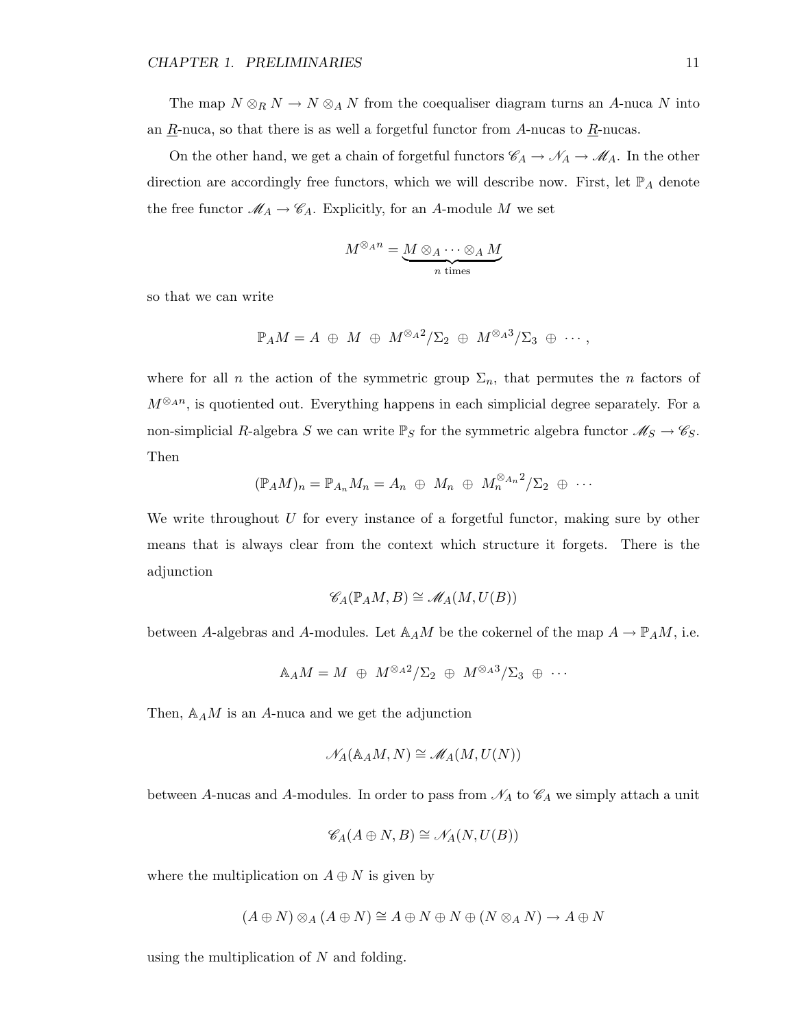The map $N \otimes_R N \to N \otimes_A N$ from the coequaliser diagram turns an $A$-nuca $N$ into an $\underline{R}$-nuca, so that there is as well a forgetful functor from $A$-nucas to $\underline{R}$-nucas.

On the other hand, we get a chain of forgetful functors $\mathscr{C}_A \to \mathscr{N}_A \to \mathscr{M}_A$. In the other direction are accordingly free functors, which we will describe now. First, let $\mathbb{P}_A$ denote the free functor $\mathscr{M}_A \to \mathscr{C}_A$. Explicitly, for an $A$-module $M$ we set

$$M^{\otimes_A n} = \underbrace{M \otimes_A \cdots \otimes_A M}_{n \text{ times}}$$

so that we can write

$$\mathbb{P}_A M = A \;\oplus\; M \;\oplus\; M^{\otimes_A 2}/\Sigma_2 \;\oplus\; M^{\otimes_A 3}/\Sigma_3 \;\oplus\; \cdots,$$

where for all $n$ the action of the symmetric group $\Sigma_n$, that permutes the $n$ factors of $M^{\otimes_A n}$, is quotiented out. Everything happens in each simplicial degree separately. For a non-simplicial $R$-algebra $S$ we can write $\mathbb{P}_S$ for the symmetric algebra functor $\mathscr{M}_S \to \mathscr{C}_S$. Then

$$(\mathbb{P}_A M)_n = \mathbb{P}_{A_n} M_n = A_n \;\oplus\; M_n \;\oplus\; M_n^{\otimes_{A_n} 2}/\Sigma_2 \;\oplus\; \cdots$$

We write throughout $U$ for every instance of a forgetful functor, making sure by other means that is always clear from the context which structure it forgets. There is the adjunction

$$\mathscr{C}_A(\mathbb{P}_A M, B) \cong \mathscr{M}_A(M, U(B))$$

between $A$-algebras and $A$-modules. Let $\mathbb{A}_A M$ be the cokernel of the map $A \to \mathbb{P}_A M$, i.e.

$$\mathbb{A}_A M = M \;\oplus\; M^{\otimes_A 2}/\Sigma_2 \;\oplus\; M^{\otimes_A 3}/\Sigma_3 \;\oplus\; \cdots$$

Then, $\mathbb{A}_A M$ is an $A$-nuca and we get the adjunction

$$\mathscr{N}_A(\mathbb{A}_A M, N) \cong \mathscr{M}_A(M, U(N))$$

between $A$-nucas and $A$-modules. In order to pass from $\mathscr{N}_A$ to $\mathscr{C}_A$ we simply attach a unit

$$\mathscr{C}_A(A \oplus N, B) \cong \mathscr{N}_A(N, U(B))$$

where the multiplication on $A \oplus N$ is given by

$$(A \oplus N) \otimes_A (A \oplus N) \cong A \oplus N \oplus N \oplus (N \otimes_A N) \to A \oplus N$$

using the multiplication of $N$ and folding.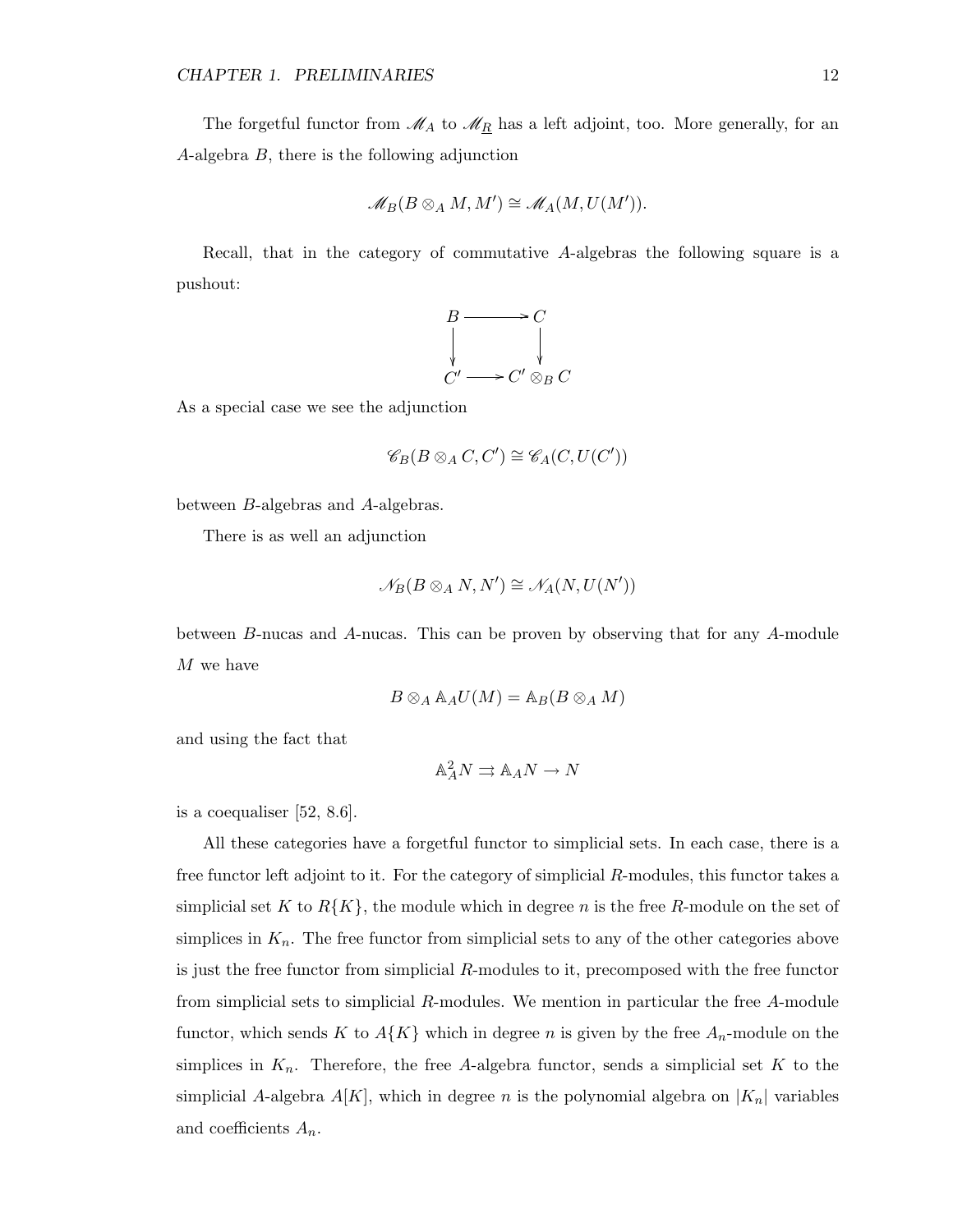The forgetful functor from $\mathscr{M}_A$ to $\mathscr{M}_{\underline{R}}$ has a left adjoint, too. More generally, for an $A$-algebra $B$, there is the following adjunction

$$\mathscr{M}_B(B \otimes_A M, M') \cong \mathscr{M}_A(M, U(M')).$$

Recall, that in the category of commutative $A$-algebras the following square is a pushout:

$$\begin{array}{ccc} B & \longrightarrow & C \\ \downarrow & & \downarrow \\ C' & \longrightarrow & C' \otimes_B C \end{array}$$

As a special case we see the adjunction

$$\mathscr{C}_B(B \otimes_A C, C') \cong \mathscr{C}_A(C, U(C'))$$

between $B$-algebras and $A$-algebras.

There is as well an adjunction

$$\mathscr{N}_B(B \otimes_A N, N') \cong \mathscr{N}_A(N, U(N'))$$

between $B$-nucas and $A$-nucas. This can be proven by observing that for any $A$-module $M$ we have

$$B \otimes_A \mathbb{A}_A U(M) = \mathbb{A}_B(B \otimes_A M)$$

and using the fact that

$$\mathbb{A}_A^2 N \rightrightarrows \mathbb{A}_A N \to N$$

is a coequaliser [52, 8.6].

All these categories have a forgetful functor to simplicial sets. In each case, there is a free functor left adjoint to it. For the category of simplicial $R$-modules, this functor takes a simplicial set $K$ to $R\{K\}$, the module which in degree $n$ is the free $R$-module on the set of simplices in $K_n$. The free functor from simplicial sets to any of the other categories above is just the free functor from simplicial $R$-modules to it, precomposed with the free functor from simplicial sets to simplicial $R$-modules. We mention in particular the free $A$-module functor, which sends $K$ to $A\{K\}$ which in degree $n$ is given by the free $A_n$-module on the simplices in $K_n$. Therefore, the free $A$-algebra functor, sends a simplicial set $K$ to the simplicial $A$-algebra $A[K]$, which in degree $n$ is the polynomial algebra on $|K_n|$ variables and coefficients $A_n$.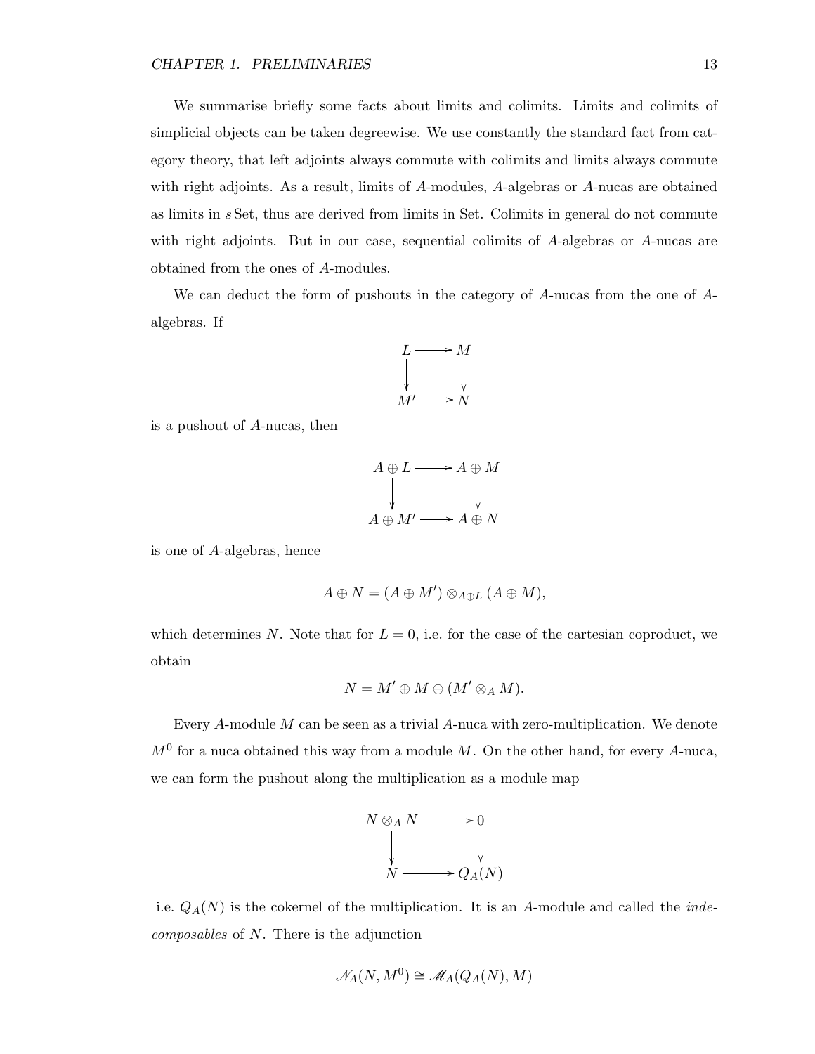We summarise briefly some facts about limits and colimits. Limits and colimits of simplicial objects can be taken degreewise. We use constantly the standard fact from category theory, that left adjoints always commute with colimits and limits always commute with right adjoints. As a result, limits of $A$-modules, $A$-algebras or $A$-nucas are obtained as limits in $s\,\mathrm{Set}$, thus are derived from limits in Set. Colimits in general do not commute with right adjoints. But in our case, sequential colimits of $A$-algebras or $A$-nucas are obtained from the ones of $A$-modules.

We can deduct the form of pushouts in the category of $A$-nucas from the one of $A$-algebras. If

$$\begin{array}{ccc} L & \longrightarrow & M \\ \big\downarrow & & \big\downarrow \\ M' & \longrightarrow & N \end{array}$$

is a pushout of $A$-nucas, then

$$\begin{array}{ccc} A \oplus L & \longrightarrow & A \oplus M \\ \big\downarrow & & \big\downarrow \\ A \oplus M' & \longrightarrow & A \oplus N \end{array}$$

is one of $A$-algebras, hence

$$A \oplus N = (A \oplus M') \otimes_{A \oplus L} (A \oplus M),$$

which determines $N$. Note that for $L = 0$, i.e. for the case of the cartesian coproduct, we obtain

$$N = M' \oplus M \oplus (M' \otimes_A M).$$

Every $A$-module $M$ can be seen as a trivial $A$-nuca with zero-multiplication. We denote $M^0$ for a nuca obtained this way from a module $M$. On the other hand, for every $A$-nuca, we can form the pushout along the multiplication as a module map

$$\begin{array}{ccc} N \otimes_A N & \longrightarrow & 0 \\ \big\downarrow & & \big\downarrow \\ N & \longrightarrow & Q_A(N) \end{array}$$

i.e. $Q_A(N)$ is the cokernel of the multiplication. It is an $A$-module and called the *indecomposables* of $N$. There is the adjunction

$$\mathscr{N}_A(N, M^0) \cong \mathscr{M}_A(Q_A(N), M)$$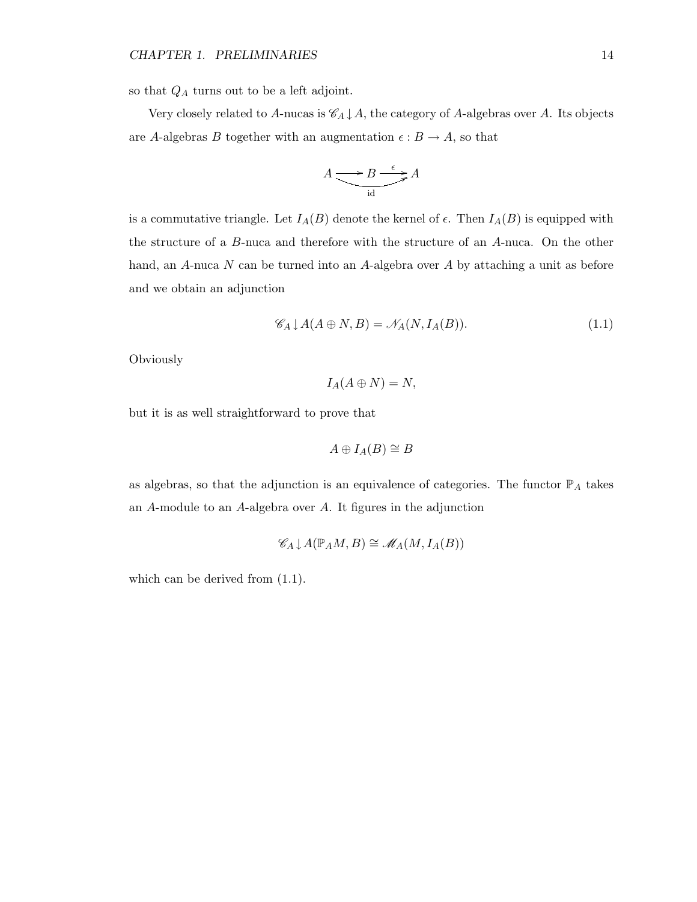so that $Q_A$ turns out to be a left adjoint.

Very closely related to $A$-nucas is $\mathscr{C}_A \downarrow A$, the category of $A$-algebras over $A$. Its objects are $A$-algebras $B$ together with an augmentation $\epsilon : B \to A$, so that

$$\begin{array}{c} A \longrightarrow B \xrightarrow{\epsilon} A \\ \underbrace{\hspace{5em}}_{\text{id}} \end{array}$$

is a commutative triangle. Let $I_A(B)$ denote the kernel of $\epsilon$. Then $I_A(B)$ is equipped with the structure of a $B$-nuca and therefore with the structure of an $A$-nuca. On the other hand, an $A$-nuca $N$ can be turned into an $A$-algebra over $A$ by attaching a unit as before and we obtain an adjunction

$$\mathscr{C}_A \downarrow A(A \oplus N, B) = \mathscr{N}_A(N, I_A(B)). \tag{1.1}$$

Obviously

$$I_A(A \oplus N) = N,$$

but it is as well straightforward to prove that

$$A \oplus I_A(B) \cong B$$

as algebras, so that the adjunction is an equivalence of categories. The functor $\mathbb{P}_A$ takes an $A$-module to an $A$-algebra over $A$. It figures in the adjunction

$$\mathscr{C}_A \downarrow A(\mathbb{P}_A M, B) \cong \mathscr{M}_A(M, I_A(B))$$

which can be derived from (1.1).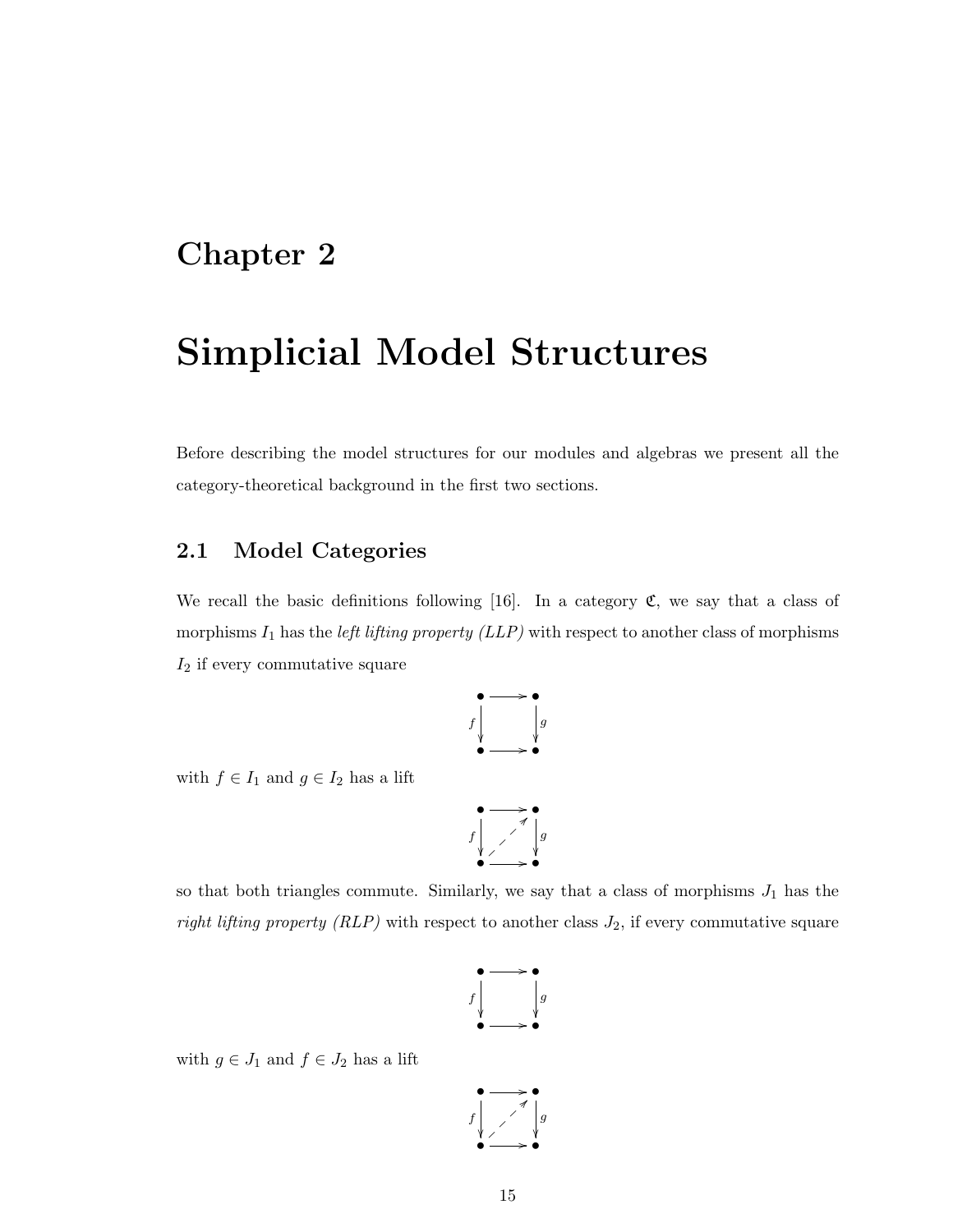# Chapter 2

# Simplicial Model Structures

Before describing the model structures for our modules and algebras we present all the category-theoretical background in the first two sections.

## 2.1 Model Categories

We recall the basic definitions following [16]. In a category $\mathfrak{C}$, we say that a class of morphisms $I_1$ has the *left lifting property (LLP)* with respect to another class of morphisms $I_2$ if every commutative square

$$\begin{array}{ccc} \bullet & \longrightarrow & \bullet \\ {\scriptstyle f}\downarrow & & \downarrow{\scriptstyle g} \\ \bullet & \longrightarrow & \bullet \end{array}$$

with $f \in I_1$ and $g \in I_2$ has a lift

$$\begin{array}{ccc} \bullet & \longrightarrow & \bullet \\ {\scriptstyle f}\downarrow & \nearrow & \downarrow{\scriptstyle g} \\ \bullet & \longrightarrow & \bullet \end{array}$$

so that both triangles commute. Similarly, we say that a class of morphisms $J_1$ has the *right lifting property (RLP)* with respect to another class $J_2$, if every commutative square

$$\begin{array}{ccc} \bullet & \longrightarrow & \bullet \\ {\scriptstyle f}\downarrow & & \downarrow{\scriptstyle g} \\ \bullet & \longrightarrow & \bullet \end{array}$$

with $g \in J_1$ and $f \in J_2$ has a lift

$$\begin{array}{ccc} \bullet & \longrightarrow & \bullet \\ {\scriptstyle f}\downarrow & \nearrow & \downarrow{\scriptstyle g} \\ \bullet & \longrightarrow & \bullet \end{array}$$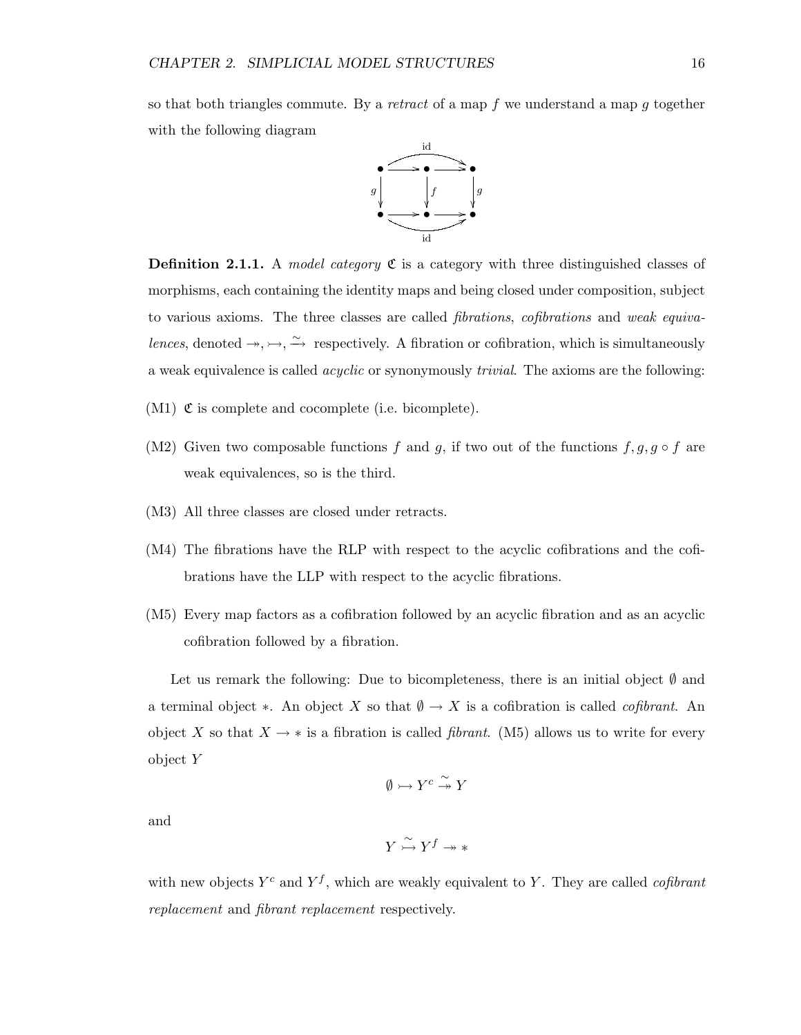so that both triangles commute. By a *retract* of a map $f$ we understand a map $g$ together with the following diagram

$$\begin{array}{ccccc} \bullet & \longrightarrow & \bullet & \longrightarrow & \bullet \\ {\scriptstyle g}\downarrow & & \downarrow{\scriptstyle f} & & \downarrow{\scriptstyle g} \\ \bullet & \longrightarrow & \bullet & \longrightarrow & \bullet \end{array}$$

where the composites of the top and bottom rows are $\mathrm{id}$.

**Definition 2.1.1.** A *model category* $\mathfrak{C}$ is a category with three distinguished classes of morphisms, each containing the identity maps and being closed under composition, subject to various axioms. The three classes are called *fibrations*, *cofibrations* and *weak equivalences*, denoted $\twoheadrightarrow, \rightarrowtail, \xrightarrow{\sim}$ respectively. A fibration or cofibration, which is simultaneously a weak equivalence is called *acyclic* or synonymously *trivial*. The axioms are the following:

(M1) $\mathfrak{C}$ is complete and cocomplete (i.e. bicomplete).

(M2) Given two composable functions $f$ and $g$, if two out of the functions $f, g, g \circ f$ are weak equivalences, so is the third.

(M3) All three classes are closed under retracts.

(M4) The fibrations have the RLP with respect to the acyclic cofibrations and the cofibrations have the LLP with respect to the acyclic fibrations.

(M5) Every map factors as a cofibration followed by an acyclic fibration and as an acyclic cofibration followed by a fibration.

Let us remark the following: Due to bicompleteness, there is an initial object $\emptyset$ and a terminal object $*$. An object $X$ so that $\emptyset \to X$ is a cofibration is called *cofibrant*. An object $X$ so that $X \to *$ is a fibration is called *fibrant*. (M5) allows us to write for every object $Y$

$$\emptyset \rightarrowtail Y^c \overset{\sim}{\twoheadrightarrow} Y$$

and

$$Y \overset{\sim}{\rightarrowtail} Y^f \twoheadrightarrow *$$

with new objects $Y^c$ and $Y^f$, which are weakly equivalent to $Y$. They are called *cofibrant replacement* and *fibrant replacement* respectively.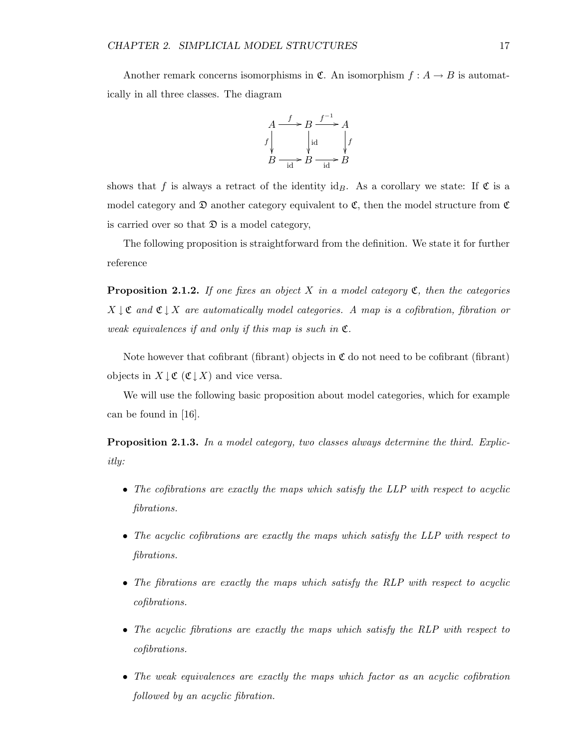Another remark concerns isomorphisms in $\mathfrak{C}$. An isomorphism $f : A \to B$ is automatically in all three classes. The diagram

$$\begin{array}{ccccc} A & \xrightarrow{f} & B & \xrightarrow{f^{-1}} & A \\ {\scriptstyle f}\downarrow & & \downarrow{\scriptstyle \mathrm{id}} & & \downarrow{\scriptstyle f} \\ B & \xrightarrow[\mathrm{id}]{} & B & \xrightarrow[\mathrm{id}]{} & B \end{array}$$

shows that $f$ is always a retract of the identity $\mathrm{id}_B$. As a corollary we state: If $\mathfrak{C}$ is a model category and $\mathfrak{D}$ another category equivalent to $\mathfrak{C}$, then the model structure from $\mathfrak{C}$ is carried over so that $\mathfrak{D}$ is a model category,

The following proposition is straightforward from the definition. We state it for further reference

**Proposition 2.1.2.** *If one fixes an object $X$ in a model category $\mathfrak{C}$, then the categories $X \downarrow \mathfrak{C}$ and $\mathfrak{C} \downarrow X$ are automatically model categories. A map is a cofibration, fibration or weak equivalences if and only if this map is such in $\mathfrak{C}$.*

Note however that cofibrant (fibrant) objects in $\mathfrak{C}$ do not need to be cofibrant (fibrant) objects in $X \downarrow \mathfrak{C}$ ($\mathfrak{C} \downarrow X$) and vice versa.

We will use the following basic proposition about model categories, which for example can be found in [16].

**Proposition 2.1.3.** *In a model category, two classes always determine the third. Explicitly:*

- *The cofibrations are exactly the maps which satisfy the LLP with respect to acyclic fibrations.*
- *The acyclic cofibrations are exactly the maps which satisfy the LLP with respect to fibrations.*
- *The fibrations are exactly the maps which satisfy the RLP with respect to acyclic cofibrations.*
- *The acyclic fibrations are exactly the maps which satisfy the RLP with respect to cofibrations.*
- *The weak equivalences are exactly the maps which factor as an acyclic cofibration followed by an acyclic fibration.*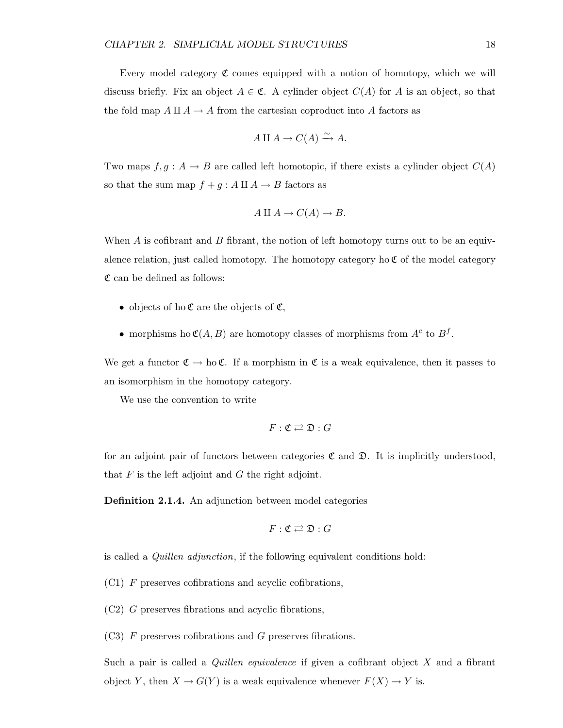Every model category $\mathfrak{C}$ comes equipped with a notion of homotopy, which we will discuss briefly. Fix an object $A \in \mathfrak{C}$. A cylinder object $C(A)$ for $A$ is an object, so that the fold map $A \amalg A \to A$ from the cartesian coproduct into $A$ factors as

$$A \amalg A \to C(A) \xrightarrow{\sim} A.$$

Two maps $f, g : A \to B$ are called left homotopic, if there exists a cylinder object $C(A)$ so that the sum map $f + g : A \amalg A \to B$ factors as

$$A \amalg A \to C(A) \to B.$$

When $A$ is cofibrant and $B$ fibrant, the notion of left homotopy turns out to be an equivalence relation, just called homotopy. The homotopy category $\operatorname{ho}\mathfrak{C}$ of the model category $\mathfrak{C}$ can be defined as follows:

- objects of $\operatorname{ho}\mathfrak{C}$ are the objects of $\mathfrak{C}$,
- morphisms $\operatorname{ho}\mathfrak{C}(A, B)$ are homotopy classes of morphisms from $A^c$ to $B^f$.

We get a functor $\mathfrak{C} \to \operatorname{ho}\mathfrak{C}$. If a morphism in $\mathfrak{C}$ is a weak equivalence, then it passes to an isomorphism in the homotopy category.

We use the convention to write

$$F : \mathfrak{C} \rightleftarrows \mathfrak{D} : G$$

for an adjoint pair of functors between categories $\mathfrak{C}$ and $\mathfrak{D}$. It is implicitly understood, that $F$ is the left adjoint and $G$ the right adjoint.

**Definition 2.1.4.** An adjunction between model categories

$$F : \mathfrak{C} \rightleftarrows \mathfrak{D} : G$$

is called a *Quillen adjunction*, if the following equivalent conditions hold:

(C1) $F$ preserves cofibrations and acyclic cofibrations,

(C2) $G$ preserves fibrations and acyclic fibrations,

(C3) $F$ preserves cofibrations and $G$ preserves fibrations.

Such a pair is called a *Quillen equivalence* if given a cofibrant object $X$ and a fibrant object $Y$, then $X \to G(Y)$ is a weak equivalence whenever $F(X) \to Y$ is.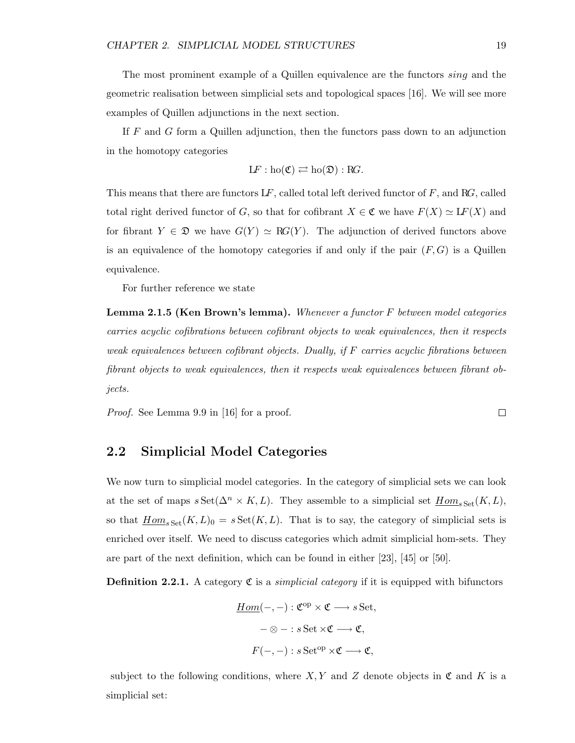The most prominent example of a Quillen equivalence are the functors *sing* and the geometric realisation between simplicial sets and topological spaces [16]. We will see more examples of Quillen adjunctions in the next section.

If $F$ and $G$ form a Quillen adjunction, then the functors pass down to an adjunction in the homotopy categories

$$\mathbb{L}F : \mathrm{ho}(\mathfrak{C}) \rightleftarrows \mathrm{ho}(\mathfrak{D}) : \mathbb{R}G.$$

This means that there are functors $\mathbb{L}F$, called total left derived functor of $F$, and $\mathbb{R}G$, called total right derived functor of $G$, so that for cofibrant $X \in \mathfrak{C}$ we have $F(X) \simeq \mathbb{L}F(X)$ and for fibrant $Y \in \mathfrak{D}$ we have $G(Y) \simeq \mathbb{R}G(Y)$. The adjunction of derived functors above is an equivalence of the homotopy categories if and only if the pair $(F, G)$ is a Quillen equivalence.

For further reference we state

**Lemma 2.1.5 (Ken Brown's lemma).** *Whenever a functor $F$ between model categories carries acyclic cofibrations between cofibrant objects to weak equivalences, then it respects weak equivalences between cofibrant objects. Dually, if $F$ carries acyclic fibrations between fibrant objects to weak equivalences, then it respects weak equivalences between fibrant objects.*

*Proof.* See Lemma 9.9 in [16] for a proof. □

## 2.2 Simplicial Model Categories

We now turn to simplicial model categories. In the category of simplicial sets we can look at the set of maps $s\,\mathrm{Set}(\Delta^n \times K, L)$. They assemble to a simplicial set $\underline{Hom}_{s\,\mathrm{Set}}(K, L)$, so that $\underline{Hom}_{s\,\mathrm{Set}}(K, L)_0 = s\,\mathrm{Set}(K, L)$. That is to say, the category of simplicial sets is enriched over itself. We need to discuss categories which admit simplicial hom-sets. They are part of the next definition, which can be found in either [23], [45] or [50].

**Definition 2.2.1.** A category $\mathfrak{C}$ is a *simplicial category* if it is equipped with bifunctors

$$\underline{Hom}(-,-) : \mathfrak{C}^{\mathrm{op}} \times \mathfrak{C} \longrightarrow s\,\mathrm{Set},$$

$$- \otimes - : s\,\mathrm{Set} \times \mathfrak{C} \longrightarrow \mathfrak{C},$$

$$F(-,-) : s\,\mathrm{Set}^{\mathrm{op}} \times \mathfrak{C} \longrightarrow \mathfrak{C},$$

subject to the following conditions, where $X, Y$ and $Z$ denote objects in $\mathfrak{C}$ and $K$ is a simplicial set: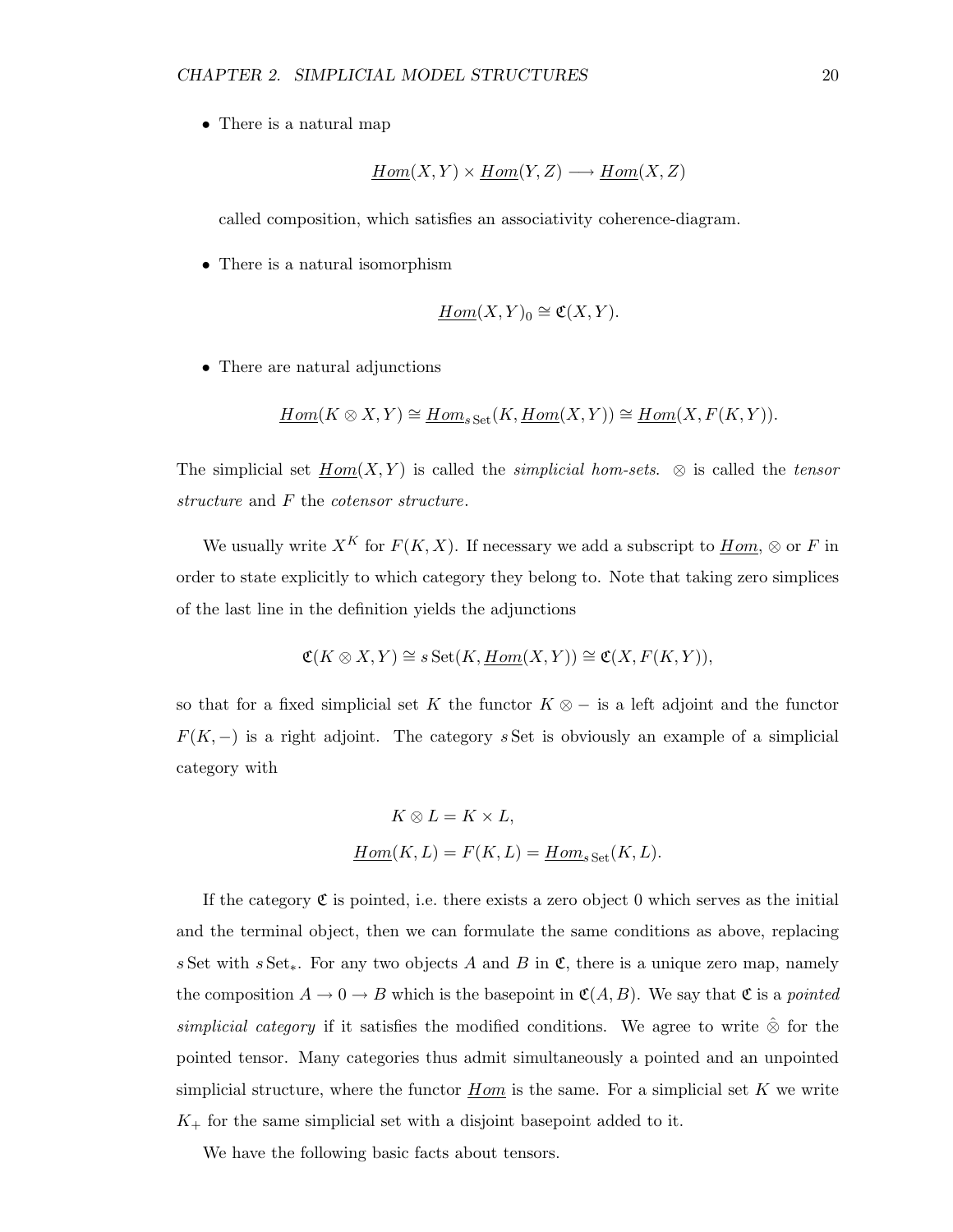- There is a natural map

$$\underline{Hom}(X,Y) \times \underline{Hom}(Y,Z) \longrightarrow \underline{Hom}(X,Z)$$

called composition, which satisfies an associativity coherence-diagram.

- There is a natural isomorphism

$$\underline{Hom}(X,Y)_0 \cong \mathfrak{C}(X,Y).$$

- There are natural adjunctions

$$\underline{Hom}(K \otimes X, Y) \cong \underline{Hom}_{s\,\mathrm{Set}}(K, \underline{Hom}(X,Y)) \cong \underline{Hom}(X, F(K,Y)).$$

The simplicial set $\underline{Hom}(X,Y)$ is called the *simplicial hom-sets*. $\otimes$ is called the *tensor structure* and $F$ the *cotensor structure*.

We usually write $X^K$ for $F(K,X)$. If necessary we add a subscript to $\underline{Hom}$, $\otimes$ or $F$ in order to state explicitly to which category they belong to. Note that taking zero simplices of the last line in the definition yields the adjunctions

$$\mathfrak{C}(K \otimes X, Y) \cong s\,\mathrm{Set}(K, \underline{Hom}(X,Y)) \cong \mathfrak{C}(X, F(K,Y)),$$

so that for a fixed simplicial set $K$ the functor $K \otimes -$ is a left adjoint and the functor $F(K,-)$ is a right adjoint. The category $s\,\mathrm{Set}$ is obviously an example of a simplicial category with

$$K \otimes L = K \times L,$$
$$\underline{Hom}(K,L) = F(K,L) = \underline{Hom}_{s\,\mathrm{Set}}(K,L).$$

If the category $\mathfrak{C}$ is pointed, i.e. there exists a zero object 0 which serves as the initial and the terminal object, then we can formulate the same conditions as above, replacing $s\,\mathrm{Set}$ with $s\,\mathrm{Set}_*$. For any two objects $A$ and $B$ in $\mathfrak{C}$, there is a unique zero map, namely the composition $A \to 0 \to B$ which is the basepoint in $\mathfrak{C}(A,B)$. We say that $\mathfrak{C}$ is a *pointed simplicial category* if it satisfies the modified conditions. We agree to write $\hat{\otimes}$ for the pointed tensor. Many categories thus admit simultaneously a pointed and an unpointed simplicial structure, where the functor $\underline{Hom}$ is the same. For a simplicial set $K$ we write $K_+$ for the same simplicial set with a disjoint basepoint added to it.

We have the following basic facts about tensors.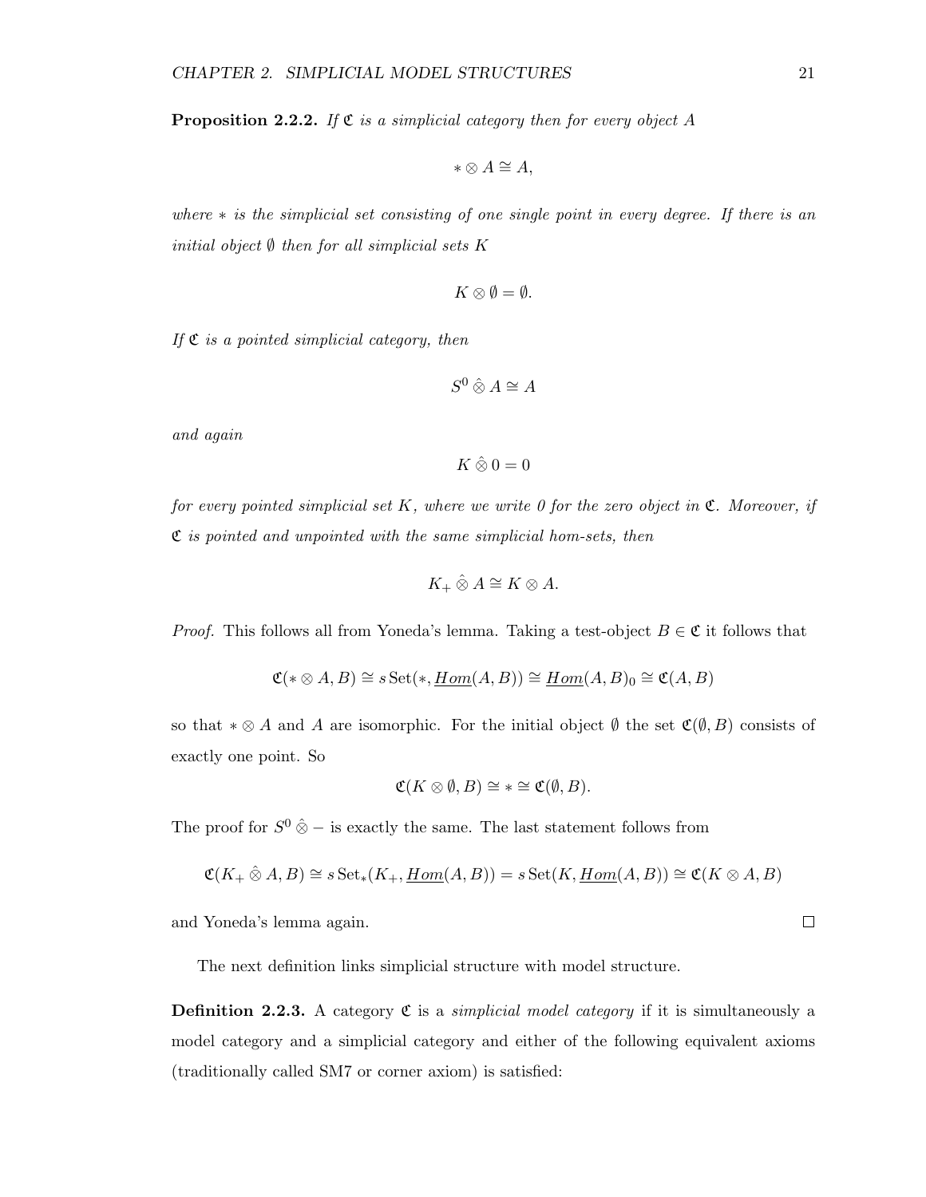**Proposition 2.2.2.** *If $\mathfrak{C}$ is a simplicial category then for every object $A$*

$$* \otimes A \cong A,$$

*where $*$ is the simplicial set consisting of one single point in every degree. If there is an initial object $\emptyset$ then for all simplicial sets $K$*

$$K \otimes \emptyset = \emptyset.$$

*If $\mathfrak{C}$ is a pointed simplicial category, then*

$$S^0 \mathbin{\hat{\otimes}} A \cong A$$

*and again*

$$K \mathbin{\hat{\otimes}} 0 = 0$$

*for every pointed simplicial set $K$, where we write 0 for the zero object in $\mathfrak{C}$. Moreover, if $\mathfrak{C}$ is pointed and unpointed with the same simplicial hom-sets, then*

$$K_+ \mathbin{\hat{\otimes}} A \cong K \otimes A.$$

*Proof.* This follows all from Yoneda's lemma. Taking a test-object $B \in \mathfrak{C}$ it follows that

$$\mathfrak{C}(* \otimes A, B) \cong s\,\mathrm{Set}(*, \underline{Hom}(A,B)) \cong \underline{Hom}(A,B)_0 \cong \mathfrak{C}(A,B)$$

so that $* \otimes A$ and $A$ are isomorphic. For the initial object $\emptyset$ the set $\mathfrak{C}(\emptyset, B)$ consists of exactly one point. So

$$\mathfrak{C}(K \otimes \emptyset, B) \cong * \cong \mathfrak{C}(\emptyset, B).$$

The proof for $S^0 \mathbin{\hat{\otimes}} -$ is exactly the same. The last statement follows from

$$\mathfrak{C}(K_+ \mathbin{\hat{\otimes}} A, B) \cong s\,\mathrm{Set}_*(K_+, \underline{Hom}(A,B)) = s\,\mathrm{Set}(K, \underline{Hom}(A,B)) \cong \mathfrak{C}(K \otimes A, B)$$

and Yoneda's lemma again. $\square$

The next definition links simplicial structure with model structure.

**Definition 2.2.3.** A category $\mathfrak{C}$ is a *simplicial model category* if it is simultaneously a model category and a simplicial category and either of the following equivalent axioms (traditionally called SM7 or corner axiom) is satisfied: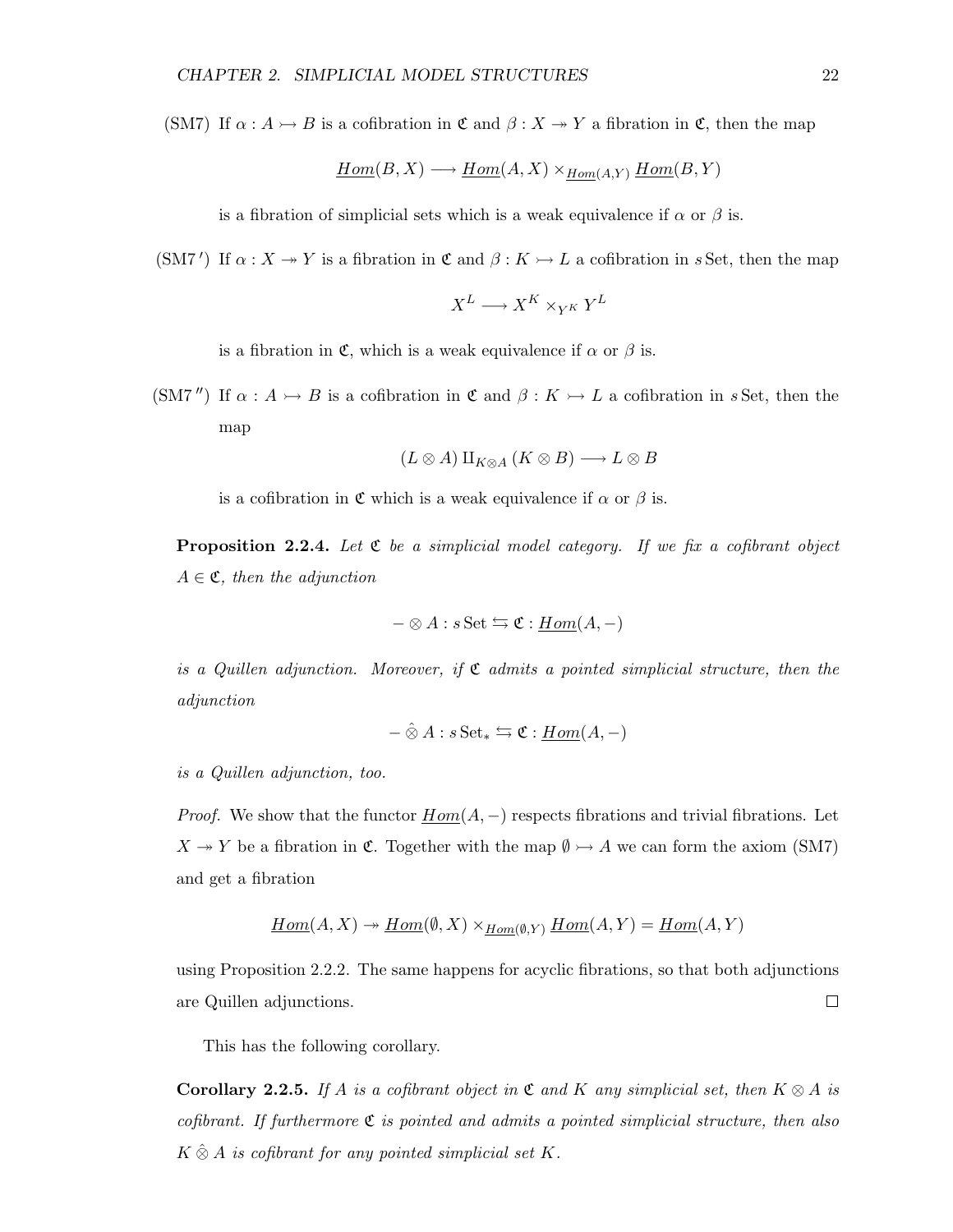(SM7) If $\alpha : A \rightarrowtail B$ is a cofibration in $\mathfrak{C}$ and $\beta : X \twoheadrightarrow Y$ a fibration in $\mathfrak{C}$, then the map

$$\underline{Hom}(B, X) \longrightarrow \underline{Hom}(A, X) \times_{\underline{Hom}(A,Y)} \underline{Hom}(B, Y)$$

is a fibration of simplicial sets which is a weak equivalence if $\alpha$ or $\beta$ is.

(SM7′) If $\alpha : X \twoheadrightarrow Y$ is a fibration in $\mathfrak{C}$ and $\beta : K \rightarrowtail L$ a cofibration in $s\,\mathrm{Set}$, then the map

$$X^L \longrightarrow X^K \times_{Y^K} Y^L$$

is a fibration in $\mathfrak{C}$, which is a weak equivalence if $\alpha$ or $\beta$ is.

(SM7″) If $\alpha : A \rightarrowtail B$ is a cofibration in $\mathfrak{C}$ and $\beta : K \rightarrowtail L$ a cofibration in $s\,\mathrm{Set}$, then the map

$$(L \otimes A) \amalg_{K \otimes A} (K \otimes B) \longrightarrow L \otimes B$$

is a cofibration in $\mathfrak{C}$ which is a weak equivalence if $\alpha$ or $\beta$ is.

**Proposition 2.2.4.** *Let $\mathfrak{C}$ be a simplicial model category. If we fix a cofibrant object $A \in \mathfrak{C}$, then the adjunction*

$$- \otimes A : s\,\mathrm{Set} \leftrightarrows \mathfrak{C} : \underline{Hom}(A, -)$$

*is a Quillen adjunction. Moreover, if $\mathfrak{C}$ admits a pointed simplicial structure, then the adjunction*

$$- \hat{\otimes} A : s\,\mathrm{Set}_* \leftrightarrows \mathfrak{C} : \underline{Hom}(A, -)$$

*is a Quillen adjunction, too.*

*Proof.* We show that the functor $\underline{Hom}(A, -)$ respects fibrations and trivial fibrations. Let $X \twoheadrightarrow Y$ be a fibration in $\mathfrak{C}$. Together with the map $\emptyset \rightarrowtail A$ we can form the axiom (SM7) and get a fibration

$$\underline{Hom}(A, X) \twoheadrightarrow \underline{Hom}(\emptyset, X) \times_{\underline{Hom}(\emptyset,Y)} \underline{Hom}(A, Y) = \underline{Hom}(A, Y)$$

using Proposition 2.2.2. The same happens for acyclic fibrations, so that both adjunctions are Quillen adjunctions. □

This has the following corollary.

**Corollary 2.2.5.** *If $A$ is a cofibrant object in $\mathfrak{C}$ and $K$ any simplicial set, then $K \otimes A$ is cofibrant. If furthermore $\mathfrak{C}$ is pointed and admits a pointed simplicial structure, then also $K \hat{\otimes} A$ is cofibrant for any pointed simplicial set $K$.*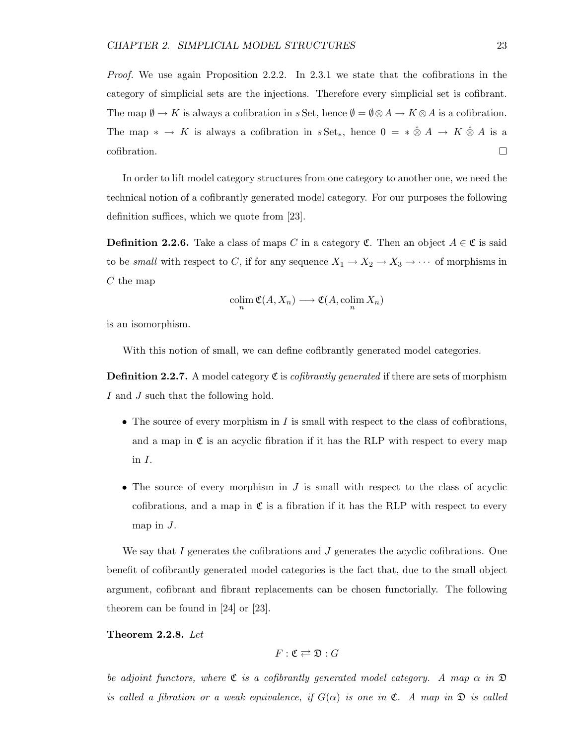*Proof.* We use again Proposition 2.2.2. In 2.3.1 we state that the cofibrations in the category of simplicial sets are the injections. Therefore every simplicial set is cofibrant. The map $\emptyset \to K$ is always a cofibration in $s\,\mathrm{Set}$, hence $\emptyset = \emptyset \otimes A \to K \otimes A$ is a cofibration. The map $* \to K$ is always a cofibration in $s\,\mathrm{Set}_*$, hence $0 = * \hat{\otimes} A \to K \hat{\otimes} A$ is a cofibration. $\square$

In order to lift model category structures from one category to another one, we need the technical notion of a cofibrantly generated model category. For our purposes the following definition suffices, which we quote from [23].

**Definition 2.2.6.** Take a class of maps $C$ in a category $\mathfrak{C}$. Then an object $A \in \mathfrak{C}$ is said to be *small* with respect to $C$, if for any sequence $X_1 \to X_2 \to X_3 \to \cdots$ of morphisms in $C$ the map

$$\operatorname*{colim}_n \mathfrak{C}(A, X_n) \longrightarrow \mathfrak{C}(A, \operatorname*{colim}_n X_n)$$

is an isomorphism.

With this notion of small, we can define cofibrantly generated model categories.

**Definition 2.2.7.** A model category $\mathfrak{C}$ is *cofibrantly generated* if there are sets of morphism $I$ and $J$ such that the following hold.

- The source of every morphism in $I$ is small with respect to the class of cofibrations, and a map in $\mathfrak{C}$ is an acyclic fibration if it has the RLP with respect to every map in $I$.
- The source of every morphism in $J$ is small with respect to the class of acyclic cofibrations, and a map in $\mathfrak{C}$ is a fibration if it has the RLP with respect to every map in $J$.

We say that $I$ generates the cofibrations and $J$ generates the acyclic cofibrations. One benefit of cofibrantly generated model categories is the fact that, due to the small object argument, cofibrant and fibrant replacements can be chosen functorially. The following theorem can be found in [24] or [23].

**Theorem 2.2.8.** *Let*

$$F : \mathfrak{C} \rightleftarrows \mathfrak{D} : G$$

*be adjoint functors, where $\mathfrak{C}$ is a cofibrantly generated model category. A map $\alpha$ in $\mathfrak{D}$ is called a fibration or a weak equivalence, if $G(\alpha)$ is one in $\mathfrak{C}$. A map in $\mathfrak{D}$ is called*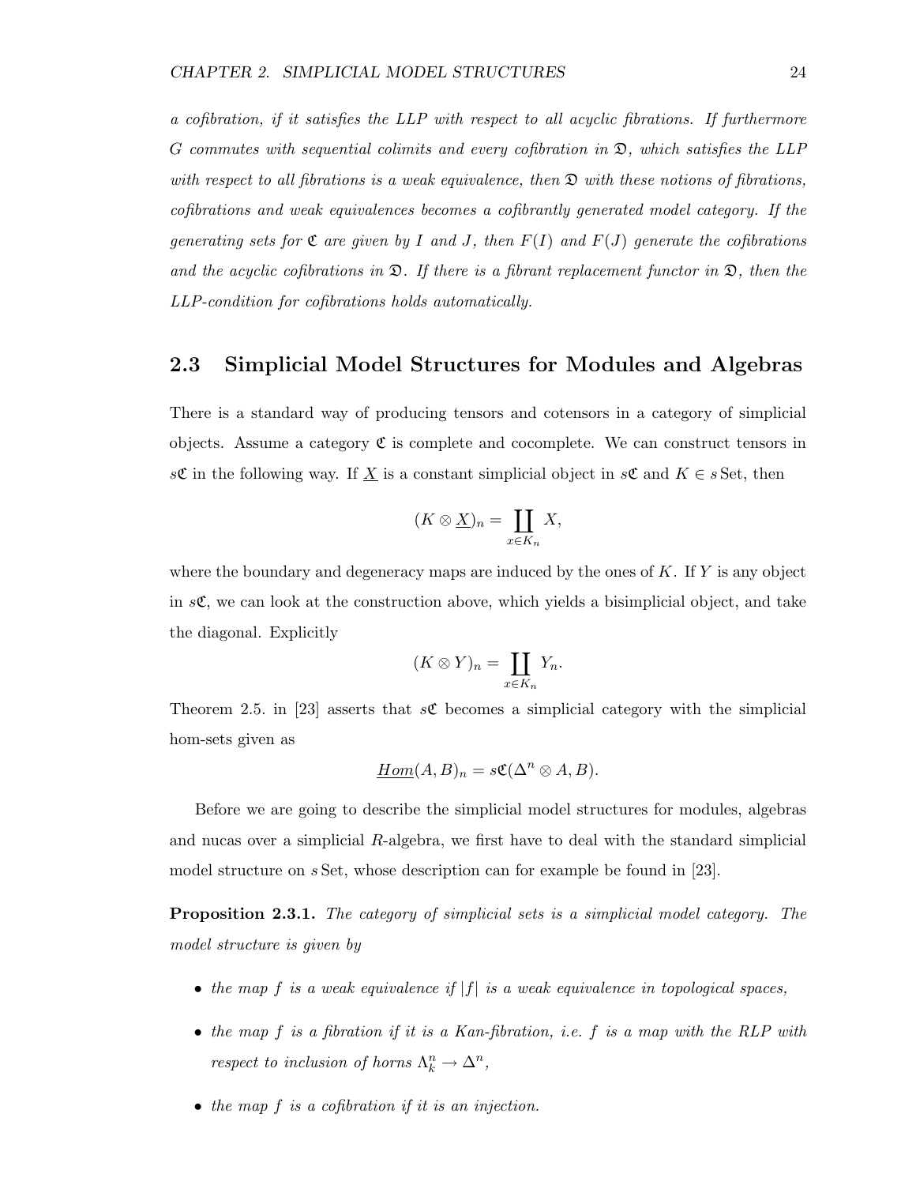*a cofibration, if it satisfies the LLP with respect to all acyclic fibrations. If furthermore $G$ commutes with sequential colimits and every cofibration in $\mathfrak{D}$, which satisfies the LLP with respect to all fibrations is a weak equivalence, then $\mathfrak{D}$ with these notions of fibrations, cofibrations and weak equivalences becomes a cofibrantly generated model category. If the generating sets for $\mathfrak{C}$ are given by $I$ and $J$, then $F(I)$ and $F(J)$ generate the cofibrations and the acyclic cofibrations in $\mathfrak{D}$. If there is a fibrant replacement functor in $\mathfrak{D}$, then the LLP-condition for cofibrations holds automatically.*

## 2.3 Simplicial Model Structures for Modules and Algebras

There is a standard way of producing tensors and cotensors in a category of simplicial objects. Assume a category $\mathfrak{C}$ is complete and cocomplete. We can construct tensors in $s\mathfrak{C}$ in the following way. If $\underline{X}$ is a constant simplicial object in $s\mathfrak{C}$ and $K \in s\,\mathrm{Set}$, then

$$(K \otimes \underline{X})_n = \coprod_{x \in K_n} X,$$

where the boundary and degeneracy maps are induced by the ones of $K$. If $Y$ is any object in $s\mathfrak{C}$, we can look at the construction above, which yields a bisimplicial object, and take the diagonal. Explicitly

$$(K \otimes Y)_n = \coprod_{x \in K_n} Y_n.$$

Theorem 2.5. in [23] asserts that $s\mathfrak{C}$ becomes a simplicial category with the simplicial hom-sets given as

$$\underline{Hom}(A, B)_n = s\mathfrak{C}(\Delta^n \otimes A, B).$$

Before we are going to describe the simplicial model structures for modules, algebras and nucas over a simplicial $R$-algebra, we first have to deal with the standard simplicial model structure on $s\,\mathrm{Set}$, whose description can for example be found in [23].

**Proposition 2.3.1.** *The category of simplicial sets is a simplicial model category. The model structure is given by*

- *the map $f$ is a weak equivalence if $|f|$ is a weak equivalence in topological spaces,*
- *the map $f$ is a fibration if it is a Kan-fibration, i.e. $f$ is a map with the RLP with respect to inclusion of horns $\Lambda^n_k \to \Delta^n$,*
- *the map $f$ is a cofibration if it is an injection.*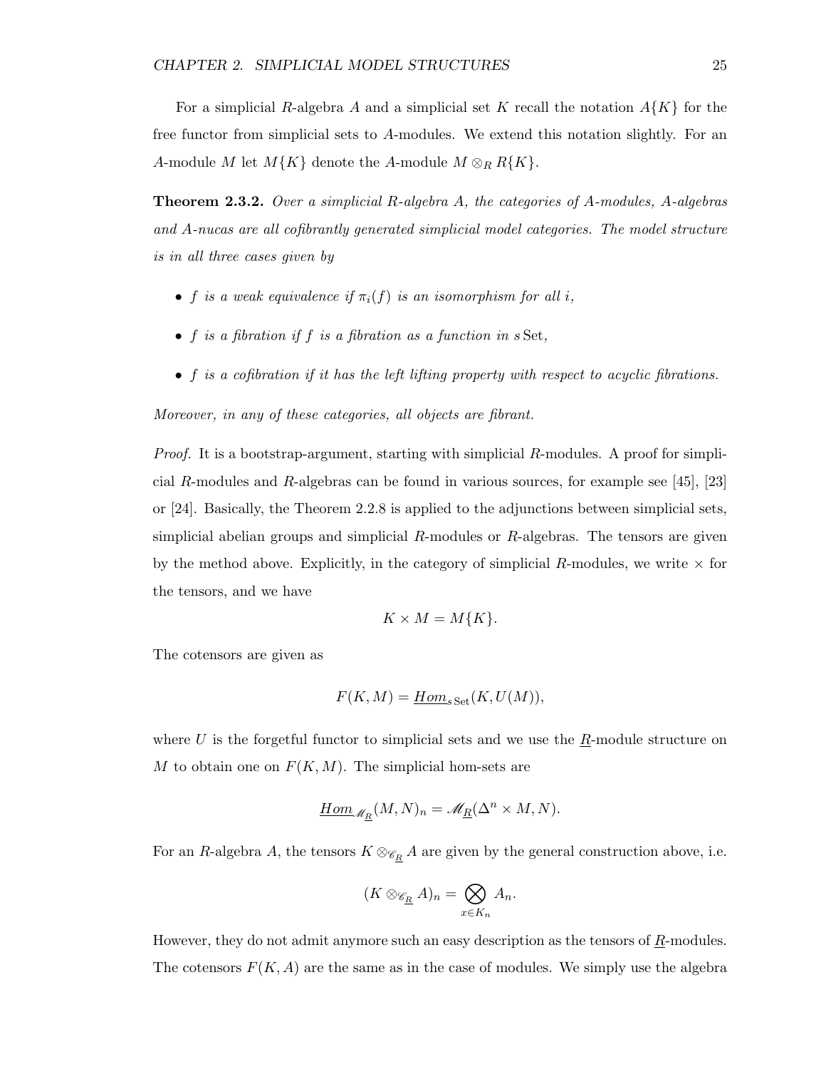For a simplicial $R$-algebra $A$ and a simplicial set $K$ recall the notation $A\{K\}$ for the free functor from simplicial sets to $A$-modules. We extend this notation slightly. For an $A$-module $M$ let $M\{K\}$ denote the $A$-module $M \otimes_R R\{K\}$.

**Theorem 2.3.2.** *Over a simplicial $R$-algebra $A$, the categories of $A$-modules, $A$-algebras and $A$-nucas are all cofibrantly generated simplicial model categories. The model structure is in all three cases given by*

- *$f$ is a weak equivalence if $\pi_i(f)$ is an isomorphism for all $i$,*
- *$f$ is a fibration if $f$ is a fibration as a function in $s\,\mathrm{Set}$,*
- *$f$ is a cofibration if it has the left lifting property with respect to acyclic fibrations.*

*Moreover, in any of these categories, all objects are fibrant.*

*Proof.* It is a bootstrap-argument, starting with simplicial $R$-modules. A proof for simplicial $R$-modules and $R$-algebras can be found in various sources, for example see [45], [23] or [24]. Basically, the Theorem 2.2.8 is applied to the adjunctions between simplicial sets, simplicial abelian groups and simplicial $R$-modules or $R$-algebras. The tensors are given by the method above. Explicitly, in the category of simplicial $R$-modules, we write $\times$ for the tensors, and we have

$$K \times M = M\{K\}.$$

The cotensors are given as

$$F(K, M) = \underline{Hom}_{s\,\mathrm{Set}}(K, U(M)),$$

where $U$ is the forgetful functor to simplicial sets and we use the $\underline{R}$-module structure on $M$ to obtain one on $F(K, M)$. The simplicial hom-sets are

$$\underline{Hom}_{\mathscr{M}_{\underline{R}}}(M, N)_n = \mathscr{M}_{\underline{R}}(\Delta^n \times M, N).$$

For an $R$-algebra $A$, the tensors $K \otimes_{\mathscr{C}_{\underline{R}}} A$ are given by the general construction above, i.e.

$$(K \otimes_{\mathscr{C}_{\underline{R}}} A)_n = \bigotimes_{x \in K_n} A_n.$$

However, they do not admit anymore such an easy description as the tensors of $\underline{R}$-modules. The cotensors $F(K, A)$ are the same as in the case of modules. We simply use the algebra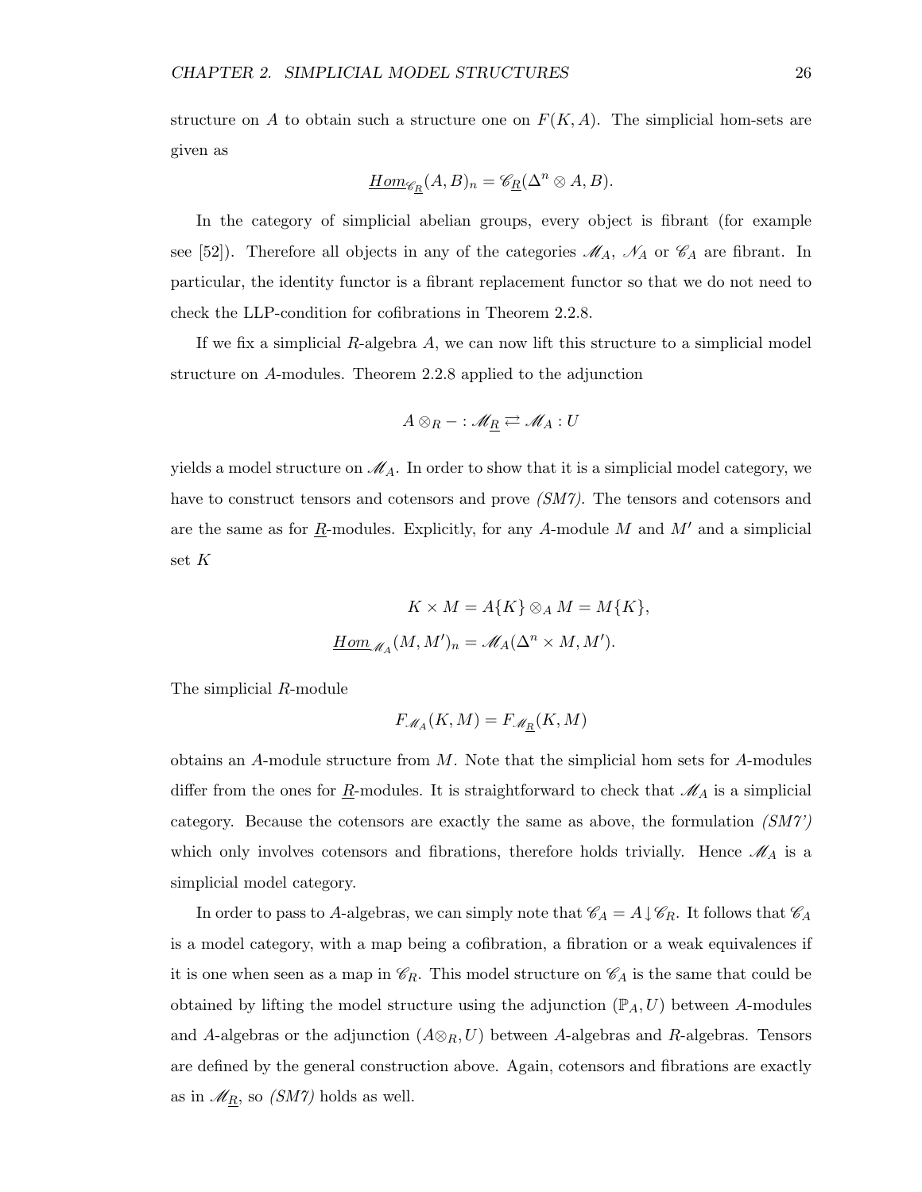structure on $A$ to obtain such a structure one on $F(K, A)$. The simplicial hom-sets are given as

$$\underline{Hom}_{\mathscr{C}_{\underline{R}}}(A, B)_n = \mathscr{C}_{\underline{R}}(\Delta^n \otimes A, B).$$

In the category of simplicial abelian groups, every object is fibrant (for example see [52]). Therefore all objects in any of the categories $\mathscr{M}_A$, $\mathscr{N}_A$ or $\mathscr{C}_A$ are fibrant. In particular, the identity functor is a fibrant replacement functor so that we do not need to check the LLP-condition for cofibrations in Theorem 2.2.8.

If we fix a simplicial $R$-algebra $A$, we can now lift this structure to a simplicial model structure on $A$-modules. Theorem 2.2.8 applied to the adjunction

$$A \otimes_R - : \mathscr{M}_{\underline{R}} \rightleftarrows \mathscr{M}_A : U$$

yields a model structure on $\mathscr{M}_A$. In order to show that it is a simplicial model category, we have to construct tensors and cotensors and prove *(SM7)*. The tensors and cotensors and are the same as for $\underline{R}$-modules. Explicitly, for any $A$-module $M$ and $M'$ and a simplicial set $K$

$$K \times M = A\{K\} \otimes_A M = M\{K\},$$

$$\underline{Hom}_{\mathscr{M}_A}(M, M')_n = \mathscr{M}_A(\Delta^n \times M, M').$$

The simplicial $R$-module

$$F_{\mathscr{M}_A}(K, M) = F_{\mathscr{M}_{\underline{R}}}(K, M)$$

obtains an $A$-module structure from $M$. Note that the simplicial hom sets for $A$-modules differ from the ones for $\underline{R}$-modules. It is straightforward to check that $\mathscr{M}_A$ is a simplicial category. Because the cotensors are exactly the same as above, the formulation *(SM7')* which only involves cotensors and fibrations, therefore holds trivially. Hence $\mathscr{M}_A$ is a simplicial model category.

In order to pass to $A$-algebras, we can simply note that $\mathscr{C}_A = A \downarrow \mathscr{C}_R$. It follows that $\mathscr{C}_A$ is a model category, with a map being a cofibration, a fibration or a weak equivalences if it is one when seen as a map in $\mathscr{C}_R$. This model structure on $\mathscr{C}_A$ is the same that could be obtained by lifting the model structure using the adjunction $(\mathbb{P}_A, U)$ between $A$-modules and $A$-algebras or the adjunction $(A \otimes_R, U)$ between $A$-algebras and $R$-algebras. Tensors are defined by the general construction above. Again, cotensors and fibrations are exactly as in $\mathscr{M}_{\underline{R}}$, so *(SM7)* holds as well.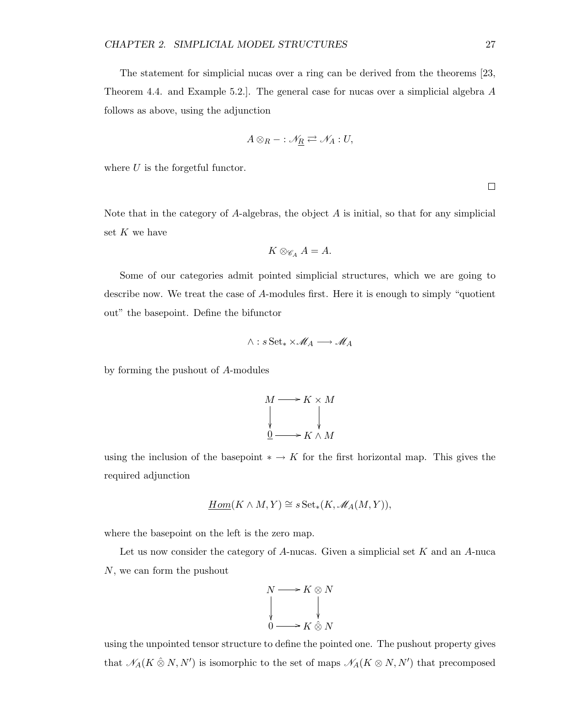The statement for simplicial nucas over a ring can be derived from the theorems [23, Theorem 4.4. and Example 5.2.]. The general case for nucas over a simplicial algebra $A$ follows as above, using the adjunction

$$A \otimes_R - : \mathscr{N}_{\underline{R}} \rightleftarrows \mathscr{N}_A : U,$$

where $U$ is the forgetful functor.

$\square$

Note that in the category of $A$-algebras, the object $A$ is initial, so that for any simplicial set $K$ we have

$$K \otimes_{\mathscr{C}_A} A = A.$$

Some of our categories admit pointed simplicial structures, which we are going to describe now. We treat the case of $A$-modules first. Here it is enough to simply "quotient out" the basepoint. Define the bifunctor

$$\wedge : s\,\mathrm{Set}_* \times \mathscr{M}_A \longrightarrow \mathscr{M}_A$$

by forming the pushout of $A$-modules

$$\begin{array}{ccc} M & \longrightarrow & K \times M \\ \downarrow & & \downarrow \\ \underline{0} & \longrightarrow & K \wedge M \end{array}$$

using the inclusion of the basepoint $* \to K$ for the first horizontal map. This gives the required adjunction

$$\underline{Hom}(K \wedge M, Y) \cong s\,\mathrm{Set}_*(K, \mathscr{M}_A(M, Y)),$$

where the basepoint on the left is the zero map.

Let us now consider the category of $A$-nucas. Given a simplicial set $K$ and an $A$-nuca $N$, we can form the pushout

$$\begin{array}{ccc} N & \longrightarrow & K \otimes N \\ \downarrow & & \downarrow \\ 0 & \longrightarrow & K \hat{\otimes} N \end{array}$$

using the unpointed tensor structure to define the pointed one. The pushout property gives that $\mathscr{N}_A(K \hat{\otimes} N, N')$ is isomorphic to the set of maps $\mathscr{N}_A(K \otimes N, N')$ that precomposed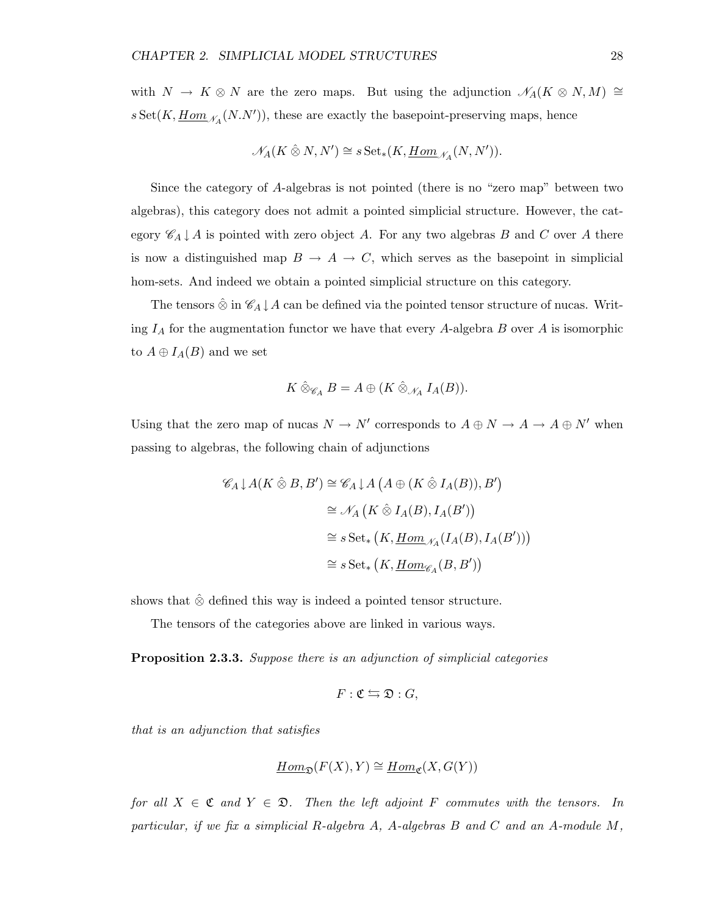with $N \to K \otimes N$ are the zero maps. But using the adjunction $\mathscr{N}_A(K \otimes N, M) \cong s\,\mathrm{Set}(K, \underline{Hom}_{\mathscr{N}_A}(N.N'))$, these are exactly the basepoint-preserving maps, hence

$$\mathscr{N}_A(K \hat{\otimes} N, N') \cong s\,\mathrm{Set}_*(K, \underline{Hom}_{\mathscr{N}_A}(N, N')).$$

Since the category of $A$-algebras is not pointed (there is no "zero map" between two algebras), this category does not admit a pointed simplicial structure. However, the category $\mathscr{C}_A \downarrow A$ is pointed with zero object $A$. For any two algebras $B$ and $C$ over $A$ there is now a distinguished map $B \to A \to C$, which serves as the basepoint in simplicial hom-sets. And indeed we obtain a pointed simplicial structure on this category.

The tensors $\hat{\otimes}$ in $\mathscr{C}_A \downarrow A$ can be defined via the pointed tensor structure of nucas. Writing $I_A$ for the augmentation functor we have that every $A$-algebra $B$ over $A$ is isomorphic to $A \oplus I_A(B)$ and we set

$$K \hat{\otimes}_{\mathscr{C}_A} B = A \oplus (K \hat{\otimes}_{\mathscr{N}_A} I_A(B)).$$

Using that the zero map of nucas $N \to N'$ corresponds to $A \oplus N \to A \to A \oplus N'$ when passing to algebras, the following chain of adjunctions

$$\begin{aligned}
\mathscr{C}_A \downarrow A(K \hat{\otimes} B, B') &\cong \mathscr{C}_A \downarrow A\left(A \oplus (K \hat{\otimes} I_A(B)), B'\right) \\
&\cong \mathscr{N}_A\left(K \hat{\otimes} I_A(B), I_A(B')\right) \\
&\cong s\,\mathrm{Set}_*\left(K, \underline{Hom}_{\mathscr{N}_A}(I_A(B), I_A(B'))\right) \\
&\cong s\,\mathrm{Set}_*\left(K, \underline{Hom}_{\mathscr{C}_A}(B, B')\right)
\end{aligned}$$

shows that $\hat{\otimes}$ defined this way is indeed a pointed tensor structure.

The tensors of the categories above are linked in various ways.

**Proposition 2.3.3.** *Suppose there is an adjunction of simplicial categories*

$$F : \mathfrak{C} \leftrightarrows \mathfrak{D} : G,$$

*that is an adjunction that satisfies*

$$\underline{Hom}_{\mathfrak{D}}(F(X), Y) \cong \underline{Hom}_{\mathfrak{C}}(X, G(Y))$$

*for all $X \in \mathfrak{C}$ and $Y \in \mathfrak{D}$. Then the left adjoint $F$ commutes with the tensors. In particular, if we fix a simplicial $R$-algebra $A$, $A$-algebras $B$ and $C$ and an $A$-module $M$,*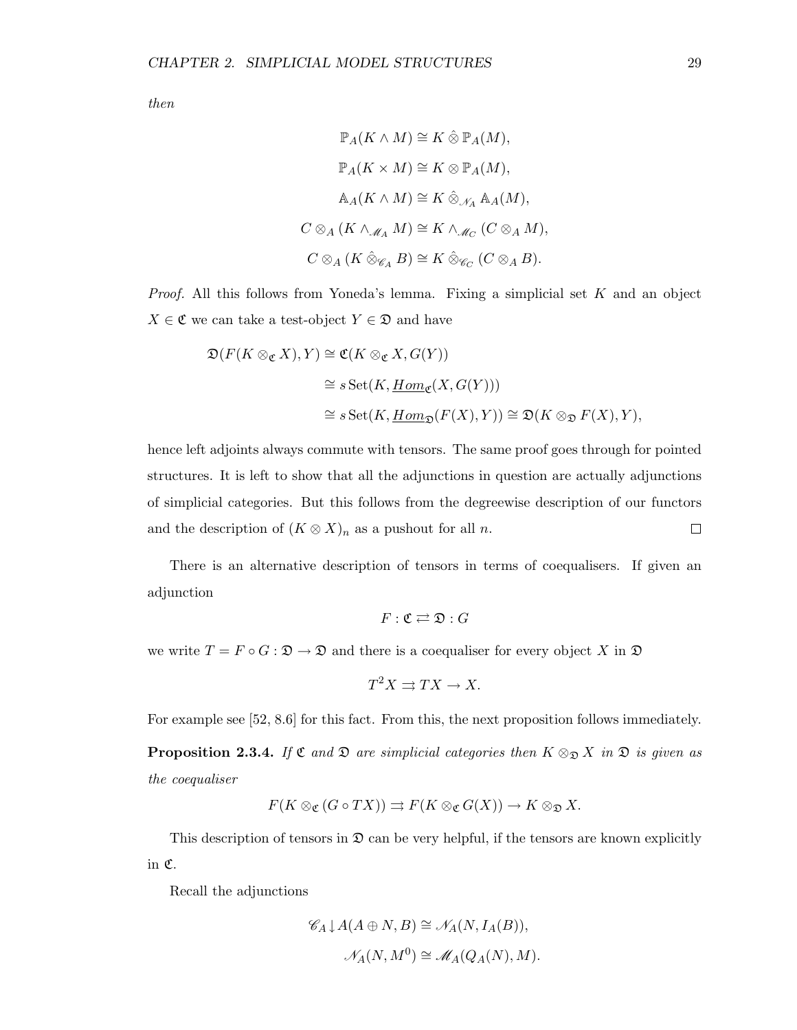*then*

$$\mathbb{P}_A(K \wedge M) \cong K \,\hat{\otimes}\, \mathbb{P}_A(M),$$

$$\mathbb{P}_A(K \times M) \cong K \otimes \mathbb{P}_A(M),$$

$$\mathbb{A}_A(K \wedge M) \cong K \,\hat{\otimes}_{\mathscr{N}_A}\, \mathbb{A}_A(M),$$

$$C \otimes_A (K \wedge_{\mathscr{M}_A} M) \cong K \wedge_{\mathscr{M}_C} (C \otimes_A M),$$

$$C \otimes_A (K \,\hat{\otimes}_{\mathscr{C}_A}\, B) \cong K \,\hat{\otimes}_{\mathscr{C}_C}\, (C \otimes_A B).$$

*Proof.* All this follows from Yoneda's lemma. Fixing a simplicial set $K$ and an object $X \in \mathfrak{C}$ we can take a test-object $Y \in \mathfrak{D}$ and have

$$\begin{aligned}
\mathfrak{D}(F(K \otimes_{\mathfrak{C}} X), Y) &\cong \mathfrak{C}(K \otimes_{\mathfrak{C}} X, G(Y)) \\
&\cong s\,\mathrm{Set}(K, \underline{Hom}_{\mathfrak{C}}(X, G(Y))) \\
&\cong s\,\mathrm{Set}(K, \underline{Hom}_{\mathfrak{D}}(F(X), Y)) \cong \mathfrak{D}(K \otimes_{\mathfrak{D}} F(X), Y),
\end{aligned}$$

hence left adjoints always commute with tensors. The same proof goes through for pointed structures. It is left to show that all the adjunctions in question are actually adjunctions of simplicial categories. But this follows from the degreewise description of our functors and the description of $(K \otimes X)_n$ as a pushout for all $n$. $\square$

There is an alternative description of tensors in terms of coequalisers. If given an adjunction

$$F : \mathfrak{C} \rightleftarrows \mathfrak{D} : G$$

we write $T = F \circ G : \mathfrak{D} \to \mathfrak{D}$ and there is a coequaliser for every object $X$ in $\mathfrak{D}$

$$T^2 X \rightrightarrows TX \to X.$$

For example see [52, 8.6] for this fact. From this, the next proposition follows immediately.

**Proposition 2.3.4.** *If $\mathfrak{C}$ and $\mathfrak{D}$ are simplicial categories then $K \otimes_{\mathfrak{D}} X$ in $\mathfrak{D}$ is given as the coequaliser*

$$F(K \otimes_{\mathfrak{C}} (G \circ TX)) \rightrightarrows F(K \otimes_{\mathfrak{C}} G(X)) \to K \otimes_{\mathfrak{D}} X.$$

This description of tensors in $\mathfrak{D}$ can be very helpful, if the tensors are known explicitly in $\mathfrak{C}$.

Recall the adjunctions

$$\mathscr{C}_A {\downarrow} A(A \oplus N, B) \cong \mathscr{N}_A(N, I_A(B)),$$

$$\mathscr{N}_A(N, M^0) \cong \mathscr{M}_A(Q_A(N), M).$$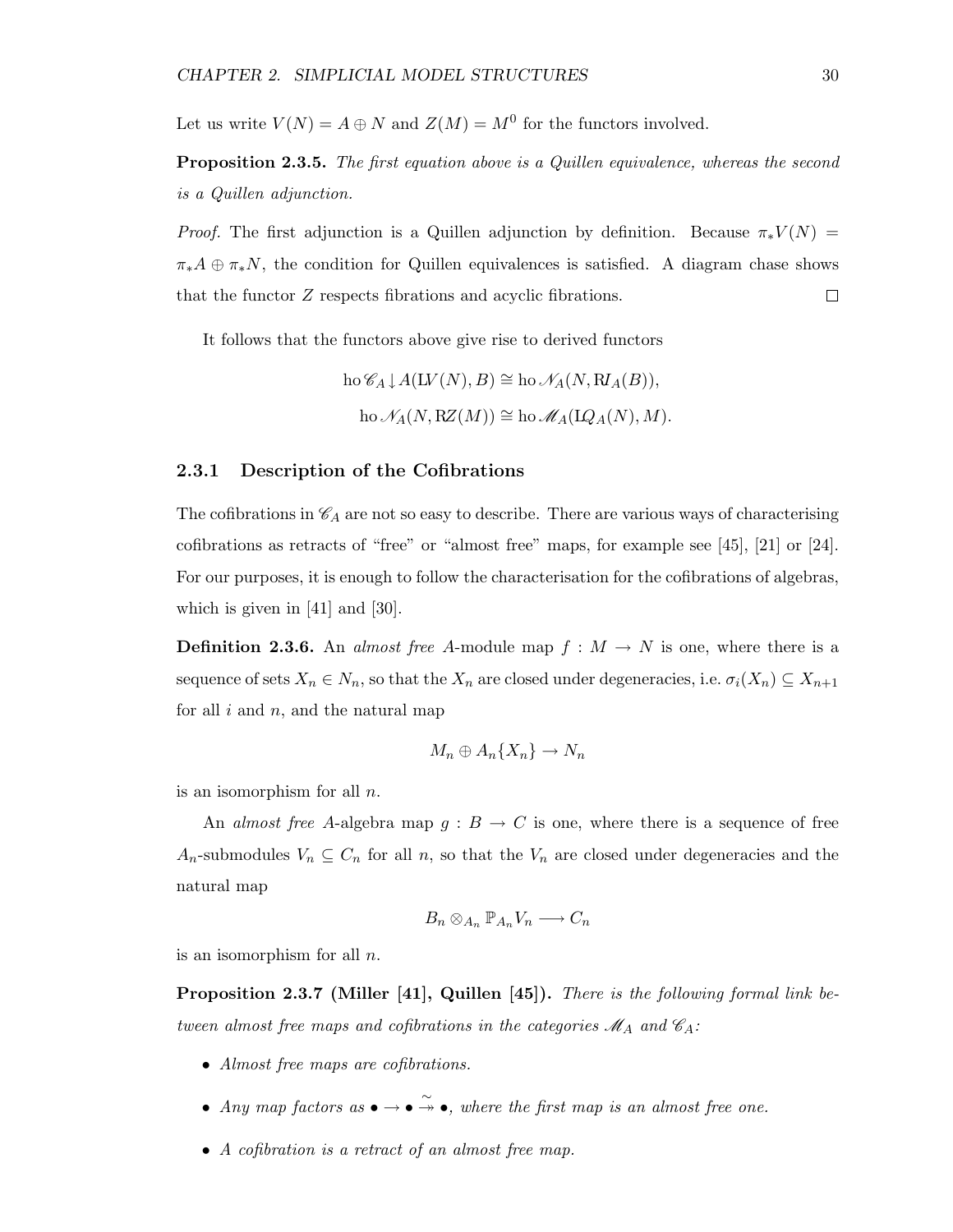Let us write $V(N) = A \oplus N$ and $Z(M) = M^0$ for the functors involved.

**Proposition 2.3.5.** *The first equation above is a Quillen equivalence, whereas the second is a Quillen adjunction.*

*Proof.* The first adjunction is a Quillen adjunction by definition. Because $\pi_* V(N) = \pi_* A \oplus \pi_* N$, the condition for Quillen equivalences is satisfied. A diagram chase shows that the functor $Z$ respects fibrations and acyclic fibrations. $\square$

It follows that the functors above give rise to derived functors

$$
\begin{aligned}
\operatorname{ho} \mathscr{C}_A \downarrow A(\mathbb{L}V(N), B) &\cong \operatorname{ho} \mathscr{N}_A(N, \mathbb{R}I_A(B)), \\
\operatorname{ho} \mathscr{N}_A(N, \mathbb{R}Z(M)) &\cong \operatorname{ho} \mathscr{M}_A(\mathbb{L}Q_A(N), M).
\end{aligned}
$$

### 2.3.1 Description of the Cofibrations

The cofibrations in $\mathscr{C}_A$ are not so easy to describe. There are various ways of characterising cofibrations as retracts of "free" or "almost free" maps, for example see [45], [21] or [24]. For our purposes, it is enough to follow the characterisation for the cofibrations of algebras, which is given in [41] and [30].

**Definition 2.3.6.** An *almost free* $A$-module map $f : M \to N$ is one, where there is a sequence of sets $X_n \in N_n$, so that the $X_n$ are closed under degeneracies, i.e. $\sigma_i(X_n) \subseteq X_{n+1}$ for all $i$ and $n$, and the natural map

$$
M_n \oplus A_n\{X_n\} \to N_n
$$

is an isomorphism for all $n$.

An *almost free* $A$-algebra map $g : B \to C$ is one, where there is a sequence of free $A_n$-submodules $V_n \subseteq C_n$ for all $n$, so that the $V_n$ are closed under degeneracies and the natural map

$$
B_n \otimes_{A_n} \mathbb{P}_{A_n} V_n \longrightarrow C_n
$$

is an isomorphism for all $n$.

**Proposition 2.3.7 (Miller [41], Quillen [45]).** *There is the following formal link between almost free maps and cofibrations in the categories $\mathscr{M}_A$ and $\mathscr{C}_A$:*

- *Almost free maps are cofibrations.*
- *Any map factors as $\bullet \to \bullet \overset{\sim}{\twoheadrightarrow} \bullet$, where the first map is an almost free one.*
- *A cofibration is a retract of an almost free map.*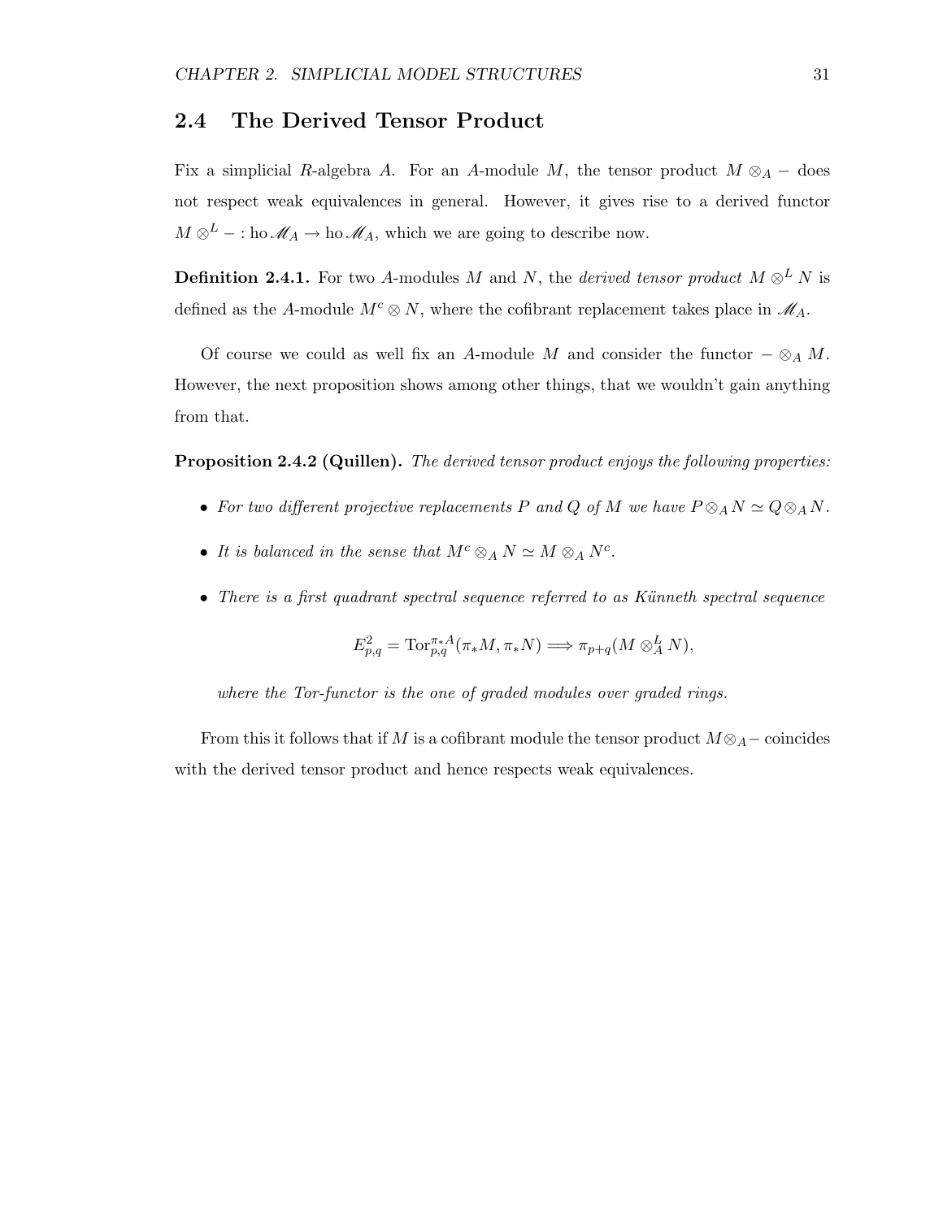## 2.4 The Derived Tensor Product

Fix a simplicial $R$-algebra $A$. For an $A$-module $M$, the tensor product $M \otimes_A -$ does not respect weak equivalences in general. However, it gives rise to a derived functor $M \otimes^L - : \operatorname{ho} \mathscr{M}_A \to \operatorname{ho} \mathscr{M}_A$, which we are going to describe now.

**Definition 2.4.1.** For two $A$-modules $M$ and $N$, the *derived tensor product* $M \otimes^L N$ is defined as the $A$-module $M^c \otimes N$, where the cofibrant replacement takes place in $\mathscr{M}_A$.

Of course we could as well fix an $A$-module $M$ and consider the functor $- \otimes_A M$. However, the next proposition shows among other things, that we wouldn't gain anything from that.

**Proposition 2.4.2 (Quillen).** *The derived tensor product enjoys the following properties:*

- *For two different projective replacements $P$ and $Q$ of $M$ we have $P \otimes_A N \simeq Q \otimes_A N$.*
- *It is balanced in the sense that $M^c \otimes_A N \simeq M \otimes_A N^c$.*
- *There is a first quadrant spectral sequence referred to as Künneth spectral sequence*

$$E^2_{p,q} = \operatorname{Tor}^{\pi_* A}_{p,q}(\pi_* M, \pi_* N) \Longrightarrow \pi_{p+q}(M \otimes^L_A N),$$

*where the Tor-functor is the one of graded modules over graded rings.*

From this it follows that if $M$ is a cofibrant module the tensor product $M \otimes_A -$ coincides with the derived tensor product and hence respects weak equivalences.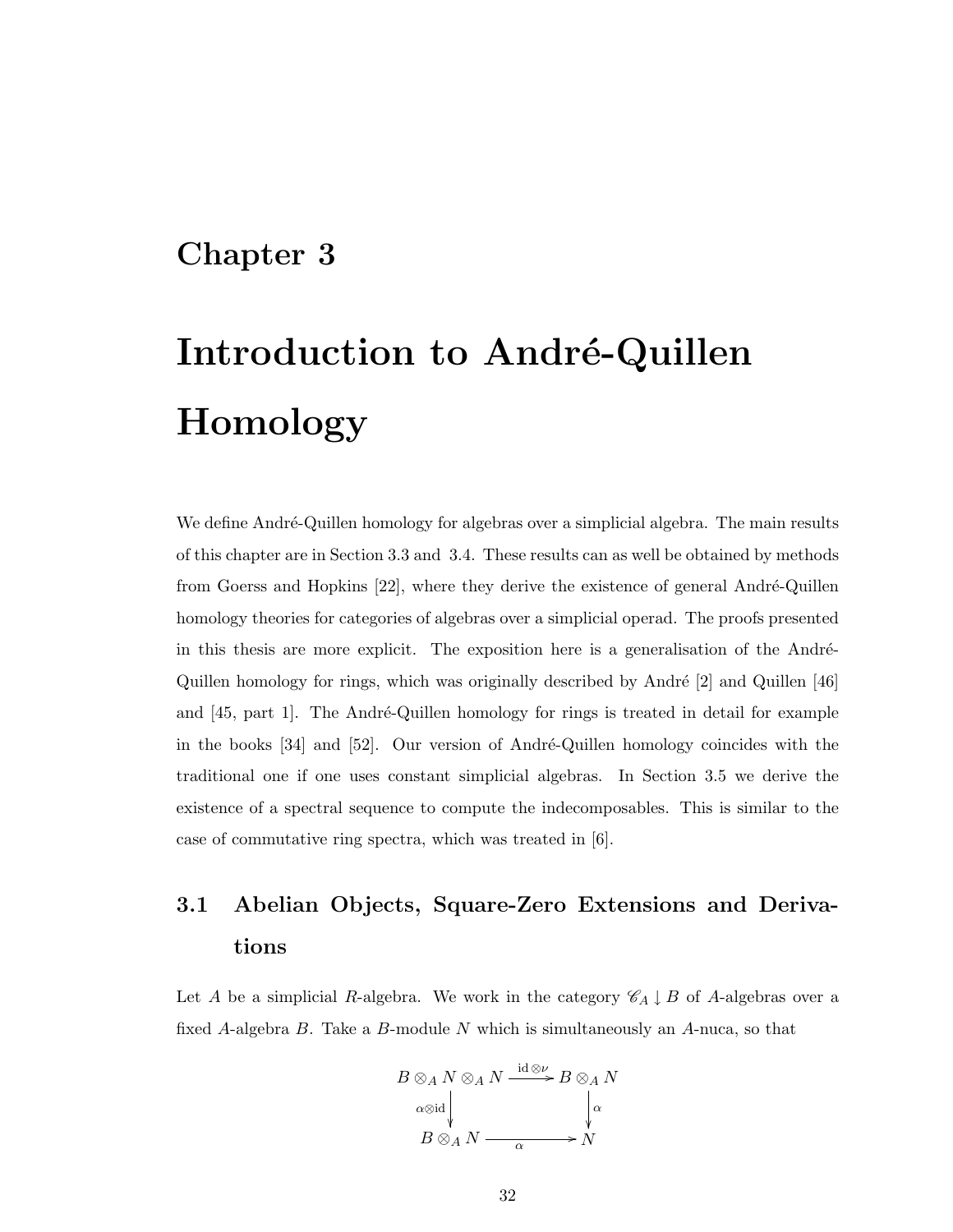# Chapter 3

# Introduction to André-Quillen Homology

We define André-Quillen homology for algebras over a simplicial algebra. The main results of this chapter are in Section 3.3 and 3.4. These results can as well be obtained by methods from Goerss and Hopkins [22], where they derive the existence of general André-Quillen homology theories for categories of algebras over a simplicial operad. The proofs presented in this thesis are more explicit. The exposition here is a generalisation of the André-Quillen homology for rings, which was originally described by André [2] and Quillen [46] and [45, part 1]. The André-Quillen homology for rings is treated in detail for example in the books [34] and [52]. Our version of André-Quillen homology coincides with the traditional one if one uses constant simplicial algebras. In Section 3.5 we derive the existence of a spectral sequence to compute the indecomposables. This is similar to the case of commutative ring spectra, which was treated in [6].

## 3.1 Abelian Objects, Square-Zero Extensions and Derivations

Let $A$ be a simplicial $R$-algebra. We work in the category $\mathscr{C}_A \downarrow B$ of $A$-algebras over a fixed $A$-algebra $B$. Take a $B$-module $N$ which is simultaneously an $A$-nuca, so that

$$
\begin{array}{ccc}
B \otimes_A N \otimes_A N & \xrightarrow{\mathrm{id} \otimes \nu} & B \otimes_A N \\
\Big\downarrow{\scriptstyle \alpha \otimes \mathrm{id}} & & \Big\downarrow{\scriptstyle \alpha} \\
B \otimes_A N & \xrightarrow{\alpha} & N
\end{array}
$$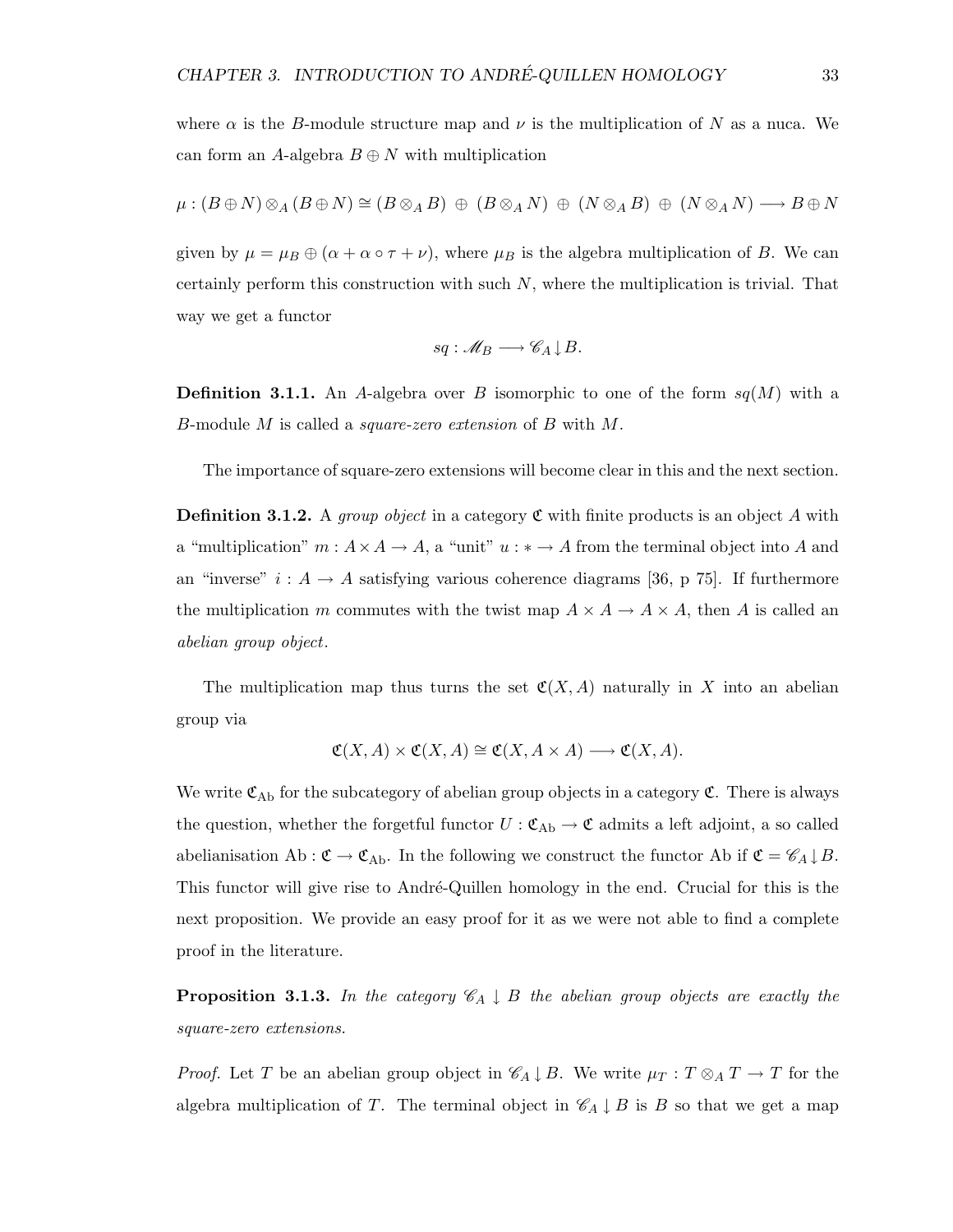where $\alpha$ is the $B$-module structure map and $\nu$ is the multiplication of $N$ as a nuca. We can form an $A$-algebra $B \oplus N$ with multiplication

$$\mu : (B \oplus N) \otimes_A (B \oplus N) \cong (B \otimes_A B) \;\oplus\; (B \otimes_A N) \;\oplus\; (N \otimes_A B) \;\oplus\; (N \otimes_A N) \longrightarrow B \oplus N$$

given by $\mu = \mu_B \oplus (\alpha + \alpha \circ \tau + \nu)$, where $\mu_B$ is the algebra multiplication of $B$. We can certainly perform this construction with such $N$, where the multiplication is trivial. That way we get a functor

$$sq : \mathscr{M}_B \longrightarrow \mathscr{C}_A \!\downarrow\! B.$$

**Definition 3.1.1.** An $A$-algebra over $B$ isomorphic to one of the form $sq(M)$ with a $B$-module $M$ is called a *square-zero extension* of $B$ with $M$.

The importance of square-zero extensions will become clear in this and the next section.

**Definition 3.1.2.** A *group object* in a category $\mathfrak{C}$ with finite products is an object $A$ with a "multiplication" $m : A \times A \to A$, a "unit" $u : * \to A$ from the terminal object into $A$ and an "inverse" $i : A \to A$ satisfying various coherence diagrams [36, p 75]. If furthermore the multiplication $m$ commutes with the twist map $A \times A \to A \times A$, then $A$ is called an *abelian group object*.

The multiplication map thus turns the set $\mathfrak{C}(X, A)$ naturally in $X$ into an abelian group via

$$\mathfrak{C}(X, A) \times \mathfrak{C}(X, A) \cong \mathfrak{C}(X, A \times A) \longrightarrow \mathfrak{C}(X, A).$$

We write $\mathfrak{C}_{\mathrm{Ab}}$ for the subcategory of abelian group objects in a category $\mathfrak{C}$. There is always the question, whether the forgetful functor $U : \mathfrak{C}_{\mathrm{Ab}} \to \mathfrak{C}$ admits a left adjoint, a so called abelianisation $\mathrm{Ab} : \mathfrak{C} \to \mathfrak{C}_{\mathrm{Ab}}$. In the following we construct the functor Ab if $\mathfrak{C} = \mathscr{C}_A \!\downarrow\! B$. This functor will give rise to André-Quillen homology in the end. Crucial for this is the next proposition. We provide an easy proof for it as we were not able to find a complete proof in the literature.

**Proposition 3.1.3.** *In the category $\mathscr{C}_A \downarrow B$ the abelian group objects are exactly the square-zero extensions.*

*Proof.* Let $T$ be an abelian group object in $\mathscr{C}_A \!\downarrow\! B$. We write $\mu_T : T \otimes_A T \to T$ for the algebra multiplication of $T$. The terminal object in $\mathscr{C}_A \!\downarrow\! B$ is $B$ so that we get a map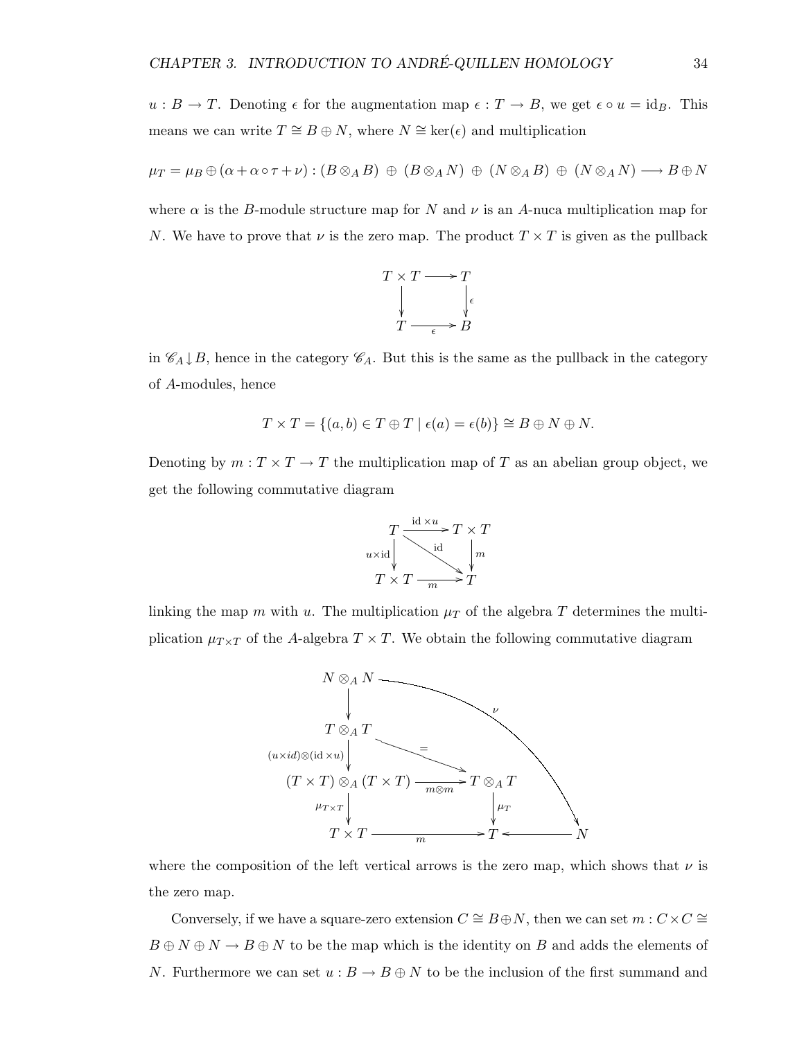$u : B \to T$. Denoting $\epsilon$ for the augmentation map $\epsilon : T \to B$, we get $\epsilon \circ u = \mathrm{id}_B$. This means we can write $T \cong B \oplus N$, where $N \cong \ker(\epsilon)$ and multiplication

$$\mu_T = \mu_B \oplus (\alpha + \alpha \circ \tau + \nu) : (B \otimes_A B) \;\oplus\; (B \otimes_A N) \;\oplus\; (N \otimes_A B) \;\oplus\; (N \otimes_A N) \longrightarrow B \oplus N$$

where $\alpha$ is the $B$-module structure map for $N$ and $\nu$ is an $A$-nuca multiplication map for $N$. We have to prove that $\nu$ is the zero map. The product $T \times T$ is given as the pullback

$$\begin{array}{ccc} T \times T & \longrightarrow & T \\ \downarrow & & \downarrow \epsilon \\ T & \xrightarrow{\epsilon} & B \end{array}$$

in $\mathscr{C}_A \downarrow B$, hence in the category $\mathscr{C}_A$. But this is the same as the pullback in the category of $A$-modules, hence

$$T \times T = \{(a, b) \in T \oplus T \mid \epsilon(a) = \epsilon(b)\} \cong B \oplus N \oplus N.$$

Denoting by $m : T \times T \to T$ the multiplication map of $T$ as an abelian group object, we get the following commutative diagram

$$\begin{array}{ccc} T & \xrightarrow{\mathrm{id} \times u} & T \times T \\ {\scriptstyle u \times \mathrm{id}} \downarrow & \searrow^{\mathrm{id}} & \downarrow m \\ T \times T & \xrightarrow{m} & T \end{array}$$

linking the map $m$ with $u$. The multiplication $\mu_T$ of the algebra $T$ determines the multiplication $\mu_{T \times T}$ of the $A$-algebra $T \times T$. We obtain the following commutative diagram

$$\begin{array}{ccccc} N \otimes_A N & & & \xrightarrow{\quad\nu\quad} & \\ \downarrow & & & & \\ T \otimes_A T & & \overset{=}{\searrow} & & \\ {\scriptstyle (u \times id) \otimes (\mathrm{id} \times u)} \downarrow & & & & \\ (T \times T) \otimes_A (T \times T) & \xrightarrow{m \otimes m} & T \otimes_A T & & \\ {\scriptstyle \mu_{T \times T}} \downarrow & & \downarrow {\scriptstyle \mu_T} & & \\ T \times T & \xrightarrow{m} & T & \longleftarrow & N \end{array}$$

where the composition of the left vertical arrows is the zero map, which shows that $\nu$ is the zero map.

Conversely, if we have a square-zero extension $C \cong B \oplus N$, then we can set $m : C \times C \cong B \oplus N \oplus N \to B \oplus N$ to be the map which is the identity on $B$ and adds the elements of $N$. Furthermore we can set $u : B \to B \oplus N$ to be the inclusion of the first summand and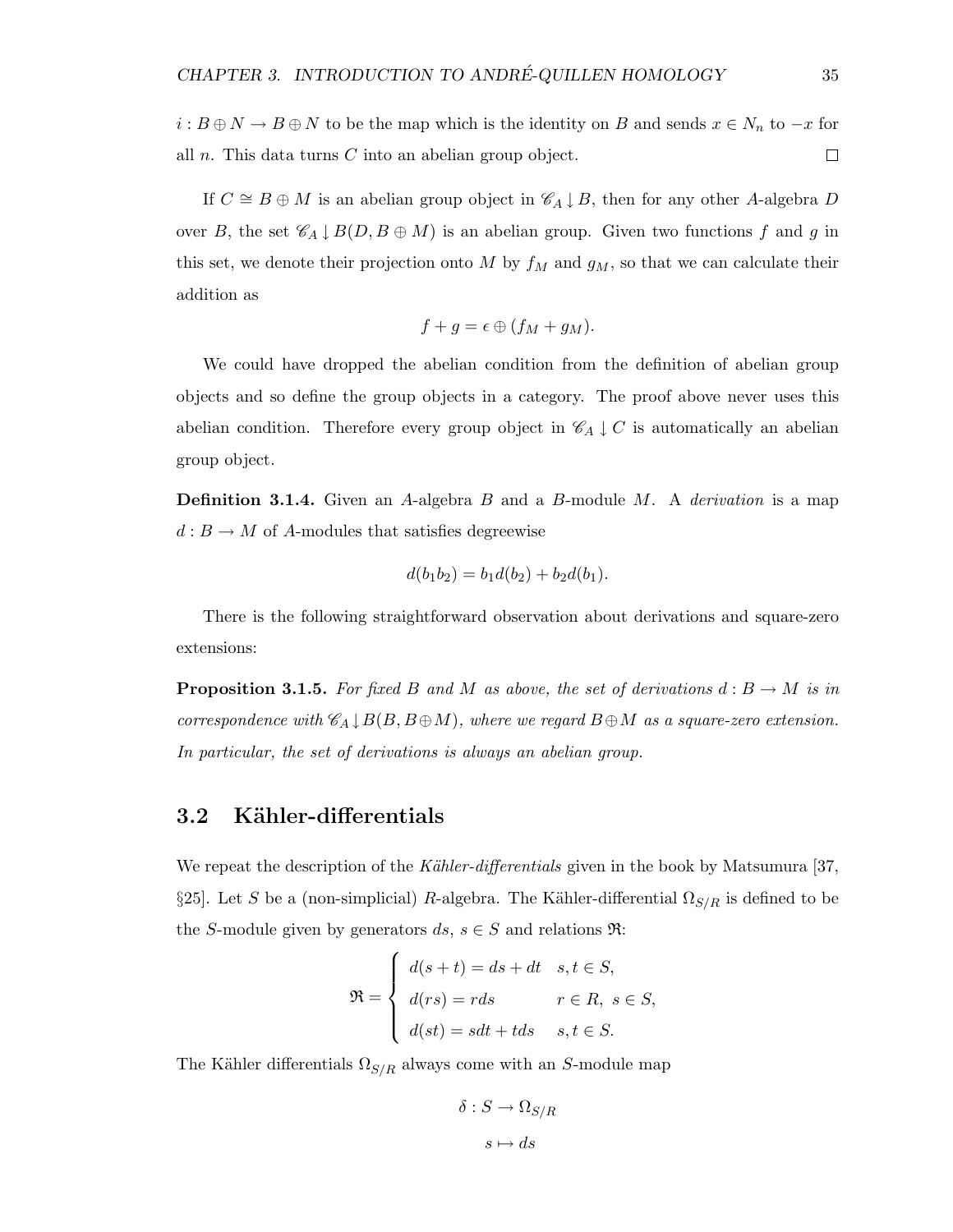$i : B \oplus N \to B \oplus N$ to be the map which is the identity on $B$ and sends $x \in N_n$ to $-x$ for all $n$. This data turns $C$ into an abelian group object. $\square$

If $C \cong B \oplus M$ is an abelian group object in $\mathscr{C}_A \downarrow B$, then for any other $A$-algebra $D$ over $B$, the set $\mathscr{C}_A \downarrow B(D, B \oplus M)$ is an abelian group. Given two functions $f$ and $g$ in this set, we denote their projection onto $M$ by $f_M$ and $g_M$, so that we can calculate their addition as

$$f + g = \epsilon \oplus (f_M + g_M).$$

We could have dropped the abelian condition from the definition of abelian group objects and so define the group objects in a category. The proof above never uses this abelian condition. Therefore every group object in $\mathscr{C}_A \downarrow C$ is automatically an abelian group object.

**Definition 3.1.4.** Given an $A$-algebra $B$ and a $B$-module $M$. A *derivation* is a map $d : B \to M$ of $A$-modules that satisfies degreewise

$$d(b_1 b_2) = b_1 d(b_2) + b_2 d(b_1).$$

There is the following straightforward observation about derivations and square-zero extensions:

**Proposition 3.1.5.** *For fixed $B$ and $M$ as above, the set of derivations $d : B \to M$ is in correspondence with $\mathscr{C}_A \downarrow B(B, B \oplus M)$, where we regard $B \oplus M$ as a square-zero extension. In particular, the set of derivations is always an abelian group.*

## 3.2 Kähler-differentials

We repeat the description of the *Kähler-differentials* given in the book by Matsumura [37, §25]. Let $S$ be a (non-simplicial) $R$-algebra. The Kähler-differential $\Omega_{S/R}$ is defined to be the $S$-module given by generators $ds$, $s \in S$ and relations $\mathfrak{R}$:

$$\mathfrak{R} = \begin{cases} d(s+t) = ds + dt & s, t \in S, \\ d(rs) = r ds & r \in R,\ s \in S, \\ d(st) = s dt + t ds & s, t \in S. \end{cases}$$

The Kähler differentials $\Omega_{S/R}$ always come with an $S$-module map

$$\delta : S \to \Omega_{S/R}$$
$$s \mapsto ds$$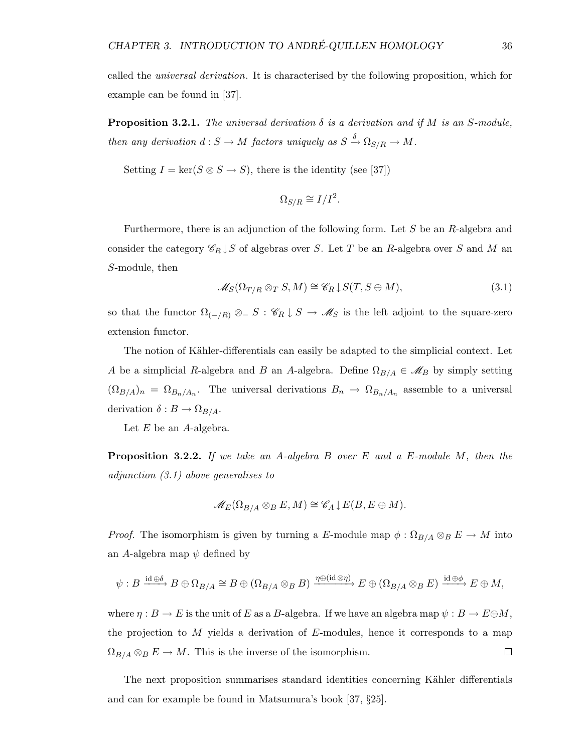called the *universal derivation*. It is characterised by the following proposition, which for example can be found in [37].

**Proposition 3.2.1.** *The universal derivation $\delta$ is a derivation and if $M$ is an $S$-module, then any derivation $d : S \to M$ factors uniquely as $S \xrightarrow{\delta} \Omega_{S/R} \to M$.*

Setting $I = \ker(S \otimes S \to S)$, there is the identity (see [37])

$$\Omega_{S/R} \cong I/I^2.$$

Furthermore, there is an adjunction of the following form. Let $S$ be an $R$-algebra and consider the category $\mathscr{C}_R \!\downarrow\! S$ of algebras over $S$. Let $T$ be an $R$-algebra over $S$ and $M$ an $S$-module, then

$$\mathscr{M}_S(\Omega_{T/R} \otimes_T S, M) \cong \mathscr{C}_R \!\downarrow\! S(T, S \oplus M), \tag{3.1}$$

so that the functor $\Omega_{(-/R)} \otimes_- S : \mathscr{C}_R \downarrow S \to \mathscr{M}_S$ is the left adjoint to the square-zero extension functor.

The notion of Kähler-differentials can easily be adapted to the simplicial context. Let $A$ be a simplicial $R$-algebra and $B$ an $A$-algebra. Define $\Omega_{B/A} \in \mathscr{M}_B$ by simply setting $(\Omega_{B/A})_n = \Omega_{B_n/A_n}$. The universal derivations $B_n \to \Omega_{B_n/A_n}$ assemble to a universal derivation $\delta : B \to \Omega_{B/A}$.

Let $E$ be an $A$-algebra.

**Proposition 3.2.2.** *If we take an $A$-algebra $B$ over $E$ and a $E$-module $M$, then the adjunction (3.1) above generalises to*

$$\mathscr{M}_E(\Omega_{B/A} \otimes_B E, M) \cong \mathscr{C}_A \!\downarrow\! E(B, E \oplus M).$$

*Proof.* The isomorphism is given by turning a $E$-module map $\phi : \Omega_{B/A} \otimes_B E \to M$ into an $A$-algebra map $\psi$ defined by

$$\psi : B \xrightarrow{\mathrm{id} \oplus \delta} B \oplus \Omega_{B/A} \cong B \oplus (\Omega_{B/A} \otimes_B B) \xrightarrow{\eta \oplus (\mathrm{id} \otimes \eta)} E \oplus (\Omega_{B/A} \otimes_B E) \xrightarrow{\mathrm{id} \oplus \phi} E \oplus M,$$

where $\eta : B \to E$ is the unit of $E$ as a $B$-algebra. If we have an algebra map $\psi : B \to E \oplus M$, the projection to $M$ yields a derivation of $E$-modules, hence it corresponds to a map $\Omega_{B/A} \otimes_B E \to M$. This is the inverse of the isomorphism. $\square$

The next proposition summarises standard identities concerning Kähler differentials and can for example be found in Matsumura's book [37, §25].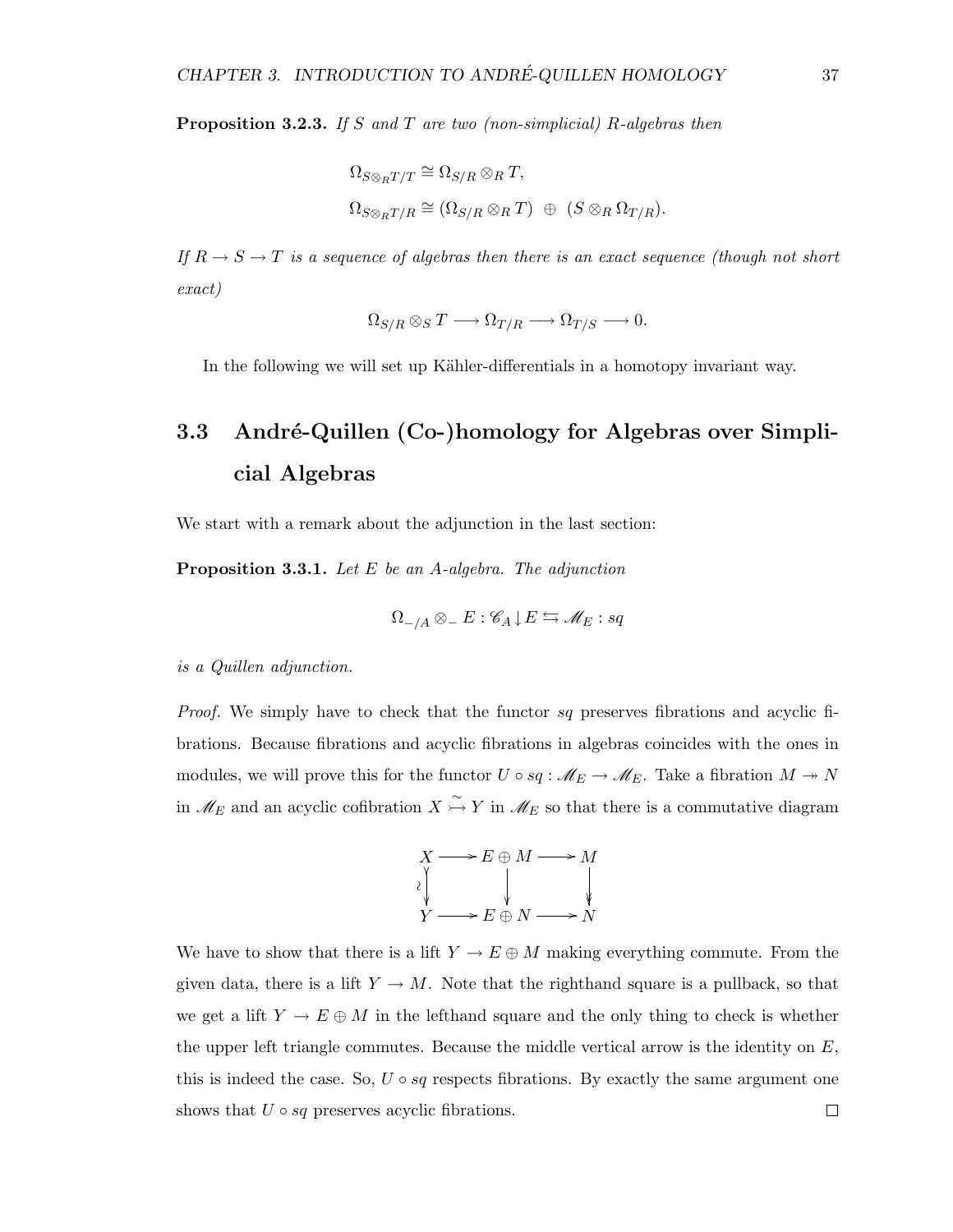**Proposition 3.2.3.** *If $S$ and $T$ are two (non-simplicial) $R$-algebras then*

$$
\begin{aligned}
\Omega_{S\otimes_R T/T} &\cong \Omega_{S/R} \otimes_R T, \\
\Omega_{S\otimes_R T/R} &\cong (\Omega_{S/R} \otimes_R T) \ \oplus \ (S \otimes_R \Omega_{T/R}).
\end{aligned}
$$

*If $R \to S \to T$ is a sequence of algebras then there is an exact sequence (though not short exact)*

$$
\Omega_{S/R} \otimes_S T \longrightarrow \Omega_{T/R} \longrightarrow \Omega_{T/S} \longrightarrow 0.
$$

In the following we will set up Kähler-differentials in a homotopy invariant way.

## 3.3 André-Quillen (Co-)homology for Algebras over Simplicial Algebras

We start with a remark about the adjunction in the last section:

**Proposition 3.3.1.** *Let $E$ be an $A$-algebra. The adjunction*

$$
\Omega_{-/A} \otimes_{-} E : \mathscr{C}_A \downarrow E \leftrightarrows \mathscr{M}_E : sq
$$

*is a Quillen adjunction.*

*Proof.* We simply have to check that the functor $sq$ preserves fibrations and acyclic fibrations. Because fibrations and acyclic fibrations in algebras coincides with the ones in modules, we will prove this for the functor $U \circ sq : \mathscr{M}_E \to \mathscr{M}_E$. Take a fibration $M \twoheadrightarrow N$ in $\mathscr{M}_E$ and an acyclic cofibration $X \overset{\sim}{\rightarrowtail} Y$ in $\mathscr{M}_E$ so that there is a commutative diagram

$$
\begin{array}{ccccc}
X & \longrightarrow & E \oplus M & \longrightarrow & M \\
\wr\downarrow & & \downarrow & & \downarrow \\
Y & \longrightarrow & E \oplus N & \longrightarrow & N
\end{array}
$$

We have to show that there is a lift $Y \to E \oplus M$ making everything commute. From the given data, there is a lift $Y \to M$. Note that the righthand square is a pullback, so that we get a lift $Y \to E \oplus M$ in the lefthand square and the only thing to check is whether the upper left triangle commutes. Because the middle vertical arrow is the identity on $E$, this is indeed the case. So, $U \circ sq$ respects fibrations. By exactly the same argument one shows that $U \circ sq$ preserves acyclic fibrations. $\square$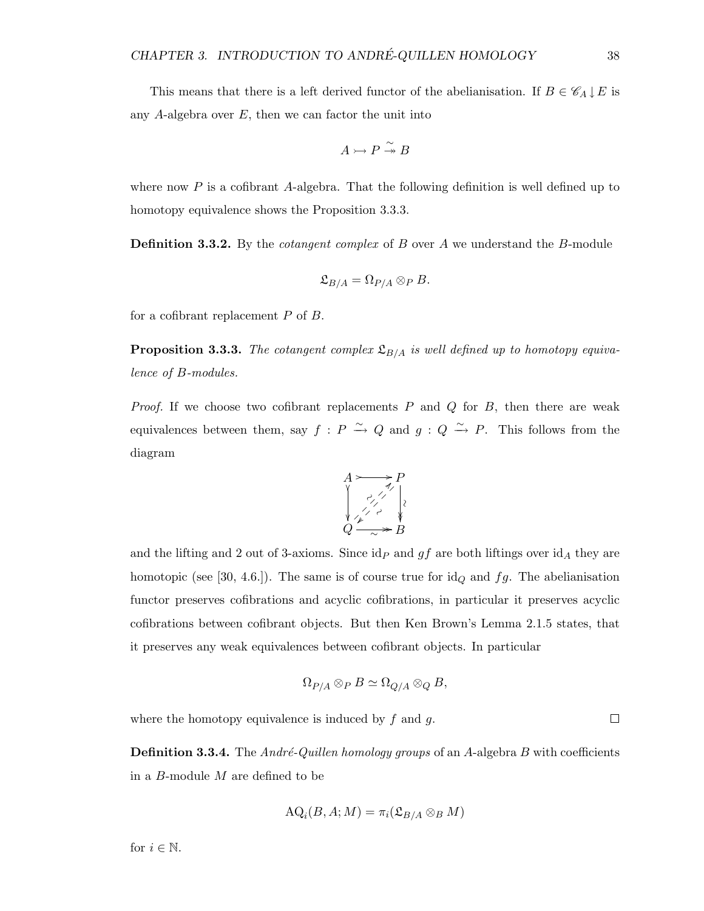This means that there is a left derived functor of the abelianisation. If $B \in \mathscr{C}_A \downarrow E$ is any $A$-algebra over $E$, then we can factor the unit into

$$A \rightarrowtail P \overset{\sim}{\twoheadrightarrow} B$$

where now $P$ is a cofibrant $A$-algebra. That the following definition is well defined up to homotopy equivalence shows the Proposition 3.3.3.

**Definition 3.3.2.** By the *cotangent complex* of $B$ over $A$ we understand the $B$-module

$$\mathfrak{L}_{B/A} = \Omega_{P/A} \otimes_P B.$$

for a cofibrant replacement $P$ of $B$.

**Proposition 3.3.3.** *The cotangent complex $\mathfrak{L}_{B/A}$ is well defined up to homotopy equivalence of $B$-modules.*

*Proof.* If we choose two cofibrant replacements $P$ and $Q$ for $B$, then there are weak equivalences between them, say $f : P \xrightarrow{\sim} Q$ and $g : Q \xrightarrow{\sim} P$. This follows from the diagram

$$\begin{array}{ccc} A & \rightarrowtail & P \\ \downarrow & \overset{\sim}{\nearrow} \; \overset{\sim}{\swarrow} & \downarrow \wr \\ Q & \overset{\sim}{\twoheadrightarrow} & B \end{array}$$

and the lifting and 2 out of 3-axioms. Since $\mathrm{id}_P$ and $gf$ are both liftings over $\mathrm{id}_A$ they are homotopic (see [30, 4.6.]). The same is of course true for $\mathrm{id}_Q$ and $fg$. The abelianisation functor preserves cofibrations and acyclic cofibrations, in particular it preserves acyclic cofibrations between cofibrant objects. But then Ken Brown's Lemma 2.1.5 states, that it preserves any weak equivalences between cofibrant objects. In particular

$$\Omega_{P/A} \otimes_P B \simeq \Omega_{Q/A} \otimes_Q B,$$

where the homotopy equivalence is induced by $f$ and $g$. $\square$

**Definition 3.3.4.** The *André-Quillen homology groups* of an $A$-algebra $B$ with coefficients in a $B$-module $M$ are defined to be

$$\mathrm{AQ}_i(B, A; M) = \pi_i(\mathfrak{L}_{B/A} \otimes_B M)$$

for $i \in \mathbb{N}$.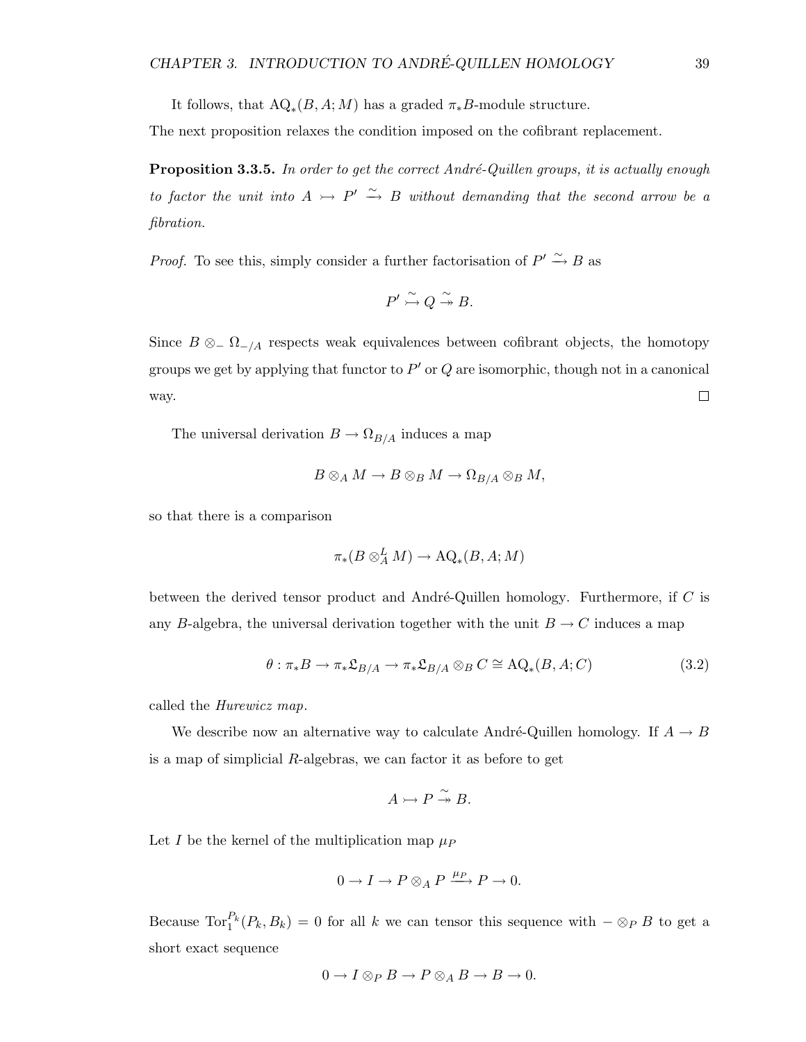It follows, that $\mathrm{AQ}_*(B, A; M)$ has a graded $\pi_* B$-module structure.

The next proposition relaxes the condition imposed on the cofibrant replacement.

**Proposition 3.3.5.** *In order to get the correct André-Quillen groups, it is actually enough to factor the unit into $A \rightarrowtail P' \xrightarrow{\sim} B$ without demanding that the second arrow be a fibration.*

*Proof.* To see this, simply consider a further factorisation of $P' \xrightarrow{\sim} B$ as

$$P' \overset{\sim}{\rightarrowtail} Q \overset{\sim}{\twoheadrightarrow} B.$$

Since $B \otimes_{-} \Omega_{-/A}$ respects weak equivalences between cofibrant objects, the homotopy groups we get by applying that functor to $P'$ or $Q$ are isomorphic, though not in a canonical way. $\square$

The universal derivation $B \to \Omega_{B/A}$ induces a map

$$B \otimes_A M \to B \otimes_B M \to \Omega_{B/A} \otimes_B M,$$

so that there is a comparison

$$\pi_*(B \otimes_A^L M) \to \mathrm{AQ}_*(B, A; M)$$

between the derived tensor product and André-Quillen homology. Furthermore, if $C$ is any $B$-algebra, the universal derivation together with the unit $B \to C$ induces a map

$$\theta : \pi_* B \to \pi_* \mathfrak{L}_{B/A} \to \pi_* \mathfrak{L}_{B/A} \otimes_B C \cong \mathrm{AQ}_*(B, A; C) \tag{3.2}$$

called the *Hurewicz map*.

We describe now an alternative way to calculate André-Quillen homology. If $A \to B$ is a map of simplicial $R$-algebras, we can factor it as before to get

$$A \rightarrowtail P \overset{\sim}{\twoheadrightarrow} B.$$

Let $I$ be the kernel of the multiplication map $\mu_P$

$$0 \to I \to P \otimes_A P \xrightarrow{\mu_P} P \to 0.$$

Because $\mathrm{Tor}_1^{P_k}(P_k, B_k) = 0$ for all $k$ we can tensor this sequence with $- \otimes_P B$ to get a short exact sequence

$$0 \to I \otimes_P B \to P \otimes_A B \to B \to 0.$$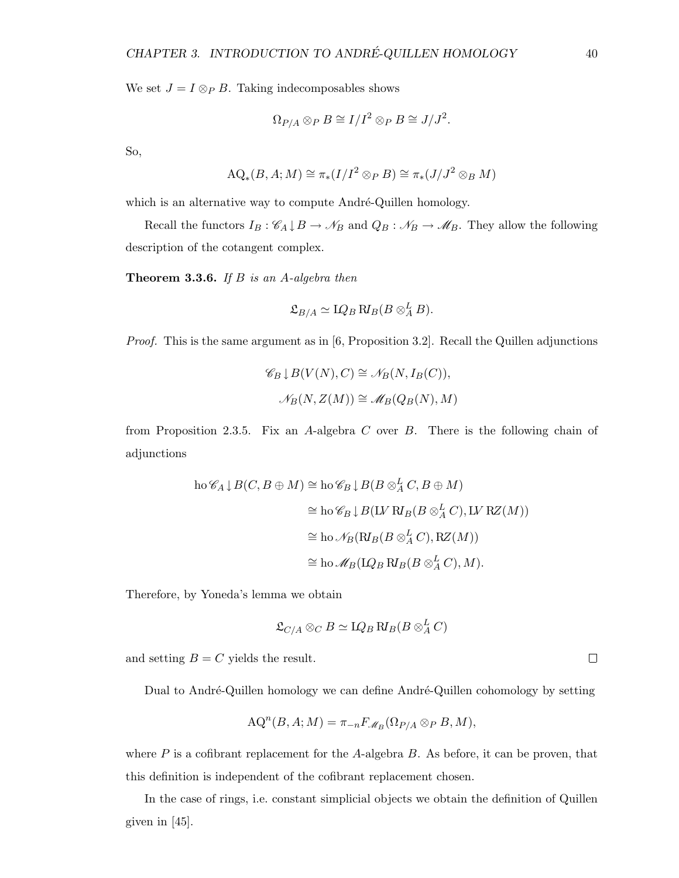We set $J = I \otimes_P B$. Taking indecomposables shows

$$\Omega_{P/A} \otimes_P B \cong I/I^2 \otimes_P B \cong J/J^2.$$

So,

$$\mathrm{AQ}_*(B, A; M) \cong \pi_*(I/I^2 \otimes_P B) \cong \pi_*(J/J^2 \otimes_B M)$$

which is an alternative way to compute André-Quillen homology.

Recall the functors $I_B : \mathscr{C}_A \downarrow B \to \mathscr{N}_B$ and $Q_B : \mathscr{N}_B \to \mathscr{M}_B$. They allow the following description of the cotangent complex.

**Theorem 3.3.6.** *If $B$ is an $A$-algebra then*

$$\mathfrak{L}_{B/A} \simeq \mathbb{L}Q_B \, \mathbb{R}I_B(B \otimes_A^L B).$$

*Proof.* This is the same argument as in [6, Proposition 3.2]. Recall the Quillen adjunctions

$$\mathscr{C}_B \downarrow B(V(N), C) \cong \mathscr{N}_B(N, I_B(C)),$$
$$\mathscr{N}_B(N, Z(M)) \cong \mathscr{M}_B(Q_B(N), M)$$

from Proposition 2.3.5. Fix an $A$-algebra $C$ over $B$. There is the following chain of adjunctions

$$\begin{aligned}
\mathrm{ho}\,\mathscr{C}_A \downarrow B(C, B \oplus M) &\cong \mathrm{ho}\,\mathscr{C}_B \downarrow B(B \otimes_A^L C, B \oplus M) \\
&\cong \mathrm{ho}\,\mathscr{C}_B \downarrow B(\mathbb{L}V \, \mathbb{R}I_B(B \otimes_A^L C), \mathbb{L}V \, \mathbb{R}Z(M)) \\
&\cong \mathrm{ho}\,\mathscr{N}_B(\mathbb{R}I_B(B \otimes_A^L C), \mathbb{R}Z(M)) \\
&\cong \mathrm{ho}\,\mathscr{M}_B(\mathbb{L}Q_B \, \mathbb{R}I_B(B \otimes_A^L C), M).
\end{aligned}$$

Therefore, by Yoneda's lemma we obtain

$$\mathfrak{L}_{C/A} \otimes_C B \simeq \mathbb{L}Q_B \, \mathbb{R}I_B(B \otimes_A^L C)$$

and setting $B = C$ yields the result. $\square$

Dual to André-Quillen homology we can define André-Quillen cohomology by setting

$$\mathrm{AQ}^n(B, A; M) = \pi_{-n} F_{\mathscr{M}_B}(\Omega_{P/A} \otimes_P B, M),$$

where $P$ is a cofibrant replacement for the $A$-algebra $B$. As before, it can be proven, that this definition is independent of the cofibrant replacement chosen.

In the case of rings, i.e. constant simplicial objects we obtain the definition of Quillen given in [45].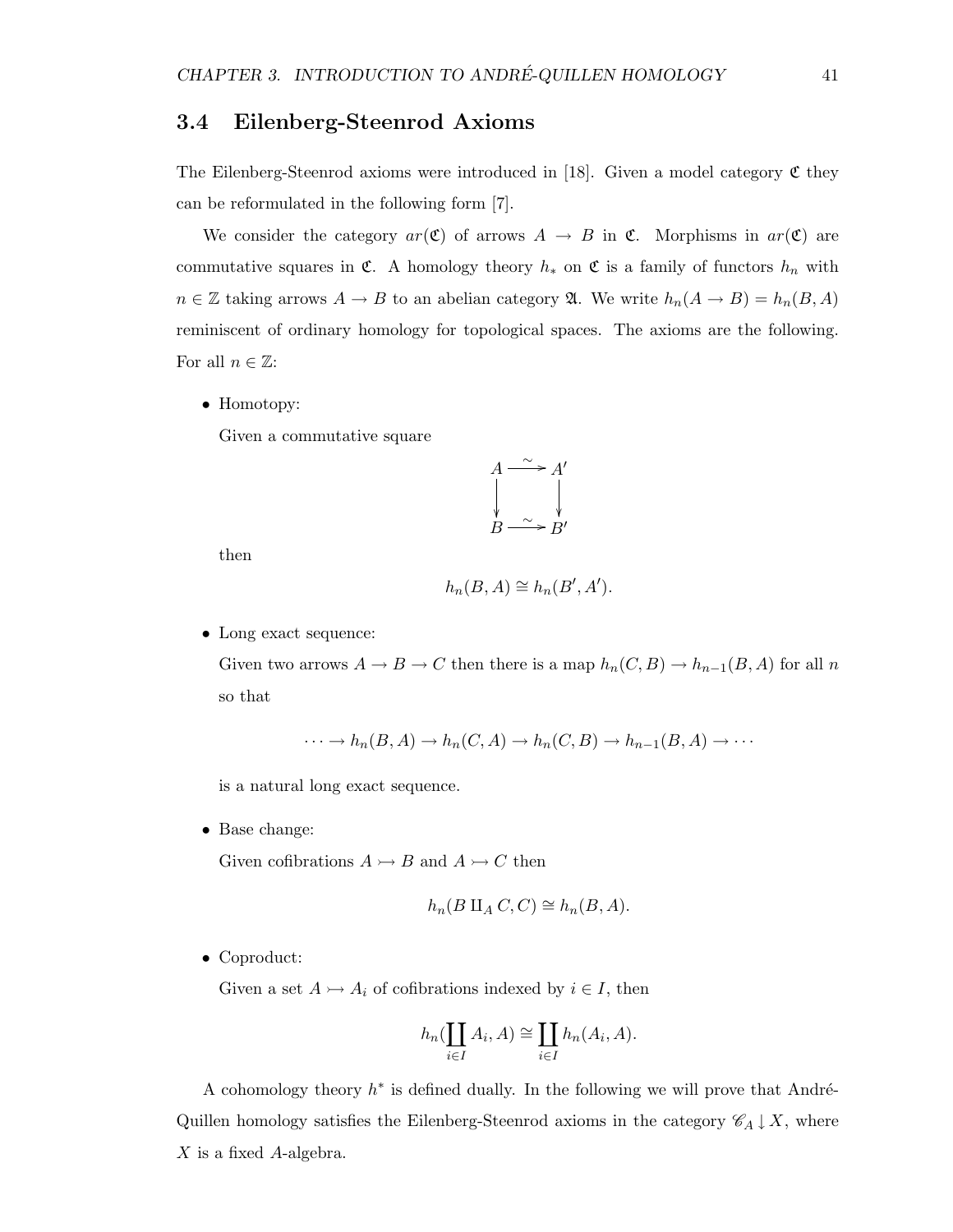## 3.4 Eilenberg-Steenrod Axioms

The Eilenberg-Steenrod axioms were introduced in [18]. Given a model category $\mathfrak{C}$ they can be reformulated in the following form [7].

We consider the category $ar(\mathfrak{C})$ of arrows $A \to B$ in $\mathfrak{C}$. Morphisms in $ar(\mathfrak{C})$ are commutative squares in $\mathfrak{C}$. A homology theory $h_*$ on $\mathfrak{C}$ is a family of functors $h_n$ with $n \in \mathbb{Z}$ taking arrows $A \to B$ to an abelian category $\mathfrak{A}$. We write $h_n(A \to B) = h_n(B, A)$ reminiscent of ordinary homology for topological spaces. The axioms are the following. For all $n \in \mathbb{Z}$:

- Homotopy:

  Given a commutative square

$$\begin{array}{ccc} A & \xrightarrow{\sim} & A' \\ \downarrow & & \downarrow \\ B & \xrightarrow{\sim} & B' \end{array}$$

  then

$$h_n(B, A) \cong h_n(B', A').$$

- Long exact sequence:

  Given two arrows $A \to B \to C$ then there is a map $h_n(C, B) \to h_{n-1}(B, A)$ for all $n$ so that

$$\cdots \to h_n(B, A) \to h_n(C, A) \to h_n(C, B) \to h_{n-1}(B, A) \to \cdots$$

  is a natural long exact sequence.

- Base change:

  Given cofibrations $A \rightarrowtail B$ and $A \rightarrowtail C$ then

$$h_n(B \amalg_A C, C) \cong h_n(B, A).$$

- Coproduct:

  Given a set $A \rightarrowtail A_i$ of cofibrations indexed by $i \in I$, then

$$h_n(\coprod_{i \in I} A_i, A) \cong \coprod_{i \in I} h_n(A_i, A).$$

A cohomology theory $h^*$ is defined dually. In the following we will prove that André-Quillen homology satisfies the Eilenberg-Steenrod axioms in the category $\mathscr{C}_A \downarrow X$, where $X$ is a fixed $A$-algebra.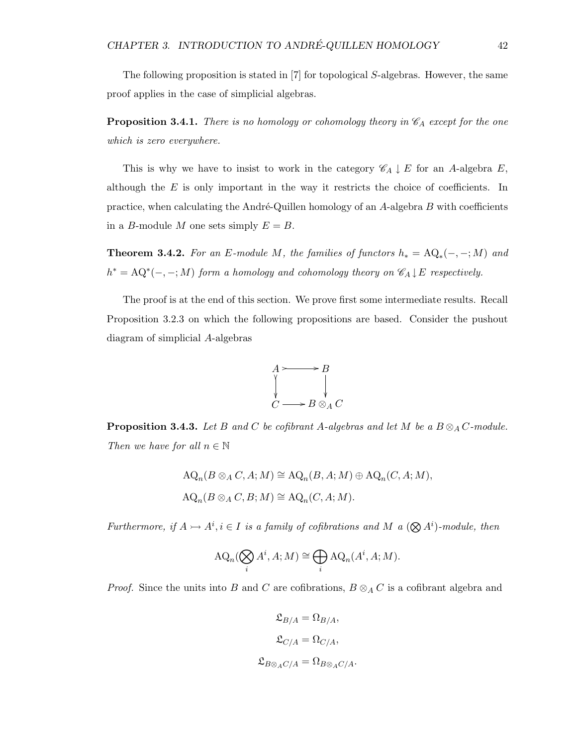The following proposition is stated in [7] for topological $S$-algebras. However, the same proof applies in the case of simplicial algebras.

**Proposition 3.4.1.** *There is no homology or cohomology theory in $\mathscr{C}_A$ except for the one which is zero everywhere.*

This is why we have to insist to work in the category $\mathscr{C}_A \downarrow E$ for an $A$-algebra $E$, although the $E$ is only important in the way it restricts the choice of coefficients. In practice, when calculating the André-Quillen homology of an $A$-algebra $B$ with coefficients in a $B$-module $M$ one sets simply $E = B$.

**Theorem 3.4.2.** *For an $E$-module $M$, the families of functors $h_* = \mathrm{AQ}_*(-,-;M)$ and $h^* = \mathrm{AQ}^*(-,-;M)$ form a homology and cohomology theory on $\mathscr{C}_A \downarrow E$ respectively.*

The proof is at the end of this section. We prove first some intermediate results. Recall Proposition 3.2.3 on which the following propositions are based. Consider the pushout diagram of simplicial $A$-algebras

$$\begin{array}{ccc} A & \rightarrowtail & B \\ \downarrow & & \downarrow \\ C & \longrightarrow & B \otimes_A C \end{array}$$

**Proposition 3.4.3.** *Let $B$ and $C$ be cofibrant $A$-algebras and let $M$ be a $B \otimes_A C$-module. Then we have for all $n \in \mathbb{N}$*

$$\mathrm{AQ}_n(B \otimes_A C, A; M) \cong \mathrm{AQ}_n(B, A; M) \oplus \mathrm{AQ}_n(C, A; M),$$
$$\mathrm{AQ}_n(B \otimes_A C, B; M) \cong \mathrm{AQ}_n(C, A; M).$$

*Furthermore, if $A \rightarrowtail A^i, i \in I$ is a family of cofibrations and $M$ a $(\bigotimes A^i)$-module, then*

$$\mathrm{AQ}_n(\bigotimes_i A^i, A; M) \cong \bigoplus_i \mathrm{AQ}_n(A^i, A; M).$$

*Proof.* Since the units into $B$ and $C$ are cofibrations, $B \otimes_A C$ is a cofibrant algebra and

$$\mathfrak{L}_{B/A} = \Omega_{B/A},$$
$$\mathfrak{L}_{C/A} = \Omega_{C/A},$$
$$\mathfrak{L}_{B \otimes_A C/A} = \Omega_{B \otimes_A C/A}.$$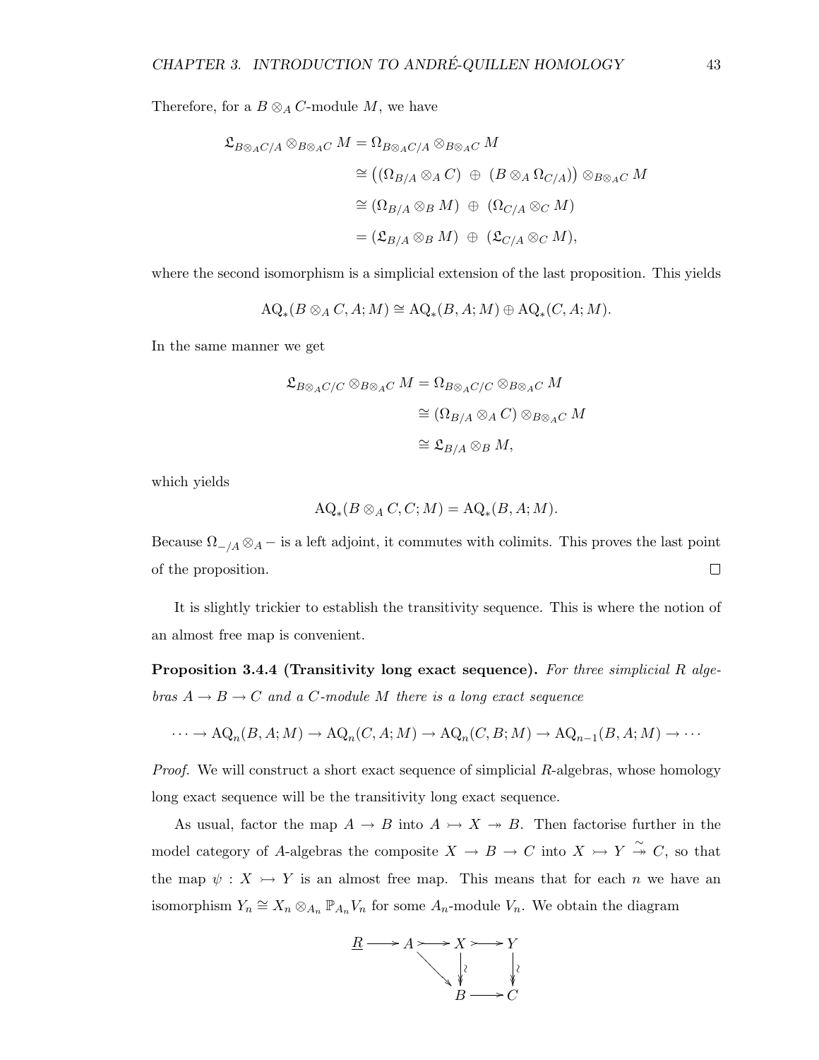Therefore, for a $B \otimes_A C$-module $M$, we have

$$
\begin{aligned}
\mathfrak{L}_{B\otimes_A C/A} \otimes_{B\otimes_A C} M &= \Omega_{B\otimes_A C/A} \otimes_{B\otimes_A C} M \\
&\cong \big((\Omega_{B/A} \otimes_A C) \ \oplus\ (B \otimes_A \Omega_{C/A})\big) \otimes_{B\otimes_A C} M \\
&\cong (\Omega_{B/A} \otimes_B M) \ \oplus\ (\Omega_{C/A} \otimes_C M) \\
&= (\mathfrak{L}_{B/A} \otimes_B M) \ \oplus\ (\mathfrak{L}_{C/A} \otimes_C M),
\end{aligned}
$$

where the second isomorphism is a simplicial extension of the last proposition. This yields

$$\mathrm{AQ}_*(B \otimes_A C, A; M) \cong \mathrm{AQ}_*(B, A; M) \oplus \mathrm{AQ}_*(C, A; M).$$

In the same manner we get

$$
\begin{aligned}
\mathfrak{L}_{B\otimes_A C/C} \otimes_{B\otimes_A C} M &= \Omega_{B\otimes_A C/C} \otimes_{B\otimes_A C} M \\
&\cong (\Omega_{B/A} \otimes_A C) \otimes_{B\otimes_A C} M \\
&\cong \mathfrak{L}_{B/A} \otimes_B M,
\end{aligned}
$$

which yields

$$\mathrm{AQ}_*(B \otimes_A C, C; M) = \mathrm{AQ}_*(B, A; M).$$

Because $\Omega_{-/A} \otimes_A -$ is a left adjoint, it commutes with colimits. This proves the last point of the proposition. □

It is slightly trickier to establish the transitivity sequence. This is where the notion of an almost free map is convenient.

**Proposition 3.4.4 (Transitivity long exact sequence).** *For three simplicial $R$ algebras $A \to B \to C$ and a $C$-module $M$ there is a long exact sequence*

$$\cdots \to \mathrm{AQ}_n(B, A; M) \to \mathrm{AQ}_n(C, A; M) \to \mathrm{AQ}_n(C, B; M) \to \mathrm{AQ}_{n-1}(B, A; M) \to \cdots$$

*Proof.* We will construct a short exact sequence of simplicial $R$-algebras, whose homology long exact sequence will be the transitivity long exact sequence.

As usual, factor the map $A \to B$ into $A \rightarrowtail X \twoheadrightarrow B$. Then factorise further in the model category of $A$-algebras the composite $X \to B \to C$ into $X \rightarrowtail Y \xrightarrow{\sim} C$, so that the map $\psi : X \rightarrowtail Y$ is an almost free map. This means that for each $n$ we have an isomorphism $Y_n \cong X_n \otimes_{A_n} \mathbb{P}_{A_n} V_n$ for some $A_n$-module $V_n$. We obtain the diagram

$$
\begin{array}{ccccccc}
\underline{R} & \longrightarrow & A & \rightarrowtail & X & \rightarrowtail & Y \\
 & & & \searrow & \big\downarrow\wr & & \big\downarrow\wr \\
 & & & & B & \longrightarrow & C
\end{array}
$$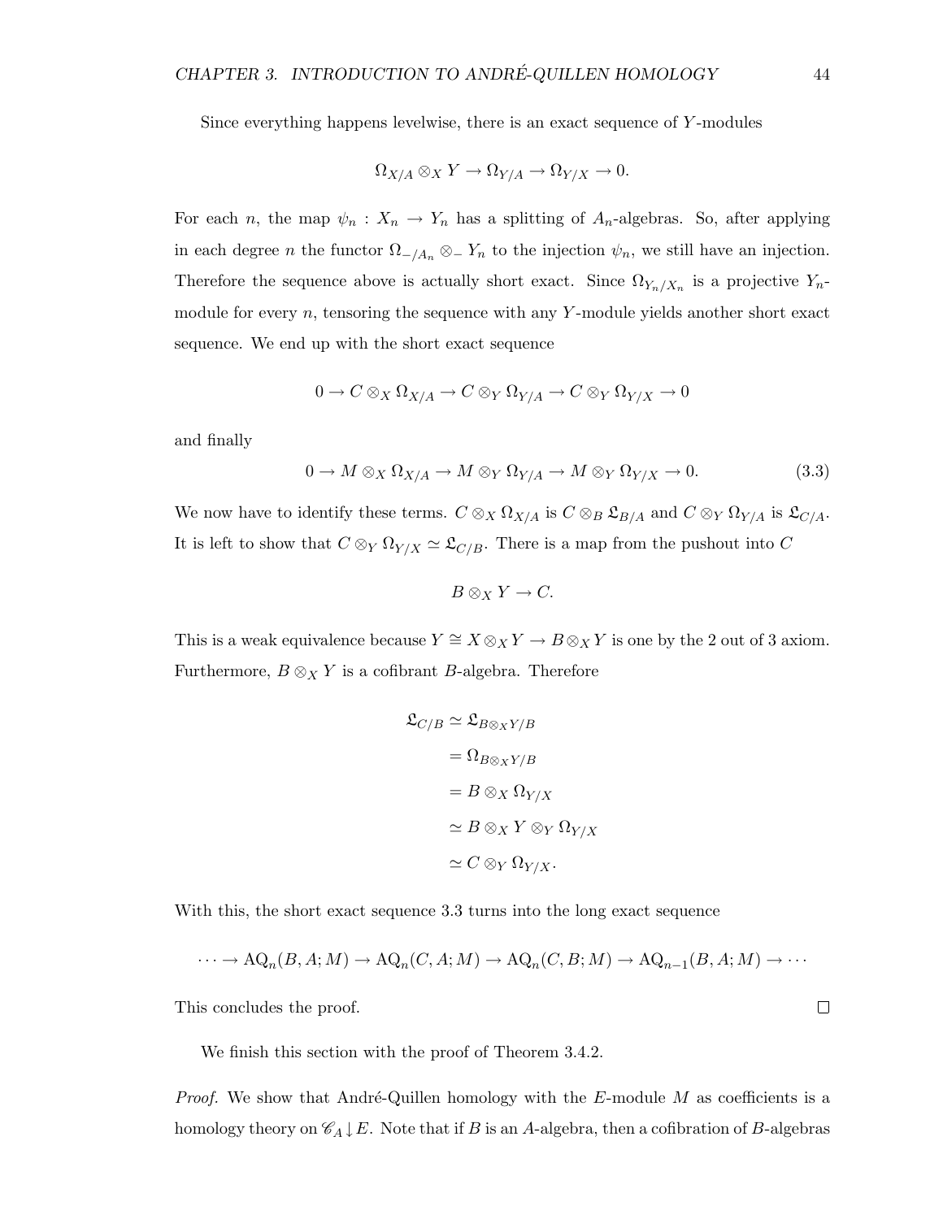Since everything happens levelwise, there is an exact sequence of $Y$-modules

$$\Omega_{X/A} \otimes_X Y \to \Omega_{Y/A} \to \Omega_{Y/X} \to 0.$$

For each $n$, the map $\psi_n : X_n \to Y_n$ has a splitting of $A_n$-algebras. So, after applying in each degree $n$ the functor $\Omega_{-/A_n} \otimes_- Y_n$ to the injection $\psi_n$, we still have an injection. Therefore the sequence above is actually short exact. Since $\Omega_{Y_n/X_n}$ is a projective $Y_n$-module for every $n$, tensoring the sequence with any $Y$-module yields another short exact sequence. We end up with the short exact sequence

$$0 \to C \otimes_X \Omega_{X/A} \to C \otimes_Y \Omega_{Y/A} \to C \otimes_Y \Omega_{Y/X} \to 0$$

and finally

$$0 \to M \otimes_X \Omega_{X/A} \to M \otimes_Y \Omega_{Y/A} \to M \otimes_Y \Omega_{Y/X} \to 0. \tag{3.3}$$

We now have to identify these terms. $C \otimes_X \Omega_{X/A}$ is $C \otimes_B \mathfrak{L}_{B/A}$ and $C \otimes_Y \Omega_{Y/A}$ is $\mathfrak{L}_{C/A}$. It is left to show that $C \otimes_Y \Omega_{Y/X} \simeq \mathfrak{L}_{C/B}$. There is a map from the pushout into $C$

$$B \otimes_X Y \to C.$$

This is a weak equivalence because $Y \cong X \otimes_X Y \to B \otimes_X Y$ is one by the 2 out of 3 axiom. Furthermore, $B \otimes_X Y$ is a cofibrant $B$-algebra. Therefore

$$\begin{aligned}
\mathfrak{L}_{C/B} &\simeq \mathfrak{L}_{B \otimes_X Y/B} \\
&= \Omega_{B \otimes_X Y/B} \\
&= B \otimes_X \Omega_{Y/X} \\
&\simeq B \otimes_X Y \otimes_Y \Omega_{Y/X} \\
&\simeq C \otimes_Y \Omega_{Y/X}.
\end{aligned}$$

With this, the short exact sequence 3.3 turns into the long exact sequence

$$\cdots \to \mathrm{AQ}_n(B, A; M) \to \mathrm{AQ}_n(C, A; M) \to \mathrm{AQ}_n(C, B; M) \to \mathrm{AQ}_{n-1}(B, A; M) \to \cdots$$

This concludes the proof. $\square$

We finish this section with the proof of Theorem 3.4.2.

*Proof.* We show that André-Quillen homology with the $E$-module $M$ as coefficients is a homology theory on $\mathscr{C}_A \downarrow E$. Note that if $B$ is an $A$-algebra, then a cofibration of $B$-algebras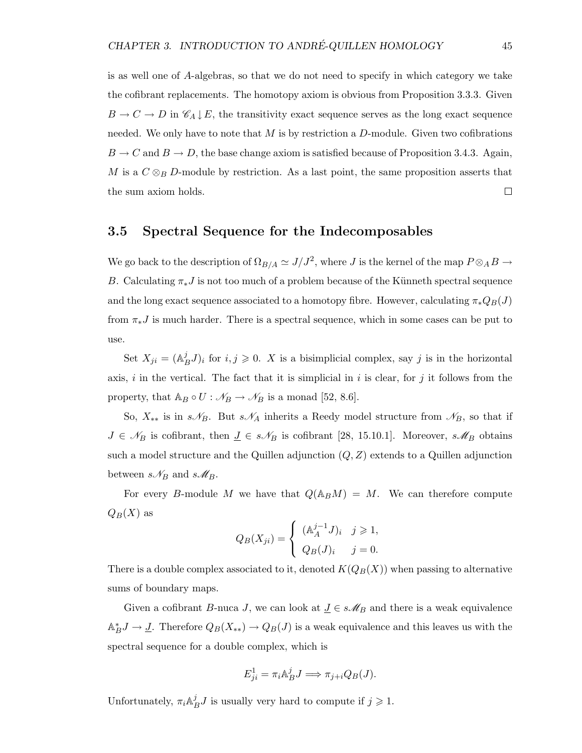is as well one of $A$-algebras, so that we do not need to specify in which category we take the cofibrant replacements. The homotopy axiom is obvious from Proposition 3.3.3. Given $B \to C \to D$ in $\mathscr{C}_A \downarrow E$, the transitivity exact sequence serves as the long exact sequence needed. We only have to note that $M$ is by restriction a $D$-module. Given two cofibrations $B \to C$ and $B \to D$, the base change axiom is satisfied because of Proposition 3.4.3. Again, $M$ is a $C \otimes_B D$-module by restriction. As a last point, the same proposition asserts that the sum axiom holds. □

## 3.5 Spectral Sequence for the Indecomposables

We go back to the description of $\Omega_{B/A} \simeq J/J^2$, where $J$ is the kernel of the map $P \otimes_A B \to B$. Calculating $\pi_* J$ is not too much of a problem because of the Künneth spectral sequence and the long exact sequence associated to a homotopy fibre. However, calculating $\pi_* Q_B(J)$ from $\pi_* J$ is much harder. There is a spectral sequence, which in some cases can be put to use.

Set $X_{ji} = (\mathbb{A}_B^j J)_i$ for $i, j \geqslant 0$. $X$ is a bisimplicial complex, say $j$ is in the horizontal axis, $i$ in the vertical. The fact that it is simplicial in $i$ is clear, for $j$ it follows from the property, that $\mathbb{A}_B \circ U : \mathscr{N}_B \to \mathscr{N}_B$ is a monad [52, 8.6].

So, $X_{**}$ is in $s\mathscr{N}_B$. But $s\mathscr{N}_A$ inherits a Reedy model structure from $\mathscr{N}_B$, so that if $J \in \mathscr{N}_B$ is cofibrant, then $\underline{J} \in s\mathscr{N}_B$ is cofibrant [28, 15.10.1]. Moreover, $s\mathscr{M}_B$ obtains such a model structure and the Quillen adjunction $(Q, Z)$ extends to a Quillen adjunction between $s\mathscr{N}_B$ and $s\mathscr{M}_B$.

For every $B$-module $M$ we have that $Q(\mathbb{A}_B M) = M$. We can therefore compute $Q_B(X)$ as

$$Q_B(X_{ji}) = \begin{cases} (\mathbb{A}_A^{j-1} J)_i & j \geqslant 1, \\ Q_B(J)_i & j = 0. \end{cases}$$

There is a double complex associated to it, denoted $K(Q_B(X))$ when passing to alternative sums of boundary maps.

Given a cofibrant $B$-nuca $J$, we can look at $\underline{J} \in s\mathscr{M}_B$ and there is a weak equivalence $\mathbb{A}_B^* J \to \underline{J}$. Therefore $Q_B(X_{**}) \to Q_B(J)$ is a weak equivalence and this leaves us with the spectral sequence for a double complex, which is

$$E^1_{ji} = \pi_i \mathbb{A}_B^j J \Longrightarrow \pi_{j+i} Q_B(J).$$

Unfortunately, $\pi_i \mathbb{A}_B^j J$ is usually very hard to compute if $j \geqslant 1$.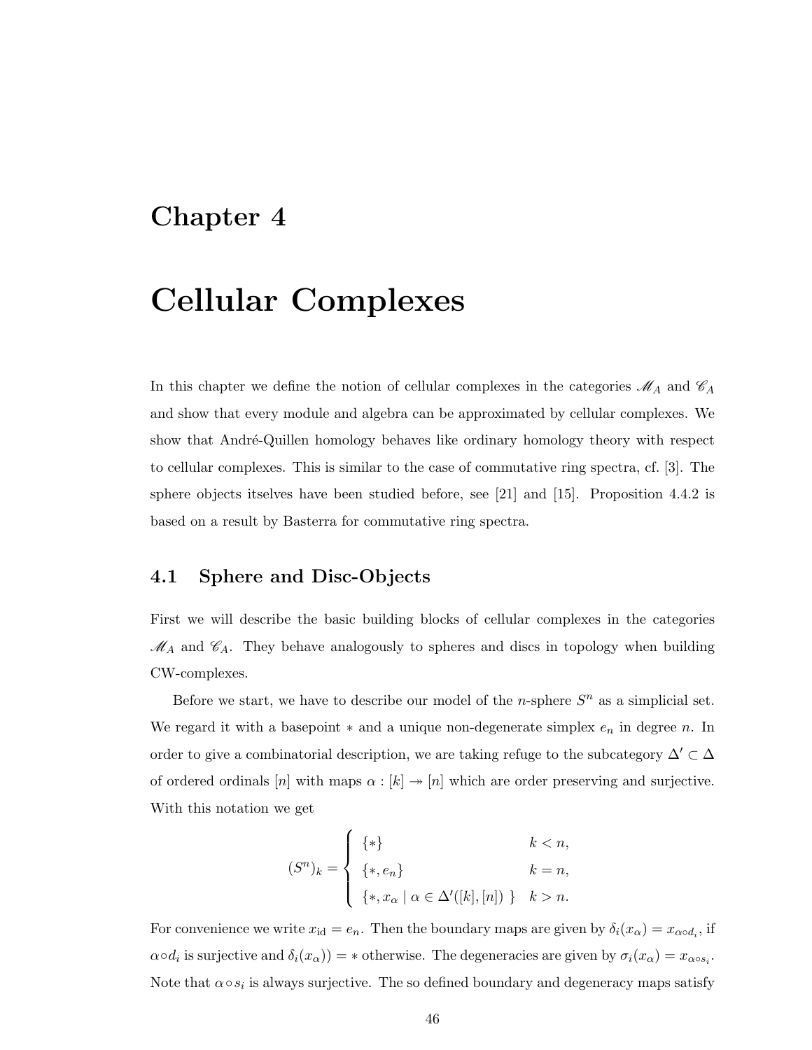# Chapter 4

# Cellular Complexes

In this chapter we define the notion of cellular complexes in the categories $\mathscr{M}_A$ and $\mathscr{C}_A$ and show that every module and algebra can be approximated by cellular complexes. We show that André-Quillen homology behaves like ordinary homology theory with respect to cellular complexes. This is similar to the case of commutative ring spectra, cf. [3]. The sphere objects itselves have been studied before, see [21] and [15]. Proposition 4.4.2 is based on a result by Basterra for commutative ring spectra.

## 4.1 Sphere and Disc-Objects

First we will describe the basic building blocks of cellular complexes in the categories $\mathscr{M}_A$ and $\mathscr{C}_A$. They behave analogously to spheres and discs in topology when building CW-complexes.

Before we start, we have to describe our model of the $n$-sphere $S^n$ as a simplicial set. We regard it with a basepoint $*$ and a unique non-degenerate simplex $e_n$ in degree $n$. In order to give a combinatorial description, we are taking refuge to the subcategory $\Delta' \subset \Delta$ of ordered ordinals $[n]$ with maps $\alpha : [k] \twoheadrightarrow [n]$ which are order preserving and surjective. With this notation we get

$$(S^n)_k = \begin{cases} \{*\} & k < n, \\ \{*, e_n\} & k = n, \\ \{*, x_\alpha \mid \alpha \in \Delta'([k],[n]) \ \} & k > n. \end{cases}$$

For convenience we write $x_{\mathrm{id}} = e_n$. Then the boundary maps are given by $\delta_i(x_\alpha) = x_{\alpha \circ d_i}$, if $\alpha \circ d_i$ is surjective and $\delta_i(x_\alpha)) = *$ otherwise. The degeneracies are given by $\sigma_i(x_\alpha) = x_{\alpha \circ s_i}$. Note that $\alpha \circ s_i$ is always surjective. The so defined boundary and degeneracy maps satisfy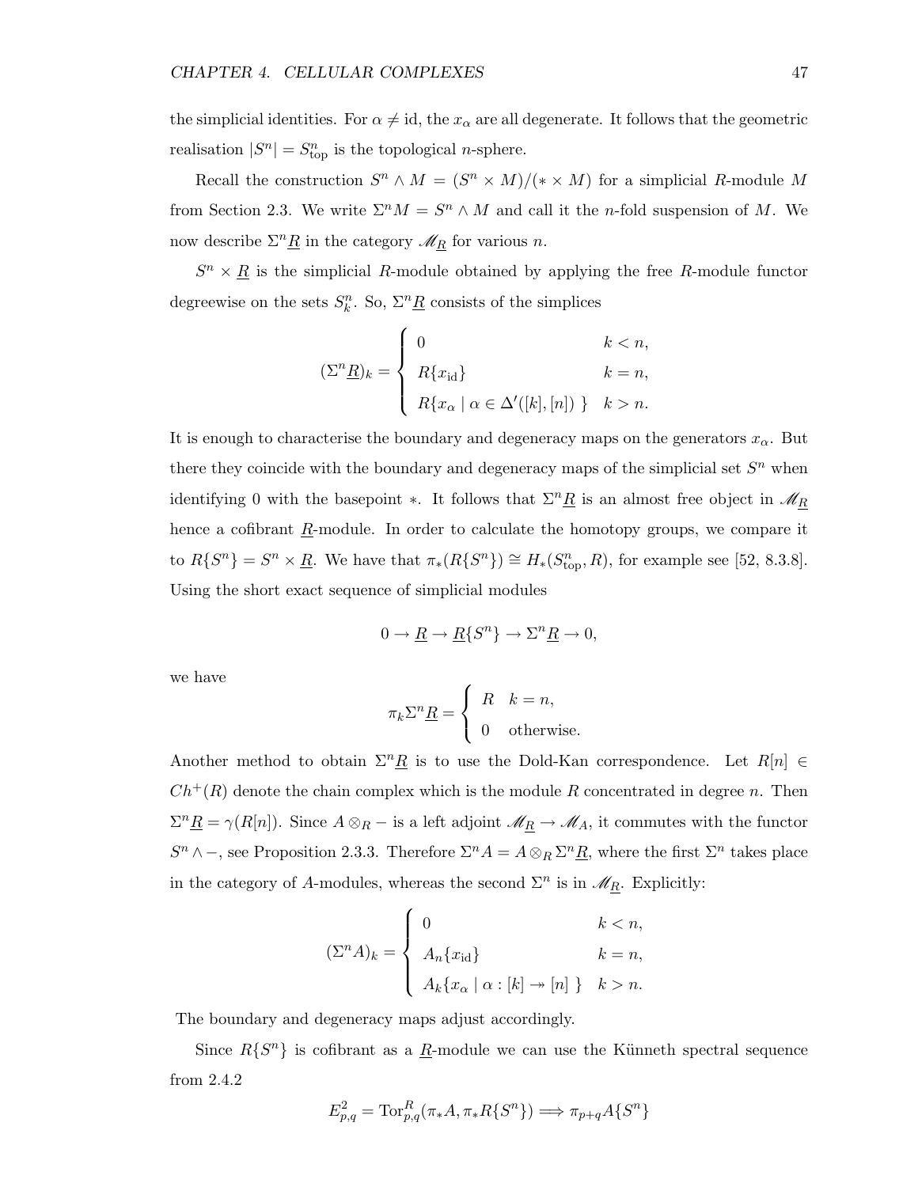the simplicial identities. For $\alpha \neq \mathrm{id}$, the $x_\alpha$ are all degenerate. It follows that the geometric realisation $|S^n| = S^n_{\mathrm{top}}$ is the topological $n$-sphere.

Recall the construction $S^n \wedge M = (S^n \times M)/(* \times M)$ for a simplicial $R$-module $M$ from Section 2.3. We write $\Sigma^n M = S^n \wedge M$ and call it the $n$-fold suspension of $M$. We now describe $\Sigma^n \underline{R}$ in the category $\mathscr{M}_{\underline{R}}$ for various $n$.

$S^n \times \underline{R}$ is the simplicial $R$-module obtained by applying the free $R$-module functor degreewise on the sets $S^n_k$. So, $\Sigma^n \underline{R}$ consists of the simplices

$$(\Sigma^n \underline{R})_k = \begin{cases} 0 & k < n, \\ R\{x_{\mathrm{id}}\} & k = n, \\ R\{x_\alpha \mid \alpha \in \Delta'([k],[n])\ \} & k > n. \end{cases}$$

It is enough to characterise the boundary and degeneracy maps on the generators $x_\alpha$. But there they coincide with the boundary and degeneracy maps of the simplicial set $S^n$ when identifying 0 with the basepoint $*$. It follows that $\Sigma^n \underline{R}$ is an almost free object in $\mathscr{M}_{\underline{R}}$ hence a cofibrant $\underline{R}$-module. In order to calculate the homotopy groups, we compare it to $R\{S^n\} = S^n \times \underline{R}$. We have that $\pi_*(R\{S^n\}) \cong H_*(S^n_{\mathrm{top}}, R)$, for example see [52, 8.3.8]. Using the short exact sequence of simplicial modules

$$0 \to \underline{R} \to \underline{R}\{S^n\} \to \Sigma^n \underline{R} \to 0,$$

we have

$$\pi_k \Sigma^n \underline{R} = \begin{cases} R & k = n, \\ 0 & \text{otherwise.} \end{cases}$$

Another method to obtain $\Sigma^n \underline{R}$ is to use the Dold-Kan correspondence. Let $R[n] \in Ch^+(R)$ denote the chain complex which is the module $R$ concentrated in degree $n$. Then $\Sigma^n \underline{R} = \gamma(R[n])$. Since $A \otimes_R -$ is a left adjoint $\mathscr{M}_{\underline{R}} \to \mathscr{M}_A$, it commutes with the functor $S^n \wedge -$, see Proposition 2.3.3. Therefore $\Sigma^n A = A \otimes_R \Sigma^n \underline{R}$, where the first $\Sigma^n$ takes place in the category of $A$-modules, whereas the second $\Sigma^n$ is in $\mathscr{M}_{\underline{R}}$. Explicitly:

$$(\Sigma^n A)_k = \begin{cases} 0 & k < n, \\ A_n\{x_{\mathrm{id}}\} & k = n, \\ A_k\{x_\alpha \mid \alpha : [k] \twoheadrightarrow [n]\ \} & k > n. \end{cases}$$

The boundary and degeneracy maps adjust accordingly.

Since $R\{S^n\}$ is cofibrant as a $\underline{R}$-module we can use the Künneth spectral sequence from 2.4.2

$$E^2_{p,q} = \mathrm{Tor}^R_{p,q}(\pi_* A, \pi_* R\{S^n\}) \Longrightarrow \pi_{p+q} A\{S^n\}$$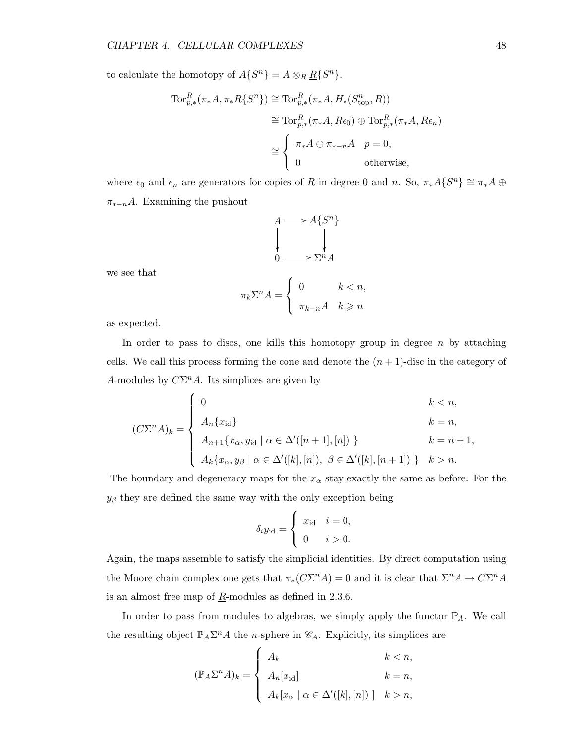to calculate the homotopy of $A\{S^n\} = A \otimes_R \underline{R}\{S^n\}$.

$$
\begin{aligned}
\mathrm{Tor}^R_{p,*}(\pi_* A, \pi_* R\{S^n\}) &\cong \mathrm{Tor}^R_{p,*}(\pi_* A, H_*(S^n_{\mathrm{top}}, R)) \\
&\cong \mathrm{Tor}^R_{p,*}(\pi_* A, R\epsilon_0) \oplus \mathrm{Tor}^R_{p,*}(\pi_* A, R\epsilon_n) \\
&\cong \begin{cases} \pi_* A \oplus \pi_{*-n} A & p = 0, \\ 0 & \text{otherwise}, \end{cases}
\end{aligned}
$$

where $\epsilon_0$ and $\epsilon_n$ are generators for copies of $R$ in degree 0 and $n$. So, $\pi_* A\{S^n\} \cong \pi_* A \oplus \pi_{*-n} A$. Examining the pushout

$$
\begin{array}{ccc}
A & \longrightarrow & A\{S^n\} \\
\downarrow & & \downarrow \\
0 & \longrightarrow & \Sigma^n A
\end{array}
$$

we see that

$$
\pi_k \Sigma^n A = \begin{cases} 0 & k < n, \\ \pi_{k-n} A & k \geqslant n \end{cases}
$$

as expected.

In order to pass to discs, one kills this homotopy group in degree $n$ by attaching cells. We call this process forming the cone and denote the $(n+1)$-disc in the category of $A$-modules by $C\Sigma^n A$. Its simplices are given by

$$
(C\Sigma^n A)_k = \begin{cases} 0 & k < n, \\ A_n\{x_{\mathrm{id}}\} & k = n, \\ A_{n+1}\{x_\alpha, y_{\mathrm{id}} \mid \alpha \in \Delta'([n+1],[n]) \ \} & k = n+1, \\ A_k\{x_\alpha, y_\beta \mid \alpha \in \Delta'([k],[n]),\ \beta \in \Delta'([k],[n+1]) \ \} & k > n. \end{cases}
$$

The boundary and degeneracy maps for the $x_\alpha$ stay exactly the same as before. For the $y_\beta$ they are defined the same way with the only exception being

$$
\delta_i y_{\mathrm{id}} = \begin{cases} x_{\mathrm{id}} & i = 0, \\ 0 & i > 0. \end{cases}
$$

Again, the maps assemble to satisfy the simplicial identities. By direct computation using the Moore chain complex one gets that $\pi_*(C\Sigma^n A) = 0$ and it is clear that $\Sigma^n A \to C\Sigma^n A$ is an almost free map of $\underline{R}$-modules as defined in 2.3.6.

In order to pass from modules to algebras, we simply apply the functor $\mathbb{P}_A$. We call the resulting object $\mathbb{P}_A \Sigma^n A$ the $n$-sphere in $\mathscr{C}_A$. Explicitly, its simplices are

$$
(\mathbb{P}_A \Sigma^n A)_k = \begin{cases} A_k & k < n, \\ A_n[x_{\mathrm{id}}] & k = n, \\ A_k[x_\alpha \mid \alpha \in \Delta'([k],[n]) \ ] & k > n, \end{cases}
$$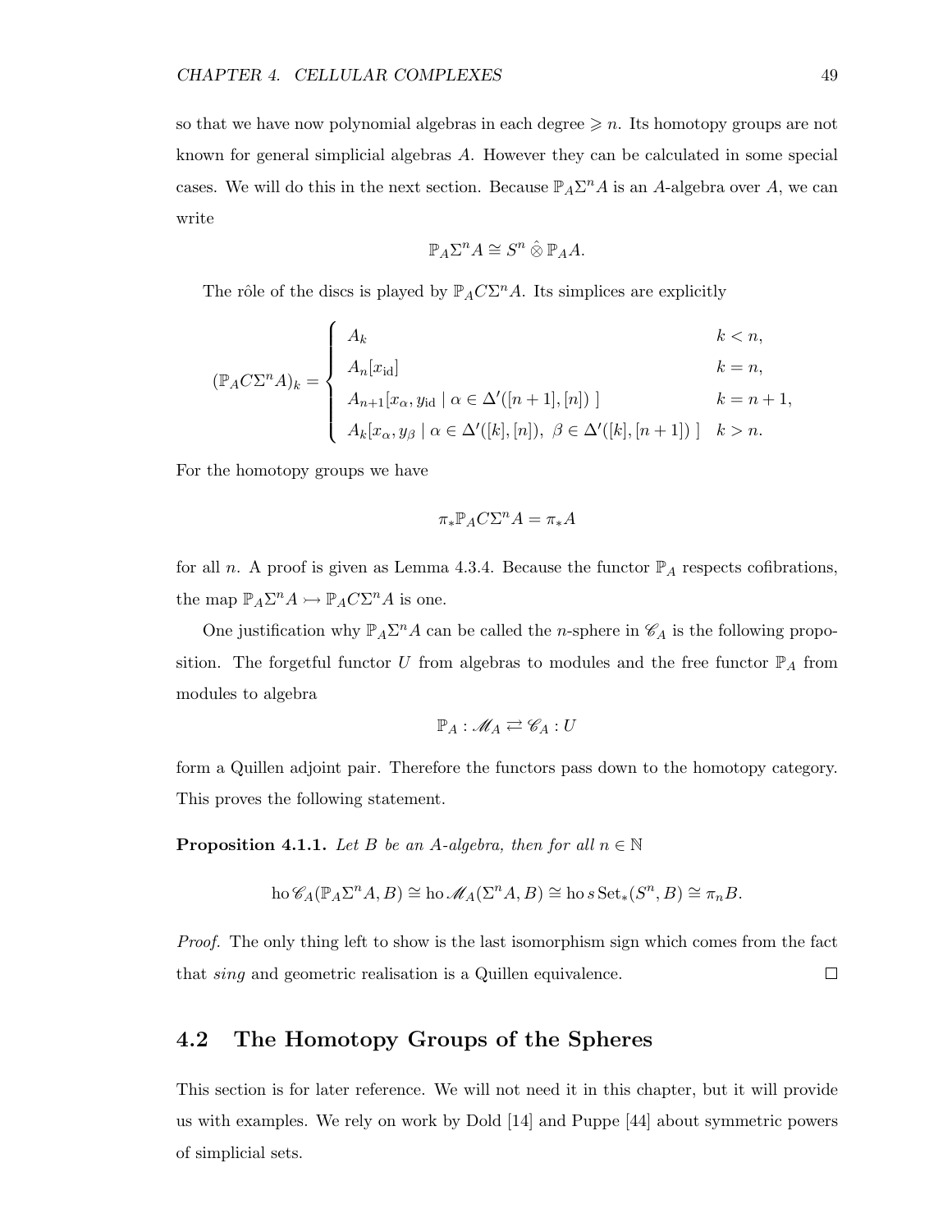so that we have now polynomial algebras in each degree $\geqslant n$. Its homotopy groups are not known for general simplicial algebras $A$. However they can be calculated in some special cases. We will do this in the next section. Because $\mathbb{P}_A \Sigma^n A$ is an $A$-algebra over $A$, we can write

$$\mathbb{P}_A \Sigma^n A \cong S^n \hat{\otimes} \mathbb{P}_A A.$$

The rôle of the discs is played by $\mathbb{P}_A C \Sigma^n A$. Its simplices are explicitly

$$(\mathbb{P}_A C\Sigma^n A)_k = \begin{cases} A_k & k < n, \\ A_n[x_{\mathrm{id}}] & k = n, \\ A_{n+1}[x_\alpha, y_{\mathrm{id}} \mid \alpha \in \Delta'([n+1],[n])\ ] & k = n+1, \\ A_k[x_\alpha, y_\beta \mid \alpha \in \Delta'([k],[n]),\ \beta \in \Delta'([k],[n+1])\ ] & k > n. \end{cases}$$

For the homotopy groups we have

$$\pi_* \mathbb{P}_A C \Sigma^n A = \pi_* A$$

for all $n$. A proof is given as Lemma 4.3.4. Because the functor $\mathbb{P}_A$ respects cofibrations, the map $\mathbb{P}_A \Sigma^n A \rightarrowtail \mathbb{P}_A C\Sigma^n A$ is one.

One justification why $\mathbb{P}_A \Sigma^n A$ can be called the $n$-sphere in $\mathscr{C}_A$ is the following proposition. The forgetful functor $U$ from algebras to modules and the free functor $\mathbb{P}_A$ from modules to algebra

$$\mathbb{P}_A : \mathscr{M}_A \rightleftarrows \mathscr{C}_A : U$$

form a Quillen adjoint pair. Therefore the functors pass down to the homotopy category. This proves the following statement.

**Proposition 4.1.1.** *Let $B$ be an $A$-algebra, then for all $n \in \mathbb{N}$*

$$\mathrm{ho}\,\mathscr{C}_A(\mathbb{P}_A \Sigma^n A, B) \cong \mathrm{ho}\,\mathscr{M}_A(\Sigma^n A, B) \cong \mathrm{ho}\, s\,\mathrm{Set}_*(S^n, B) \cong \pi_n B.$$

*Proof.* The only thing left to show is the last isomorphism sign which comes from the fact that *sing* and geometric realisation is a Quillen equivalence. □

## 4.2 The Homotopy Groups of the Spheres

This section is for later reference. We will not need it in this chapter, but it will provide us with examples. We rely on work by Dold [14] and Puppe [44] about symmetric powers of simplicial sets.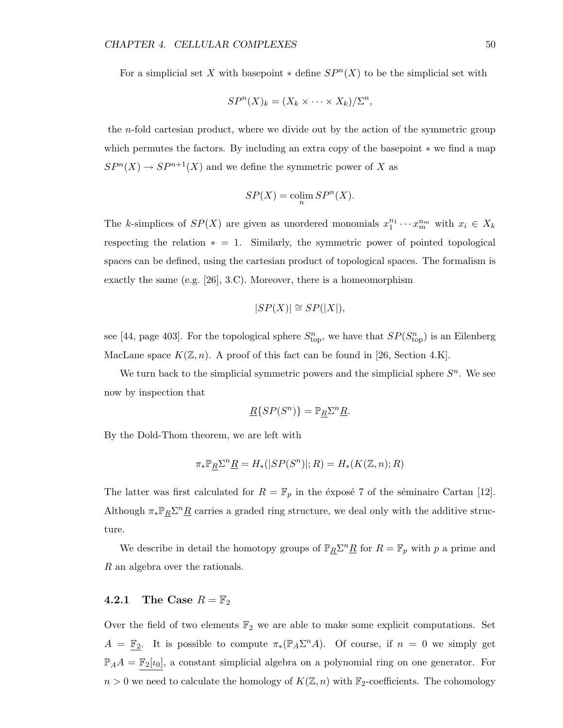For a simplicial set $X$ with basepoint $*$ define $SP^n(X)$ to be the simplicial set with

$$SP^n(X)_k = (X_k \times \cdots \times X_k)/\Sigma^n,$$

the $n$-fold cartesian product, where we divide out by the action of the symmetric group which permutes the factors. By including an extra copy of the basepoint $*$ we find a map $SP^n(X) \to SP^{n+1}(X)$ and we define the symmetric power of $X$ as

$$SP(X) = \operatorname*{colim}_n SP^n(X).$$

The $k$-simplices of $SP(X)$ are given as unordered monomials $x_1^{n_1} \cdots x_m^{n_m}$ with $x_i \in X_k$ respecting the relation $* = 1$. Similarly, the symmetric power of pointed topological spaces can be defined, using the cartesian product of topological spaces. The formalism is exactly the same (e.g. [26], 3.C). Moreover, there is a homeomorphism

$$|SP(X)| \cong SP(|X|),$$

see [44, page 403]. For the topological sphere $S^n_{\text{top}}$, we have that $SP(S^n_{\text{top}})$ is an Eilenberg MacLane space $K(\mathbb{Z}, n)$. A proof of this fact can be found in [26, Section 4.K].

We turn back to the simplicial symmetric powers and the simplicial sphere $S^n$. We see now by inspection that

$$\underline{R}\{SP(S^n)\} = \mathbb{P}_{\underline{R}}\Sigma^n \underline{R}.$$

By the Dold-Thom theorem, we are left with

$$\pi_* \mathbb{P}_{\underline{R}}\Sigma^n \underline{R} = H_*(|SP(S^n)|; R) = H_*(K(\mathbb{Z}, n); R)$$

The latter was first calculated for $R = \mathbb{F}_p$ in the exposé 7 of the séminaire Cartan [12]. Although $\pi_* \mathbb{P}_{\underline{R}}\Sigma^n \underline{R}$ carries a graded ring structure, we deal only with the additive structure.

We describe in detail the homotopy groups of $\mathbb{P}_{\underline{R}}\Sigma^n \underline{R}$ for $R = \mathbb{F}_p$ with $p$ a prime and $R$ an algebra over the rationals.

### 4.2.1 The Case $R = \mathbb{F}_2$

Over the field of two elements $\mathbb{F}_2$ we are able to make some explicit computations. Set $A = \underline{\mathbb{F}_2}$. It is possible to compute $\pi_*(\mathbb{P}_A \Sigma^n A)$. Of course, if $n = 0$ we simply get $\mathbb{P}_A A = \underline{\mathbb{F}_2[\iota_0]}$, a constant simplicial algebra on a polynomial ring on one generator. For $n > 0$ we need to calculate the homology of $K(\mathbb{Z}, n)$ with $\mathbb{F}_2$-coefficients. The cohomology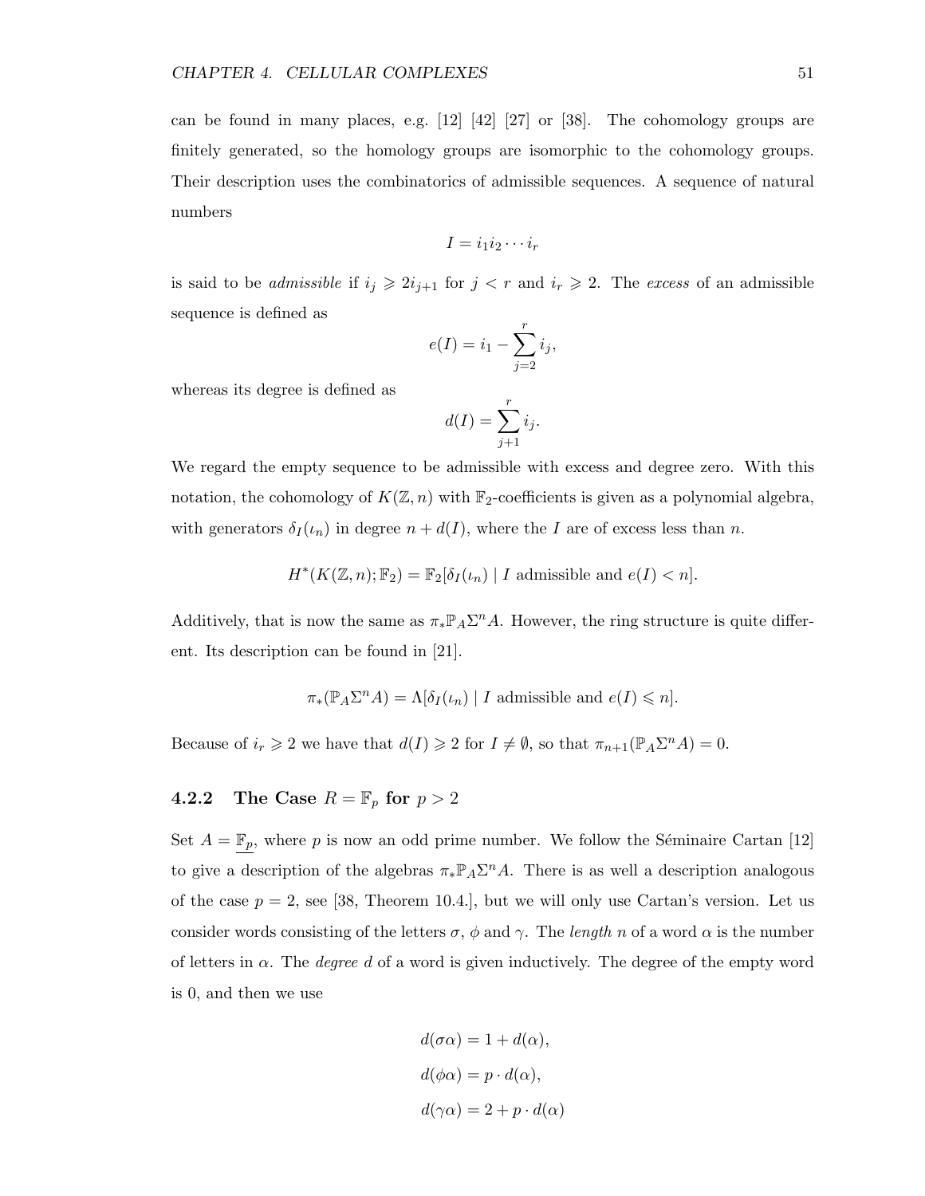can be found in many places, e.g. [12] [42] [27] or [38]. The cohomology groups are finitely generated, so the homology groups are isomorphic to the cohomology groups. Their description uses the combinatorics of admissible sequences. A sequence of natural numbers

$$I = i_1 i_2 \cdots i_r$$

is said to be *admissible* if $i_j \geqslant 2i_{j+1}$ for $j < r$ and $i_r \geqslant 2$. The *excess* of an admissible sequence is defined as

$$e(I) = i_1 - \sum_{j=2}^{r} i_j,$$

whereas its degree is defined as

$$d(I) = \sum_{j+1}^{r} i_j.$$

We regard the empty sequence to be admissible with excess and degree zero. With this notation, the cohomology of $K(\mathbb{Z}, n)$ with $\mathbb{F}_2$-coefficients is given as a polynomial algebra, with generators $\delta_I(\iota_n)$ in degree $n + d(I)$, where the $I$ are of excess less than $n$.

$$H^*(K(\mathbb{Z}, n); \mathbb{F}_2) = \mathbb{F}_2[\delta_I(\iota_n) \mid I \text{ admissible and } e(I) < n].$$

Additively, that is now the same as $\pi_* \mathbb{P}_A \Sigma^n A$. However, the ring structure is quite different. Its description can be found in [21].

$$\pi_*(\mathbb{P}_A \Sigma^n A) = \Lambda[\delta_I(\iota_n) \mid I \text{ admissible and } e(I) \leqslant n].$$

Because of $i_r \geqslant 2$ we have that $d(I) \geqslant 2$ for $I \neq \emptyset$, so that $\pi_{n+1}(\mathbb{P}_A \Sigma^n A) = 0$.

### 4.2.2 The Case $R = \mathbb{F}_p$ for $p > 2$

Set $A = \underline{\mathbb{F}_p}$, where $p$ is now an odd prime number. We follow the Séminaire Cartan [12] to give a description of the algebras $\pi_* \mathbb{P}_A \Sigma^n A$. There is as well a description analogous of the case $p = 2$, see [38, Theorem 10.4.], but we will only use Cartan's version. Let us consider words consisting of the letters $\sigma$, $\phi$ and $\gamma$. The *length* $n$ of a word $\alpha$ is the number of letters in $\alpha$. The *degree* $d$ of a word is given inductively. The degree of the empty word is 0, and then we use

$$d(\sigma\alpha) = 1 + d(\alpha),$$

$$d(\phi\alpha) = p \cdot d(\alpha),$$

$$d(\gamma\alpha) = 2 + p \cdot d(\alpha)$$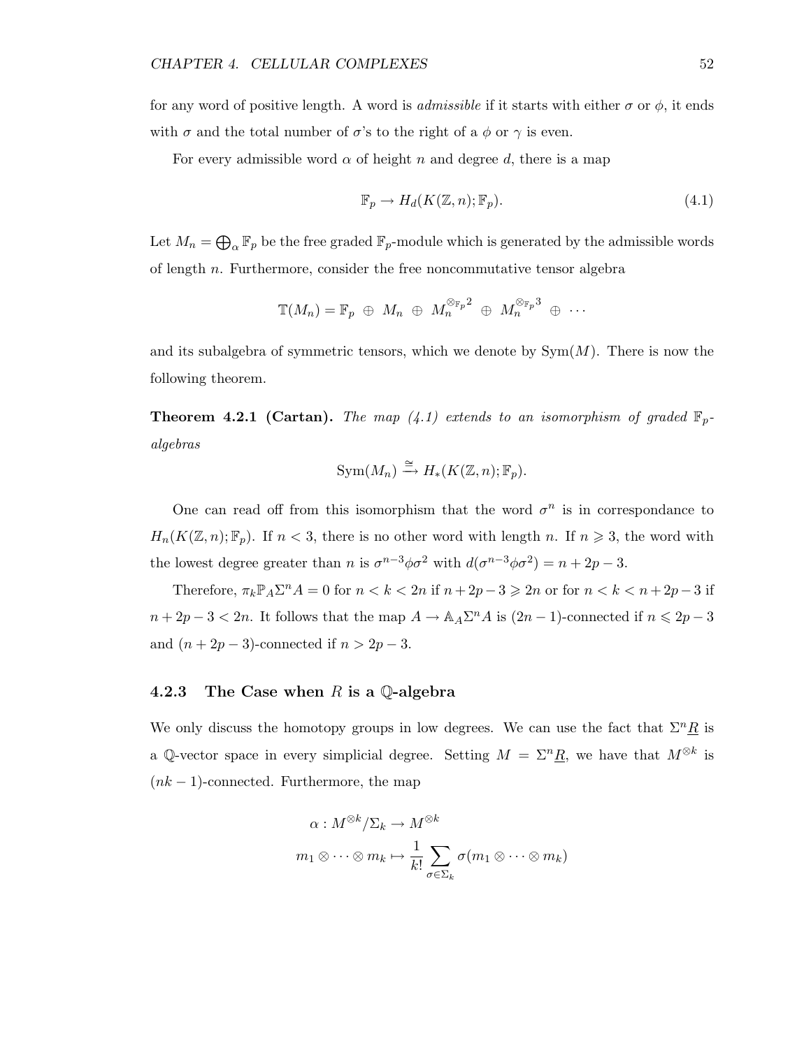for any word of positive length. A word is *admissible* if it starts with either $\sigma$ or $\phi$, it ends with $\sigma$ and the total number of $\sigma$'s to the right of a $\phi$ or $\gamma$ is even.

For every admissible word $\alpha$ of height $n$ and degree $d$, there is a map

$$\mathbb{F}_p \to H_d(K(\mathbb{Z}, n); \mathbb{F}_p). \tag{4.1}$$

Let $M_n = \bigoplus_\alpha \mathbb{F}_p$ be the free graded $\mathbb{F}_p$-module which is generated by the admissible words of length $n$. Furthermore, consider the free noncommutative tensor algebra

$$\mathbb{T}(M_n) = \mathbb{F}_p \;\oplus\; M_n \;\oplus\; M_n^{\otimes_{\mathbb{F}_p} 2} \;\oplus\; M_n^{\otimes_{\mathbb{F}_p} 3} \;\oplus\; \cdots$$

and its subalgebra of symmetric tensors, which we denote by $\mathrm{Sym}(M)$. There is now the following theorem.

**Theorem 4.2.1 (Cartan).** *The map (4.1) extends to an isomorphism of graded $\mathbb{F}_p$-algebras*

$$\mathrm{Sym}(M_n) \xrightarrow{\cong} H_*(K(\mathbb{Z}, n); \mathbb{F}_p).$$

One can read off from this isomorphism that the word $\sigma^n$ is in correspondance to $H_n(K(\mathbb{Z}, n); \mathbb{F}_p)$. If $n < 3$, there is no other word with length $n$. If $n \geqslant 3$, the word with the lowest degree greater than $n$ is $\sigma^{n-3}\phi\sigma^2$ with $d(\sigma^{n-3}\phi\sigma^2) = n + 2p - 3$.

Therefore, $\pi_k \mathbb{P}_A \Sigma^n A = 0$ for $n < k < 2n$ if $n + 2p - 3 \geqslant 2n$ or for $n < k < n + 2p - 3$ if $n + 2p - 3 < 2n$. It follows that the map $A \to \mathbb{A}_A \Sigma^n A$ is $(2n-1)$-connected if $n \leqslant 2p - 3$ and $(n + 2p - 3)$-connected if $n > 2p - 3$.

### 4.2.3 The Case when $R$ is a $\mathbb{Q}$-algebra

We only discuss the homotopy groups in low degrees. We can use the fact that $\Sigma^n \underline{R}$ is a $\mathbb{Q}$-vector space in every simplicial degree. Setting $M = \Sigma^n \underline{R}$, we have that $M^{\otimes k}$ is $(nk-1)$-connected. Furthermore, the map

$$\begin{aligned} \alpha : M^{\otimes k}/\Sigma_k &\to M^{\otimes k} \\ m_1 \otimes \cdots \otimes m_k &\mapsto \frac{1}{k!} \sum_{\sigma \in \Sigma_k} \sigma(m_1 \otimes \cdots \otimes m_k) \end{aligned}$$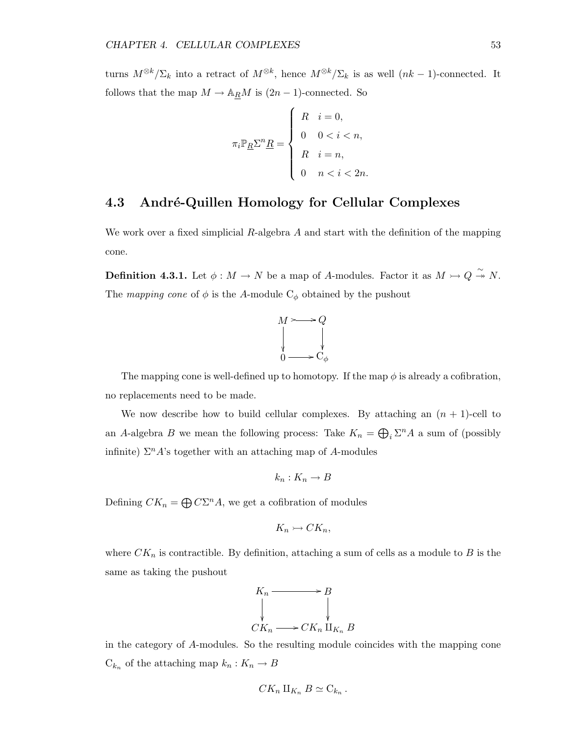turns $M^{\otimes k}/\Sigma_k$ into a retract of $M^{\otimes k}$, hence $M^{\otimes k}/\Sigma_k$ is as well $(nk-1)$-connected. It follows that the map $M \to \mathbb{A}_{\underline{R}}M$ is $(2n-1)$-connected. So

$$\pi_i \mathbb{P}_{\underline{R}} \Sigma^n \underline{R} = \begin{cases} R & i = 0, \\ 0 & 0 < i < n, \\ R & i = n, \\ 0 & n < i < 2n. \end{cases}$$

## 4.3 André-Quillen Homology for Cellular Complexes

We work over a fixed simplicial $R$-algebra $A$ and start with the definition of the mapping cone.

**Definition 4.3.1.** Let $\phi : M \to N$ be a map of $A$-modules. Factor it as $M \rightarrowtail Q \overset{\sim}{\twoheadrightarrow} N$. The *mapping cone* of $\phi$ is the $A$-module $\mathrm{C}_\phi$ obtained by the pushout

$$\begin{array}{ccc} M & \rightarrowtail & Q \\ \downarrow & & \downarrow \\ 0 & \longrightarrow & \mathrm{C}_\phi \end{array}$$

The mapping cone is well-defined up to homotopy. If the map $\phi$ is already a cofibration, no replacements need to be made.

We now describe how to build cellular complexes. By attaching an $(n+1)$-cell to an $A$-algebra $B$ we mean the following process: Take $K_n = \bigoplus_i \Sigma^n A$ a sum of (possibly infinite) $\Sigma^n A$'s together with an attaching map of $A$-modules

$$k_n : K_n \to B$$

Defining $CK_n = \bigoplus C\Sigma^n A$, we get a cofibration of modules

$$K_n \rightarrowtail CK_n,$$

where $CK_n$ is contractible. By definition, attaching a sum of cells as a module to $B$ is the same as taking the pushout

$$\begin{array}{ccc} K_n & \longrightarrow & B \\ \downarrow & & \downarrow \\ CK_n & \longrightarrow & CK_n \amalg_{K_n} B \end{array}$$

in the category of $A$-modules. So the resulting module coincides with the mapping cone $\mathrm{C}_{k_n}$ of the attaching map $k_n : K_n \to B$

$$CK_n \amalg_{K_n} B \simeq \mathrm{C}_{k_n}.$$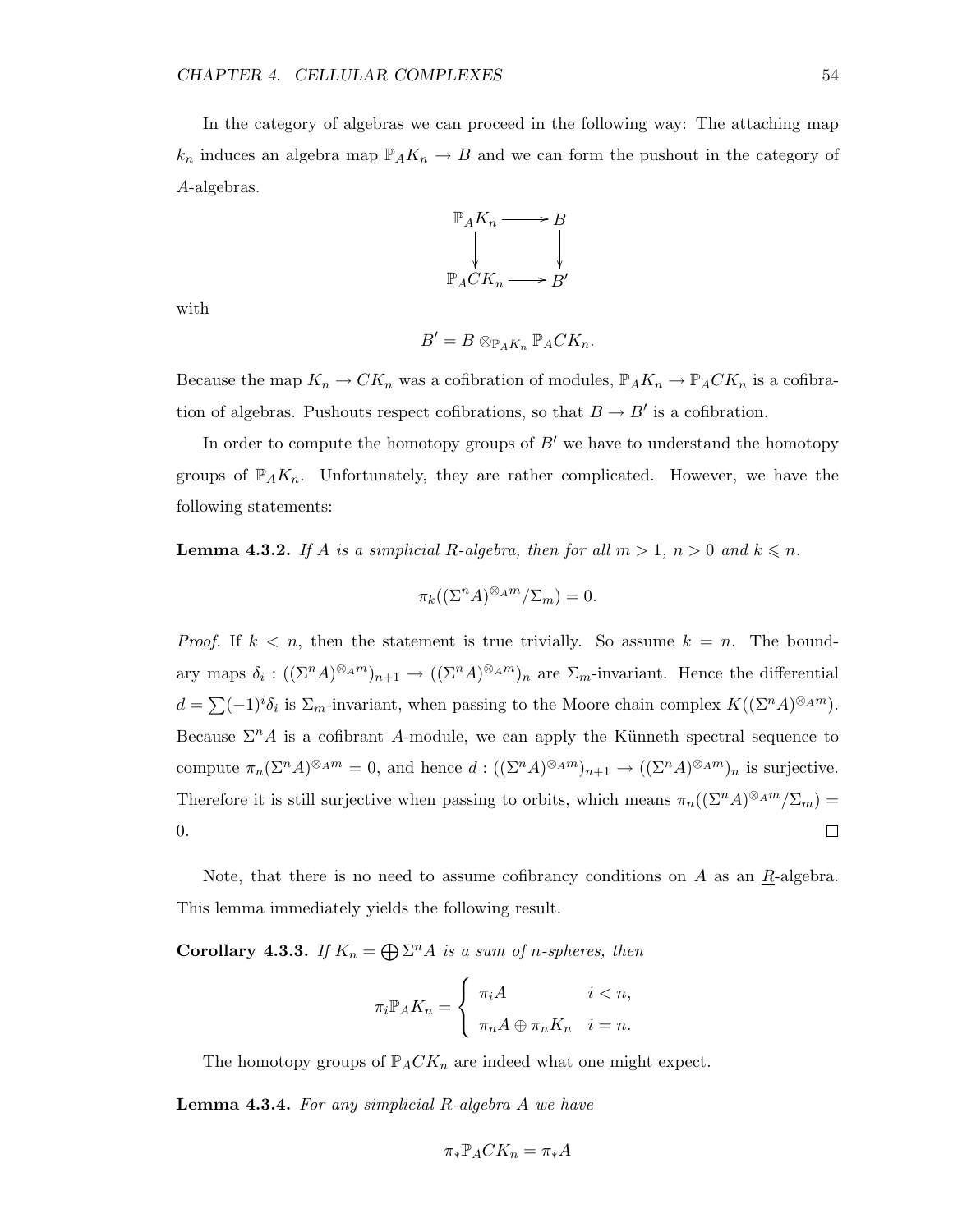In the category of algebras we can proceed in the following way: The attaching map $k_n$ induces an algebra map $\mathbb{P}_A K_n \to B$ and we can form the pushout in the category of $A$-algebras.

$$\begin{array}{ccc} \mathbb{P}_A K_n & \longrightarrow & B \\ \downarrow & & \downarrow \\ \mathbb{P}_A C K_n & \longrightarrow & B' \end{array}$$

with

$$B' = B \otimes_{\mathbb{P}_A K_n} \mathbb{P}_A C K_n.$$

Because the map $K_n \to CK_n$ was a cofibration of modules, $\mathbb{P}_A K_n \to \mathbb{P}_A C K_n$ is a cofibration of algebras. Pushouts respect cofibrations, so that $B \to B'$ is a cofibration.

In order to compute the homotopy groups of $B'$ we have to understand the homotopy groups of $\mathbb{P}_A K_n$. Unfortunately, they are rather complicated. However, we have the following statements:

**Lemma 4.3.2.** *If $A$ is a simplicial $R$-algebra, then for all $m > 1$, $n > 0$ and $k \leqslant n$.*

$$\pi_k((\Sigma^n A)^{\otimes_A m}/\Sigma_m) = 0.$$

*Proof.* If $k < n$, then the statement is true trivially. So assume $k = n$. The boundary maps $\delta_i : ((\Sigma^n A)^{\otimes_A m})_{n+1} \to ((\Sigma^n A)^{\otimes_A m})_n$ are $\Sigma_m$-invariant. Hence the differential $d = \sum (-1)^i \delta_i$ is $\Sigma_m$-invariant, when passing to the Moore chain complex $K((\Sigma^n A)^{\otimes_A m})$. Because $\Sigma^n A$ is a cofibrant $A$-module, we can apply the Künneth spectral sequence to compute $\pi_n(\Sigma^n A)^{\otimes_A m} = 0$, and hence $d : ((\Sigma^n A)^{\otimes_A m})_{n+1} \to ((\Sigma^n A)^{\otimes_A m})_n$ is surjective. Therefore it is still surjective when passing to orbits, which means $\pi_n((\Sigma^n A)^{\otimes_A m}/\Sigma_m) = 0$. □

Note, that there is no need to assume cofibrancy conditions on $A$ as an $\underline{R}$-algebra. This lemma immediately yields the following result.

**Corollary 4.3.3.** *If $K_n = \bigoplus \Sigma^n A$ is a sum of $n$-spheres, then*

$$\pi_i \mathbb{P}_A K_n = \begin{cases} \pi_i A & i < n, \\ \pi_n A \oplus \pi_n K_n & i = n. \end{cases}$$

The homotopy groups of $\mathbb{P}_A C K_n$ are indeed what one might expect.

**Lemma 4.3.4.** *For any simplicial $R$-algebra $A$ we have*

$$\pi_* \mathbb{P}_A C K_n = \pi_* A$$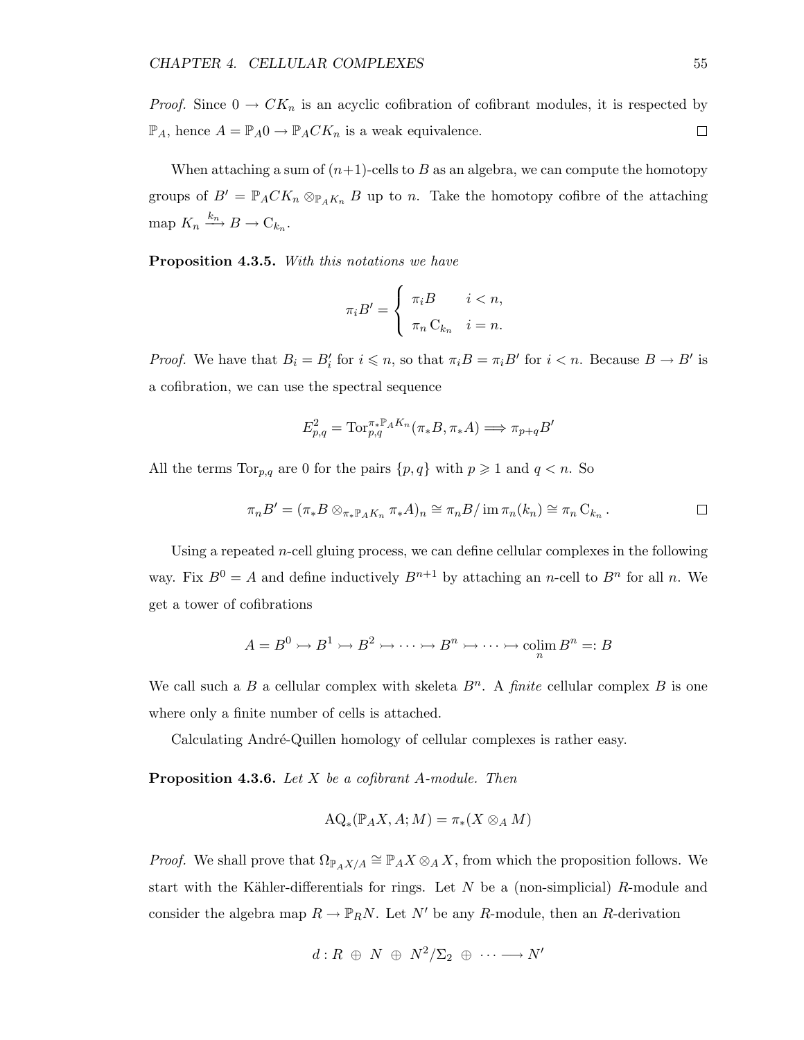*Proof.* Since $0 \to CK_n$ is an acyclic cofibration of cofibrant modules, it is respected by $\mathbb{P}_A$, hence $A = \mathbb{P}_A 0 \to \mathbb{P}_A CK_n$ is a weak equivalence. □

When attaching a sum of $(n+1)$-cells to $B$ as an algebra, we can compute the homotopy groups of $B' = \mathbb{P}_A CK_n \otimes_{\mathbb{P}_A K_n} B$ up to $n$. Take the homotopy cofibre of the attaching map $K_n \xrightarrow{k_n} B \to \mathrm{C}_{k_n}$.

**Proposition 4.3.5.** *With this notations we have*

$$\pi_i B' = \begin{cases} \pi_i B & i < n, \\ \pi_n \mathrm{C}_{k_n} & i = n. \end{cases}$$

*Proof.* We have that $B_i = B'_i$ for $i \leqslant n$, so that $\pi_i B = \pi_i B'$ for $i < n$. Because $B \to B'$ is a cofibration, we can use the spectral sequence

$$E^2_{p,q} = \mathrm{Tor}^{\pi_* \mathbb{P}_A K_n}_{p,q}(\pi_* B, \pi_* A) \Longrightarrow \pi_{p+q} B'$$

All the terms $\mathrm{Tor}_{p,q}$ are 0 for the pairs $\{p, q\}$ with $p \geqslant 1$ and $q < n$. So

$$\pi_n B' = (\pi_* B \otimes_{\pi_* \mathbb{P}_A K_n} \pi_* A)_n \cong \pi_n B / \operatorname{im} \pi_n(k_n) \cong \pi_n \mathrm{C}_{k_n}.$$ □

Using a repeated $n$-cell gluing process, we can define cellular complexes in the following way. Fix $B^0 = A$ and define inductively $B^{n+1}$ by attaching an $n$-cell to $B^n$ for all $n$. We get a tower of cofibrations

$$A = B^0 \rightarrowtail B^1 \rightarrowtail B^2 \rightarrowtail \cdots \rightarrowtail B^n \rightarrowtail \cdots \rightarrowtail \operatorname*{colim}_n B^n =: B$$

We call such a $B$ a cellular complex with skeleta $B^n$. A *finite* cellular complex $B$ is one where only a finite number of cells is attached.

Calculating André-Quillen homology of cellular complexes is rather easy.

**Proposition 4.3.6.** *Let $X$ be a cofibrant $A$-module. Then*

$$\mathrm{AQ}_*(\mathbb{P}_A X, A; M) = \pi_*(X \otimes_A M)$$

*Proof.* We shall prove that $\Omega_{\mathbb{P}_A X/A} \cong \mathbb{P}_A X \otimes_A X$, from which the proposition follows. We start with the Kähler-differentials for rings. Let $N$ be a (non-simplicial) $R$-module and consider the algebra map $R \to \mathbb{P}_R N$. Let $N'$ be any $R$-module, then an $R$-derivation

$$d : R \;\oplus\; N \;\oplus\; N^2/\Sigma_2 \;\oplus\; \cdots \longrightarrow N'$$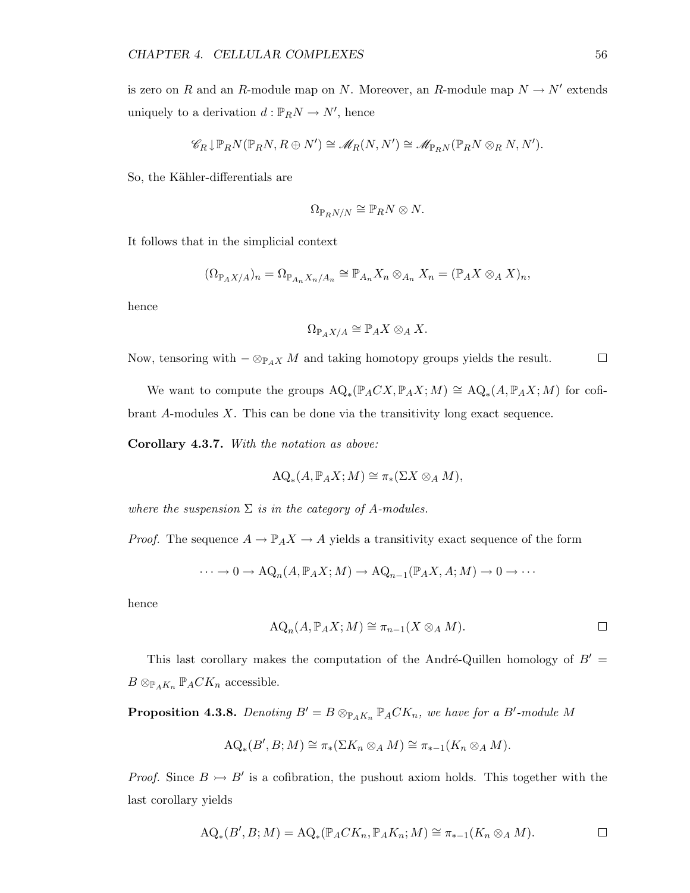is zero on $R$ and an $R$-module map on $N$. Moreover, an $R$-module map $N \to N'$ extends uniquely to a derivation $d : \mathbb{P}_R N \to N'$, hence

$$\mathscr{C}_R \downarrow \mathbb{P}_R N(\mathbb{P}_R N, R \oplus N') \cong \mathscr{M}_R(N, N') \cong \mathscr{M}_{\mathbb{P}_R N}(\mathbb{P}_R N \otimes_R N, N').$$

So, the Kähler-differentials are

$$\Omega_{\mathbb{P}_R N/N} \cong \mathbb{P}_R N \otimes N.$$

It follows that in the simplicial context

$$(\Omega_{\mathbb{P}_A X/A})_n = \Omega_{\mathbb{P}_{A_n} X_n/A_n} \cong \mathbb{P}_{A_n} X_n \otimes_{A_n} X_n = (\mathbb{P}_A X \otimes_A X)_n,$$

hence

$$\Omega_{\mathbb{P}_A X/A} \cong \mathbb{P}_A X \otimes_A X.$$

Now, tensoring with $- \otimes_{\mathbb{P}_A X} M$ and taking homotopy groups yields the result. $\square$

We want to compute the groups $\mathrm{AQ}_*(\mathbb{P}_A CX, \mathbb{P}_A X; M) \cong \mathrm{AQ}_*(A, \mathbb{P}_A X; M)$ for cofibrant $A$-modules $X$. This can be done via the transitivity long exact sequence.

**Corollary 4.3.7.** *With the notation as above:*

$$\mathrm{AQ}_*(A, \mathbb{P}_A X; M) \cong \pi_*(\Sigma X \otimes_A M),$$

*where the suspension $\Sigma$ is in the category of $A$-modules.*

*Proof.* The sequence $A \to \mathbb{P}_A X \to A$ yields a transitivity exact sequence of the form

$$\cdots \to 0 \to \mathrm{AQ}_n(A, \mathbb{P}_A X; M) \to \mathrm{AQ}_{n-1}(\mathbb{P}_A X, A; M) \to 0 \to \cdots$$

hence

$$\mathrm{AQ}_n(A, \mathbb{P}_A X; M) \cong \pi_{n-1}(X \otimes_A M).$$

$\square$

This last corollary makes the computation of the André-Quillen homology of $B' = B \otimes_{\mathbb{P}_A K_n} \mathbb{P}_A CK_n$ accessible.

**Proposition 4.3.8.** *Denoting $B' = B \otimes_{\mathbb{P}_A K_n} \mathbb{P}_A CK_n$, we have for a $B'$-module $M$*

$$\mathrm{AQ}_*(B', B; M) \cong \pi_*(\Sigma K_n \otimes_A M) \cong \pi_{*-1}(K_n \otimes_A M).$$

*Proof.* Since $B \rightarrowtail B'$ is a cofibration, the pushout axiom holds. This together with the last corollary yields

$$\mathrm{AQ}_*(B', B; M) = \mathrm{AQ}_*(\mathbb{P}_A CK_n, \mathbb{P}_A K_n; M) \cong \pi_{*-1}(K_n \otimes_A M).$$

$\square$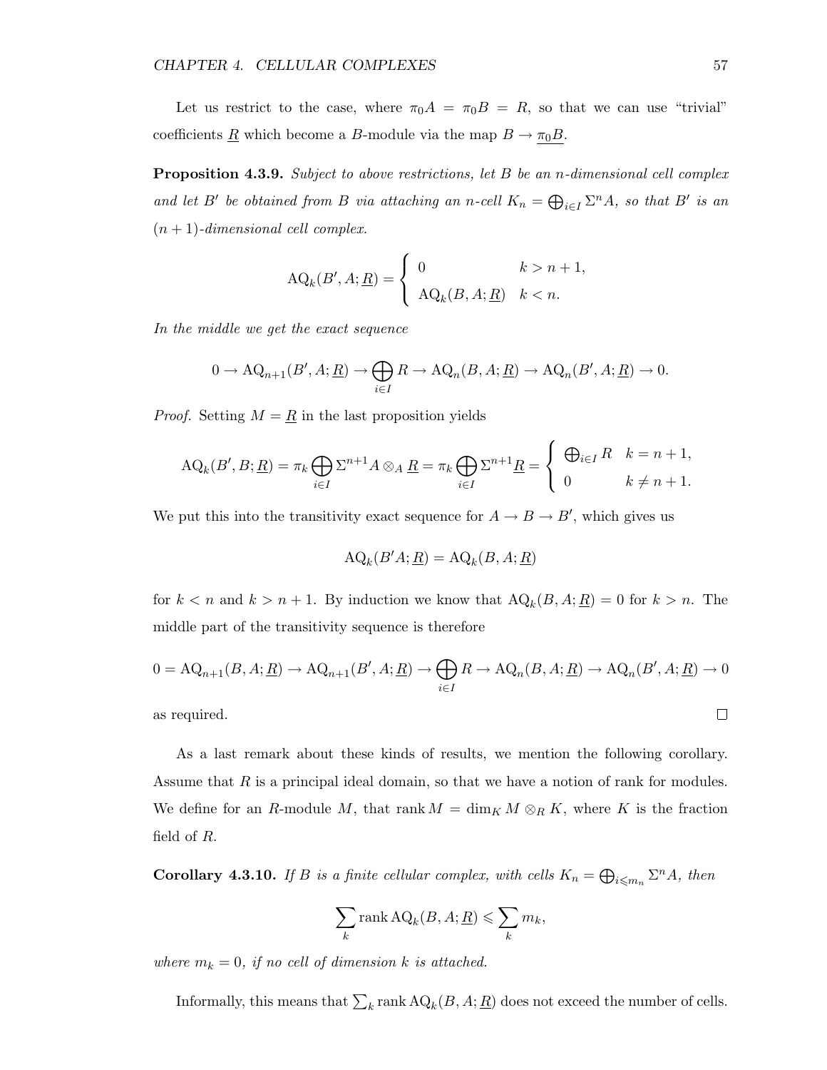Let us restrict to the case, where $\pi_0 A = \pi_0 B = R$, so that we can use "trivial" coefficients $\underline{R}$ which become a $B$-module via the map $B \to \underline{\pi_0 B}$.

**Proposition 4.3.9.** *Subject to above restrictions, let $B$ be an $n$-dimensional cell complex and let $B'$ be obtained from $B$ via attaching an $n$-cell $K_n = \bigoplus_{i \in I} \Sigma^n A$, so that $B'$ is an $(n+1)$-dimensional cell complex.*

$$\mathrm{AQ}_k(B', A; \underline{R}) = \begin{cases} 0 & k > n+1, \\ \mathrm{AQ}_k(B, A; \underline{R}) & k < n. \end{cases}$$

*In the middle we get the exact sequence*

$$0 \to \mathrm{AQ}_{n+1}(B', A; \underline{R}) \to \bigoplus_{i \in I} R \to \mathrm{AQ}_n(B, A; \underline{R}) \to \mathrm{AQ}_n(B', A; \underline{R}) \to 0.$$

*Proof.* Setting $M = \underline{R}$ in the last proposition yields

$$\mathrm{AQ}_k(B', B; \underline{R}) = \pi_k \bigoplus_{i \in I} \Sigma^{n+1} A \otimes_A \underline{R} = \pi_k \bigoplus_{i \in I} \Sigma^{n+1} \underline{R} = \begin{cases} \bigoplus_{i \in I} R & k = n+1, \\ 0 & k \neq n+1. \end{cases}$$

We put this into the transitivity exact sequence for $A \to B \to B'$, which gives us

$$\mathrm{AQ}_k(B' A; \underline{R}) = \mathrm{AQ}_k(B, A; \underline{R})$$

for $k < n$ and $k > n+1$. By induction we know that $\mathrm{AQ}_k(B, A; \underline{R}) = 0$ for $k > n$. The middle part of the transitivity sequence is therefore

$$0 = \mathrm{AQ}_{n+1}(B, A; \underline{R}) \to \mathrm{AQ}_{n+1}(B', A; \underline{R}) \to \bigoplus_{i \in I} R \to \mathrm{AQ}_n(B, A; \underline{R}) \to \mathrm{AQ}_n(B', A; \underline{R}) \to 0$$

as required. $\square$

As a last remark about these kinds of results, we mention the following corollary. Assume that $R$ is a principal ideal domain, so that we have a notion of rank for modules. We define for an $R$-module $M$, that $\operatorname{rank} M = \dim_K M \otimes_R K$, where $K$ is the fraction field of $R$.

**Corollary 4.3.10.** *If $B$ is a finite cellular complex, with cells $K_n = \bigoplus_{i \leqslant m_n} \Sigma^n A$, then*

$$\sum_k \operatorname{rank} \mathrm{AQ}_k(B, A; \underline{R}) \leqslant \sum_k m_k,$$

*where $m_k = 0$, if no cell of dimension $k$ is attached.*

Informally, this means that $\sum_k \operatorname{rank} \mathrm{AQ}_k(B, A; \underline{R})$ does not exceed the number of cells.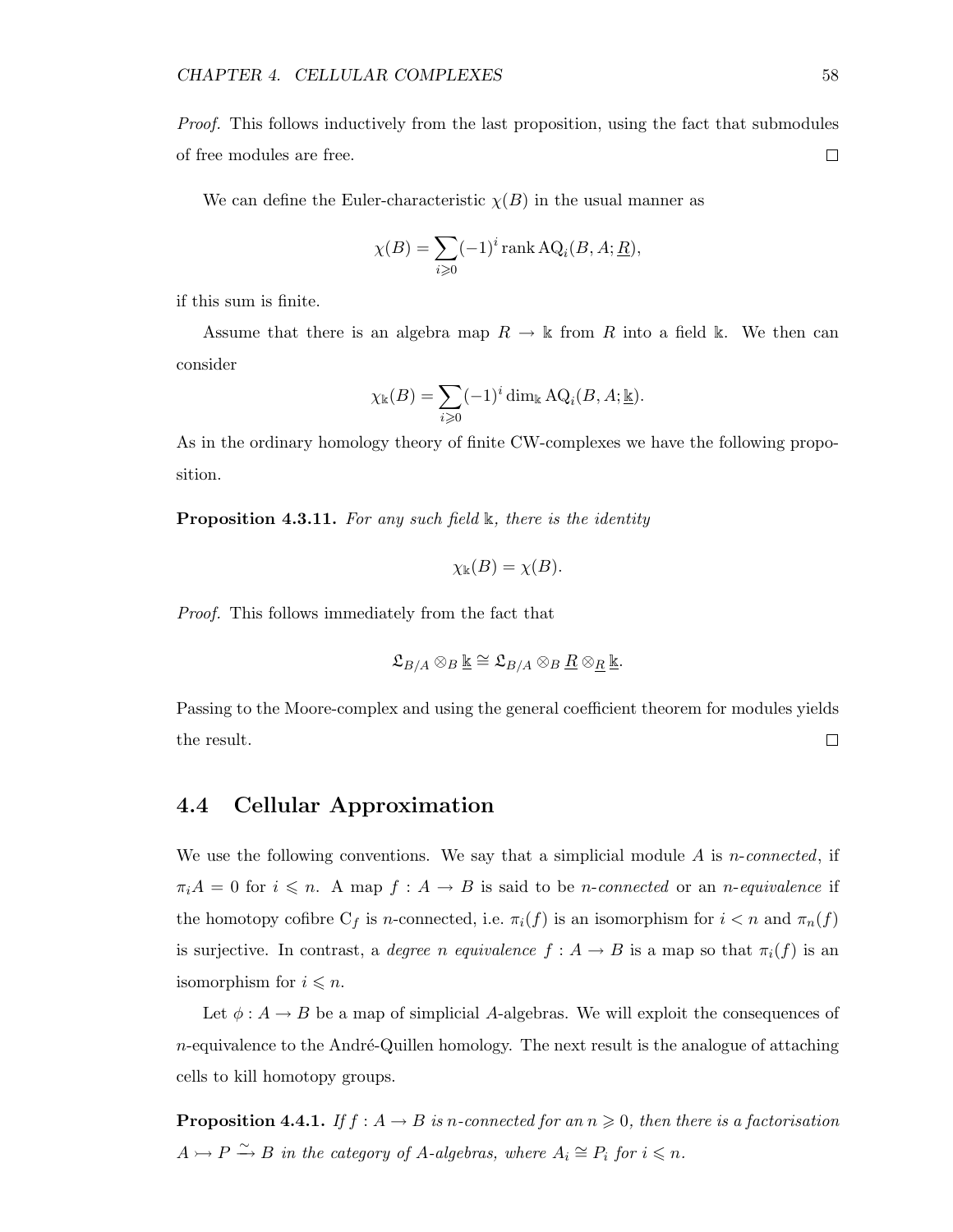*Proof.* This follows inductively from the last proposition, using the fact that submodules of free modules are free. □

We can define the Euler-characteristic $\chi(B)$ in the usual manner as

$$\chi(B) = \sum_{i \geqslant 0} (-1)^i \operatorname{rank} \operatorname{AQ}_i(B, A; \underline{R}),$$

if this sum is finite.

Assume that there is an algebra map $R \to \mathbb{k}$ from $R$ into a field $\mathbb{k}$. We then can consider

$$\chi_{\mathbb{k}}(B) = \sum_{i \geqslant 0} (-1)^i \dim_{\mathbb{k}} \operatorname{AQ}_i(B, A; \underline{\mathbb{k}}).$$

As in the ordinary homology theory of finite CW-complexes we have the following proposition.

**Proposition 4.3.11.** *For any such field $\mathbb{k}$, there is the identity*

$$\chi_{\mathbb{k}}(B) = \chi(B).$$

*Proof.* This follows immediately from the fact that

$$\mathfrak{L}_{B/A} \otimes_B \underline{\mathbb{k}} \cong \mathfrak{L}_{B/A} \otimes_B \underline{R} \otimes_{\underline{R}} \underline{\mathbb{k}}.$$

Passing to the Moore-complex and using the general coefficient theorem for modules yields the result. □

## 4.4 Cellular Approximation

We use the following conventions. We say that a simplicial module $A$ is *$n$-connected*, if $\pi_i A = 0$ for $i \leqslant n$. A map $f : A \to B$ is said to be *$n$-connected* or an *$n$-equivalence* if the homotopy cofibre $\mathrm{C}_f$ is $n$-connected, i.e. $\pi_i(f)$ is an isomorphism for $i < n$ and $\pi_n(f)$ is surjective. In contrast, a *degree $n$ equivalence* $f : A \to B$ is a map so that $\pi_i(f)$ is an isomorphism for $i \leqslant n$.

Let $\phi : A \to B$ be a map of simplicial $A$-algebras. We will exploit the consequences of $n$-equivalence to the André-Quillen homology. The next result is the analogue of attaching cells to kill homotopy groups.

**Proposition 4.4.1.** *If $f : A \to B$ is $n$-connected for an $n \geqslant 0$, then there is a factorisation $A \rightarrowtail P \xrightarrow{\sim} B$ in the category of $A$-algebras, where $A_i \cong P_i$ for $i \leqslant n$.*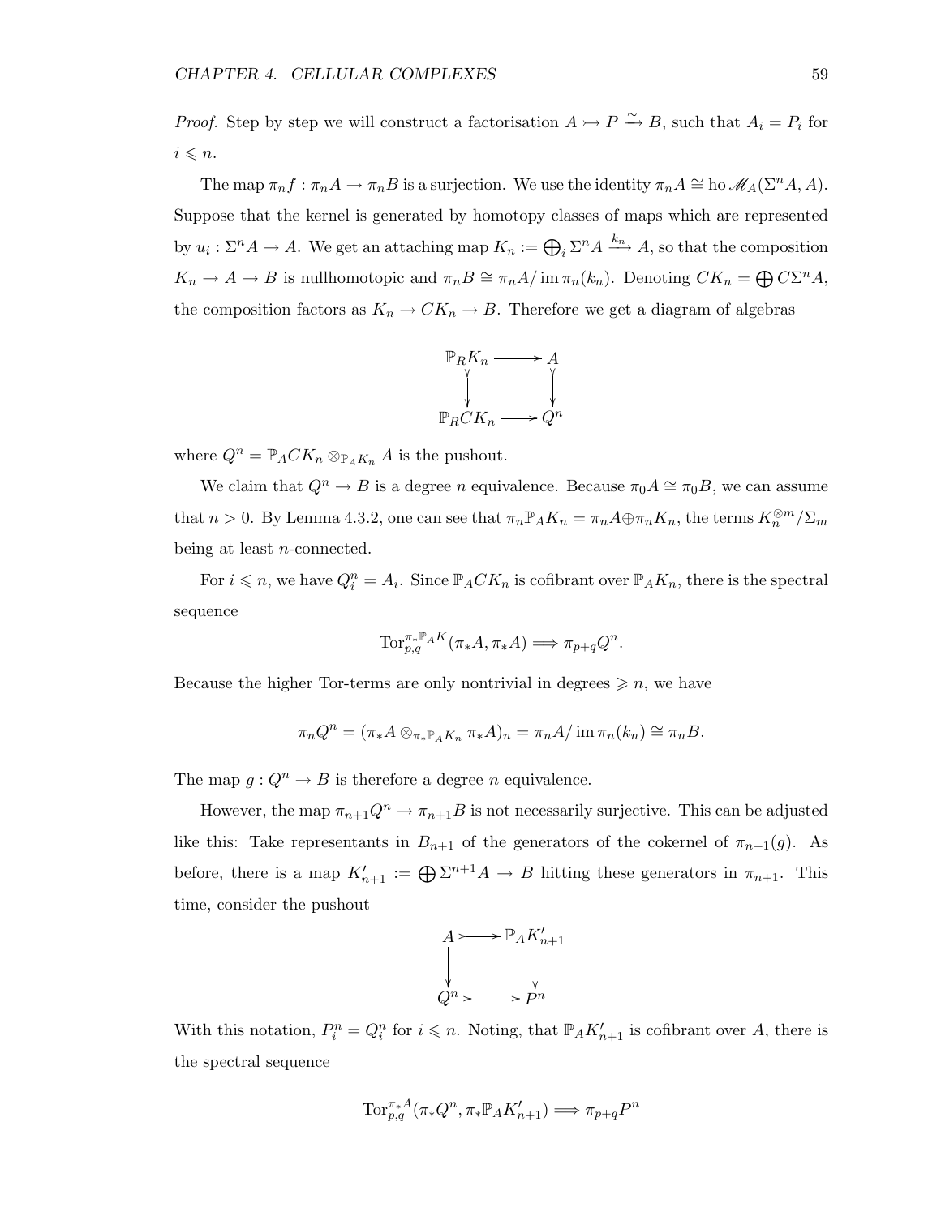*Proof.* Step by step we will construct a factorisation $A \rightarrowtail P \xrightarrow{\sim} B$, such that $A_i = P_i$ for $i \leqslant n$.

The map $\pi_n f : \pi_n A \to \pi_n B$ is a surjection. We use the identity $\pi_n A \cong \operatorname{ho} \mathscr{M}_A(\Sigma^n A, A)$. Suppose that the kernel is generated by homotopy classes of maps which are represented by $u_i : \Sigma^n A \to A$. We get an attaching map $K_n := \bigoplus_i \Sigma^n A \xrightarrow{k_n} A$, so that the composition $K_n \to A \to B$ is nullhomotopic and $\pi_n B \cong \pi_n A / \operatorname{im} \pi_n(k_n)$. Denoting $CK_n = \bigoplus C\Sigma^n A$, the composition factors as $K_n \to CK_n \to B$. Therefore we get a diagram of algebras

$$\begin{array}{ccc}
\mathbb{P}_R K_n & \longrightarrow & A \\
\downarrow & & \downarrow \\
\mathbb{P}_R CK_n & \longrightarrow & Q^n
\end{array}$$

where $Q^n = \mathbb{P}_A CK_n \otimes_{\mathbb{P}_A K_n} A$ is the pushout.

We claim that $Q^n \to B$ is a degree $n$ equivalence. Because $\pi_0 A \cong \pi_0 B$, we can assume that $n > 0$. By Lemma 4.3.2, one can see that $\pi_n \mathbb{P}_A K_n = \pi_n A \oplus \pi_n K_n$, the terms $K_n^{\otimes m}/\Sigma_m$ being at least $n$-connected.

For $i \leqslant n$, we have $Q_i^n = A_i$. Since $\mathbb{P}_A CK_n$ is cofibrant over $\mathbb{P}_A K_n$, there is the spectral sequence

$$\operatorname{Tor}_{p,q}^{\pi_* \mathbb{P}_A K}(\pi_* A, \pi_* A) \Longrightarrow \pi_{p+q} Q^n.$$

Because the higher Tor-terms are only nontrivial in degrees $\geqslant n$, we have

$$\pi_n Q^n = (\pi_* A \otimes_{\pi_* \mathbb{P}_A K_n} \pi_* A)_n = \pi_n A / \operatorname{im} \pi_n(k_n) \cong \pi_n B.$$

The map $g : Q^n \to B$ is therefore a degree $n$ equivalence.

However, the map $\pi_{n+1} Q^n \to \pi_{n+1} B$ is not necessarily surjective. This can be adjusted like this: Take representants in $B_{n+1}$ of the generators of the cokernel of $\pi_{n+1}(g)$. As before, there is a map $K'_{n+1} := \bigoplus \Sigma^{n+1} A \to B$ hitting these generators in $\pi_{n+1}$. This time, consider the pushout

$$\begin{array}{ccc}
A & \rightarrowtail & \mathbb{P}_A K'_{n+1} \\
\downarrow & & \downarrow \\
Q^n & \rightarrowtail & P^n
\end{array}$$

With this notation, $P_i^n = Q_i^n$ for $i \leqslant n$. Noting, that $\mathbb{P}_A K'_{n+1}$ is cofibrant over $A$, there is the spectral sequence

$$\operatorname{Tor}_{p,q}^{\pi_* A}(\pi_* Q^n, \pi_* \mathbb{P}_A K'_{n+1}) \Longrightarrow \pi_{p+q} P^n$$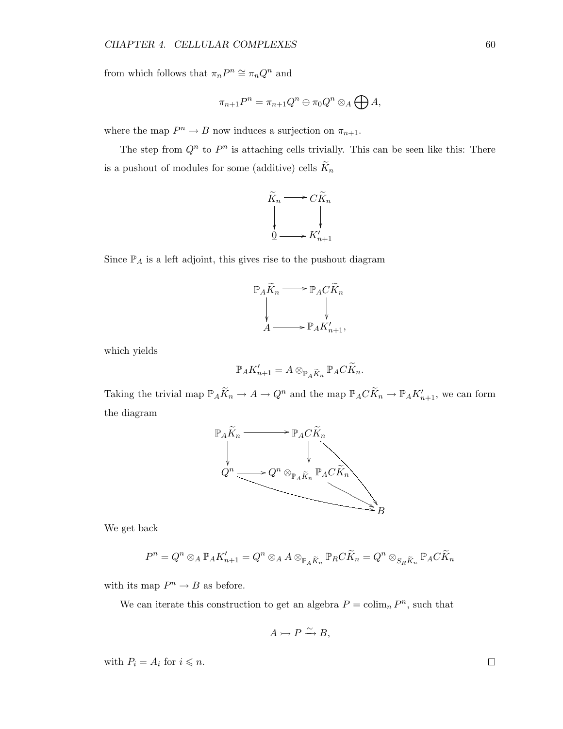from which follows that $\pi_n P^n \cong \pi_n Q^n$ and

$$\pi_{n+1} P^n = \pi_{n+1} Q^n \oplus \pi_0 Q^n \otimes_A \bigoplus A,$$

where the map $P^n \to B$ now induces a surjection on $\pi_{n+1}$.

The step from $Q^n$ to $P^n$ is attaching cells trivially. This can be seen like this: There is a pushout of modules for some (additive) cells $\widetilde{K}_n$

$$\begin{array}{ccc}
\widetilde{K}_n & \longrightarrow & C\widetilde{K}_n \\
\downarrow & & \downarrow \\
\underline{0} & \longrightarrow & K'_{n+1}
\end{array}$$

Since $\mathbb{P}_A$ is a left adjoint, this gives rise to the pushout diagram

$$\begin{array}{ccc}
\mathbb{P}_A\widetilde{K}_n & \longrightarrow & \mathbb{P}_A C\widetilde{K}_n \\
\downarrow & & \downarrow \\
A & \longrightarrow & \mathbb{P}_A K'_{n+1},
\end{array}$$

which yields

$$\mathbb{P}_A K'_{n+1} = A \otimes_{\mathbb{P}_A \widetilde{K}_n} \mathbb{P}_A C\widetilde{K}_n.$$

Taking the trivial map $\mathbb{P}_A\widetilde{K}_n \to A \to Q^n$ and the map $\mathbb{P}_A C\widetilde{K}_n \to \mathbb{P}_A K'_{n+1}$, we can form the diagram

$$\begin{array}{ccc}
\mathbb{P}_A\widetilde{K}_n & \longrightarrow & \mathbb{P}_A C\widetilde{K}_n \\
\downarrow & & \downarrow \\
Q^n & \longrightarrow & Q^n \otimes_{\mathbb{P}_A\widetilde{K}_n} \mathbb{P}_A C\widetilde{K}_n \\
& & \searrow \\
& & B
\end{array}$$

(with the maps $Q^n \to B$, $\mathbb{P}_A C\widetilde{K}_n \to B$ and $Q^n \otimes_{\mathbb{P}_A\widetilde{K}_n} \mathbb{P}_A C\widetilde{K}_n \to B$)

We get back

$$P^n = Q^n \otimes_A \mathbb{P}_A K'_{n+1} = Q^n \otimes_A A \otimes_{\mathbb{P}_A \widetilde{K}_n} \mathbb{P}_R C\widetilde{K}_n = Q^n \otimes_{S_R \widetilde{K}_n} \mathbb{P}_A C\widetilde{K}_n$$

with its map $P^n \to B$ as before.

We can iterate this construction to get an algebra $P = \operatorname{colim}_n P^n$, such that

$$A \rightarrowtail P \xrightarrow{\sim} B,$$

with $P_i = A_i$ for $i \leqslant n$. $\square$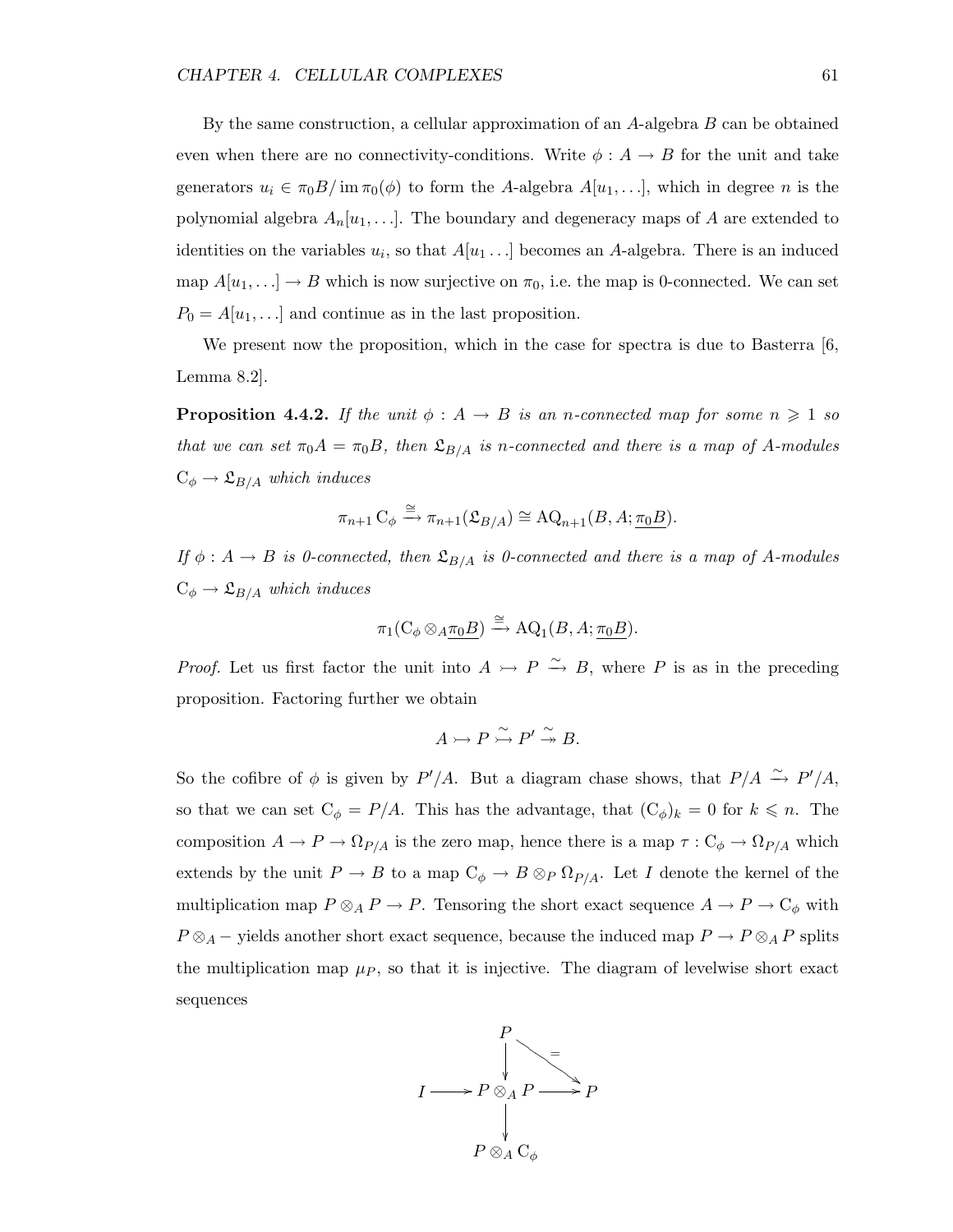By the same construction, a cellular approximation of an $A$-algebra $B$ can be obtained even when there are no connectivity-conditions. Write $\phi : A \to B$ for the unit and take generators $u_i \in \pi_0 B / \operatorname{im} \pi_0(\phi)$ to form the $A$-algebra $A[u_1, \ldots]$, which in degree $n$ is the polynomial algebra $A_n[u_1, \ldots]$. The boundary and degeneracy maps of $A$ are extended to identities on the variables $u_i$, so that $A[u_1 \ldots]$ becomes an $A$-algebra. There is an induced map $A[u_1, \ldots] \to B$ which is now surjective on $\pi_0$, i.e. the map is 0-connected. We can set $P_0 = A[u_1, \ldots]$ and continue as in the last proposition.

We present now the proposition, which in the case for spectra is due to Basterra [6, Lemma 8.2].

**Proposition 4.4.2.** *If the unit $\phi : A \to B$ is an $n$-connected map for some $n \geqslant 1$ so that we can set $\pi_0 A = \pi_0 B$, then $\mathfrak{L}_{B/A}$ is $n$-connected and there is a map of $A$-modules $\mathrm{C}_\phi \to \mathfrak{L}_{B/A}$ which induces*

$$\pi_{n+1} \mathrm{C}_\phi \xrightarrow{\cong} \pi_{n+1}(\mathfrak{L}_{B/A}) \cong \mathrm{AQ}_{n+1}(B, A; \underline{\pi_0 B}).$$

*If $\phi : A \to B$ is 0-connected, then $\mathfrak{L}_{B/A}$ is 0-connected and there is a map of $A$-modules $\mathrm{C}_\phi \to \mathfrak{L}_{B/A}$ which induces*

$$\pi_1(\mathrm{C}_\phi \otimes_A \underline{\pi_0 B}) \xrightarrow{\cong} \mathrm{AQ}_1(B, A; \underline{\pi_0 B}).$$

*Proof.* Let us first factor the unit into $A \rightarrowtail P \xrightarrow{\sim} B$, where $P$ is as in the preceding proposition. Factoring further we obtain

$$A \rightarrowtail P \overset{\sim}{\rightarrowtail} P' \overset{\sim}{\twoheadrightarrow} B.$$

So the cofibre of $\phi$ is given by $P'/A$. But a diagram chase shows, that $P/A \xrightarrow{\sim} P'/A$, so that we can set $\mathrm{C}_\phi = P/A$. This has the advantage, that $(\mathrm{C}_\phi)_k = 0$ for $k \leqslant n$. The composition $A \to P \to \Omega_{P/A}$ is the zero map, hence there is a map $\tau : \mathrm{C}_\phi \to \Omega_{P/A}$ which extends by the unit $P \to B$ to a map $\mathrm{C}_\phi \to B \otimes_P \Omega_{P/A}$. Let $I$ denote the kernel of the multiplication map $P \otimes_A P \to P$. Tensoring the short exact sequence $A \to P \to \mathrm{C}_\phi$ with $P \otimes_A -$ yields another short exact sequence, because the induced map $P \to P \otimes_A P$ splits the multiplication map $\mu_P$, so that it is injective. The diagram of levelwise short exact sequences

$$\begin{array}{ccccc}
 & & P & & \\
 & & \downarrow & \searrow^{=} & \\
I & \longrightarrow & P \otimes_A P & \longrightarrow & P \\
 & & \downarrow & & \\
 & & P \otimes_A \mathrm{C}_\phi & &
\end{array}$$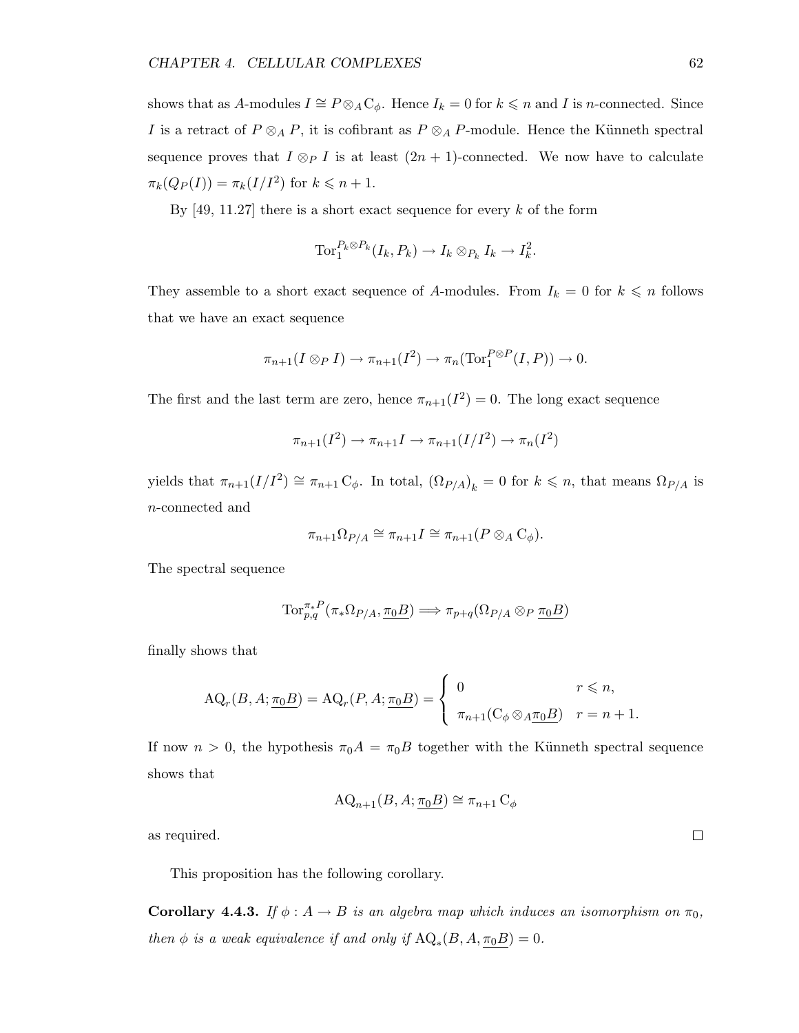shows that as $A$-modules $I \cong P \otimes_A \mathrm{C}_\phi$. Hence $I_k = 0$ for $k \leqslant n$ and $I$ is $n$-connected. Since $I$ is a retract of $P \otimes_A P$, it is cofibrant as $P \otimes_A P$-module. Hence the Künneth spectral sequence proves that $I \otimes_P I$ is at least $(2n+1)$-connected. We now have to calculate $\pi_k(Q_P(I)) = \pi_k(I/I^2)$ for $k \leqslant n+1$.

By [49, 11.27] there is a short exact sequence for every $k$ of the form

$$\mathrm{Tor}_1^{P_k \otimes P_k}(I_k, P_k) \to I_k \otimes_{P_k} I_k \to I_k^2.$$

They assemble to a short exact sequence of $A$-modules. From $I_k = 0$ for $k \leqslant n$ follows that we have an exact sequence

$$\pi_{n+1}(I \otimes_P I) \to \pi_{n+1}(I^2) \to \pi_n(\mathrm{Tor}_1^{P \otimes P}(I, P)) \to 0.$$

The first and the last term are zero, hence $\pi_{n+1}(I^2) = 0$. The long exact sequence

$$\pi_{n+1}(I^2) \to \pi_{n+1} I \to \pi_{n+1}(I/I^2) \to \pi_n(I^2)$$

yields that $\pi_{n+1}(I/I^2) \cong \pi_{n+1} \mathrm{C}_\phi$. In total, $\left(\Omega_{P/A}\right)_k = 0$ for $k \leqslant n$, that means $\Omega_{P/A}$ is $n$-connected and

$$\pi_{n+1}\Omega_{P/A} \cong \pi_{n+1} I \cong \pi_{n+1}(P \otimes_A \mathrm{C}_\phi).$$

The spectral sequence

$$\mathrm{Tor}_{p,q}^{\pi_* P}(\pi_* \Omega_{P/A}, \underline{\pi_0 B}) \Longrightarrow \pi_{p+q}(\Omega_{P/A} \otimes_P \underline{\pi_0 B})$$

finally shows that

$$\mathrm{AQ}_r(B, A; \underline{\pi_0 B}) = \mathrm{AQ}_r(P, A; \underline{\pi_0 B}) = \begin{cases} 0 & r \leqslant n, \\ \pi_{n+1}(\mathrm{C}_\phi \otimes_A \underline{\pi_0 B}) & r = n+1. \end{cases}$$

If now $n > 0$, the hypothesis $\pi_0 A = \pi_0 B$ together with the Künneth spectral sequence shows that

$$\mathrm{AQ}_{n+1}(B, A; \underline{\pi_0 B}) \cong \pi_{n+1} \mathrm{C}_\phi$$

as required. □

This proposition has the following corollary.

**Corollary 4.4.3.** *If $\phi : A \to B$ is an algebra map which induces an isomorphism on $\pi_0$, then $\phi$ is a weak equivalence if and only if $\mathrm{AQ}_*(B, A, \underline{\pi_0 B}) = 0$.*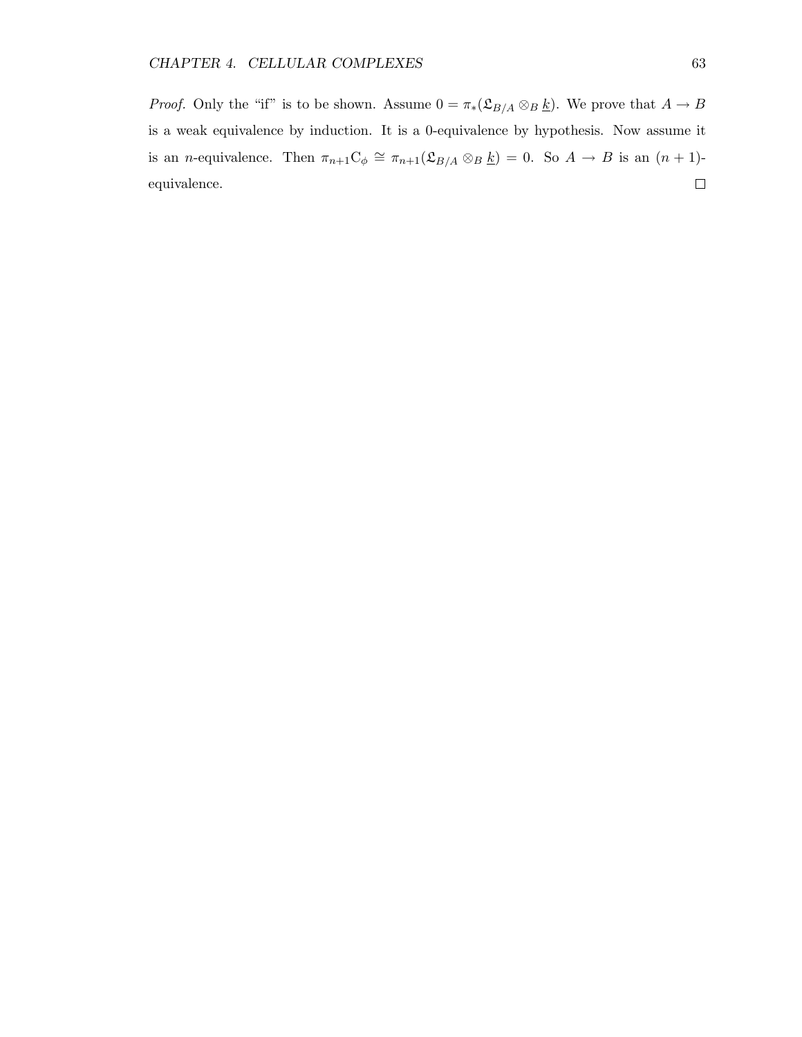*Proof.* Only the "if" is to be shown. Assume $0 = \pi_*(\mathfrak{L}_{B/A} \otimes_B \underline{k})$. We prove that $A \to B$ is a weak equivalence by induction. It is a 0-equivalence by hypothesis. Now assume it is an $n$-equivalence. Then $\pi_{n+1}\mathrm{C}_\phi \cong \pi_{n+1}(\mathfrak{L}_{B/A} \otimes_B \underline{k}) = 0$. So $A \to B$ is an $(n+1)$-equivalence. $\square$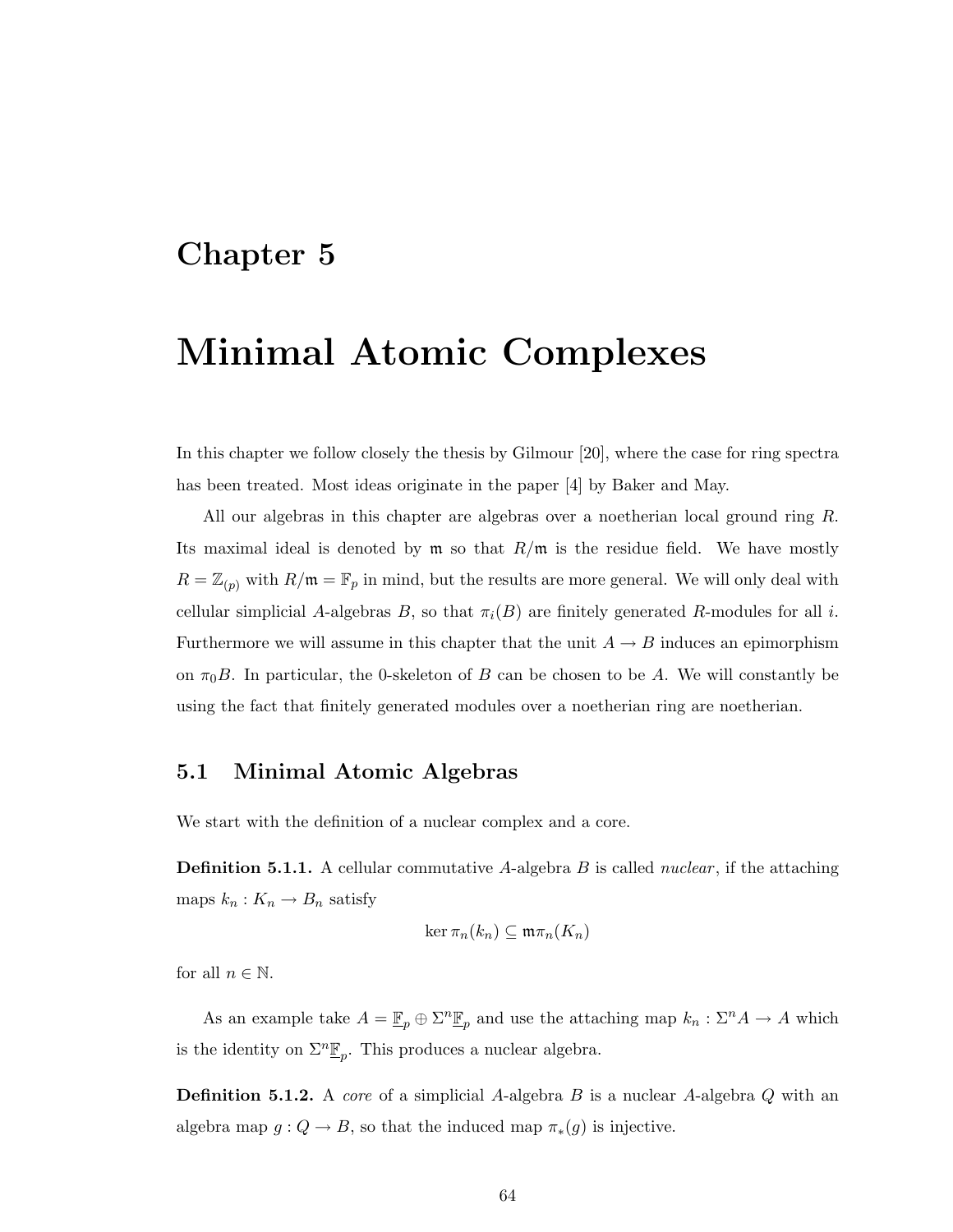# Chapter 5

# Minimal Atomic Complexes

In this chapter we follow closely the thesis by Gilmour [20], where the case for ring spectra has been treated. Most ideas originate in the paper [4] by Baker and May.

All our algebras in this chapter are algebras over a noetherian local ground ring $R$. Its maximal ideal is denoted by $\mathfrak{m}$ so that $R/\mathfrak{m}$ is the residue field. We have mostly $R = \mathbb{Z}_{(p)}$ with $R/\mathfrak{m} = \mathbb{F}_p$ in mind, but the results are more general. We will only deal with cellular simplicial $A$-algebras $B$, so that $\pi_i(B)$ are finitely generated $R$-modules for all $i$. Furthermore we will assume in this chapter that the unit $A \to B$ induces an epimorphism on $\pi_0 B$. In particular, the 0-skeleton of $B$ can be chosen to be $A$. We will constantly be using the fact that finitely generated modules over a noetherian ring are noetherian.

## 5.1 Minimal Atomic Algebras

We start with the definition of a nuclear complex and a core.

**Definition 5.1.1.** A cellular commutative $A$-algebra $B$ is called *nuclear*, if the attaching maps $k_n : K_n \to B_n$ satisfy

$$\ker \pi_n(k_n) \subseteq \mathfrak{m}\pi_n(K_n)$$

for all $n \in \mathbb{N}$.

As an example take $A = \underline{\mathbb{F}}_p \oplus \Sigma^n \underline{\mathbb{F}}_p$ and use the attaching map $k_n : \Sigma^n A \to A$ which is the identity on $\Sigma^n \underline{\mathbb{F}}_p$. This produces a nuclear algebra.

**Definition 5.1.2.** A *core* of a simplicial $A$-algebra $B$ is a nuclear $A$-algebra $Q$ with an algebra map $g : Q \to B$, so that the induced map $\pi_*(g)$ is injective.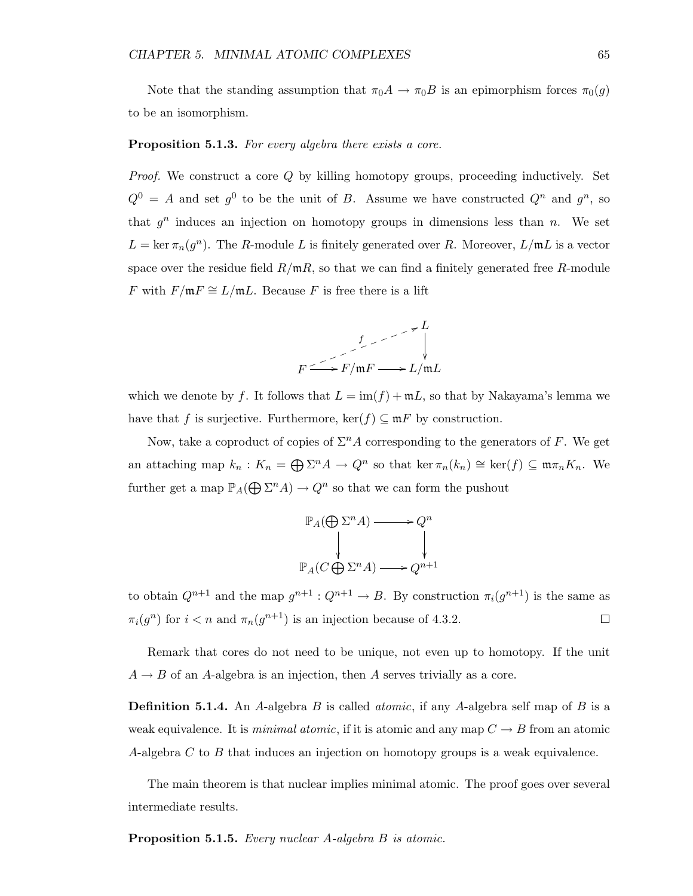Note that the standing assumption that $\pi_0 A \to \pi_0 B$ is an epimorphism forces $\pi_0(g)$ to be an isomorphism.

**Proposition 5.1.3.** *For every algebra there exists a core.*

*Proof.* We construct a core $Q$ by killing homotopy groups, proceeding inductively. Set $Q^0 = A$ and set $g^0$ to be the unit of $B$. Assume we have constructed $Q^n$ and $g^n$, so that $g^n$ induces an injection on homotopy groups in dimensions less than $n$. We set $L = \ker \pi_n(g^n)$. The $R$-module $L$ is finitely generated over $R$. Moreover, $L/\mathfrak{m}L$ is a vector space over the residue field $R/\mathfrak{m}R$, so that we can find a finitely generated free $R$-module $F$ with $F/\mathfrak{m}F \cong L/\mathfrak{m}L$. Because $F$ is free there is a lift

$$
\begin{array}{ccccc}
 & & & & L \\
 & \overset{f}{\nearrow} & & & \downarrow \\
F & \longrightarrow & F/\mathfrak{m}F & \longrightarrow & L/\mathfrak{m}L
\end{array}
$$

which we denote by $f$. It follows that $L = \operatorname{im}(f) + \mathfrak{m}L$, so that by Nakayama's lemma we have that $f$ is surjective. Furthermore, $\ker(f) \subseteq \mathfrak{m}F$ by construction.

Now, take a coproduct of copies of $\Sigma^n A$ corresponding to the generators of $F$. We get an attaching map $k_n : K_n = \bigoplus \Sigma^n A \to Q^n$ so that $\ker \pi_n(k_n) \cong \ker(f) \subseteq \mathfrak{m}\pi_n K_n$. We further get a map $\mathbb{P}_A(\bigoplus \Sigma^n A) \to Q^n$ so that we can form the pushout

$$
\begin{array}{ccc}
\mathbb{P}_A(\bigoplus \Sigma^n A) & \longrightarrow & Q^n \\
\downarrow & & \downarrow \\
\mathbb{P}_A(C \bigoplus \Sigma^n A) & \longrightarrow & Q^{n+1}
\end{array}
$$

to obtain $Q^{n+1}$ and the map $g^{n+1} : Q^{n+1} \to B$. By construction $\pi_i(g^{n+1})$ is the same as $\pi_i(g^n)$ for $i < n$ and $\pi_n(g^{n+1})$ is an injection because of 4.3.2. $\square$

Remark that cores do not need to be unique, not even up to homotopy. If the unit $A \to B$ of an $A$-algebra is an injection, then $A$ serves trivially as a core.

**Definition 5.1.4.** An $A$-algebra $B$ is called *atomic*, if any $A$-algebra self map of $B$ is a weak equivalence. It is *minimal atomic*, if it is atomic and any map $C \to B$ from an atomic $A$-algebra $C$ to $B$ that induces an injection on homotopy groups is a weak equivalence.

The main theorem is that nuclear implies minimal atomic. The proof goes over several intermediate results.

**Proposition 5.1.5.** *Every nuclear $A$-algebra $B$ is atomic.*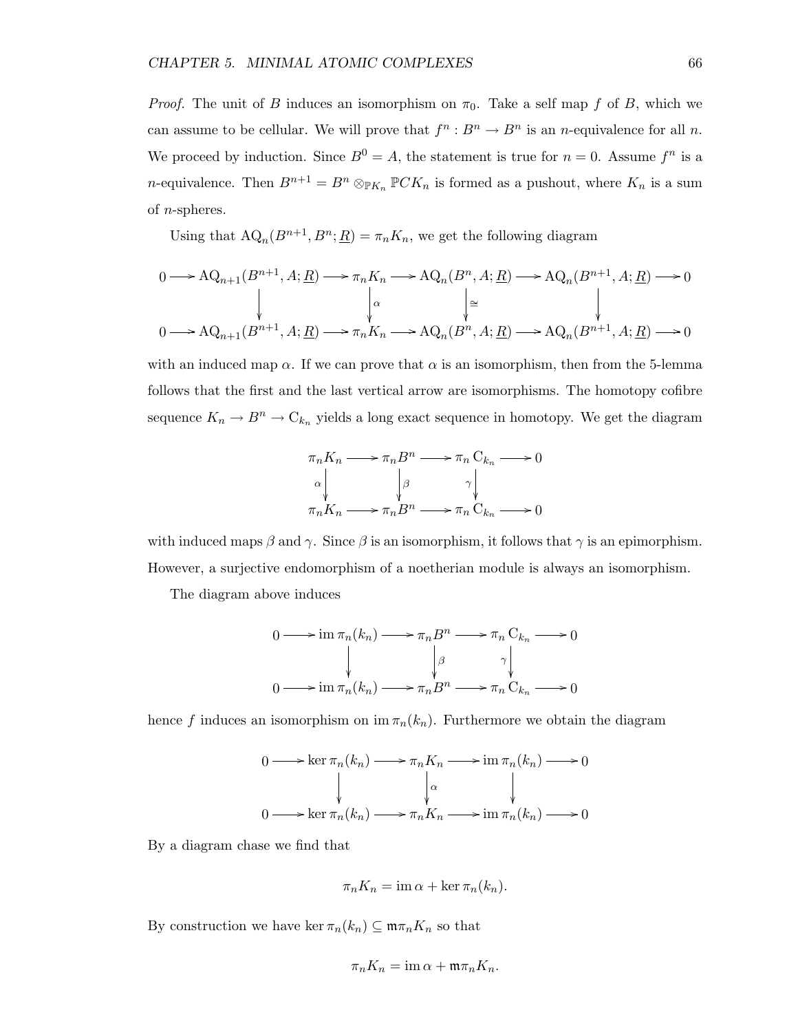*Proof.* The unit of $B$ induces an isomorphism on $\pi_0$. Take a self map $f$ of $B$, which we can assume to be cellular. We will prove that $f^n : B^n \to B^n$ is an $n$-equivalence for all $n$. We proceed by induction. Since $B^0 = A$, the statement is true for $n = 0$. Assume $f^n$ is a $n$-equivalence. Then $B^{n+1} = B^n \otimes_{\mathbb{P}K_n} \mathbb{P}CK_n$ is formed as a pushout, where $K_n$ is a sum of $n$-spheres.

Using that $\mathrm{AQ}_n(B^{n+1}, B^n; \underline{R}) = \pi_n K_n$, we get the following diagram

$$\begin{array}{ccccccccccc}
0 & \longrightarrow & \mathrm{AQ}_{n+1}(B^{n+1}, A; \underline{R}) & \longrightarrow & \pi_n K_n & \longrightarrow & \mathrm{AQ}_n(B^n, A; \underline{R}) & \longrightarrow & \mathrm{AQ}_n(B^{n+1}, A; \underline{R}) & \longrightarrow & 0 \\
 & & \downarrow & & \downarrow \alpha & & \downarrow \cong & & \downarrow & & \\
0 & \longrightarrow & \mathrm{AQ}_{n+1}(B^{n+1}, A; \underline{R}) & \longrightarrow & \pi_n K_n & \longrightarrow & \mathrm{AQ}_n(B^n, A; \underline{R}) & \longrightarrow & \mathrm{AQ}_n(B^{n+1}, A; \underline{R}) & \longrightarrow & 0
\end{array}$$

with an induced map $\alpha$. If we can prove that $\alpha$ is an isomorphism, then from the 5-lemma follows that the first and the last vertical arrow are isomorphisms. The homotopy cofibre sequence $K_n \to B^n \to \mathrm{C}_{k_n}$ yields a long exact sequence in homotopy. We get the diagram

$$\begin{array}{ccccccc}
\pi_n K_n & \longrightarrow & \pi_n B^n & \longrightarrow & \pi_n \mathrm{C}_{k_n} & \longrightarrow & 0 \\
\alpha \downarrow & & \downarrow \beta & & \gamma \downarrow & & \\
\pi_n K_n & \longrightarrow & \pi_n B^n & \longrightarrow & \pi_n \mathrm{C}_{k_n} & \longrightarrow & 0
\end{array}$$

with induced maps $\beta$ and $\gamma$. Since $\beta$ is an isomorphism, it follows that $\gamma$ is an epimorphism. However, a surjective endomorphism of a noetherian module is always an isomorphism.

The diagram above induces

$$\begin{array}{ccccccccc}
0 & \longrightarrow & \operatorname{im} \pi_n(k_n) & \longrightarrow & \pi_n B^n & \longrightarrow & \pi_n \mathrm{C}_{k_n} & \longrightarrow & 0 \\
 & & \downarrow & & \downarrow \beta & & \gamma \downarrow & & \\
0 & \longrightarrow & \operatorname{im} \pi_n(k_n) & \longrightarrow & \pi_n B^n & \longrightarrow & \pi_n \mathrm{C}_{k_n} & \longrightarrow & 0
\end{array}$$

hence $f$ induces an isomorphism on $\operatorname{im} \pi_n(k_n)$. Furthermore we obtain the diagram

$$\begin{array}{ccccccccc}
0 & \longrightarrow & \ker \pi_n(k_n) & \longrightarrow & \pi_n K_n & \longrightarrow & \operatorname{im} \pi_n(k_n) & \longrightarrow & 0 \\
 & & \downarrow & & \downarrow \alpha & & \downarrow & & \\
0 & \longrightarrow & \ker \pi_n(k_n) & \longrightarrow & \pi_n K_n & \longrightarrow & \operatorname{im} \pi_n(k_n) & \longrightarrow & 0
\end{array}$$

By a diagram chase we find that

$$\pi_n K_n = \operatorname{im} \alpha + \ker \pi_n(k_n).$$

By construction we have $\ker \pi_n(k_n) \subseteq \mathfrak{m} \pi_n K_n$ so that

$$\pi_n K_n = \operatorname{im} \alpha + \mathfrak{m} \pi_n K_n.$$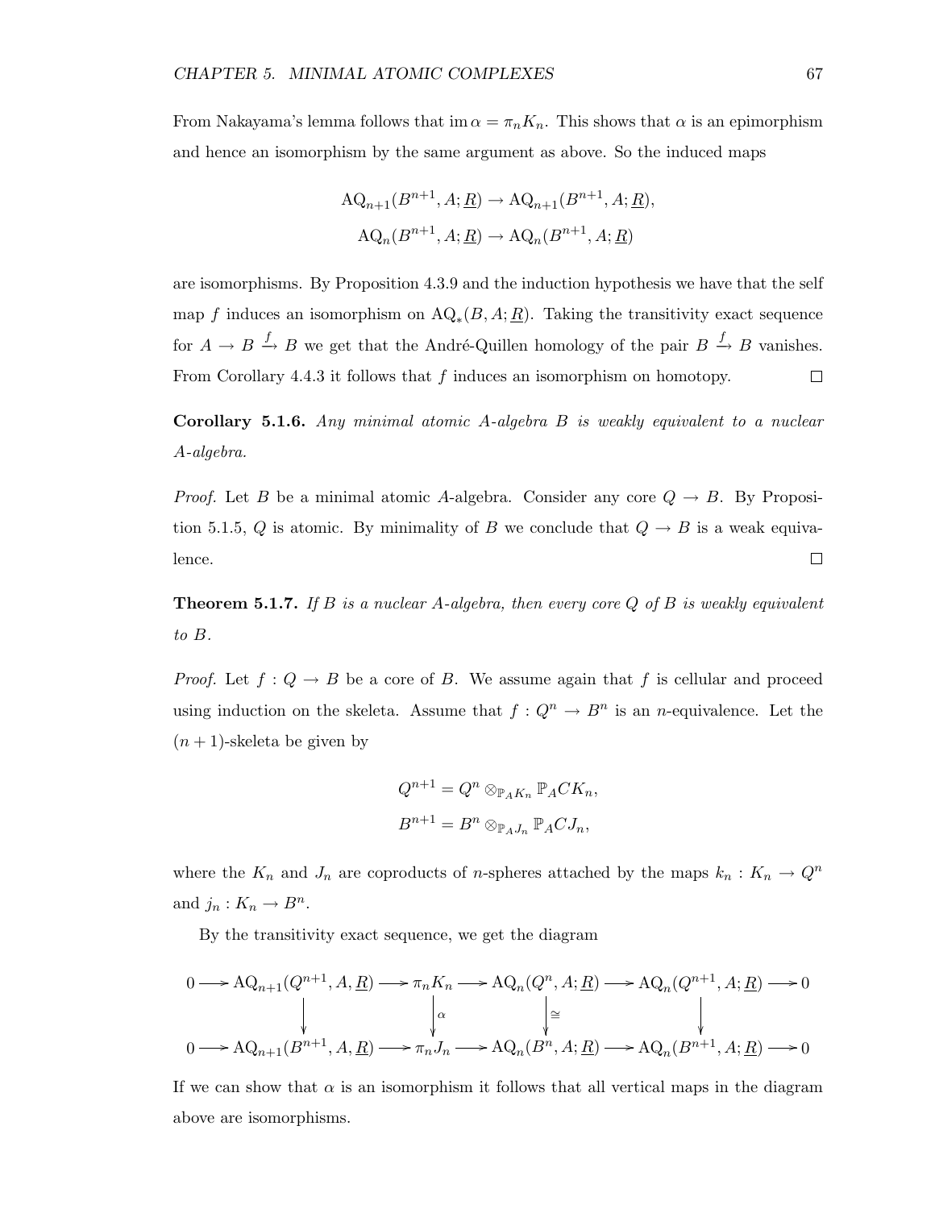From Nakayama's lemma follows that $\operatorname{im}\alpha = \pi_n K_n$. This shows that $\alpha$ is an epimorphism and hence an isomorphism by the same argument as above. So the induced maps

$$\mathrm{AQ}_{n+1}(B^{n+1}, A; \underline{R}) \to \mathrm{AQ}_{n+1}(B^{n+1}, A; \underline{R}),$$
$$\mathrm{AQ}_{n}(B^{n+1}, A; \underline{R}) \to \mathrm{AQ}_{n}(B^{n+1}, A; \underline{R})$$

are isomorphisms. By Proposition 4.3.9 and the induction hypothesis we have that the self map $f$ induces an isomorphism on $\mathrm{AQ}_*(B, A; \underline{R})$. Taking the transitivity exact sequence for $A \to B \xrightarrow{f} B$ we get that the André-Quillen homology of the pair $B \xrightarrow{f} B$ vanishes. From Corollary 4.4.3 it follows that $f$ induces an isomorphism on homotopy. □

**Corollary 5.1.6.** *Any minimal atomic $A$-algebra $B$ is weakly equivalent to a nuclear $A$-algebra.*

*Proof.* Let $B$ be a minimal atomic $A$-algebra. Consider any core $Q \to B$. By Proposition 5.1.5, $Q$ is atomic. By minimality of $B$ we conclude that $Q \to B$ is a weak equivalence. □

**Theorem 5.1.7.** *If $B$ is a nuclear $A$-algebra, then every core $Q$ of $B$ is weakly equivalent to $B$.*

*Proof.* Let $f : Q \to B$ be a core of $B$. We assume again that $f$ is cellular and proceed using induction on the skeleta. Assume that $f : Q^n \to B^n$ is an $n$-equivalence. Let the $(n+1)$-skeleta be given by

$$Q^{n+1} = Q^n \otimes_{\mathbb{P}_A K_n} \mathbb{P}_A C K_n,$$
$$B^{n+1} = B^n \otimes_{\mathbb{P}_A J_n} \mathbb{P}_A C J_n,$$

where the $K_n$ and $J_n$ are coproducts of $n$-spheres attached by the maps $k_n : K_n \to Q^n$ and $j_n : K_n \to B^n$.

By the transitivity exact sequence, we get the diagram

$$\begin{array}{ccccccccc}
0 \to & \mathrm{AQ}_{n+1}(Q^{n+1}, A, \underline{R}) & \to & \pi_n K_n & \to & \mathrm{AQ}_n(Q^n, A; \underline{R}) & \to & \mathrm{AQ}_n(Q^{n+1}, A; \underline{R}) & \to 0 \\
& \downarrow & & \downarrow \alpha & & \downarrow \cong & & \downarrow & \\
0 \to & \mathrm{AQ}_{n+1}(B^{n+1}, A, \underline{R}) & \to & \pi_n J_n & \to & \mathrm{AQ}_n(B^n, A; \underline{R}) & \to & \mathrm{AQ}_n(B^{n+1}, A; \underline{R}) & \to 0
\end{array}$$

If we can show that $\alpha$ is an isomorphism it follows that all vertical maps in the diagram above are isomorphisms.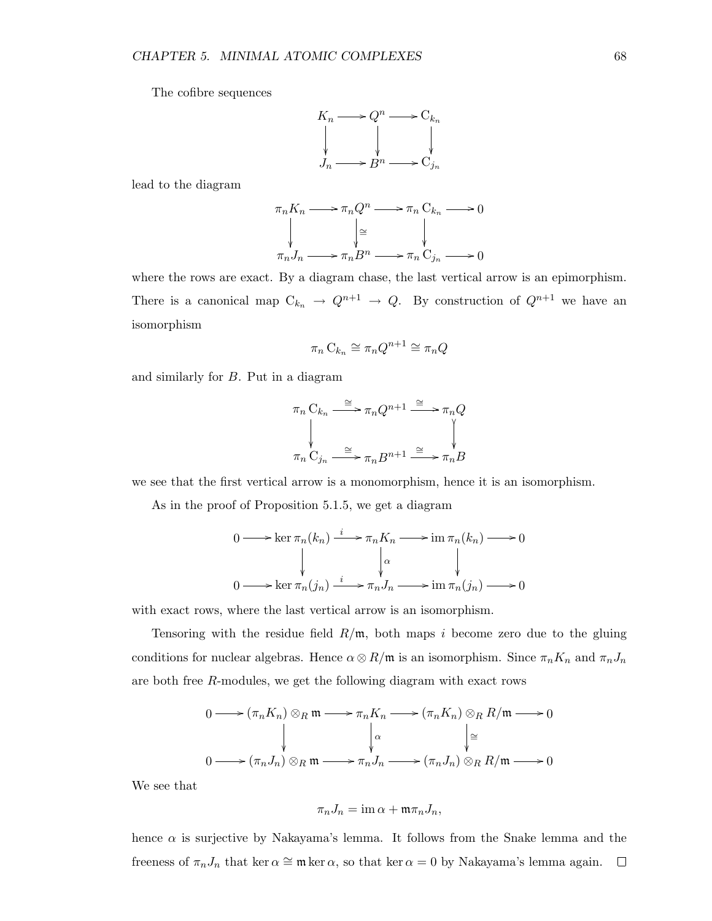The cofibre sequences

$$\begin{array}{ccccc} K_n & \longrightarrow & Q^n & \longrightarrow & \mathrm{C}_{k_n} \\ \downarrow & & \downarrow & & \downarrow \\ J_n & \longrightarrow & B^n & \longrightarrow & \mathrm{C}_{j_n} \end{array}$$

lead to the diagram

$$\begin{array}{ccccccc} \pi_n K_n & \longrightarrow & \pi_n Q^n & \longrightarrow & \pi_n \mathrm{C}_{k_n} & \longrightarrow & 0 \\ \downarrow & & \downarrow \cong & & \downarrow & & \\ \pi_n J_n & \longrightarrow & \pi_n B^n & \longrightarrow & \pi_n \mathrm{C}_{j_n} & \longrightarrow & 0 \end{array}$$

where the rows are exact. By a diagram chase, the last vertical arrow is an epimorphism. There is a canonical map $\mathrm{C}_{k_n} \to Q^{n+1} \to Q$. By construction of $Q^{n+1}$ we have an isomorphism

$$\pi_n \mathrm{C}_{k_n} \cong \pi_n Q^{n+1} \cong \pi_n Q$$

and similarly for $B$. Put in a diagram

$$\begin{array}{ccccc} \pi_n \mathrm{C}_{k_n} & \xrightarrow{\cong} & \pi_n Q^{n+1} & \xrightarrow{\cong} & \pi_n Q \\ \downarrow & & & & \downarrow \\ \pi_n \mathrm{C}_{j_n} & \xrightarrow{\cong} & \pi_n B^{n+1} & \xrightarrow{\cong} & \pi_n B \end{array}$$

we see that the first vertical arrow is a monomorphism, hence it is an isomorphism.

As in the proof of Proposition 5.1.5, we get a diagram

$$\begin{array}{ccccccccc} 0 & \longrightarrow & \ker \pi_n(k_n) & \xrightarrow{i} & \pi_n K_n & \longrightarrow & \operatorname{im} \pi_n(k_n) & \longrightarrow & 0 \\ & & \downarrow & & \downarrow \alpha & & \downarrow & & \\ 0 & \longrightarrow & \ker \pi_n(j_n) & \xrightarrow{i} & \pi_n J_n & \longrightarrow & \operatorname{im} \pi_n(j_n) & \longrightarrow & 0 \end{array}$$

with exact rows, where the last vertical arrow is an isomorphism.

Tensoring with the residue field $R/\mathfrak{m}$, both maps $i$ become zero due to the gluing conditions for nuclear algebras. Hence $\alpha \otimes R/\mathfrak{m}$ is an isomorphism. Since $\pi_n K_n$ and $\pi_n J_n$ are both free $R$-modules, we get the following diagram with exact rows

$$\begin{array}{ccccccccc} 0 & \longrightarrow & (\pi_n K_n) \otimes_R \mathfrak{m} & \longrightarrow & \pi_n K_n & \longrightarrow & (\pi_n K_n) \otimes_R R/\mathfrak{m} & \longrightarrow & 0 \\ & & \downarrow & & \downarrow \alpha & & \downarrow \cong & & \\ 0 & \longrightarrow & (\pi_n J_n) \otimes_R \mathfrak{m} & \longrightarrow & \pi_n J_n & \longrightarrow & (\pi_n J_n) \otimes_R R/\mathfrak{m} & \longrightarrow & 0 \end{array}$$

We see that

$$\pi_n J_n = \operatorname{im} \alpha + \mathfrak{m} \pi_n J_n,$$

hence $\alpha$ is surjective by Nakayama's lemma. It follows from the Snake lemma and the freeness of $\pi_n J_n$ that $\ker \alpha \cong \mathfrak{m} \ker \alpha$, so that $\ker \alpha = 0$ by Nakayama's lemma again. $\square$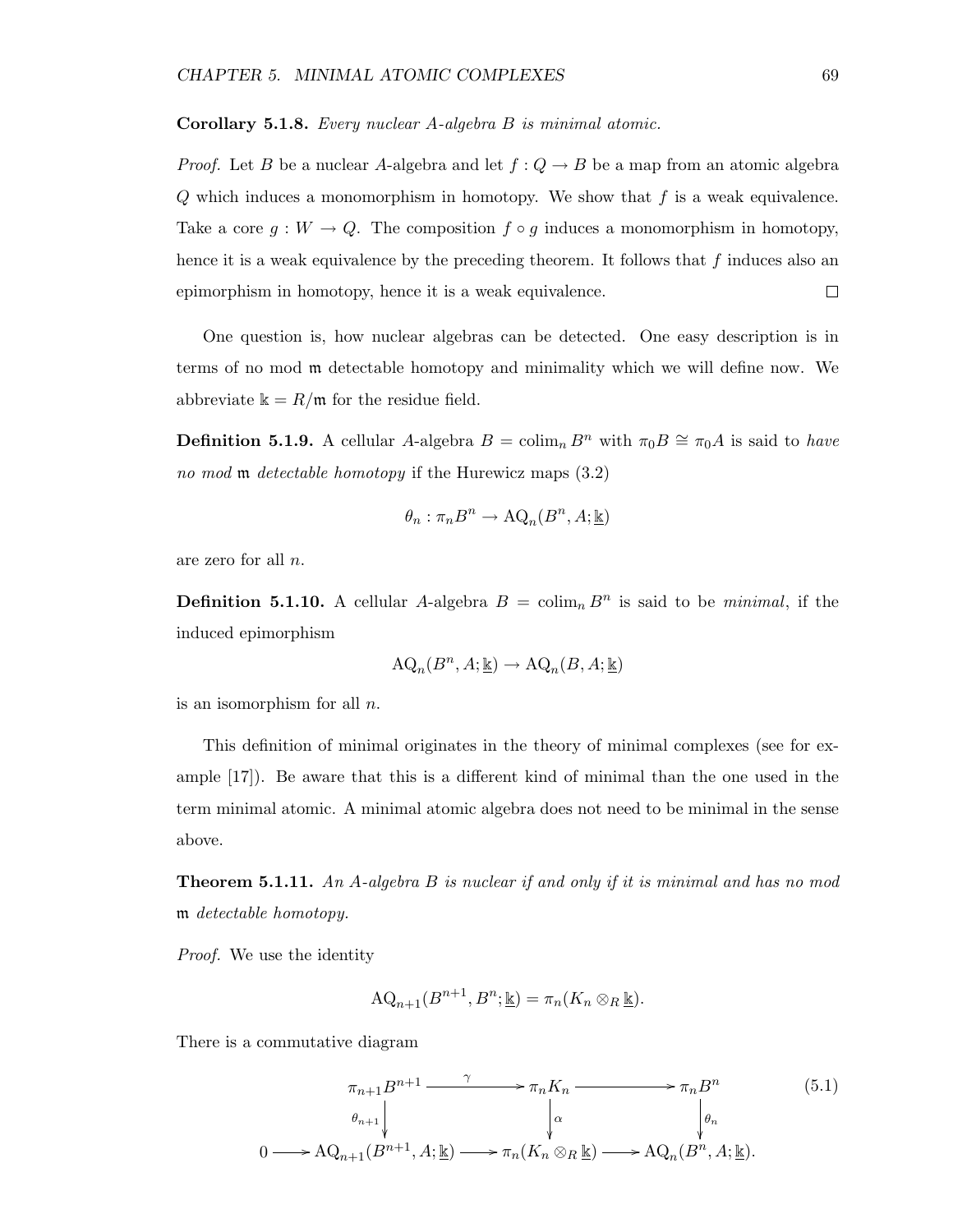**Corollary 5.1.8.** *Every nuclear $A$-algebra $B$ is minimal atomic.*

*Proof.* Let $B$ be a nuclear $A$-algebra and let $f : Q \to B$ be a map from an atomic algebra $Q$ which induces a monomorphism in homotopy. We show that $f$ is a weak equivalence. Take a core $g : W \to Q$. The composition $f \circ g$ induces a monomorphism in homotopy, hence it is a weak equivalence by the preceding theorem. It follows that $f$ induces also an epimorphism in homotopy, hence it is a weak equivalence. □

One question is, how nuclear algebras can be detected. One easy description is in terms of no mod $\mathfrak{m}$ detectable homotopy and minimality which we will define now. We abbreviate $\Bbbk = R/\mathfrak{m}$ for the residue field.

**Definition 5.1.9.** A cellular $A$-algebra $B = \operatorname{colim}_n B^n$ with $\pi_0 B \cong \pi_0 A$ is said to *have no mod* $\mathfrak{m}$ *detectable homotopy* if the Hurewicz maps (3.2)

$$\theta_n : \pi_n B^n \to \mathrm{AQ}_n(B^n, A; \underline{\Bbbk})$$

are zero for all $n$.

**Definition 5.1.10.** A cellular $A$-algebra $B = \operatorname{colim}_n B^n$ is said to be *minimal*, if the induced epimorphism

$$\mathrm{AQ}_n(B^n, A; \underline{\Bbbk}) \to \mathrm{AQ}_n(B, A; \underline{\Bbbk})$$

is an isomorphism for all $n$.

This definition of minimal originates in the theory of minimal complexes (see for example [17]). Be aware that this is a different kind of minimal than the one used in the term minimal atomic. A minimal atomic algebra does not need to be minimal in the sense above.

**Theorem 5.1.11.** *An $A$-algebra $B$ is nuclear if and only if it is minimal and has no mod* $\mathfrak{m}$ *detectable homotopy.*

*Proof.* We use the identity

$$\mathrm{AQ}_{n+1}(B^{n+1}, B^n; \underline{\Bbbk}) = \pi_n(K_n \otimes_R \underline{\Bbbk}).$$

There is a commutative diagram

$$\begin{array}{ccccccc}
 & & \pi_{n+1}B^{n+1} & \xrightarrow{\gamma} & \pi_n K_n & \longrightarrow & \pi_n B^n \\
 & & \downarrow{\scriptstyle \theta_{n+1}} & & \downarrow{\scriptstyle \alpha} & & \downarrow{\scriptstyle \theta_n} \\
0 & \longrightarrow & \mathrm{AQ}_{n+1}(B^{n+1}, A; \underline{\Bbbk}) & \longrightarrow & \pi_n(K_n \otimes_R \underline{\Bbbk}) & \longrightarrow & \mathrm{AQ}_n(B^n, A; \underline{\Bbbk}).
\end{array} \tag{5.1}$$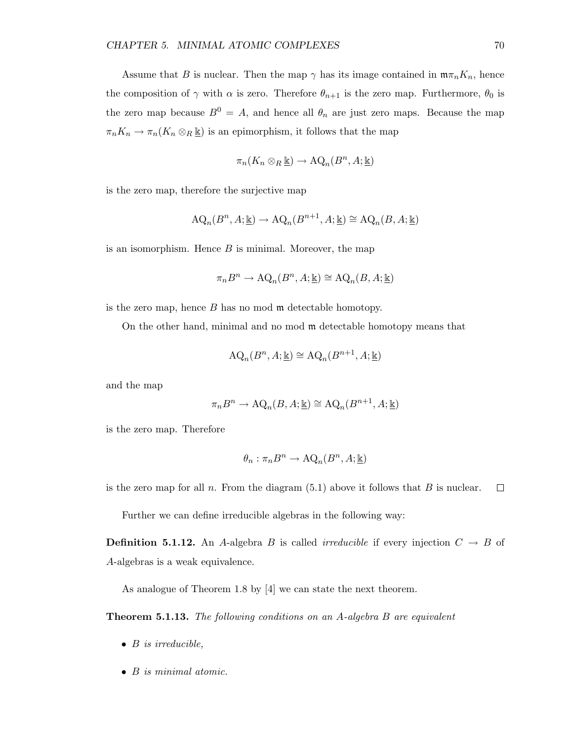Assume that $B$ is nuclear. Then the map $\gamma$ has its image contained in $\mathfrak{m}\pi_n K_n$, hence the composition of $\gamma$ with $\alpha$ is zero. Therefore $\theta_{n+1}$ is the zero map. Furthermore, $\theta_0$ is the zero map because $B^0 = A$, and hence all $\theta_n$ are just zero maps. Because the map $\pi_n K_n \to \pi_n(K_n \otimes_R \underline{\Bbbk})$ is an epimorphism, it follows that the map

$$\pi_n(K_n \otimes_R \underline{\Bbbk}) \to \mathrm{AQ}_n(B^n, A; \underline{\Bbbk})$$

is the zero map, therefore the surjective map

$$\mathrm{AQ}_n(B^n, A; \underline{\Bbbk}) \to \mathrm{AQ}_n(B^{n+1}, A; \underline{\Bbbk}) \cong \mathrm{AQ}_n(B, A; \underline{\Bbbk})$$

is an isomorphism. Hence $B$ is minimal. Moreover, the map

$$\pi_n B^n \to \mathrm{AQ}_n(B^n, A; \underline{\Bbbk}) \cong \mathrm{AQ}_n(B, A; \underline{\Bbbk})$$

is the zero map, hence $B$ has no mod $\mathfrak{m}$ detectable homotopy.

On the other hand, minimal and no mod $\mathfrak{m}$ detectable homotopy means that

$$\mathrm{AQ}_n(B^n, A; \underline{\Bbbk}) \cong \mathrm{AQ}_n(B^{n+1}, A; \underline{\Bbbk})$$

and the map

$$\pi_n B^n \to \mathrm{AQ}_n(B, A; \underline{\Bbbk}) \cong \mathrm{AQ}_n(B^{n+1}, A; \underline{\Bbbk})$$

is the zero map. Therefore

$$\theta_n : \pi_n B^n \to \mathrm{AQ}_n(B^n, A; \underline{\Bbbk})$$

is the zero map for all $n$. From the diagram (5.1) above it follows that $B$ is nuclear. $\square$

Further we can define irreducible algebras in the following way:

**Definition 5.1.12.** An $A$-algebra $B$ is called *irreducible* if every injection $C \to B$ of $A$-algebras is a weak equivalence.

As analogue of Theorem 1.8 by [4] we can state the next theorem.

**Theorem 5.1.13.** *The following conditions on an $A$-algebra $B$ are equivalent*

- *$B$ is irreducible,*
- *$B$ is minimal atomic.*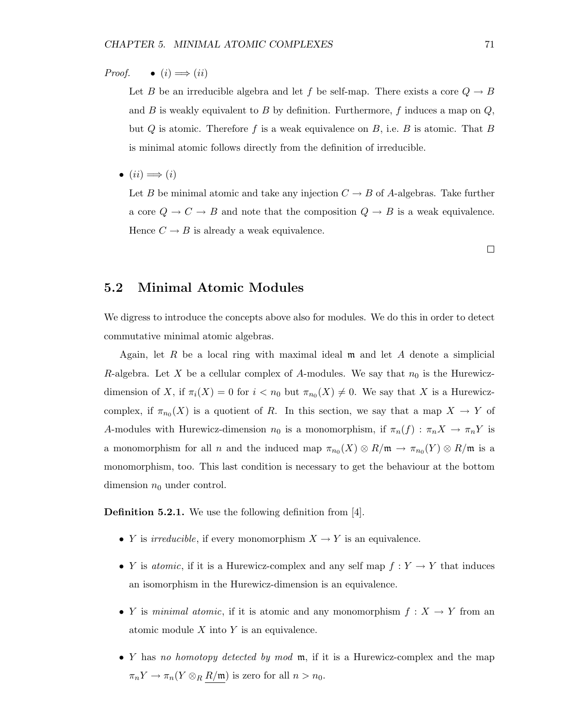*Proof.*

- $(i) \implies (ii)$

  Let $B$ be an irreducible algebra and let $f$ be self-map. There exists a core $Q \to B$ and $B$ is weakly equivalent to $B$ by definition. Furthermore, $f$ induces a map on $Q$, but $Q$ is atomic. Therefore $f$ is a weak equivalence on $B$, i.e. $B$ is atomic. That $B$ is minimal atomic follows directly from the definition of irreducible.

- $(ii) \implies (i)$

  Let $B$ be minimal atomic and take any injection $C \to B$ of $A$-algebras. Take further a core $Q \to C \to B$ and note that the composition $Q \to B$ is a weak equivalence. Hence $C \to B$ is already a weak equivalence.

□

## 5.2 Minimal Atomic Modules

We digress to introduce the concepts above also for modules. We do this in order to detect commutative minimal atomic algebras.

Again, let $R$ be a local ring with maximal ideal $\mathfrak{m}$ and let $A$ denote a simplicial $R$-algebra. Let $X$ be a cellular complex of $A$-modules. We say that $n_0$ is the Hurewicz-dimension of $X$, if $\pi_i(X) = 0$ for $i < n_0$ but $\pi_{n_0}(X) \neq 0$. We say that $X$ is a Hurewicz-complex, if $\pi_{n_0}(X)$ is a quotient of $R$. In this section, we say that a map $X \to Y$ of $A$-modules with Hurewicz-dimension $n_0$ is a monomorphism, if $\pi_n(f) : \pi_n X \to \pi_n Y$ is a monomorphism for all $n$ and the induced map $\pi_{n_0}(X) \otimes R/\mathfrak{m} \to \pi_{n_0}(Y) \otimes R/\mathfrak{m}$ is a monomorphism, too. This last condition is necessary to get the behaviour at the bottom dimension $n_0$ under control.

**Definition 5.2.1.** We use the following definition from [4].

- $Y$ is *irreducible*, if every monomorphism $X \to Y$ is an equivalence.
- $Y$ is *atomic*, if it is a Hurewicz-complex and any self map $f : Y \to Y$ that induces an isomorphism in the Hurewicz-dimension is an equivalence.
- $Y$ is *minimal atomic*, if it is atomic and any monomorphism $f : X \to Y$ from an atomic module $X$ into $Y$ is an equivalence.
- $Y$ has *no homotopy detected by mod* $\mathfrak{m}$, if it is a Hurewicz-complex and the map $\pi_n Y \to \pi_n(Y \otimes_R \underline{R/\mathfrak{m}})$ is zero for all $n > n_0$.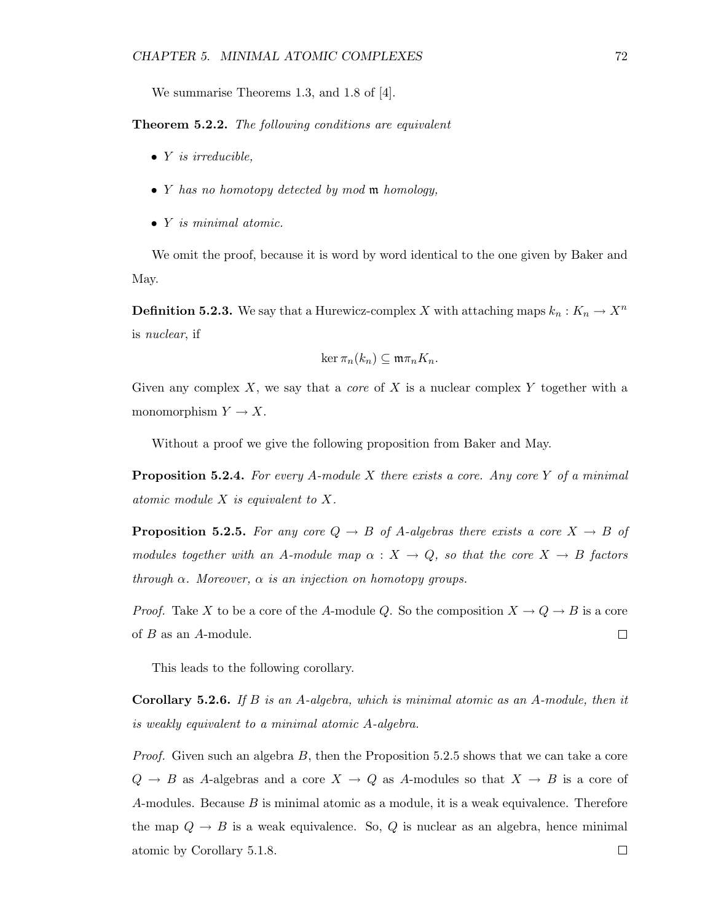We summarise Theorems 1.3, and 1.8 of [4].

**Theorem 5.2.2.** *The following conditions are equivalent*

- *$Y$ is irreducible,*
- *$Y$ has no homotopy detected by mod $\mathfrak{m}$ homology,*
- *$Y$ is minimal atomic.*

We omit the proof, because it is word by word identical to the one given by Baker and May.

**Definition 5.2.3.** We say that a Hurewicz-complex $X$ with attaching maps $k_n : K_n \to X^n$ is *nuclear*, if

$$\ker \pi_n(k_n) \subseteq \mathfrak{m}\pi_n K_n.$$

Given any complex $X$, we say that a *core* of $X$ is a nuclear complex $Y$ together with a monomorphism $Y \to X$.

Without a proof we give the following proposition from Baker and May.

**Proposition 5.2.4.** *For every $A$-module $X$ there exists a core. Any core $Y$ of a minimal atomic module $X$ is equivalent to $X$.*

**Proposition 5.2.5.** *For any core $Q \to B$ of $A$-algebras there exists a core $X \to B$ of modules together with an $A$-module map $\alpha : X \to Q$, so that the core $X \to B$ factors through $\alpha$. Moreover, $\alpha$ is an injection on homotopy groups.*

*Proof.* Take $X$ to be a core of the $A$-module $Q$. So the composition $X \to Q \to B$ is a core of $B$ as an $A$-module. □

This leads to the following corollary.

**Corollary 5.2.6.** *If $B$ is an $A$-algebra, which is minimal atomic as an $A$-module, then it is weakly equivalent to a minimal atomic $A$-algebra.*

*Proof.* Given such an algebra $B$, then the Proposition 5.2.5 shows that we can take a core $Q \to B$ as $A$-algebras and a core $X \to Q$ as $A$-modules so that $X \to B$ is a core of $A$-modules. Because $B$ is minimal atomic as a module, it is a weak equivalence. Therefore the map $Q \to B$ is a weak equivalence. So, $Q$ is nuclear as an algebra, hence minimal atomic by Corollary 5.1.8. □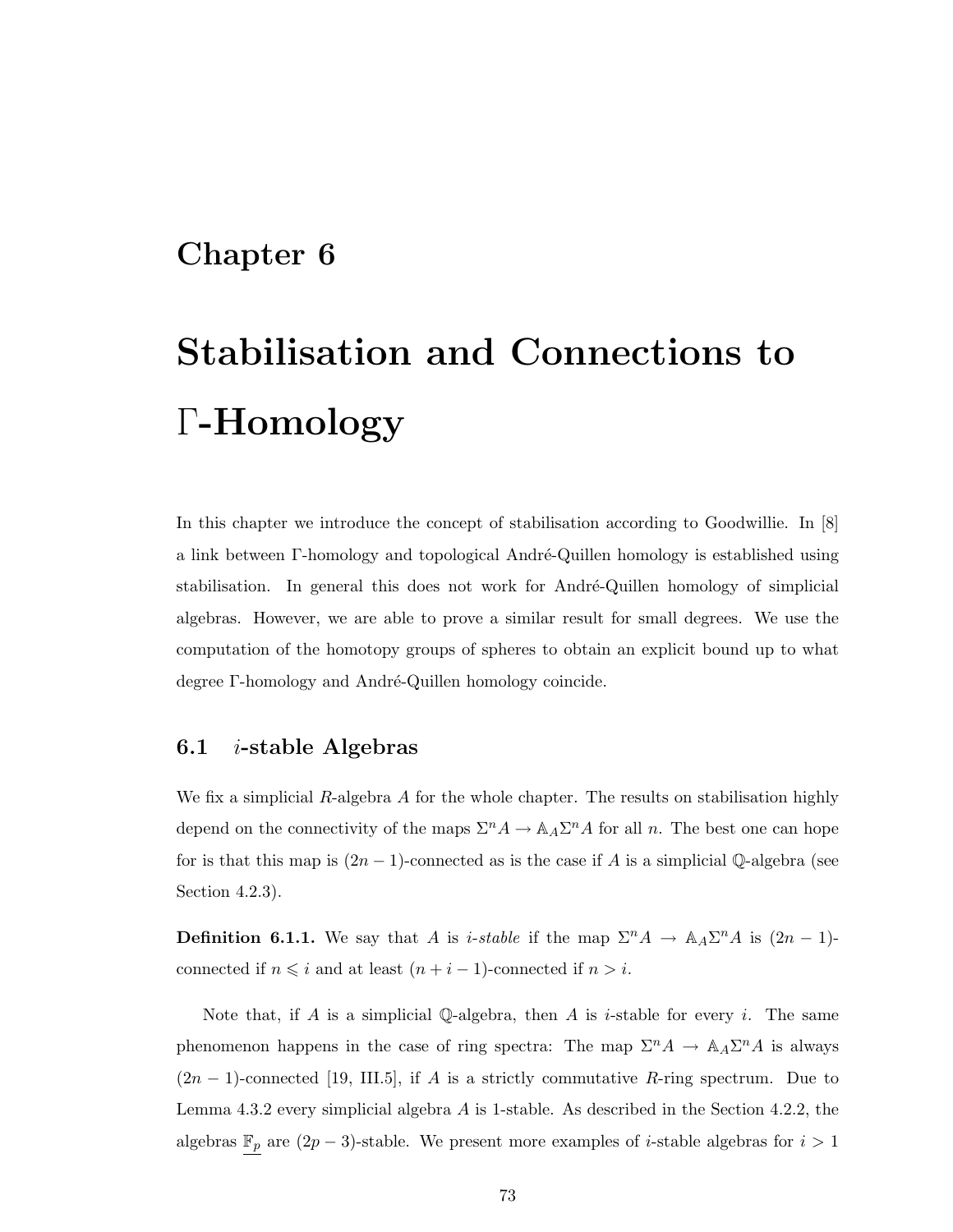# Chapter 6

# Stabilisation and Connections to $\Gamma$-Homology

In this chapter we introduce the concept of stabilisation according to Goodwillie. In [8] a link between $\Gamma$-homology and topological André-Quillen homology is established using stabilisation. In general this does not work for André-Quillen homology of simplicial algebras. However, we are able to prove a similar result for small degrees. We use the computation of the homotopy groups of spheres to obtain an explicit bound up to what degree $\Gamma$-homology and André-Quillen homology coincide.

## 6.1 $i$-stable Algebras

We fix a simplicial $R$-algebra $A$ for the whole chapter. The results on stabilisation highly depend on the connectivity of the maps $\Sigma^n A \to \mathbb{A}_A \Sigma^n A$ for all $n$. The best one can hope for is that this map is $(2n-1)$-connected as is the case if $A$ is a simplicial $\mathbb{Q}$-algebra (see Section 4.2.3).

**Definition 6.1.1.** We say that $A$ is *$i$-stable* if the map $\Sigma^n A \to \mathbb{A}_A \Sigma^n A$ is $(2n-1)$-connected if $n \leqslant i$ and at least $(n+i-1)$-connected if $n > i$.

Note that, if $A$ is a simplicial $\mathbb{Q}$-algebra, then $A$ is $i$-stable for every $i$. The same phenomenon happens in the case of ring spectra: The map $\Sigma^n A \to \mathbb{A}_A \Sigma^n A$ is always $(2n-1)$-connected [19, III.5], if $A$ is a strictly commutative $R$-ring spectrum. Due to Lemma 4.3.2 every simplicial algebra $A$ is 1-stable. As described in the Section 4.2.2, the algebras $\underline{\mathbb{F}_p}$ are $(2p-3)$-stable. We present more examples of $i$-stable algebras for $i > 1$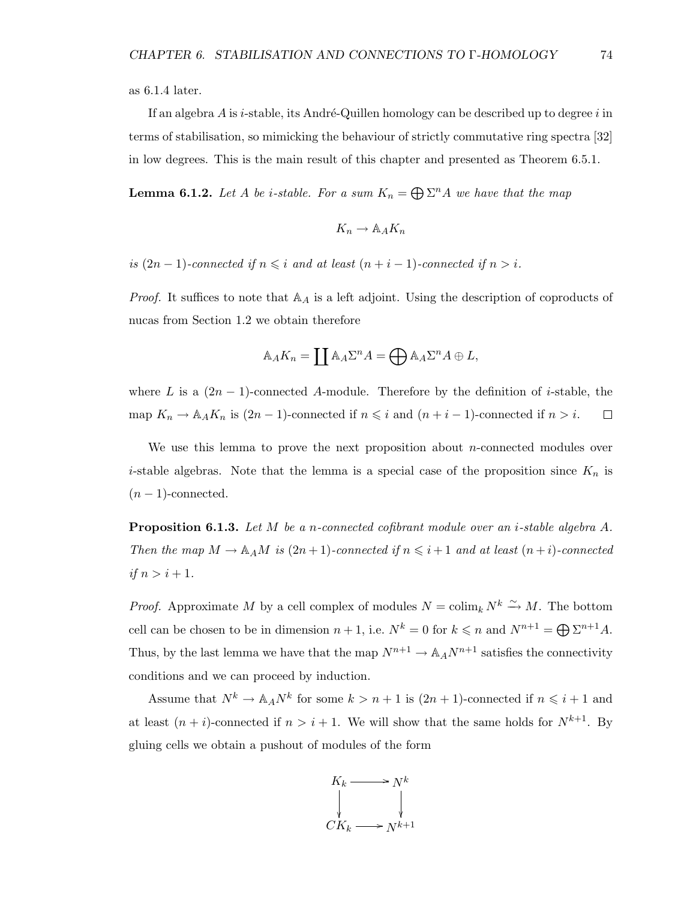as 6.1.4 later.

If an algebra $A$ is $i$-stable, its André-Quillen homology can be described up to degree $i$ in terms of stabilisation, so mimicking the behaviour of strictly commutative ring spectra [32] in low degrees. This is the main result of this chapter and presented as Theorem 6.5.1.

**Lemma 6.1.2.** *Let $A$ be $i$-stable. For a sum $K_n = \bigoplus \Sigma^n A$ we have that the map*

$$K_n \to \mathbb{A}_A K_n$$

*is $(2n-1)$-connected if $n \leqslant i$ and at least $(n+i-1)$-connected if $n > i$.*

*Proof.* It suffices to note that $\mathbb{A}_A$ is a left adjoint. Using the description of coproducts of nucas from Section 1.2 we obtain therefore

$$\mathbb{A}_A K_n = \coprod \mathbb{A}_A \Sigma^n A = \bigoplus \mathbb{A}_A \Sigma^n A \oplus L,$$

where $L$ is a $(2n-1)$-connected $A$-module. Therefore by the definition of $i$-stable, the map $K_n \to \mathbb{A}_A K_n$ is $(2n-1)$-connected if $n \leqslant i$ and $(n+i-1)$-connected if $n > i$. $\square$

We use this lemma to prove the next proposition about $n$-connected modules over $i$-stable algebras. Note that the lemma is a special case of the proposition since $K_n$ is $(n-1)$-connected.

**Proposition 6.1.3.** *Let $M$ be a $n$-connected cofibrant module over an $i$-stable algebra $A$. Then the map $M \to \mathbb{A}_A M$ is $(2n+1)$-connected if $n \leqslant i+1$ and at least $(n+i)$-connected if $n > i+1$.*

*Proof.* Approximate $M$ by a cell complex of modules $N = \operatorname{colim}_k N^k \xrightarrow{\sim} M$. The bottom cell can be chosen to be in dimension $n+1$, i.e. $N^k = 0$ for $k \leqslant n$ and $N^{n+1} = \bigoplus \Sigma^{n+1} A$. Thus, by the last lemma we have that the map $N^{n+1} \to \mathbb{A}_A N^{n+1}$ satisfies the connectivity conditions and we can proceed by induction.

Assume that $N^k \to \mathbb{A}_A N^k$ for some $k > n+1$ is $(2n+1)$-connected if $n \leqslant i+1$ and at least $(n+i)$-connected if $n > i+1$. We will show that the same holds for $N^{k+1}$. By gluing cells we obtain a pushout of modules of the form

$$\begin{array}{ccc} K_k & \longrightarrow & N^k \\ \downarrow & & \downarrow \\ CK_k & \longrightarrow & N^{k+1} \end{array}$$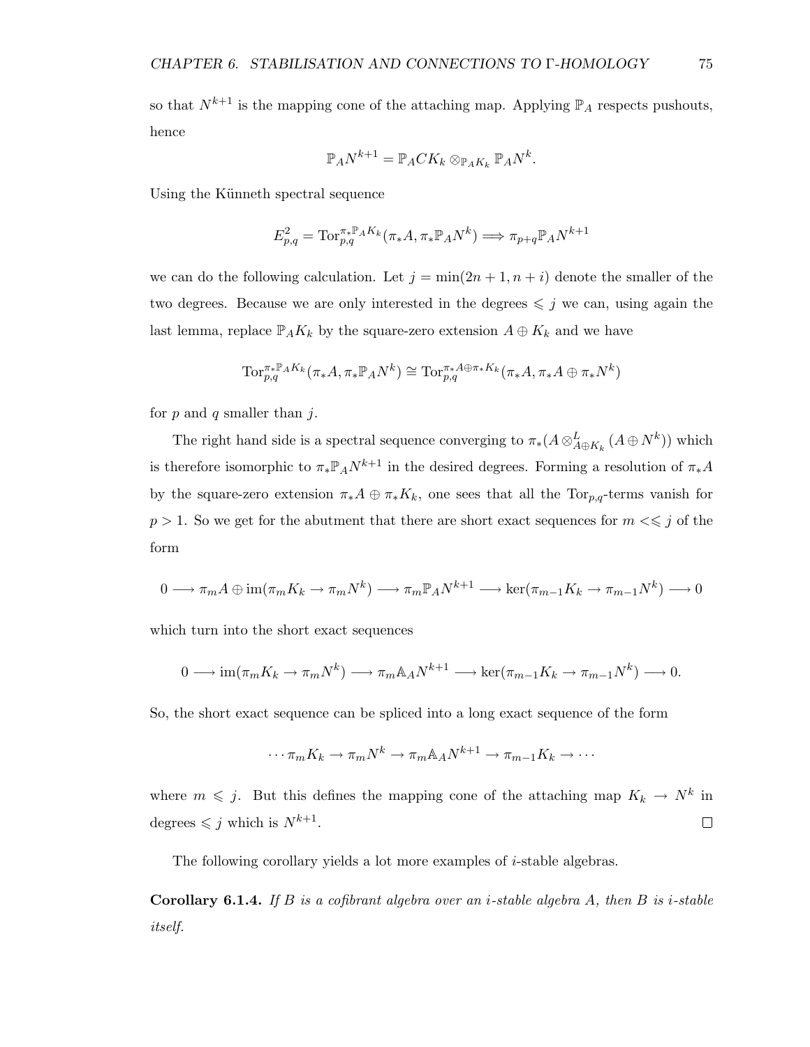so that $N^{k+1}$ is the mapping cone of the attaching map. Applying $\mathbb{P}_A$ respects pushouts, hence

$$\mathbb{P}_A N^{k+1} = \mathbb{P}_A CK_k \otimes_{\mathbb{P}_A K_k} \mathbb{P}_A N^k.$$

Using the Künneth spectral sequence

$$E^2_{p,q} = \mathrm{Tor}^{\pi_* \mathbb{P}_A K_k}_{p,q}(\pi_* A, \pi_* \mathbb{P}_A N^k) \Longrightarrow \pi_{p+q} \mathbb{P}_A N^{k+1}$$

we can do the following calculation. Let $j = \min(2n+1, n+i)$ denote the smaller of the two degrees. Because we are only interested in the degrees $\leqslant j$ we can, using again the last lemma, replace $\mathbb{P}_A K_k$ by the square-zero extension $A \oplus K_k$ and we have

$$\mathrm{Tor}^{\pi_* \mathbb{P}_A K_k}_{p,q}(\pi_* A, \pi_* \mathbb{P}_A N^k) \cong \mathrm{Tor}^{\pi_* A \oplus \pi_* K_k}_{p,q}(\pi_* A, \pi_* A \oplus \pi_* N^k)$$

for $p$ and $q$ smaller than $j$.

The right hand side is a spectral sequence converging to $\pi_*(A \otimes^L_{A \oplus K_k} (A \oplus N^k))$ which is therefore isomorphic to $\pi_* \mathbb{P}_A N^{k+1}$ in the desired degrees. Forming a resolution of $\pi_* A$ by the square-zero extension $\pi_* A \oplus \pi_* K_k$, one sees that all the $\mathrm{Tor}_{p,q}$-terms vanish for $p > 1$. So we get for the abutment that there are short exact sequences for $m << \leqslant j$ of the form

$$0 \longrightarrow \pi_m A \oplus \mathrm{im}(\pi_m K_k \to \pi_m N^k) \longrightarrow \pi_m \mathbb{P}_A N^{k+1} \longrightarrow \ker(\pi_{m-1} K_k \to \pi_{m-1} N^k) \longrightarrow 0$$

which turn into the short exact sequences

$$0 \longrightarrow \mathrm{im}(\pi_m K_k \to \pi_m N^k) \longrightarrow \pi_m \mathbb{A}_A N^{k+1} \longrightarrow \ker(\pi_{m-1} K_k \to \pi_{m-1} N^k) \longrightarrow 0.$$

So, the short exact sequence can be spliced into a long exact sequence of the form

$$\cdots \pi_m K_k \to \pi_m N^k \to \pi_m \mathbb{A}_A N^{k+1} \to \pi_{m-1} K_k \to \cdots$$

where $m \leqslant j$. But this defines the mapping cone of the attaching map $K_k \to N^k$ in degrees $\leqslant j$ which is $N^{k+1}$. □

The following corollary yields a lot more examples of $i$-stable algebras.

**Corollary 6.1.4.** *If $B$ is a cofibrant algebra over an $i$-stable algebra $A$, then $B$ is $i$-stable itself.*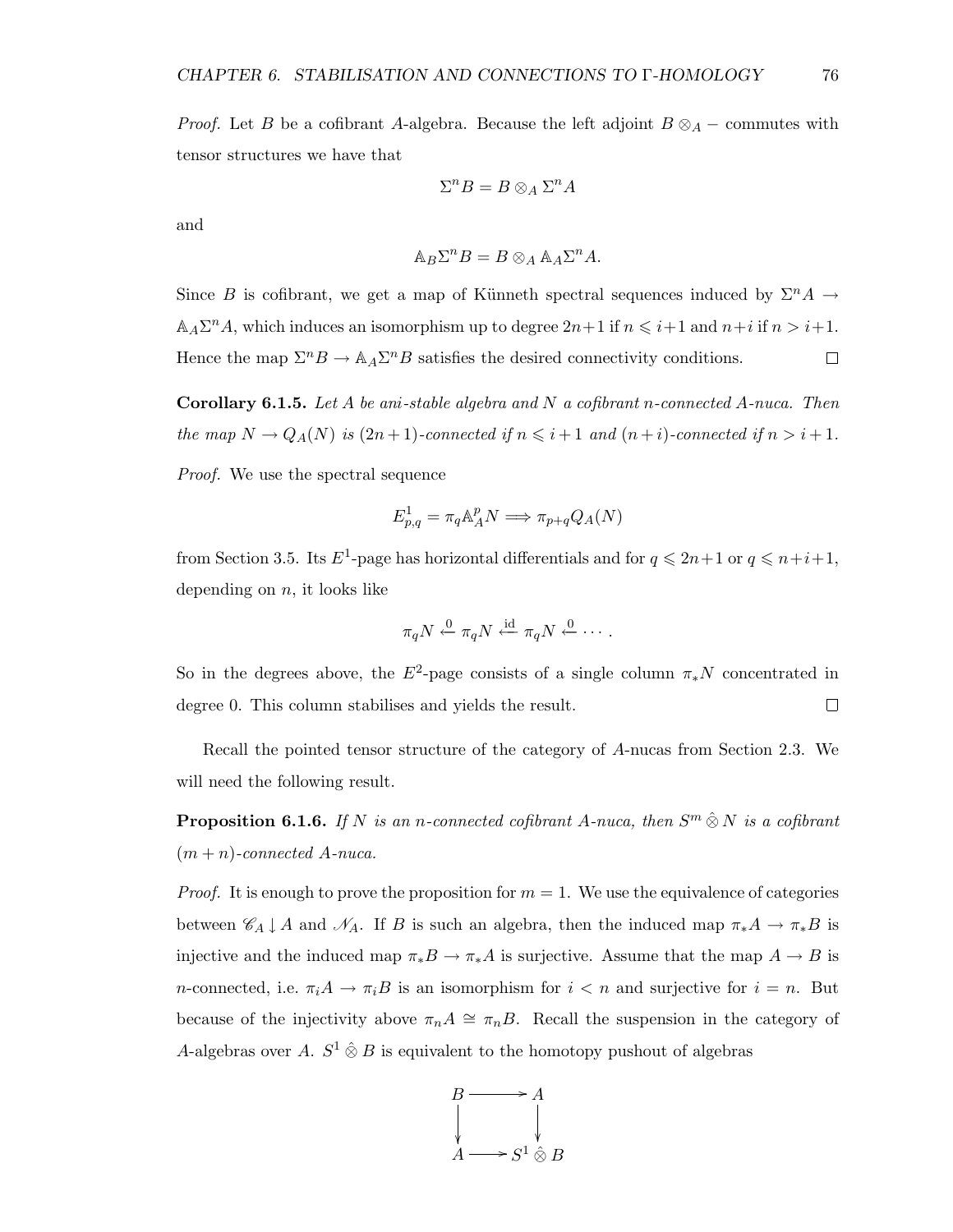*Proof.* Let $B$ be a cofibrant $A$-algebra. Because the left adjoint $B \otimes_A -$ commutes with tensor structures we have that

$$\Sigma^n B = B \otimes_A \Sigma^n A$$

and

$$\mathbb{A}_B \Sigma^n B = B \otimes_A \mathbb{A}_A \Sigma^n A.$$

Since $B$ is cofibrant, we get a map of Künneth spectral sequences induced by $\Sigma^n A \to \mathbb{A}_A \Sigma^n A$, which induces an isomorphism up to degree $2n+1$ if $n \leqslant i+1$ and $n+i$ if $n > i+1$. Hence the map $\Sigma^n B \to \mathbb{A}_A \Sigma^n B$ satisfies the desired connectivity conditions. □

**Corollary 6.1.5.** *Let $A$ be ani-stable algebra and $N$ a cofibrant $n$-connected $A$-nuca. Then the map $N \to Q_A(N)$ is $(2n+1)$-connected if $n \leqslant i+1$ and $(n+i)$-connected if $n > i+1$.*

*Proof.* We use the spectral sequence

$$E^1_{p,q} = \pi_q \mathbb{A}^p_A N \Longrightarrow \pi_{p+q} Q_A(N)$$

from Section 3.5. Its $E^1$-page has horizontal differentials and for $q \leqslant 2n+1$ or $q \leqslant n+i+1$, depending on $n$, it looks like

$$\pi_q N \xleftarrow{0} \pi_q N \xleftarrow{\mathrm{id}} \pi_q N \xleftarrow{0} \cdots.$$

So in the degrees above, the $E^2$-page consists of a single column $\pi_* N$ concentrated in degree 0. This column stabilises and yields the result. □

Recall the pointed tensor structure of the category of $A$-nucas from Section 2.3. We will need the following result.

**Proposition 6.1.6.** *If $N$ is an $n$-connected cofibrant $A$-nuca, then $S^m \hat{\otimes} N$ is a cofibrant $(m+n)$-connected $A$-nuca.*

*Proof.* It is enough to prove the proposition for $m = 1$. We use the equivalence of categories between $\mathscr{C}_A \downarrow A$ and $\mathscr{N}_A$. If $B$ is such an algebra, then the induced map $\pi_* A \to \pi_* B$ is injective and the induced map $\pi_* B \to \pi_* A$ is surjective. Assume that the map $A \to B$ is $n$-connected, i.e. $\pi_i A \to \pi_i B$ is an isomorphism for $i < n$ and surjective for $i = n$. But because of the injectivity above $\pi_n A \cong \pi_n B$. Recall the suspension in the category of $A$-algebras over $A$. $S^1 \hat{\otimes} B$ is equivalent to the homotopy pushout of algebras

$$\begin{array}{ccc} B & \longrightarrow & A \\ \downarrow & & \downarrow \\ A & \longrightarrow & S^1 \hat{\otimes} B \end{array}$$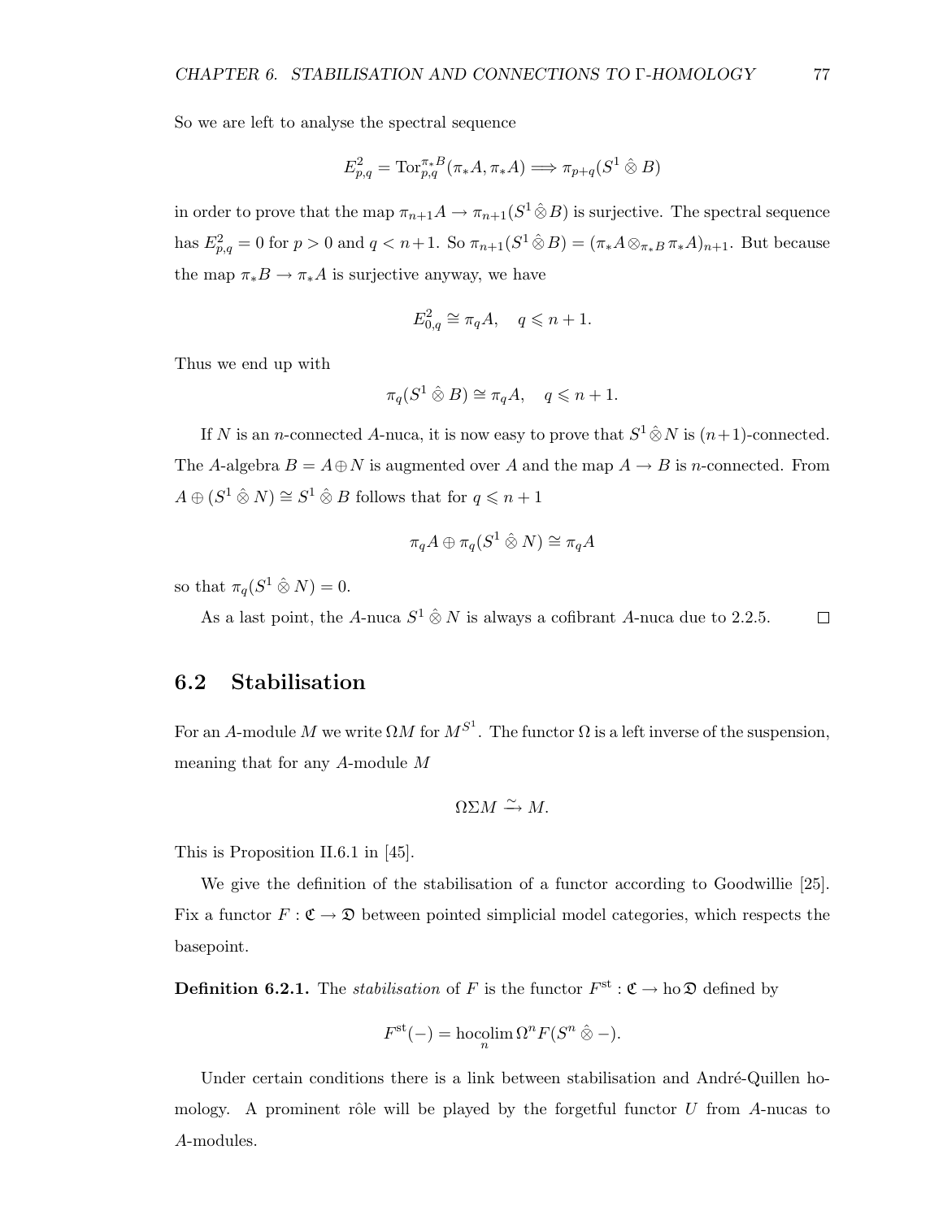So we are left to analyse the spectral sequence

$$E^2_{p,q} = \mathrm{Tor}^{\pi_* B}_{p,q}(\pi_* A, \pi_* A) \Longrightarrow \pi_{p+q}(S^1 \hat{\otimes} B)$$

in order to prove that the map $\pi_{n+1} A \to \pi_{n+1}(S^1 \hat{\otimes} B)$ is surjective. The spectral sequence has $E^2_{p,q} = 0$ for $p > 0$ and $q < n+1$. So $\pi_{n+1}(S^1 \hat{\otimes} B) = (\pi_* A \otimes_{\pi_* B} \pi_* A)_{n+1}$. But because the map $\pi_* B \to \pi_* A$ is surjective anyway, we have

$$E^2_{0,q} \cong \pi_q A, \quad q \leqslant n+1.$$

Thus we end up with

$$\pi_q(S^1 \hat{\otimes} B) \cong \pi_q A, \quad q \leqslant n+1.$$

If $N$ is an $n$-connected $A$-nuca, it is now easy to prove that $S^1 \hat{\otimes} N$ is $(n+1)$-connected. The $A$-algebra $B = A \oplus N$ is augmented over $A$ and the map $A \to B$ is $n$-connected. From $A \oplus (S^1 \hat{\otimes} N) \cong S^1 \hat{\otimes} B$ follows that for $q \leqslant n+1$

$$\pi_q A \oplus \pi_q(S^1 \hat{\otimes} N) \cong \pi_q A$$

so that $\pi_q(S^1 \hat{\otimes} N) = 0$.

As a last point, the $A$-nuca $S^1 \hat{\otimes} N$ is always a cofibrant $A$-nuca due to 2.2.5. $\square$

## 6.2 Stabilisation

For an $A$-module $M$ we write $\Omega M$ for $M^{S^1}$. The functor $\Omega$ is a left inverse of the suspension, meaning that for any $A$-module $M$

$$\Omega \Sigma M \xrightarrow{\sim} M.$$

This is Proposition II.6.1 in [45].

We give the definition of the stabilisation of a functor according to Goodwillie [25]. Fix a functor $F : \mathfrak{C} \to \mathfrak{D}$ between pointed simplicial model categories, which respects the basepoint.

**Definition 6.2.1.** The *stabilisation* of $F$ is the functor $F^{\mathrm{st}} : \mathfrak{C} \to \mathrm{ho}\,\mathfrak{D}$ defined by

$$F^{\mathrm{st}}(-) = \operatorname*{hocolim}_n \Omega^n F(S^n \hat{\otimes} -).$$

Under certain conditions there is a link between stabilisation and André-Quillen homology. A prominent rôle will be played by the forgetful functor $U$ from $A$-nucas to $A$-modules.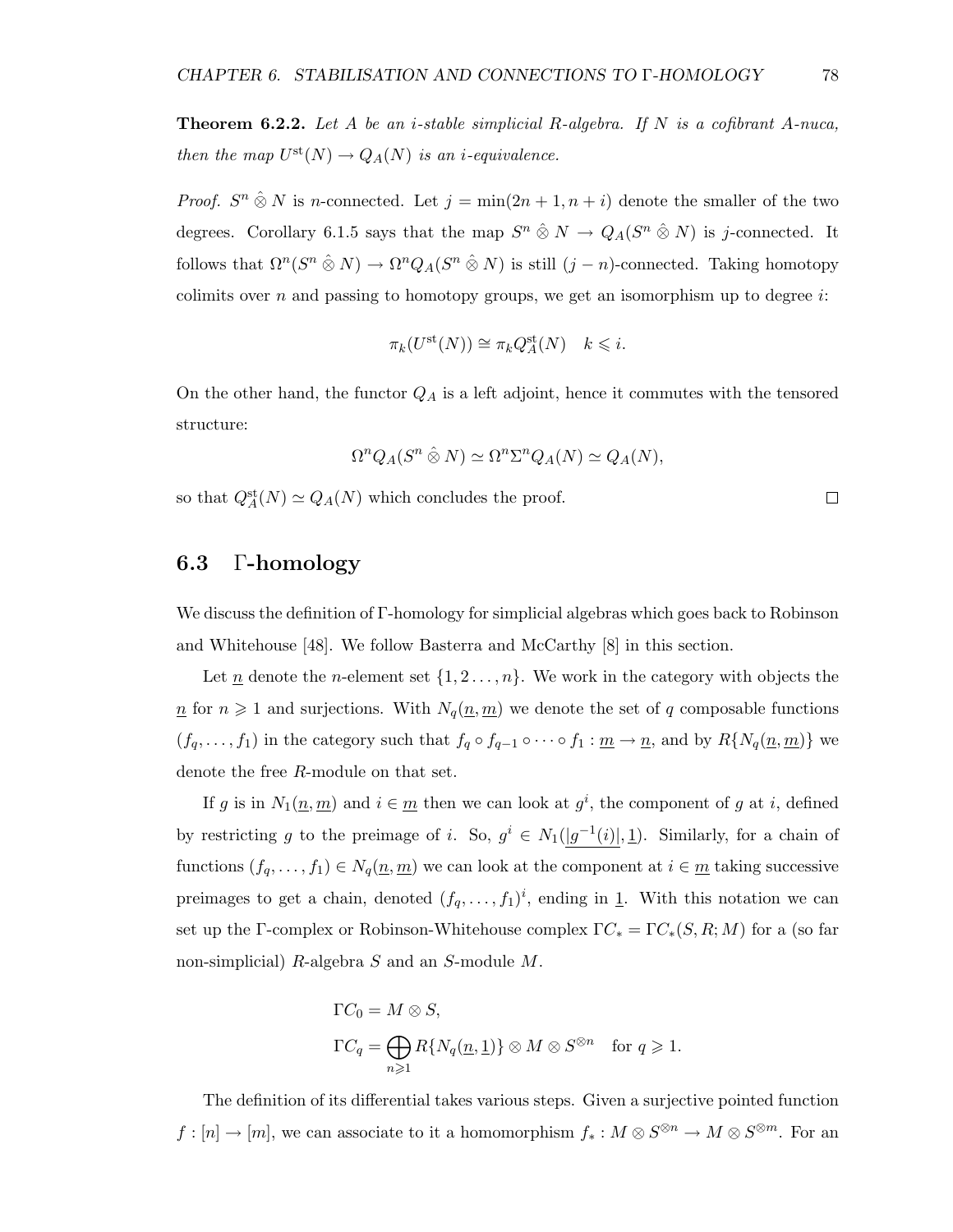**Theorem 6.2.2.** *Let $A$ be an $i$-stable simplicial $R$-algebra. If $N$ is a cofibrant $A$-nuca, then the map $U^{\mathrm{st}}(N) \to Q_A(N)$ is an $i$-equivalence.*

*Proof.* $S^n \hat{\otimes} N$ is $n$-connected. Let $j = \min(2n+1, n+i)$ denote the smaller of the two degrees. Corollary 6.1.5 says that the map $S^n \hat{\otimes} N \to Q_A(S^n \hat{\otimes} N)$ is $j$-connected. It follows that $\Omega^n(S^n \hat{\otimes} N) \to \Omega^n Q_A(S^n \hat{\otimes} N)$ is still $(j-n)$-connected. Taking homotopy colimits over $n$ and passing to homotopy groups, we get an isomorphism up to degree $i$:

$$\pi_k(U^{\mathrm{st}}(N)) \cong \pi_k Q_A^{\mathrm{st}}(N) \quad k \leqslant i.$$

On the other hand, the functor $Q_A$ is a left adjoint, hence it commutes with the tensored structure:

$$\Omega^n Q_A(S^n \hat{\otimes} N) \simeq \Omega^n \Sigma^n Q_A(N) \simeq Q_A(N),$$

so that $Q_A^{\mathrm{st}}(N) \simeq Q_A(N)$ which concludes the proof. □

## 6.3 Γ-homology

We discuss the definition of Γ-homology for simplicial algebras which goes back to Robinson and Whitehouse [48]. We follow Basterra and McCarthy [8] in this section.

Let $\underline{n}$ denote the $n$-element set $\{1, 2 \ldots, n\}$. We work in the category with objects the $\underline{n}$ for $n \geqslant 1$ and surjections. With $N_q(\underline{n}, \underline{m})$ we denote the set of $q$ composable functions $(f_q, \ldots, f_1)$ in the category such that $f_q \circ f_{q-1} \circ \cdots \circ f_1 : \underline{m} \to \underline{n}$, and by $R\{N_q(\underline{n}, \underline{m})\}$ we denote the free $R$-module on that set.

If $g$ is in $N_1(\underline{n}, \underline{m})$ and $i \in \underline{m}$ then we can look at $g^i$, the component of $g$ at $i$, defined by restricting $g$ to the preimage of $i$. So, $g^i \in N_1(\underline{|g^{-1}(i)|}, \underline{1})$. Similarly, for a chain of functions $(f_q, \ldots, f_1) \in N_q(\underline{n}, \underline{m})$ we can look at the component at $i \in \underline{m}$ taking successive preimages to get a chain, denoted $(f_q, \ldots, f_1)^i$, ending in $\underline{1}$. With this notation we can set up the Γ-complex or Robinson-Whitehouse complex $\Gamma C_* = \Gamma C_*(S, R; M)$ for a (so far non-simplicial) $R$-algebra $S$ and an $S$-module $M$.

$$\Gamma C_0 = M \otimes S,$$
$$\Gamma C_q = \bigoplus_{n \geqslant 1} R\{N_q(\underline{n}, \underline{1})\} \otimes M \otimes S^{\otimes n} \quad \text{for } q \geqslant 1.$$

The definition of its differential takes various steps. Given a surjective pointed function $f : [n] \to [m]$, we can associate to it a homomorphism $f_* : M \otimes S^{\otimes n} \to M \otimes S^{\otimes m}$. For an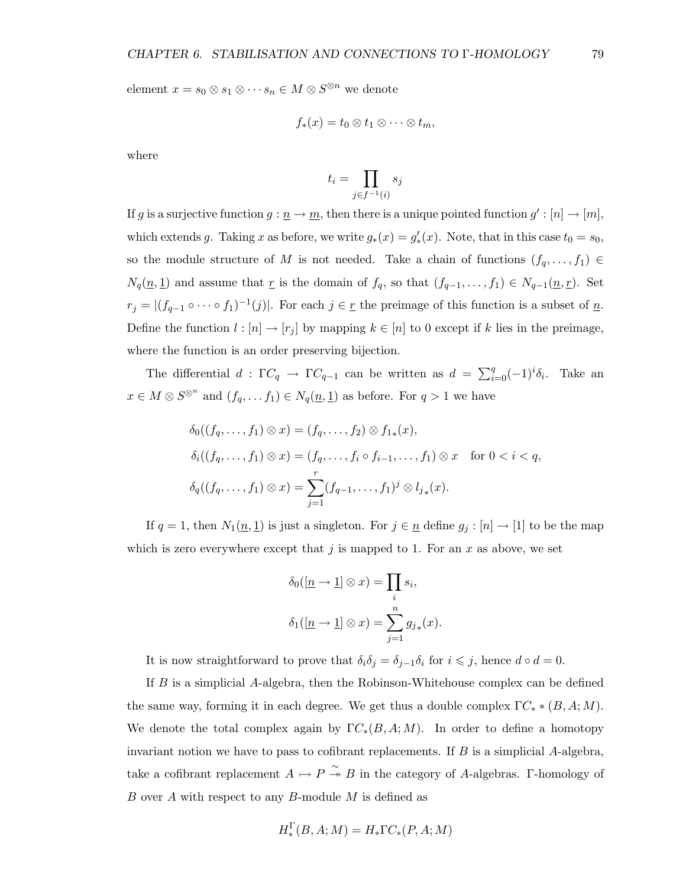element $x = s_0 \otimes s_1 \otimes \cdots s_n \in M \otimes S^{\otimes n}$ we denote

$$f_*(x) = t_0 \otimes t_1 \otimes \cdots \otimes t_m,$$

where

$$t_i = \prod_{j \in f^{-1}(i)} s_j$$

If $g$ is a surjective function $g : \underline{n} \to \underline{m}$, then there is a unique pointed function $g' : [n] \to [m]$, which extends $g$. Taking $x$ as before, we write $g_*(x) = g'_*(x)$. Note, that in this case $t_0 = s_0$, so the module structure of $M$ is not needed. Take a chain of functions $(f_q, \ldots, f_1) \in N_q(\underline{n}, \underline{1})$ and assume that $\underline{r}$ is the domain of $f_q$, so that $(f_{q-1}, \ldots, f_1) \in N_{q-1}(\underline{n}, \underline{r})$. Set $r_j = |(f_{q-1} \circ \cdots \circ f_1)^{-1}(j)|$. For each $j \in \underline{r}$ the preimage of this function is a subset of $\underline{n}$. Define the function $l : [n] \to [r_j]$ by mapping $k \in [n]$ to 0 except if $k$ lies in the preimage, where the function is an order preserving bijection.

The differential $d : \Gamma C_q \to \Gamma C_{q-1}$ can be written as $d = \sum_{i=0}^{q} (-1)^i \delta_i$. Take an $x \in M \otimes S^{\otimes^n}$ and $(f_q, \ldots f_1) \in N_q(\underline{n}, \underline{1})$ as before. For $q > 1$ we have

$$\begin{aligned}
\delta_0((f_q, \ldots, f_1) \otimes x) &= (f_q, \ldots, f_2) \otimes f_{1*}(x), \\
\delta_i((f_q, \ldots, f_1) \otimes x) &= (f_q, \ldots, f_i \circ f_{i-1}, \ldots, f_1) \otimes x \quad \text{for } 0 < i < q, \\
\delta_q((f_q, \ldots, f_1) \otimes x) &= \sum_{j=1}^{r} (f_{q-1}, \ldots, f_1)^j \otimes l_{j*}(x).
\end{aligned}$$

If $q = 1$, then $N_1(\underline{n}, \underline{1})$ is just a singleton. For $j \in \underline{n}$ define $g_j : [n] \to [1]$ to be the map which is zero everywhere except that $j$ is mapped to 1. For an $x$ as above, we set

$$\begin{aligned}
\delta_0([\underline{n} \to \underline{1}] \otimes x) &= \prod_i s_i, \\
\delta_1([\underline{n} \to \underline{1}] \otimes x) &= \sum_{j=1}^{n} g_{j*}(x).
\end{aligned}$$

It is now straightforward to prove that $\delta_i \delta_j = \delta_{j-1} \delta_i$ for $i \leqslant j$, hence $d \circ d = 0$.

If $B$ is a simplicial $A$-algebra, then the Robinson-Whitehouse complex can be defined the same way, forming it in each degree. We get thus a double complex $\Gamma C_* * (B, A; M)$. We denote the total complex again by $\Gamma C_*(B, A; M)$. In order to define a homotopy invariant notion we have to pass to cofibrant replacements. If $B$ is a simplicial $A$-algebra, take a cofibrant replacement $A \rightarrowtail P \xrightarrow{\sim} B$ in the category of $A$-algebras. $\Gamma$-homology of $B$ over $A$ with respect to any $B$-module $M$ is defined as

$$H_*^{\Gamma}(B, A; M) = H_* \Gamma C_*(P, A; M)$$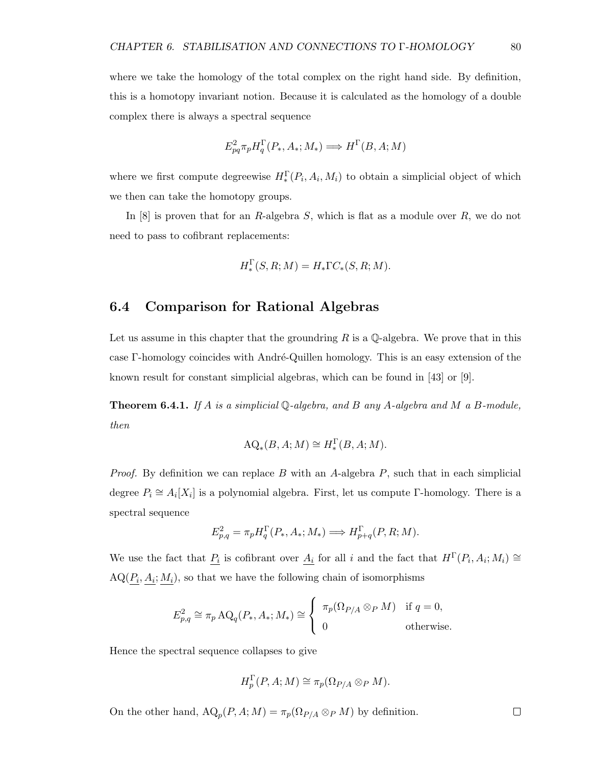where we take the homology of the total complex on the right hand side. By definition, this is a homotopy invariant notion. Because it is calculated as the homology of a double complex there is always a spectral sequence

$$E^2_{pq}\pi_p H^\Gamma_q(P_*, A_*; M_*) \Longrightarrow H^\Gamma(B, A; M)$$

where we first compute degreewise $H^\Gamma_*(P_i, A_i, M_i)$ to obtain a simplicial object of which we then can take the homotopy groups.

In [8] is proven that for an $R$-algebra $S$, which is flat as a module over $R$, we do not need to pass to cofibrant replacements:

$$H^\Gamma_*(S, R; M) = H_*\Gamma C_*(S, R; M).$$

## 6.4 Comparison for Rational Algebras

Let us assume in this chapter that the groundring $R$ is a $\mathbb{Q}$-algebra. We prove that in this case Γ-homology coincides with André-Quillen homology. This is an easy extension of the known result for constant simplicial algebras, which can be found in [43] or [9].

**Theorem 6.4.1.** *If $A$ is a simplicial $\mathbb{Q}$-algebra, and $B$ any $A$-algebra and $M$ a $B$-module, then*

$$\mathrm{AQ}_*(B, A; M) \cong H^\Gamma_*(B, A; M).$$

*Proof.* By definition we can replace $B$ with an $A$-algebra $P$, such that in each simplicial degree $P_i \cong A_i[X_i]$ is a polynomial algebra. First, let us compute Γ-homology. There is a spectral sequence

$$E^2_{p,q} = \pi_p H^\Gamma_q(P_*, A_*; M_*) \Longrightarrow H^\Gamma_{p+q}(P, R; M).$$

We use the fact that $\underline{P_i}$ is cofibrant over $\underline{A_i}$ for all $i$ and the fact that $H^\Gamma(P_i, A_i; M_i) \cong \mathrm{AQ}(\underline{P_i}, \underline{A_i}; \underline{M_i})$, so that we have the following chain of isomorphisms

$$E^2_{p,q} \cong \pi_p \,\mathrm{AQ}_q(P_*, A_*; M_*) \cong \begin{cases} \pi_p(\Omega_{P/A} \otimes_P M) & \text{if } q = 0, \\ 0 & \text{otherwise.} \end{cases}$$

Hence the spectral sequence collapses to give

$$H^\Gamma_p(P, A; M) \cong \pi_p(\Omega_{P/A} \otimes_P M).$$

On the other hand, $\mathrm{AQ}_p(P, A; M) = \pi_p(\Omega_{P/A} \otimes_P M)$ by definition. □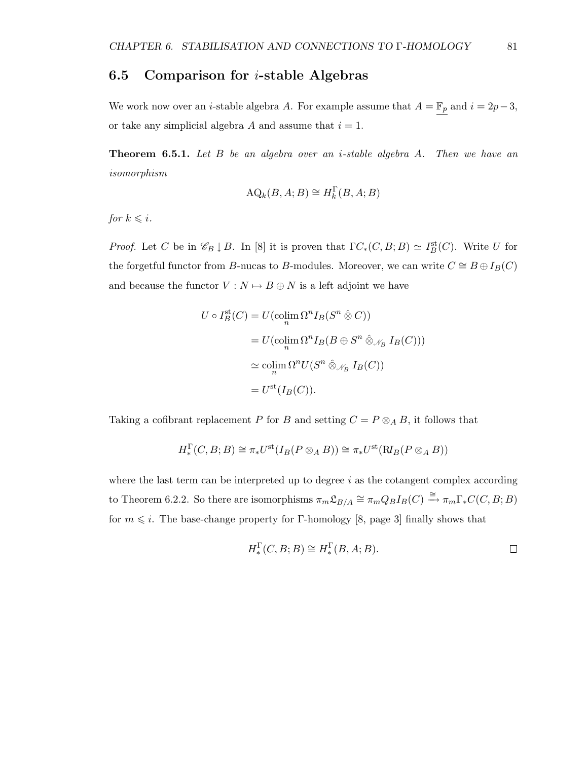## 6.5 Comparison for $i$-stable Algebras

We work now over an $i$-stable algebra $A$. For example assume that $A = \underline{\mathbb{F}_p}$ and $i = 2p-3$, or take any simplicial algebra $A$ and assume that $i = 1$.

**Theorem 6.5.1.** *Let $B$ be an algebra over an $i$-stable algebra $A$. Then we have an isomorphism*

$$\mathrm{AQ}_k(B, A; B) \cong H_k^{\Gamma}(B, A; B)$$

*for $k \leqslant i$.*

*Proof.* Let $C$ be in $\mathscr{C}_B \downarrow B$. In [8] it is proven that $\Gamma C_*(C, B; B) \simeq I_B^{\mathrm{st}}(C)$. Write $U$ for the forgetful functor from $B$-nucas to $B$-modules. Moreover, we can write $C \cong B \oplus I_B(C)$ and because the functor $V : N \mapsto B \oplus N$ is a left adjoint we have

$$\begin{aligned}
U \circ I_B^{\mathrm{st}}(C) &= U(\operatorname*{colim}_n \Omega^n I_B(S^n \hat{\otimes} C)) \\
&= U(\operatorname*{colim}_n \Omega^n I_B(B \oplus S^n \hat{\otimes}_{\mathscr{N}_B} I_B(C))) \\
&\simeq \operatorname*{colim}_n \Omega^n U(S^n \hat{\otimes}_{\mathscr{N}_B} I_B(C)) \\
&= U^{\mathrm{st}}(I_B(C)).
\end{aligned}$$

Taking a cofibrant replacement $P$ for $B$ and setting $C = P \otimes_A B$, it follows that

$$H_*^{\Gamma}(C, B; B) \cong \pi_* U^{\mathrm{st}}(I_B(P \otimes_A B)) \cong \pi_* U^{\mathrm{st}}(\mathrm{R}I_B(P \otimes_A B))$$

where the last term can be interpreted up to degree $i$ as the cotangent complex according to Theorem 6.2.2. So there are isomorphisms $\pi_m \mathfrak{L}_{B/A} \cong \pi_m Q_B I_B(C) \xrightarrow{\cong} \pi_m \Gamma_* C(C, B; B)$ for $m \leqslant i$. The base-change property for $\Gamma$-homology [8, page 3] finally shows that

$$H_*^{\Gamma}(C, B; B) \cong H_*^{\Gamma}(B, A; B).$$

□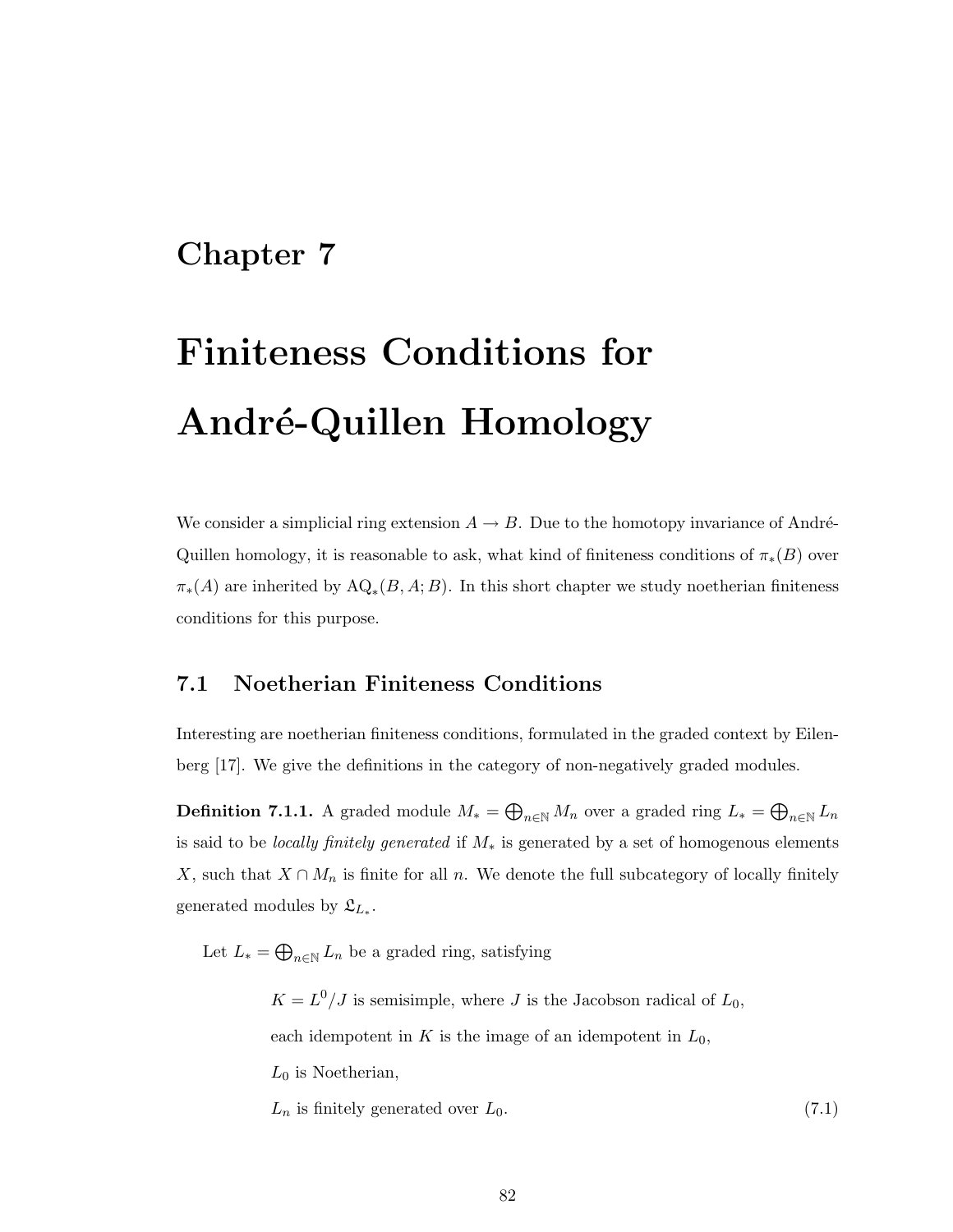# Chapter 7

# Finiteness Conditions for André-Quillen Homology

We consider a simplicial ring extension $A \to B$. Due to the homotopy invariance of André-Quillen homology, it is reasonable to ask, what kind of finiteness conditions of $\pi_*(B)$ over $\pi_*(A)$ are inherited by $\mathrm{AQ}_*(B, A; B)$. In this short chapter we study noetherian finiteness conditions for this purpose.

## 7.1 Noetherian Finiteness Conditions

Interesting are noetherian finiteness conditions, formulated in the graded context by Eilenberg [17]. We give the definitions in the category of non-negatively graded modules.

**Definition 7.1.1.** A graded module $M_* = \bigoplus_{n \in \mathbb{N}} M_n$ over a graded ring $L_* = \bigoplus_{n \in \mathbb{N}} L_n$ is said to be *locally finitely generated* if $M_*$ is generated by a set of homogenous elements $X$, such that $X \cap M_n$ is finite for all $n$. We denote the full subcategory of locally finitely generated modules by $\mathfrak{L}_{L_*}$.

Let $L_* = \bigoplus_{n \in \mathbb{N}} L_n$ be a graded ring, satisfying

$$
\begin{aligned}
&K = L^0/J \text{ is semisimple, where } J \text{ is the Jacobson radical of } L_0,\\
&\text{each idempotent in } K \text{ is the image of an idempotent in } L_0,\\
&L_0 \text{ is Noetherian,}\\
&L_n \text{ is finitely generated over } L_0.
\end{aligned}
\tag{7.1}
$$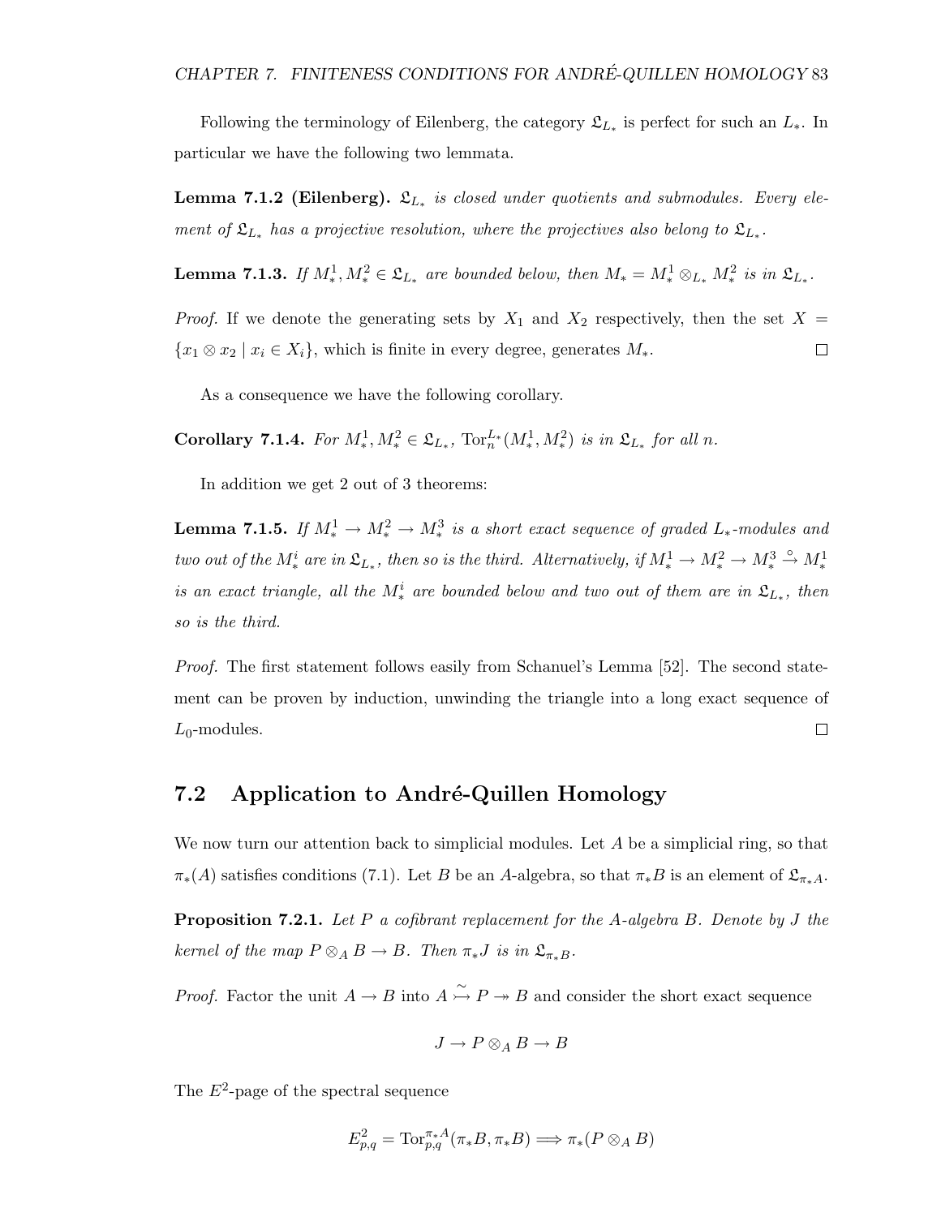Following the terminology of Eilenberg, the category $\mathfrak{L}_{L_*}$ is perfect for such an $L_*$. In particular we have the following two lemmata.

**Lemma 7.1.2 (Eilenberg).** *$\mathfrak{L}_{L_*}$ is closed under quotients and submodules. Every element of $\mathfrak{L}_{L_*}$ has a projective resolution, where the projectives also belong to $\mathfrak{L}_{L_*}$.*

**Lemma 7.1.3.** *If $M^1_*, M^2_* \in \mathfrak{L}_{L_*}$ are bounded below, then $M_* = M^1_* \otimes_{L_*} M^2_*$ is in $\mathfrak{L}_{L_*}$.*

*Proof.* If we denote the generating sets by $X_1$ and $X_2$ respectively, then the set $X = \{x_1 \otimes x_2 \mid x_i \in X_i\}$, which is finite in every degree, generates $M_*$. □

As a consequence we have the following corollary.

**Corollary 7.1.4.** *For $M^1_*, M^2_* \in \mathfrak{L}_{L_*}$, $\operatorname{Tor}^{L_*}_n(M^1_*, M^2_*)$ is in $\mathfrak{L}_{L_*}$ for all $n$.*

In addition we get 2 out of 3 theorems:

**Lemma 7.1.5.** *If $M^1_* \to M^2_* \to M^3_*$ is a short exact sequence of graded $L_*$-modules and two out of the $M^i_*$ are in $\mathfrak{L}_{L_*}$, then so is the third. Alternatively, if $M^1_* \to M^2_* \to M^3_* \xrightarrow{\circ} M^1_*$ is an exact triangle, all the $M^i_*$ are bounded below and two out of them are in $\mathfrak{L}_{L_*}$, then so is the third.*

*Proof.* The first statement follows easily from Schanuel's Lemma [52]. The second statement can be proven by induction, unwinding the triangle into a long exact sequence of $L_0$-modules. □

## 7.2 Application to André-Quillen Homology

We now turn our attention back to simplicial modules. Let $A$ be a simplicial ring, so that $\pi_*(A)$ satisfies conditions (7.1). Let $B$ be an $A$-algebra, so that $\pi_*B$ is an element of $\mathfrak{L}_{\pi_*A}$.

**Proposition 7.2.1.** *Let $P$ a cofibrant replacement for the $A$-algebra $B$. Denote by $J$ the kernel of the map $P \otimes_A B \to B$. Then $\pi_*J$ is in $\mathfrak{L}_{\pi_*B}$.*

*Proof.* Factor the unit $A \to B$ into $A \overset{\sim}{\rightarrowtail} P \twoheadrightarrow B$ and consider the short exact sequence

$$J \to P \otimes_A B \to B$$

The $E^2$-page of the spectral sequence

$$E^2_{p,q} = \operatorname{Tor}^{\pi_*A}_{p,q}(\pi_*B, \pi_*B) \Longrightarrow \pi_*(P \otimes_A B)$$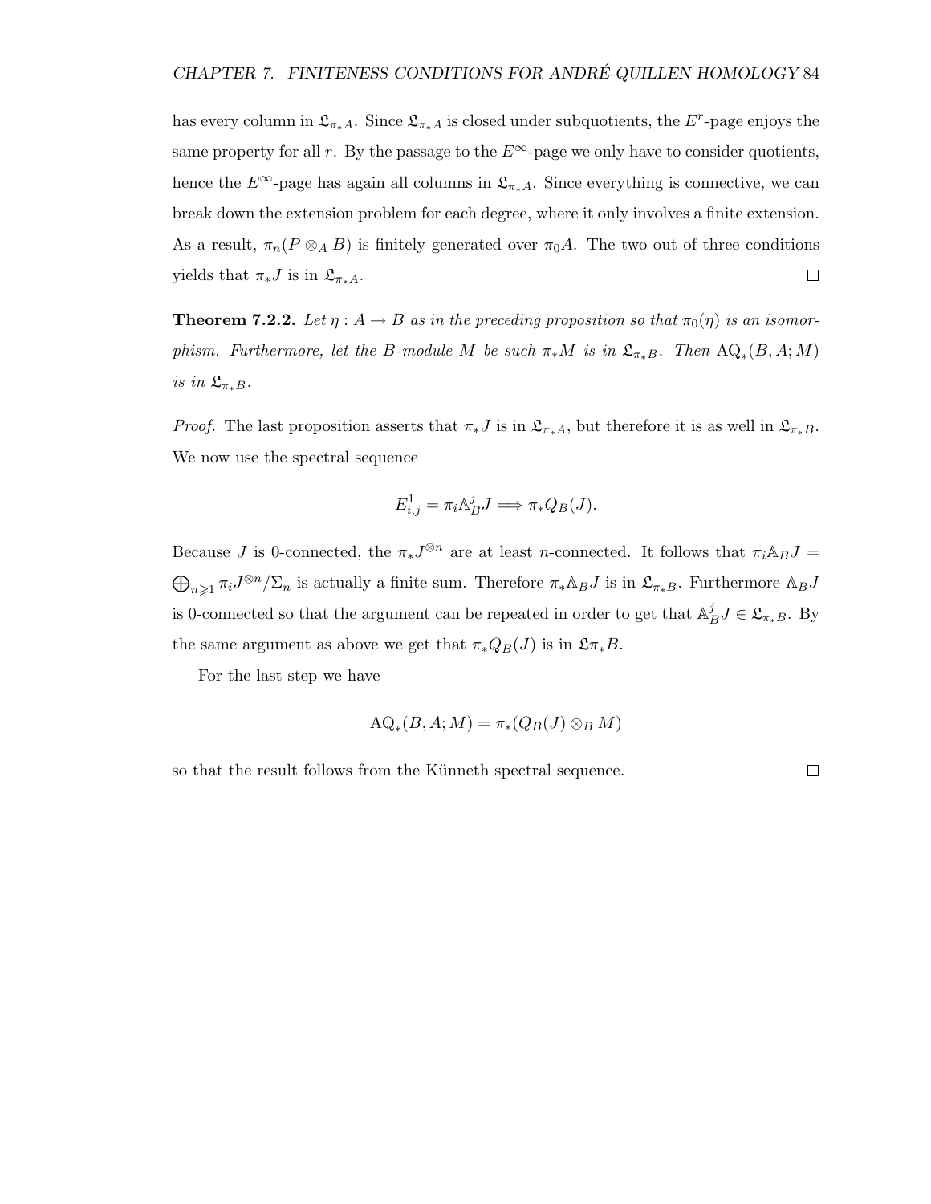has every column in $\mathfrak{L}_{\pi_*A}$. Since $\mathfrak{L}_{\pi_*A}$ is closed under subquotients, the $E^r$-page enjoys the same property for all $r$. By the passage to the $E^\infty$-page we only have to consider quotients, hence the $E^\infty$-page has again all columns in $\mathfrak{L}_{\pi_*A}$. Since everything is connective, we can break down the extension problem for each degree, where it only involves a finite extension. As a result, $\pi_n(P \otimes_A B)$ is finitely generated over $\pi_0 A$. The two out of three conditions yields that $\pi_* J$ is in $\mathfrak{L}_{\pi_*A}$. □

**Theorem 7.2.2.** *Let $\eta : A \to B$ as in the preceding proposition so that $\pi_0(\eta)$ is an isomorphism. Furthermore, let the $B$-module $M$ be such $\pi_* M$ is in $\mathfrak{L}_{\pi_*B}$. Then $\mathrm{AQ}_*(B, A; M)$ is in $\mathfrak{L}_{\pi_*B}$.*

*Proof.* The last proposition asserts that $\pi_* J$ is in $\mathfrak{L}_{\pi_*A}$, but therefore it is as well in $\mathfrak{L}_{\pi_*B}$. We now use the spectral sequence

$$E^1_{i,j} = \pi_i \mathbb{A}^j_B J \Longrightarrow \pi_* Q_B(J).$$

Because $J$ is 0-connected, the $\pi_* J^{\otimes n}$ are at least $n$-connected. It follows that $\pi_i \mathbb{A}_B J = \bigoplus_{n \geqslant 1} \pi_i J^{\otimes n}/\Sigma_n$ is actually a finite sum. Therefore $\pi_* \mathbb{A}_B J$ is in $\mathfrak{L}_{\pi_*B}$. Furthermore $\mathbb{A}_B J$ is 0-connected so that the argument can be repeated in order to get that $\mathbb{A}^j_B J \in \mathfrak{L}_{\pi_*B}$. By the same argument as above we get that $\pi_* Q_B(J)$ is in $\mathfrak{L}\pi_* B$.

For the last step we have

$$\mathrm{AQ}_*(B, A; M) = \pi_*(Q_B(J) \otimes_B M)$$

so that the result follows from the Künneth spectral sequence. □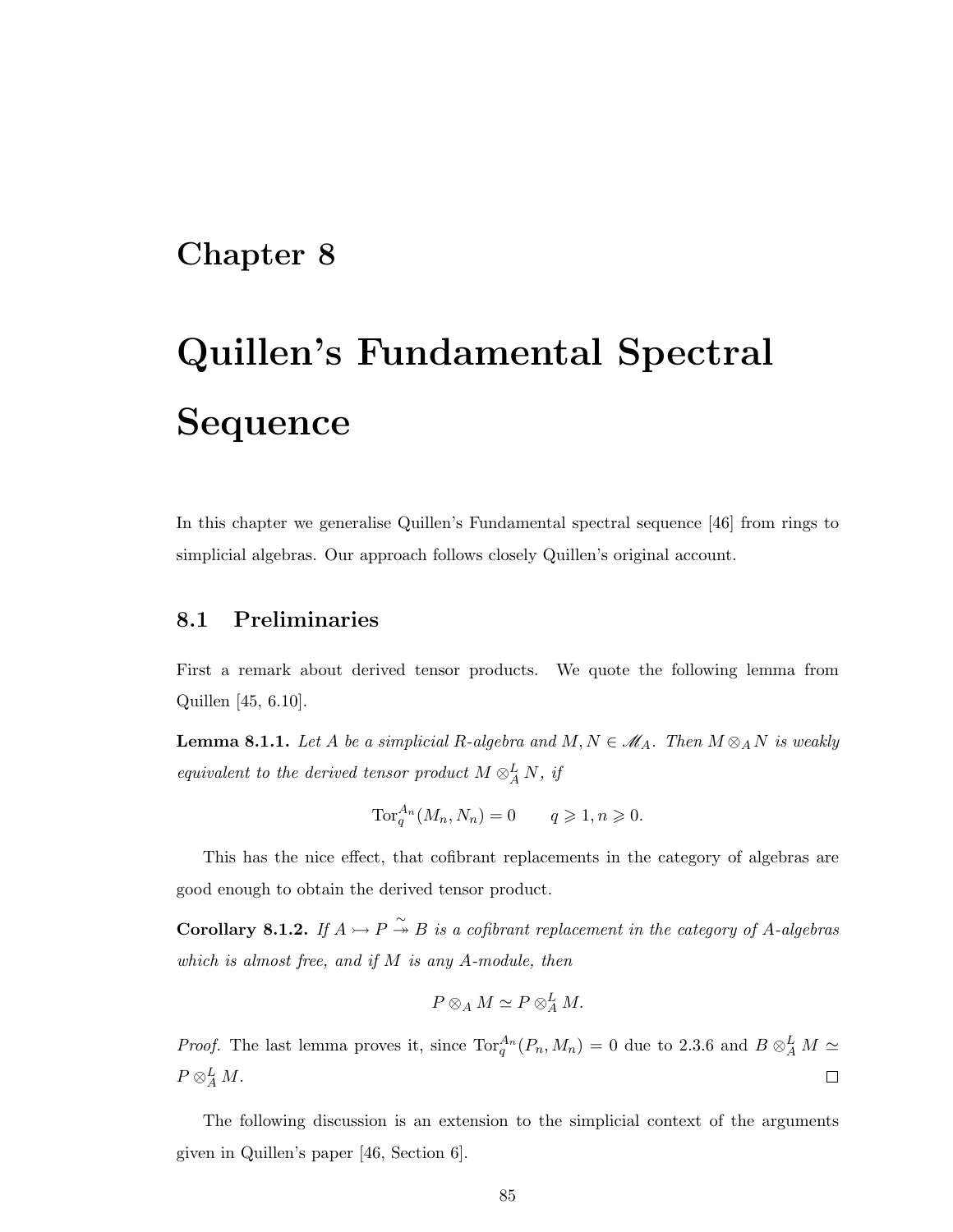# Chapter 8

# Quillen's Fundamental Spectral Sequence

In this chapter we generalise Quillen's Fundamental spectral sequence [46] from rings to simplicial algebras. Our approach follows closely Quillen's original account.

## 8.1 Preliminaries

First a remark about derived tensor products. We quote the following lemma from Quillen [45, 6.10].

**Lemma 8.1.1.** *Let $A$ be a simplicial $R$-algebra and $M, N \in \mathscr{M}_A$. Then $M \otimes_A N$ is weakly equivalent to the derived tensor product $M \otimes_A^L N$, if*

$$\operatorname{Tor}_q^{A_n}(M_n, N_n) = 0 \qquad q \geqslant 1, n \geqslant 0.$$

This has the nice effect, that cofibrant replacements in the category of algebras are good enough to obtain the derived tensor product.

**Corollary 8.1.2.** *If $A \rightarrowtail P \overset{\sim}{\twoheadrightarrow} B$ is a cofibrant replacement in the category of $A$-algebras which is almost free, and if $M$ is any $A$-module, then*

$$P \otimes_A M \simeq P \otimes_A^L M.$$

*Proof.* The last lemma proves it, since $\operatorname{Tor}_q^{A_n}(P_n, M_n) = 0$ due to 2.3.6 and $B \otimes_A^L M \simeq P \otimes_A^L M$. □

The following discussion is an extension to the simplicial context of the arguments given in Quillen's paper [46, Section 6].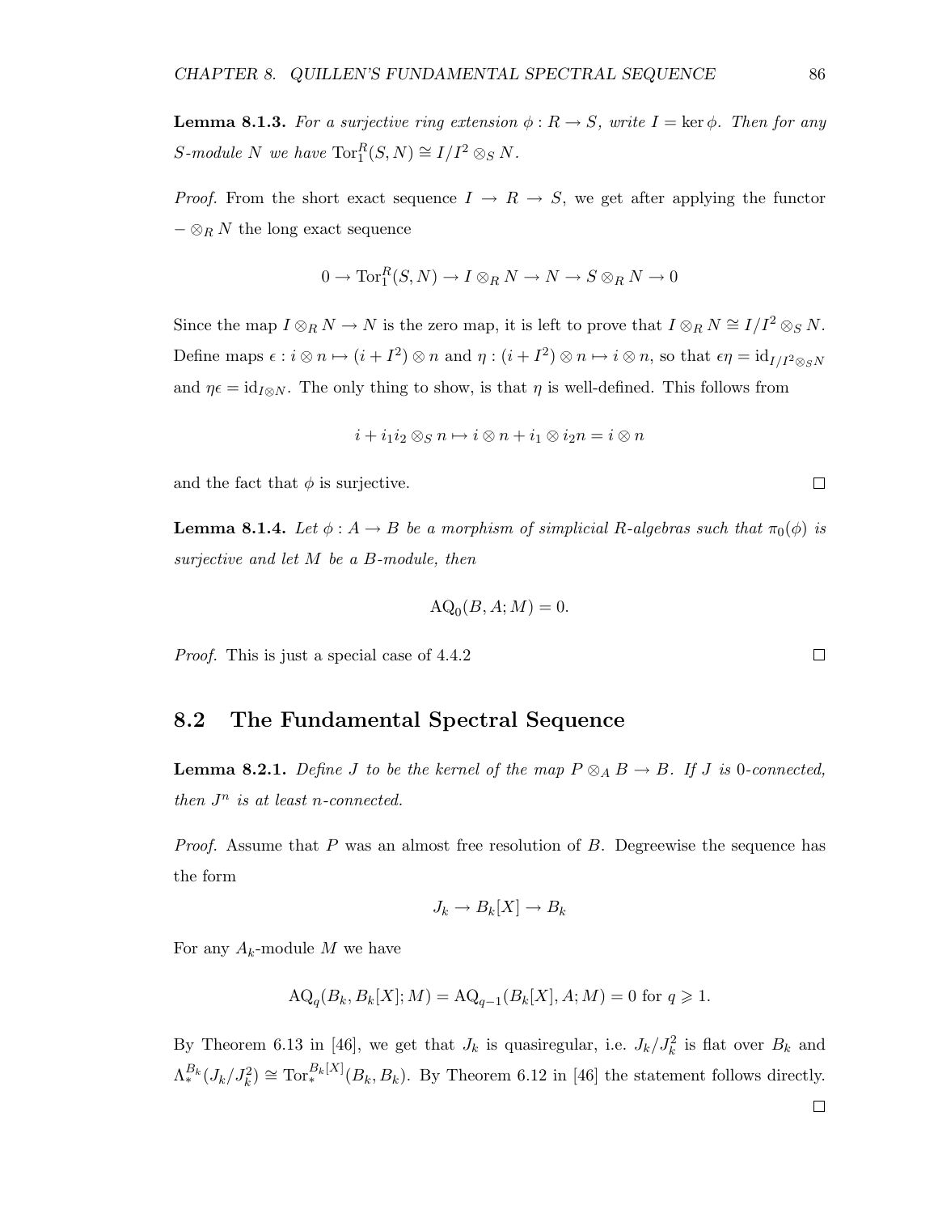**Lemma 8.1.3.** *For a surjective ring extension $\phi : R \to S$, write $I = \ker \phi$. Then for any $S$-module $N$ we have $\operatorname{Tor}_1^R(S, N) \cong I/I^2 \otimes_S N$.*

*Proof.* From the short exact sequence $I \to R \to S$, we get after applying the functor $- \otimes_R N$ the long exact sequence

$$0 \to \operatorname{Tor}_1^R(S, N) \to I \otimes_R N \to N \to S \otimes_R N \to 0$$

Since the map $I \otimes_R N \to N$ is the zero map, it is left to prove that $I \otimes_R N \cong I/I^2 \otimes_S N$. Define maps $\epsilon : i \otimes n \mapsto (i + I^2) \otimes n$ and $\eta : (i + I^2) \otimes n \mapsto i \otimes n$, so that $\epsilon\eta = \mathrm{id}_{I/I^2 \otimes_S N}$ and $\eta\epsilon = \mathrm{id}_{I \otimes N}$. The only thing to show, is that $\eta$ is well-defined. This follows from

$$i + i_1 i_2 \otimes_S n \mapsto i \otimes n + i_1 \otimes i_2 n = i \otimes n$$

and the fact that $\phi$ is surjective. □

**Lemma 8.1.4.** *Let $\phi : A \to B$ be a morphism of simplicial $R$-algebras such that $\pi_0(\phi)$ is surjective and let $M$ be a $B$-module, then*

$$\mathrm{AQ}_0(B, A; M) = 0.$$

*Proof.* This is just a special case of 4.4.2 □

## 8.2 The Fundamental Spectral Sequence

**Lemma 8.2.1.** *Define $J$ to be the kernel of the map $P \otimes_A B \to B$. If $J$ is 0-connected, then $J^n$ is at least $n$-connected.*

*Proof.* Assume that $P$ was an almost free resolution of $B$. Degreewise the sequence has the form

$$J_k \to B_k[X] \to B_k$$

For any $A_k$-module $M$ we have

$$\mathrm{AQ}_q(B_k, B_k[X]; M) = \mathrm{AQ}_{q-1}(B_k[X], A; M) = 0 \text{ for } q \geqslant 1.$$

By Theorem 6.13 in [46], we get that $J_k$ is quasiregular, i.e. $J_k/J_k^2$ is flat over $B_k$ and $\Lambda_*^{B_k}(J_k/J_k^2) \cong \operatorname{Tor}_*^{B_k[X]}(B_k, B_k)$. By Theorem 6.12 in [46] the statement follows directly. □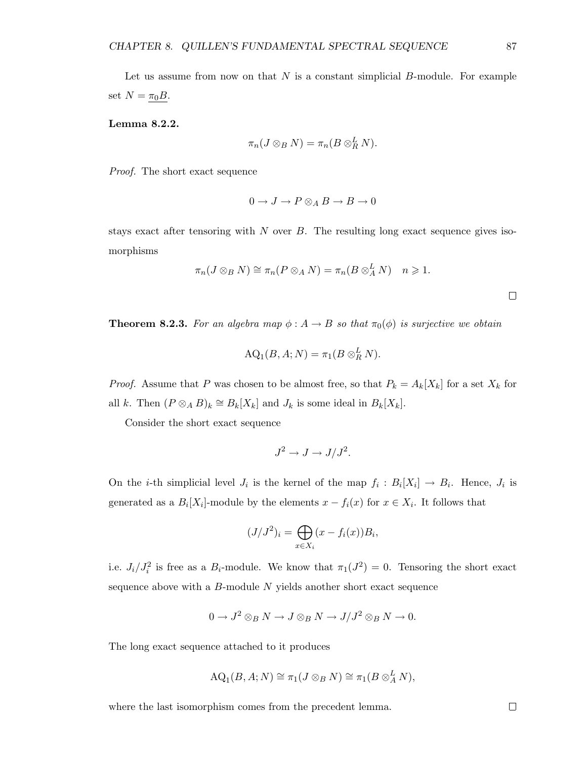Let us assume from now on that $N$ is a constant simplicial $B$-module. For example set $N = \underline{\pi_0 B}$.

**Lemma 8.2.2.**

$$\pi_n(J \otimes_B N) = \pi_n(B \otimes_R^L N).$$

*Proof.* The short exact sequence

$$0 \to J \to P \otimes_A B \to B \to 0$$

stays exact after tensoring with $N$ over $B$. The resulting long exact sequence gives isomorphisms

$$\pi_n(J \otimes_B N) \cong \pi_n(P \otimes_A N) = \pi_n(B \otimes_A^L N) \quad n \geqslant 1.$$

□

**Theorem 8.2.3.** *For an algebra map $\phi : A \to B$ so that $\pi_0(\phi)$ is surjective we obtain*

$$\mathrm{AQ}_1(B, A; N) = \pi_1(B \otimes_R^L N).$$

*Proof.* Assume that $P$ was chosen to be almost free, so that $P_k = A_k[X_k]$ for a set $X_k$ for all $k$. Then $(P \otimes_A B)_k \cong B_k[X_k]$ and $J_k$ is some ideal in $B_k[X_k]$.

Consider the short exact sequence

$$J^2 \to J \to J/J^2.$$

On the $i$-th simplicial level $J_i$ is the kernel of the map $f_i : B_i[X_i] \to B_i$. Hence, $J_i$ is generated as a $B_i[X_i]$-module by the elements $x - f_i(x)$ for $x \in X_i$. It follows that

$$(J/J^2)_i = \bigoplus_{x \in X_i} (x - f_i(x)) B_i,$$

i.e. $J_i/J_i^2$ is free as a $B_i$-module. We know that $\pi_1(J^2) = 0$. Tensoring the short exact sequence above with a $B$-module $N$ yields another short exact sequence

$$0 \to J^2 \otimes_B N \to J \otimes_B N \to J/J^2 \otimes_B N \to 0.$$

The long exact sequence attached to it produces

$$\mathrm{AQ}_1(B, A; N) \cong \pi_1(J \otimes_B N) \cong \pi_1(B \otimes_A^L N),$$

where the last isomorphism comes from the precedent lemma.

□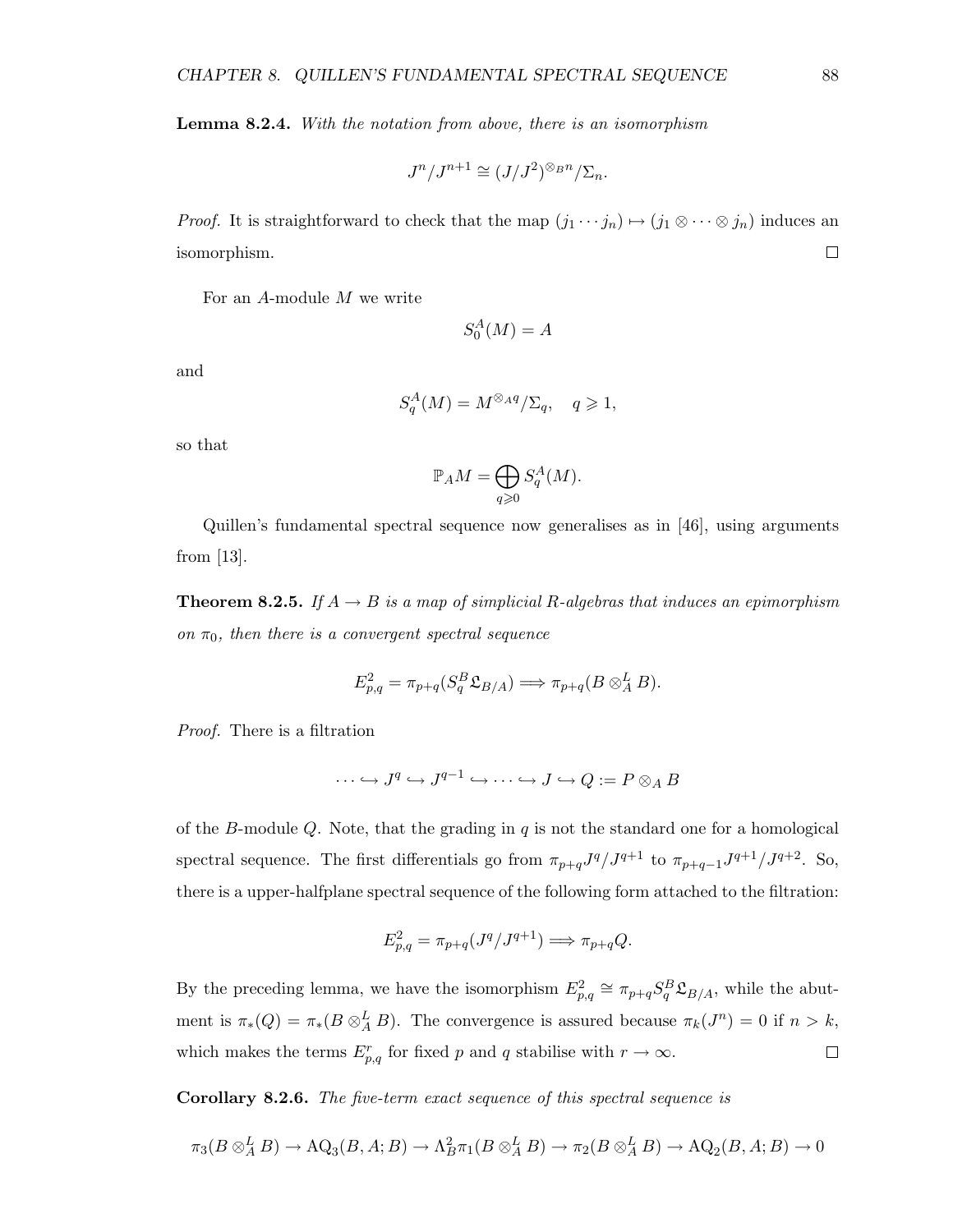**Lemma 8.2.4.** *With the notation from above, there is an isomorphism*

$$J^n/J^{n+1} \cong (J/J^2)^{\otimes_B n}/\Sigma_n.$$

*Proof.* It is straightforward to check that the map $(j_1 \cdots j_n) \mapsto (j_1 \otimes \cdots \otimes j_n)$ induces an isomorphism. □

For an $A$-module $M$ we write

$$S_0^A(M) = A$$

and

$$S_q^A(M) = M^{\otimes_A q}/\Sigma_q, \quad q \geqslant 1,$$

so that

$$\mathbb{P}_A M = \bigoplus_{q \geqslant 0} S_q^A(M).$$

Quillen's fundamental spectral sequence now generalises as in [46], using arguments from [13].

**Theorem 8.2.5.** *If $A \to B$ is a map of simplicial $R$-algebras that induces an epimorphism on $\pi_0$, then there is a convergent spectral sequence*

$$E^2_{p,q} = \pi_{p+q}(S_q^B \mathfrak{L}_{B/A}) \Longrightarrow \pi_{p+q}(B \otimes^L_A B).$$

*Proof.* There is a filtration

$$\cdots \hookrightarrow J^q \hookrightarrow J^{q-1} \hookrightarrow \cdots \hookrightarrow J \hookrightarrow Q := P \otimes_A B$$

of the $B$-module $Q$. Note, that the grading in $q$ is not the standard one for a homological spectral sequence. The first differentials go from $\pi_{p+q} J^q/J^{q+1}$ to $\pi_{p+q-1} J^{q+1}/J^{q+2}$. So, there is a upper-halfplane spectral sequence of the following form attached to the filtration:

$$E^2_{p,q} = \pi_{p+q}(J^q/J^{q+1}) \Longrightarrow \pi_{p+q} Q.$$

By the preceding lemma, we have the isomorphism $E^2_{p,q} \cong \pi_{p+q} S_q^B \mathfrak{L}_{B/A}$, while the abutment is $\pi_*(Q) = \pi_*(B \otimes^L_A B)$. The convergence is assured because $\pi_k(J^n) = 0$ if $n > k$, which makes the terms $E^r_{p,q}$ for fixed $p$ and $q$ stabilise with $r \to \infty$. □

**Corollary 8.2.6.** *The five-term exact sequence of this spectral sequence is*

$$\pi_3(B \otimes^L_A B) \to \mathrm{AQ}_3(B, A; B) \to \Lambda^2_B \pi_1(B \otimes^L_A B) \to \pi_2(B \otimes^L_A B) \to \mathrm{AQ}_2(B, A; B) \to 0$$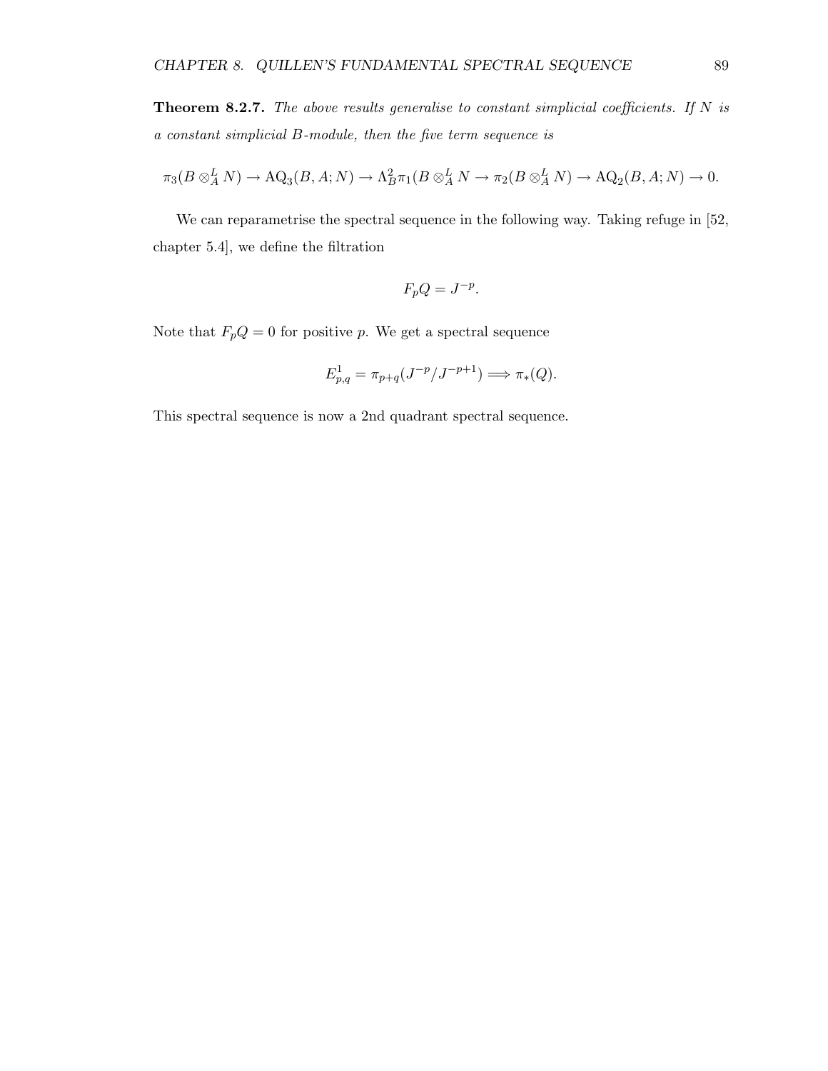**Theorem 8.2.7.** *The above results generalise to constant simplicial coefficients. If $N$ is a constant simplicial $B$-module, then the five term sequence is*

$$\pi_3(B \otimes_A^L N) \to \mathrm{AQ}_3(B, A; N) \to \Lambda_B^2 \pi_1(B \otimes_A^L N \to \pi_2(B \otimes_A^L N) \to \mathrm{AQ}_2(B, A; N) \to 0.$$

We can reparametrise the spectral sequence in the following way. Taking refuge in [52, chapter 5.4], we define the filtration

$$F_p Q = J^{-p}.$$

Note that $F_p Q = 0$ for positive $p$. We get a spectral sequence

$$E_{p,q}^1 = \pi_{p+q}(J^{-p}/J^{-p+1}) \Longrightarrow \pi_*(Q).$$

This spectral sequence is now a 2nd quadrant spectral sequence.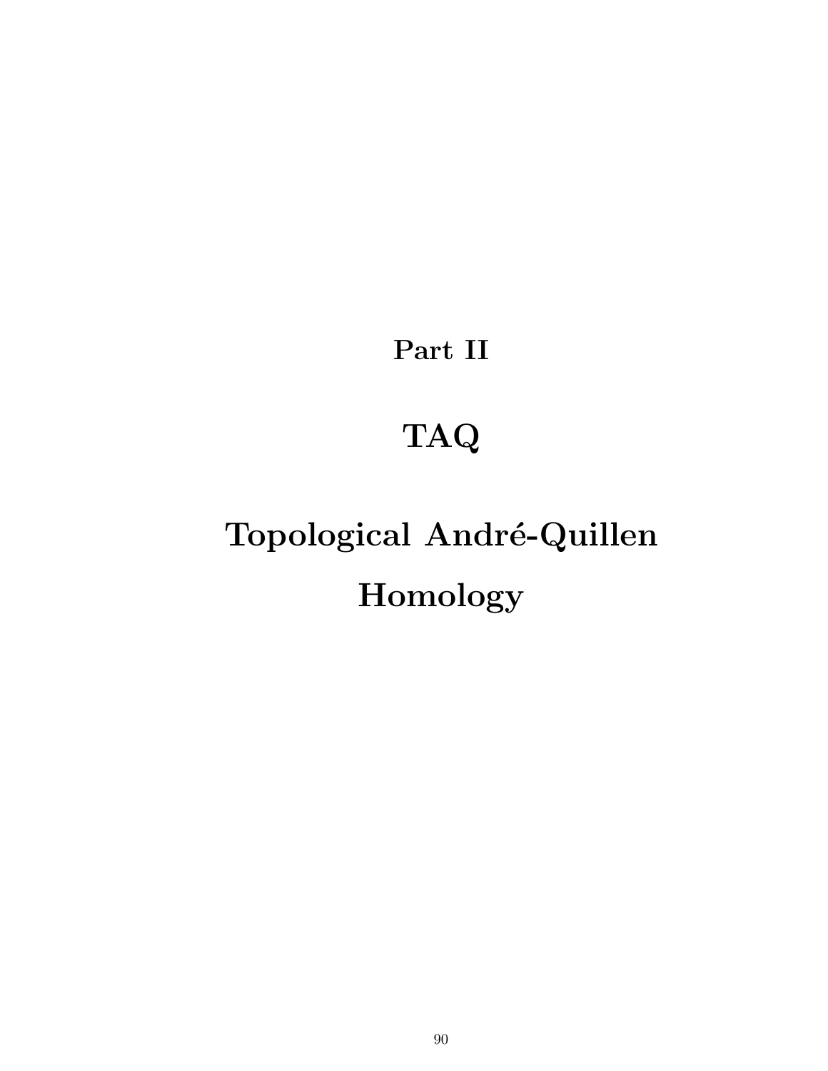# Part II

# TAQ

# Topological André-Quillen Homology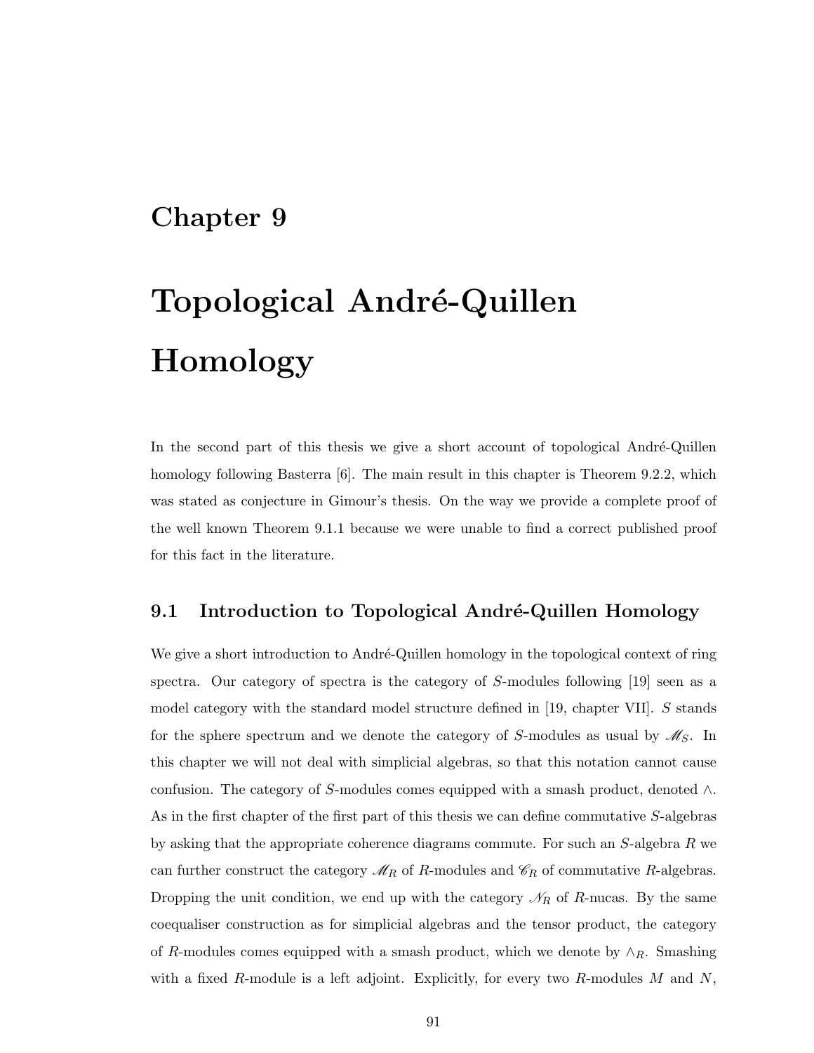# Chapter 9

# Topological André-Quillen Homology

In the second part of this thesis we give a short account of topological André-Quillen homology following Basterra [6]. The main result in this chapter is Theorem 9.2.2, which was stated as conjecture in Gimour's thesis. On the way we provide a complete proof of the well known Theorem 9.1.1 because we were unable to find a correct published proof for this fact in the literature.

## 9.1 Introduction to Topological André-Quillen Homology

We give a short introduction to André-Quillen homology in the topological context of ring spectra. Our category of spectra is the category of $S$-modules following [19] seen as a model category with the standard model structure defined in [19, chapter VII]. $S$ stands for the sphere spectrum and we denote the category of $S$-modules as usual by $\mathscr{M}_S$. In this chapter we will not deal with simplicial algebras, so that this notation cannot cause confusion. The category of $S$-modules comes equipped with a smash product, denoted $\wedge$. As in the first chapter of the first part of this thesis we can define commutative $S$-algebras by asking that the appropriate coherence diagrams commute. For such an $S$-algebra $R$ we can further construct the category $\mathscr{M}_R$ of $R$-modules and $\mathscr{C}_R$ of commutative $R$-algebras. Dropping the unit condition, we end up with the category $\mathscr{N}_R$ of $R$-nucas. By the same coequaliser construction as for simplicial algebras and the tensor product, the category of $R$-modules comes equipped with a smash product, which we denote by $\wedge_R$. Smashing with a fixed $R$-module is a left adjoint. Explicitly, for every two $R$-modules $M$ and $N$,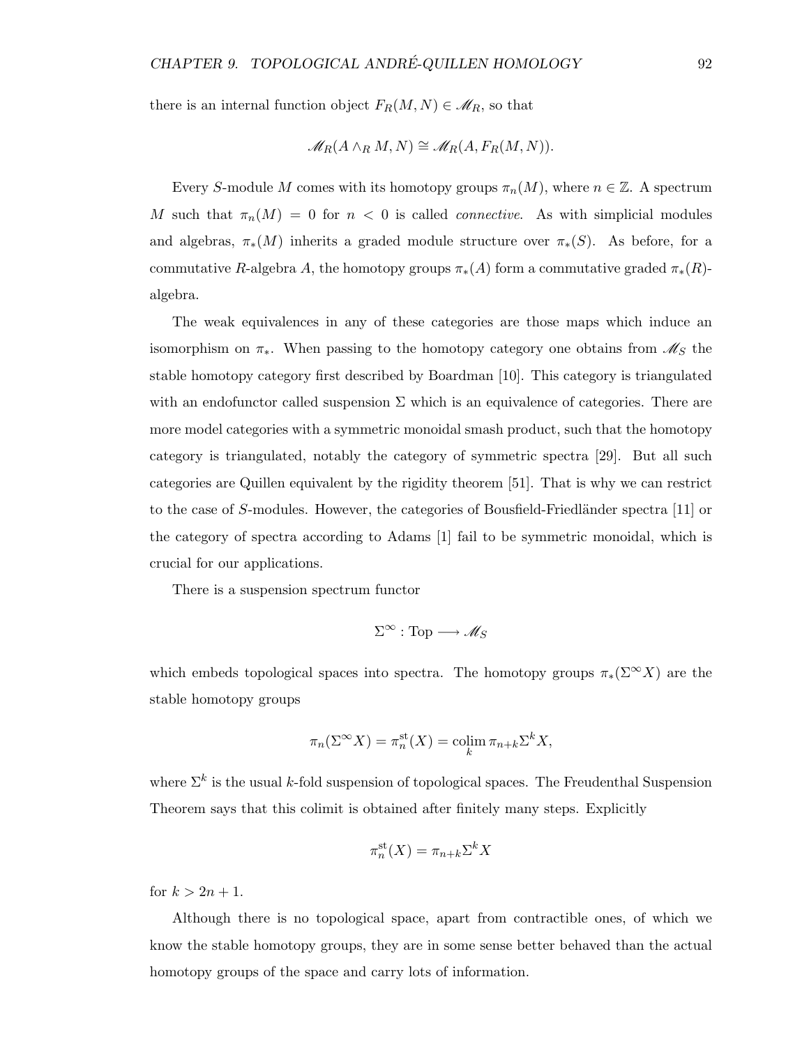there is an internal function object $F_R(M, N) \in \mathscr{M}_R$, so that

$$\mathscr{M}_R(A \wedge_R M, N) \cong \mathscr{M}_R(A, F_R(M, N)).$$

Every $S$-module $M$ comes with its homotopy groups $\pi_n(M)$, where $n \in \mathbb{Z}$. A spectrum $M$ such that $\pi_n(M) = 0$ for $n < 0$ is called *connective*. As with simplicial modules and algebras, $\pi_*(M)$ inherits a graded module structure over $\pi_*(S)$. As before, for a commutative $R$-algebra $A$, the homotopy groups $\pi_*(A)$ form a commutative graded $\pi_*(R)$-algebra.

The weak equivalences in any of these categories are those maps which induce an isomorphism on $\pi_*$. When passing to the homotopy category one obtains from $\mathscr{M}_S$ the stable homotopy category first described by Boardman [10]. This category is triangulated with an endofunctor called suspension $\Sigma$ which is an equivalence of categories. There are more model categories with a symmetric monoidal smash product, such that the homotopy category is triangulated, notably the category of symmetric spectra [29]. But all such categories are Quillen equivalent by the rigidity theorem [51]. That is why we can restrict to the case of $S$-modules. However, the categories of Bousfield-Friedländer spectra [11] or the category of spectra according to Adams [1] fail to be symmetric monoidal, which is crucial for our applications.

There is a suspension spectrum functor

$$\Sigma^\infty : \mathrm{Top} \longrightarrow \mathscr{M}_S$$

which embeds topological spaces into spectra. The homotopy groups $\pi_*(\Sigma^\infty X)$ are the stable homotopy groups

$$\pi_n(\Sigma^\infty X) = \pi_n^{\mathrm{st}}(X) = \operatorname*{colim}_k \pi_{n+k}\Sigma^k X,$$

where $\Sigma^k$ is the usual $k$-fold suspension of topological spaces. The Freudenthal Suspension Theorem says that this colimit is obtained after finitely many steps. Explicitly

$$\pi_n^{\mathrm{st}}(X) = \pi_{n+k}\Sigma^k X$$

for $k > 2n + 1$.

Although there is no topological space, apart from contractible ones, of which we know the stable homotopy groups, they are in some sense better behaved than the actual homotopy groups of the space and carry lots of information.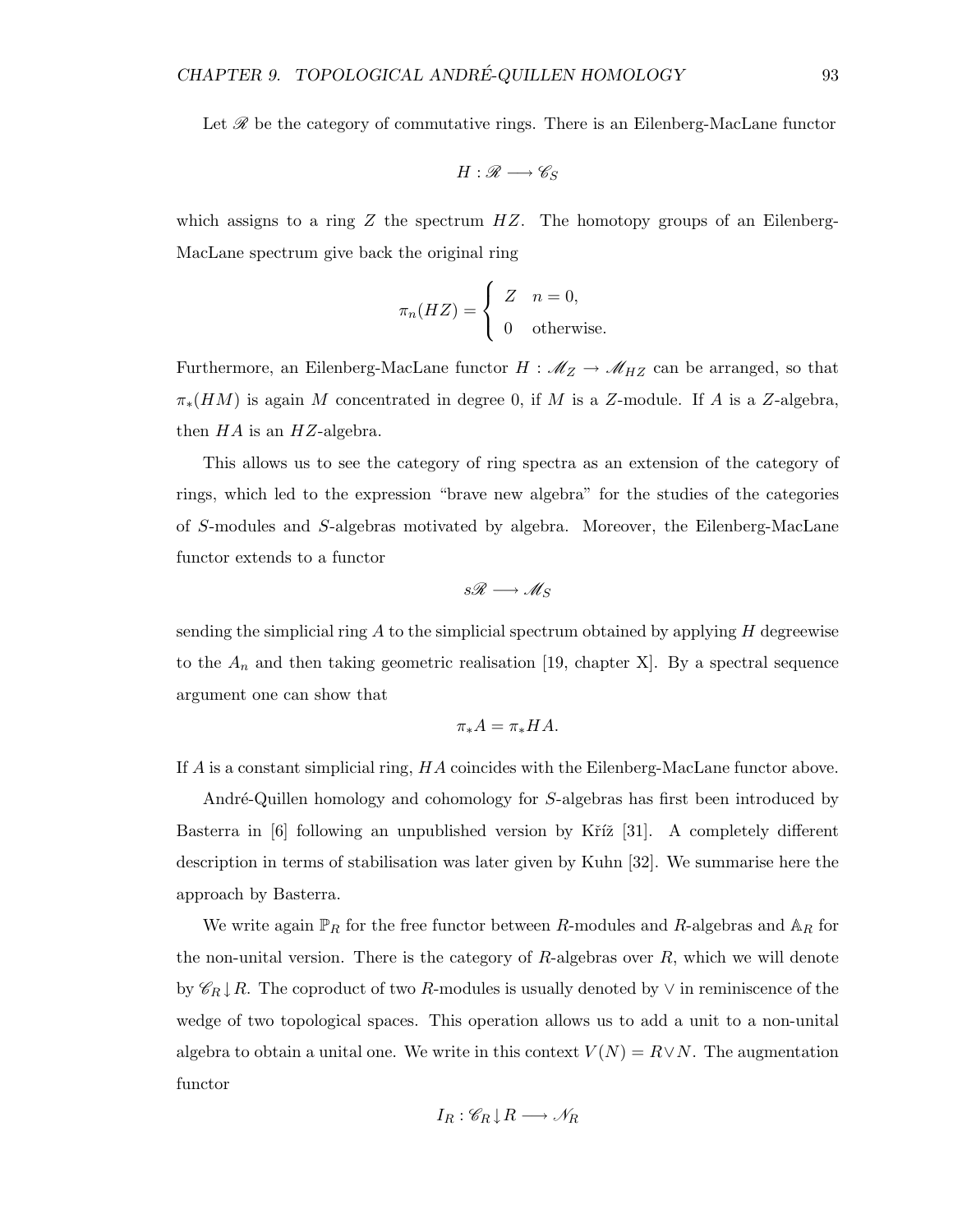Let $\mathscr{R}$ be the category of commutative rings. There is an Eilenberg-MacLane functor

$$H : \mathscr{R} \longrightarrow \mathscr{C}_S$$

which assigns to a ring $Z$ the spectrum $HZ$. The homotopy groups of an Eilenberg-MacLane spectrum give back the original ring

$$\pi_n(HZ) = \begin{cases} Z & n = 0, \\ 0 & \text{otherwise.} \end{cases}$$

Furthermore, an Eilenberg-MacLane functor $H : \mathscr{M}_Z \to \mathscr{M}_{HZ}$ can be arranged, so that $\pi_*(HM)$ is again $M$ concentrated in degree 0, if $M$ is a $Z$-module. If $A$ is a $Z$-algebra, then $HA$ is an $HZ$-algebra.

This allows us to see the category of ring spectra as an extension of the category of rings, which led to the expression "brave new algebra" for the studies of the categories of $S$-modules and $S$-algebras motivated by algebra. Moreover, the Eilenberg-MacLane functor extends to a functor

$$s\mathscr{R} \longrightarrow \mathscr{M}_S$$

sending the simplicial ring $A$ to the simplicial spectrum obtained by applying $H$ degreewise to the $A_n$ and then taking geometric realisation [19, chapter X]. By a spectral sequence argument one can show that

$$\pi_* A = \pi_* HA.$$

If $A$ is a constant simplicial ring, $HA$ coincides with the Eilenberg-MacLane functor above.

André-Quillen homology and cohomology for $S$-algebras has first been introduced by Basterra in [6] following an unpublished version by Kříž [31]. A completely different description in terms of stabilisation was later given by Kuhn [32]. We summarise here the approach by Basterra.

We write again $\mathbb{P}_R$ for the free functor between $R$-modules and $R$-algebras and $\mathbb{A}_R$ for the non-unital version. There is the category of $R$-algebras over $R$, which we will denote by $\mathscr{C}_R \downarrow R$. The coproduct of two $R$-modules is usually denoted by $\vee$ in reminiscence of the wedge of two topological spaces. This operation allows us to add a unit to a non-unital algebra to obtain a unital one. We write in this context $V(N) = R \vee N$. The augmentation functor

$$I_R : \mathscr{C}_R \downarrow R \longrightarrow \mathscr{N}_R$$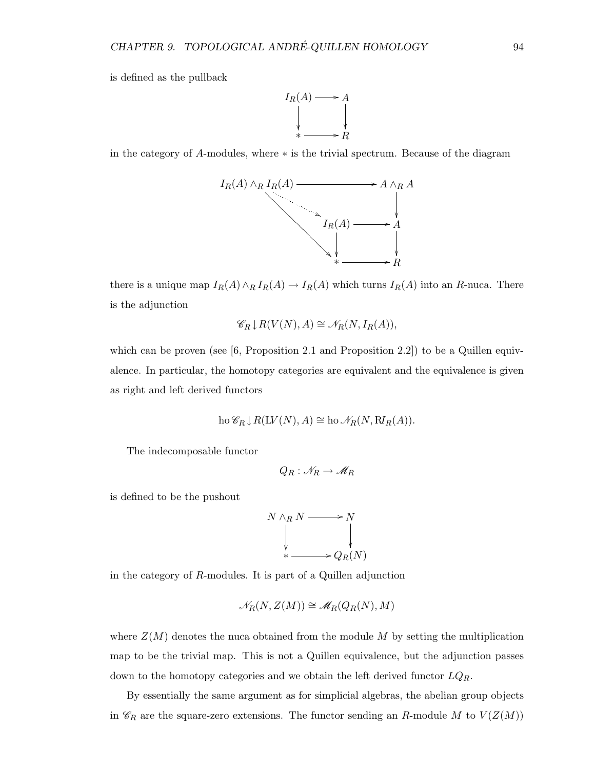is defined as the pullback

$$\begin{array}{ccc} I_R(A) & \longrightarrow & A \\ \downarrow & & \downarrow \\ * & \longrightarrow & R \end{array}$$

in the category of $A$-modules, where $*$ is the trivial spectrum. Because of the diagram

$$\begin{array}{ccccc} I_R(A) \wedge_R I_R(A) & & \longrightarrow & & A \wedge_R A \\ & \searrow^{\cdots} & & & \downarrow \\ & & I_R(A) & \longrightarrow & A \\ & \searrow & \downarrow & & \downarrow \\ & & * & \longrightarrow & R \end{array}$$

there is a unique map $I_R(A) \wedge_R I_R(A) \to I_R(A)$ which turns $I_R(A)$ into an $R$-nuca. There is the adjunction

$$\mathscr{C}_R \downarrow R(V(N), A) \cong \mathscr{N}_R(N, I_R(A)),$$

which can be proven (see [6, Proposition 2.1 and Proposition 2.2]) to be a Quillen equivalence. In particular, the homotopy categories are equivalent and the equivalence is given as right and left derived functors

$$\text{ho}\,\mathscr{C}_R \downarrow R(\mathbb{L}V(N), A) \cong \text{ho}\,\mathscr{N}_R(N, \mathbb{R}I_R(A)).$$

The indecomposable functor

$$Q_R : \mathscr{N}_R \to \mathscr{M}_R$$

is defined to be the pushout

$$\begin{array}{ccc} N \wedge_R N & \longrightarrow & N \\ \downarrow & & \downarrow \\ * & \longrightarrow & Q_R(N) \end{array}$$

in the category of $R$-modules. It is part of a Quillen adjunction

$$\mathscr{N}_R(N, Z(M)) \cong \mathscr{M}_R(Q_R(N), M)$$

where $Z(M)$ denotes the nuca obtained from the module $M$ by setting the multiplication map to be the trivial map. This is not a Quillen equivalence, but the adjunction passes down to the homotopy categories and we obtain the left derived functor $LQ_R$.

By essentially the same argument as for simplicial algebras, the abelian group objects in $\mathscr{C}_R$ are the square-zero extensions. The functor sending an $R$-module $M$ to $V(Z(M))$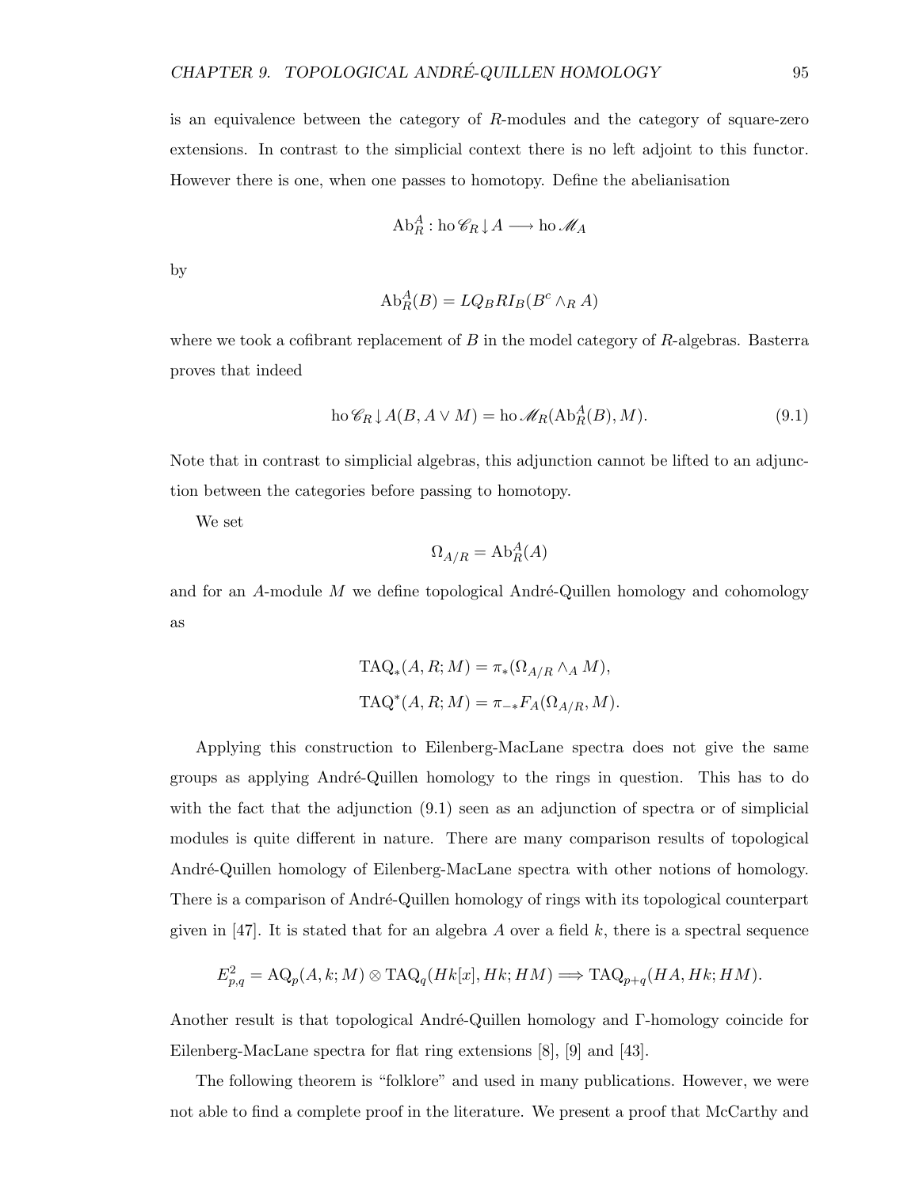is an equivalence between the category of $R$-modules and the category of square-zero extensions. In contrast to the simplicial context there is no left adjoint to this functor. However there is one, when one passes to homotopy. Define the abelianisation

$$\mathrm{Ab}_R^A : \mathrm{ho}\,\mathscr{C}_R \downarrow A \longrightarrow \mathrm{ho}\,\mathscr{M}_A$$

by

$$\mathrm{Ab}_R^A(B) = LQ_B RI_B(B^c \wedge_R A)$$

where we took a cofibrant replacement of $B$ in the model category of $R$-algebras. Basterra proves that indeed

$$\mathrm{ho}\,\mathscr{C}_R \downarrow A(B, A \vee M) = \mathrm{ho}\,\mathscr{M}_R(\mathrm{Ab}_R^A(B), M). \tag{9.1}$$

Note that in contrast to simplicial algebras, this adjunction cannot be lifted to an adjunction between the categories before passing to homotopy.

We set

$$\Omega_{A/R} = \mathrm{Ab}_R^A(A)$$

and for an $A$-module $M$ we define topological André-Quillen homology and cohomology as

$$\mathrm{TAQ}_*(A, R; M) = \pi_*(\Omega_{A/R} \wedge_A M),$$
$$\mathrm{TAQ}^*(A, R; M) = \pi_{-*} F_A(\Omega_{A/R}, M).$$

Applying this construction to Eilenberg-MacLane spectra does not give the same groups as applying André-Quillen homology to the rings in question. This has to do with the fact that the adjunction (9.1) seen as an adjunction of spectra or of simplicial modules is quite different in nature. There are many comparison results of topological André-Quillen homology of Eilenberg-MacLane spectra with other notions of homology. There is a comparison of André-Quillen homology of rings with its topological counterpart given in [47]. It is stated that for an algebra $A$ over a field $k$, there is a spectral sequence

$$E^2_{p,q} = \mathrm{AQ}_p(A, k; M) \otimes \mathrm{TAQ}_q(Hk[x], Hk; HM) \Longrightarrow \mathrm{TAQ}_{p+q}(HA, Hk; HM).$$

Another result is that topological André-Quillen homology and $\Gamma$-homology coincide for Eilenberg-MacLane spectra for flat ring extensions [8], [9] and [43].

The following theorem is "folklore" and used in many publications. However, we were not able to find a complete proof in the literature. We present a proof that McCarthy and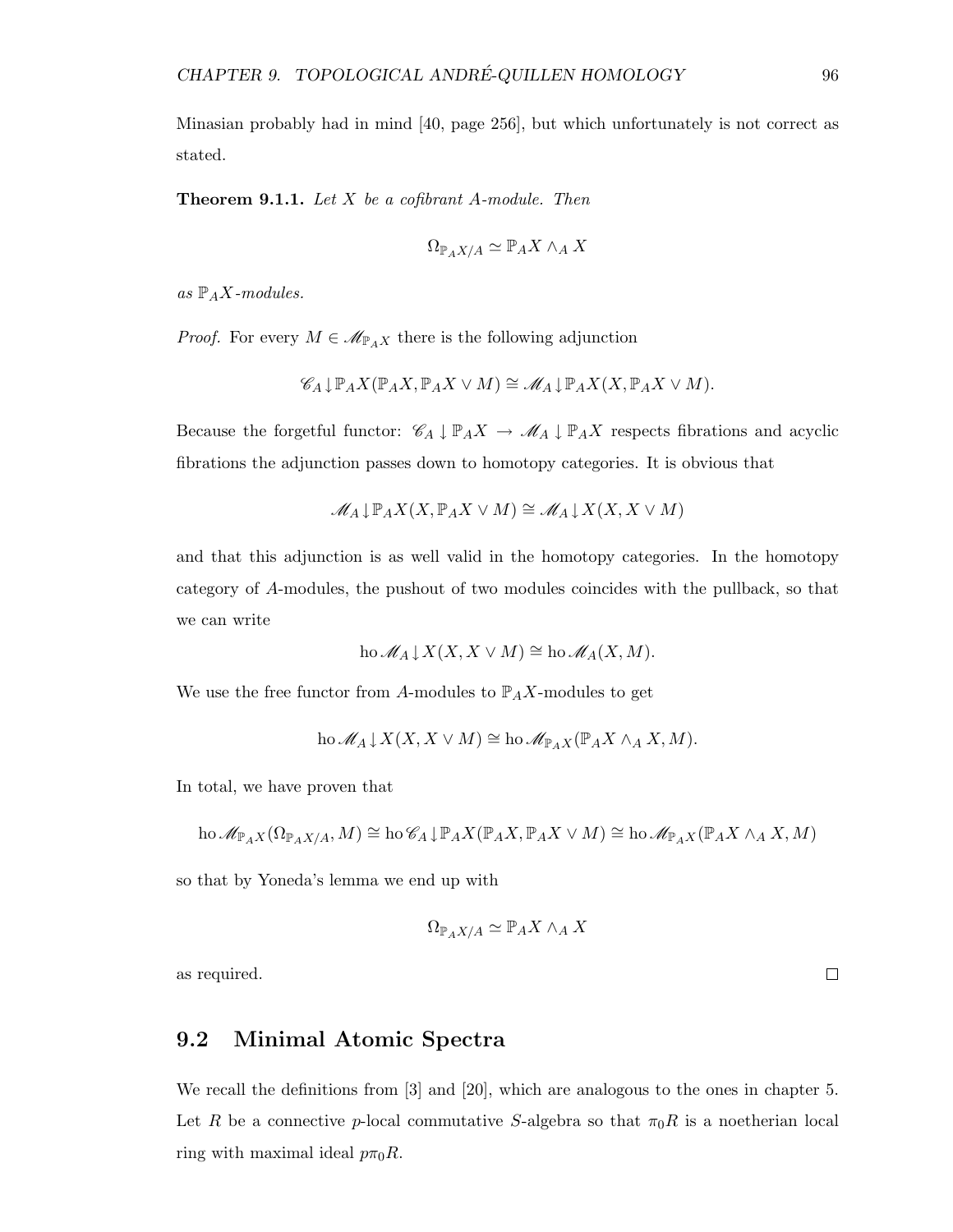Minasian probably had in mind [40, page 256], but which unfortunately is not correct as stated.

**Theorem 9.1.1.** *Let $X$ be a cofibrant $A$-module. Then*

$$\Omega_{\mathbb{P}_A X/A} \simeq \mathbb{P}_A X \wedge_A X$$

*as $\mathbb{P}_A X$-modules.*

*Proof.* For every $M \in \mathscr{M}_{\mathbb{P}_A X}$ there is the following adjunction

$$\mathscr{C}_A \!\downarrow\! \mathbb{P}_A X(\mathbb{P}_A X, \mathbb{P}_A X \vee M) \cong \mathscr{M}_A \!\downarrow\! \mathbb{P}_A X(X, \mathbb{P}_A X \vee M).$$

Because the forgetful functor: $\mathscr{C}_A \downarrow \mathbb{P}_A X \to \mathscr{M}_A \downarrow \mathbb{P}_A X$ respects fibrations and acyclic fibrations the adjunction passes down to homotopy categories. It is obvious that

$$\mathscr{M}_A \!\downarrow\! \mathbb{P}_A X(X, \mathbb{P}_A X \vee M) \cong \mathscr{M}_A \!\downarrow\! X(X, X \vee M)$$

and that this adjunction is as well valid in the homotopy categories. In the homotopy category of $A$-modules, the pushout of two modules coincides with the pullback, so that we can write

$$\mathrm{ho}\, \mathscr{M}_A \!\downarrow\! X(X, X \vee M) \cong \mathrm{ho}\, \mathscr{M}_A(X, M).$$

We use the free functor from $A$-modules to $\mathbb{P}_A X$-modules to get

$$\mathrm{ho}\, \mathscr{M}_A \!\downarrow\! X(X, X \vee M) \cong \mathrm{ho}\, \mathscr{M}_{\mathbb{P}_A X}(\mathbb{P}_A X \wedge_A X, M).$$

In total, we have proven that

$$\mathrm{ho}\, \mathscr{M}_{\mathbb{P}_A X}(\Omega_{\mathbb{P}_A X/A}, M) \cong \mathrm{ho}\, \mathscr{C}_A \!\downarrow\! \mathbb{P}_A X(\mathbb{P}_A X, \mathbb{P}_A X \vee M) \cong \mathrm{ho}\, \mathscr{M}_{\mathbb{P}_A X}(\mathbb{P}_A X \wedge_A X, M)$$

so that by Yoneda's lemma we end up with

$$\Omega_{\mathbb{P}_A X/A} \simeq \mathbb{P}_A X \wedge_A X$$

as required. □

## 9.2 Minimal Atomic Spectra

We recall the definitions from [3] and [20], which are analogous to the ones in chapter 5. Let $R$ be a connective $p$-local commutative $S$-algebra so that $\pi_0 R$ is a noetherian local ring with maximal ideal $p\pi_0 R$.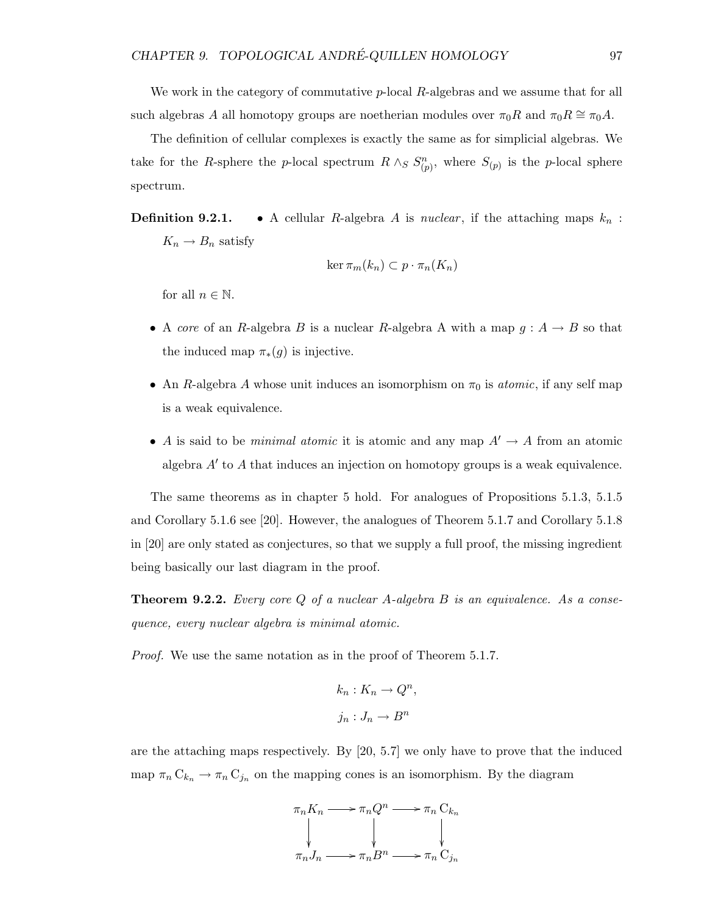We work in the category of commutative $p$-local $R$-algebras and we assume that for all such algebras $A$ all homotopy groups are noetherian modules over $\pi_0 R$ and $\pi_0 R \cong \pi_0 A$.

The definition of cellular complexes is exactly the same as for simplicial algebras. We take for the $R$-sphere the $p$-local spectrum $R \wedge_S S^n_{(p)}$, where $S_{(p)}$ is the $p$-local sphere spectrum.

**Definition 9.2.1.**

- A cellular $R$-algebra $A$ is *nuclear*, if the attaching maps $k_n : K_n \to B_n$ satisfy

$$\ker \pi_m(k_n) \subset p \cdot \pi_n(K_n)$$

for all $n \in \mathbb{N}$.

- A *core* of an $R$-algebra $B$ is a nuclear $R$-algebra A with a map $g : A \to B$ so that the induced map $\pi_*(g)$ is injective.
- An $R$-algebra $A$ whose unit induces an isomorphism on $\pi_0$ is *atomic*, if any self map is a weak equivalence.
- $A$ is said to be *minimal atomic* it is atomic and any map $A' \to A$ from an atomic algebra $A'$ to $A$ that induces an injection on homotopy groups is a weak equivalence.

The same theorems as in chapter 5 hold. For analogues of Propositions 5.1.3, 5.1.5 and Corollary 5.1.6 see [20]. However, the analogues of Theorem 5.1.7 and Corollary 5.1.8 in [20] are only stated as conjectures, so that we supply a full proof, the missing ingredient being basically our last diagram in the proof.

**Theorem 9.2.2.** *Every core $Q$ of a nuclear $A$-algebra $B$ is an equivalence. As a consequence, every nuclear algebra is minimal atomic.*

*Proof.* We use the same notation as in the proof of Theorem 5.1.7.

$$k_n : K_n \to Q^n,$$
$$j_n : J_n \to B^n$$

are the attaching maps respectively. By [20, 5.7] we only have to prove that the induced map $\pi_n \mathrm{C}_{k_n} \to \pi_n \mathrm{C}_{j_n}$ on the mapping cones is an isomorphism. By the diagram

$$\begin{array}{ccccc}
\pi_n K_n & \longrightarrow & \pi_n Q^n & \longrightarrow & \pi_n \mathrm{C}_{k_n} \\
\downarrow & & \downarrow & & \downarrow \\
\pi_n J_n & \longrightarrow & \pi_n B^n & \longrightarrow & \pi_n \mathrm{C}_{j_n}
\end{array}$$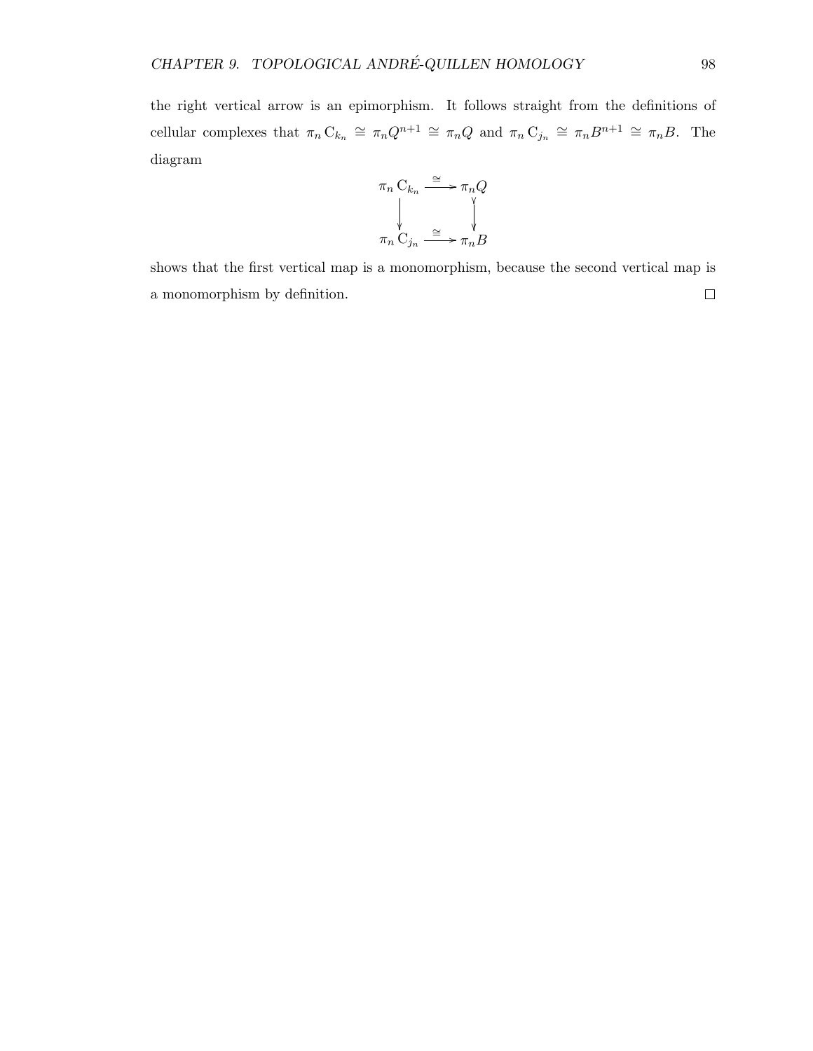the right vertical arrow is an epimorphism. It follows straight from the definitions of cellular complexes that $\pi_n \mathrm{C}_{k_n} \cong \pi_n Q^{n+1} \cong \pi_n Q$ and $\pi_n \mathrm{C}_{j_n} \cong \pi_n B^{n+1} \cong \pi_n B$. The diagram

$$\begin{array}{ccc}
\pi_n \mathrm{C}_{k_n} & \xrightarrow{\cong} & \pi_n Q \\
\downarrow & & \downarrow \\
\pi_n \mathrm{C}_{j_n} & \xrightarrow{\cong} & \pi_n B
\end{array}$$

shows that the first vertical map is a monomorphism, because the second vertical map is a monomorphism by definition. $\square$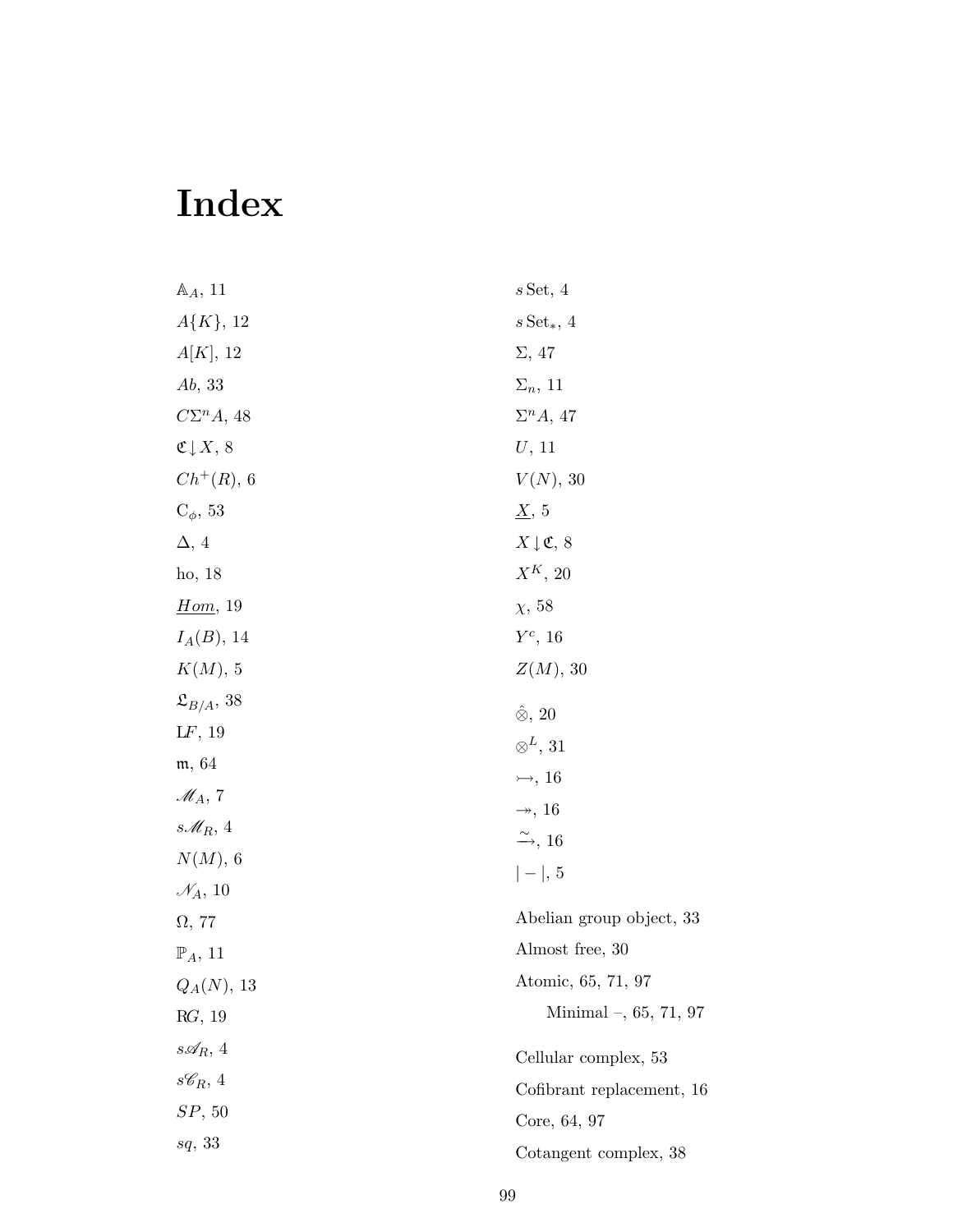# Index

$\mathbb{A}_A$, 11

$A\{K\}$, 12

$A[K]$, 12

$Ab$, 33

$C\Sigma^n A$, 48

$\mathfrak{C}{\downarrow}X$, 8

$Ch^+(R)$, 6

$\mathrm{C}_\phi$, 53

$\Delta$, 4

ho, 18

$\underline{Hom}$, 19

$I_A(B)$, 14

$K(M)$, 5

$\mathfrak{L}_{B/A}$, 38

$\mathbb{L}F$, 19

$\mathfrak{m}$, 64

$\mathscr{M}_A$, 7

$s\mathscr{M}_R$, 4

$N(M)$, 6

$\mathscr{N}_A$, 10

$\Omega$, 77

$\mathbb{P}_A$, 11

$Q_A(N)$, 13

$\mathbb{R}G$, 19

$s\mathscr{A}_R$, 4

$s\mathscr{C}_R$, 4

$SP$, 50

$sq$, 33

$s\,\mathrm{Set}$, 4

$s\,\mathrm{Set}_*$, 4

$\Sigma$, 47

$\Sigma_n$, 11

$\Sigma^n A$, 47

$U$, 11

$V(N)$, 30

$\underline{X}$, 5

$X{\downarrow}\mathfrak{C}$, 8

$X^K$, 20

$\chi$, 58

$Y^c$, 16

$Z(M)$, 30

$\hat{\otimes}$, 20

$\otimes^L$, 31

$\rightarrowtail$, 16

$\twoheadrightarrow$, 16

$\xrightarrow{\sim}$, 16

$|-|$, 5

Abelian group object, 33

Almost free, 30

Atomic, 65, 71, 97

  Minimal –, 65, 71, 97

Cellular complex, 53

Cofibrant replacement, 16

Core, 64, 97

Cotangent complex, 38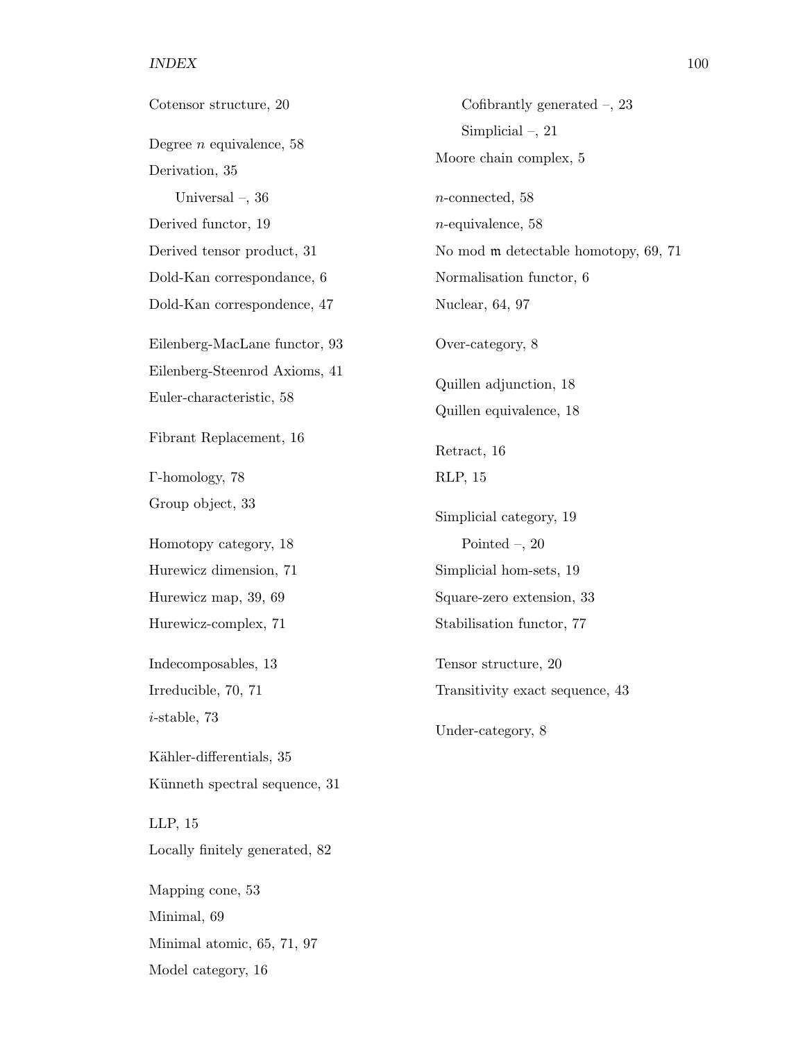Cotensor structure, 20

Degree $n$ equivalence, 58

Derivation, 35

  Universal –, 36

Derived functor, 19

Derived tensor product, 31

Dold-Kan correspondance, 6

Dold-Kan correspondence, 47

Eilenberg-MacLane functor, 93

Eilenberg-Steenrod Axioms, 41

Euler-characteristic, 58

Fibrant Replacement, 16

$\Gamma$-homology, 78

Group object, 33

Homotopy category, 18

Hurewicz dimension, 71

Hurewicz map, 39, 69

Hurewicz-complex, 71

Indecomposables, 13

Irreducible, 70, 71

$i$-stable, 73

Kähler-differentials, 35

Künneth spectral sequence, 31

LLP, 15

Locally finitely generated, 82

Mapping cone, 53

Minimal, 69

Minimal atomic, 65, 71, 97

Model category, 16

  Cofibrantly generated –, 23

  Simplicial –, 21

Moore chain complex, 5

$n$-connected, 58

$n$-equivalence, 58

No mod $\mathfrak{m}$ detectable homotopy, 69, 71

Normalisation functor, 6

Nuclear, 64, 97

Over-category, 8

Quillen adjunction, 18

Quillen equivalence, 18

Retract, 16

RLP, 15

Simplicial category, 19

  Pointed –, 20

Simplicial hom-sets, 19

Square-zero extension, 33

Stabilisation functor, 77

Tensor structure, 20

Transitivity exact sequence, 43

Under-category, 8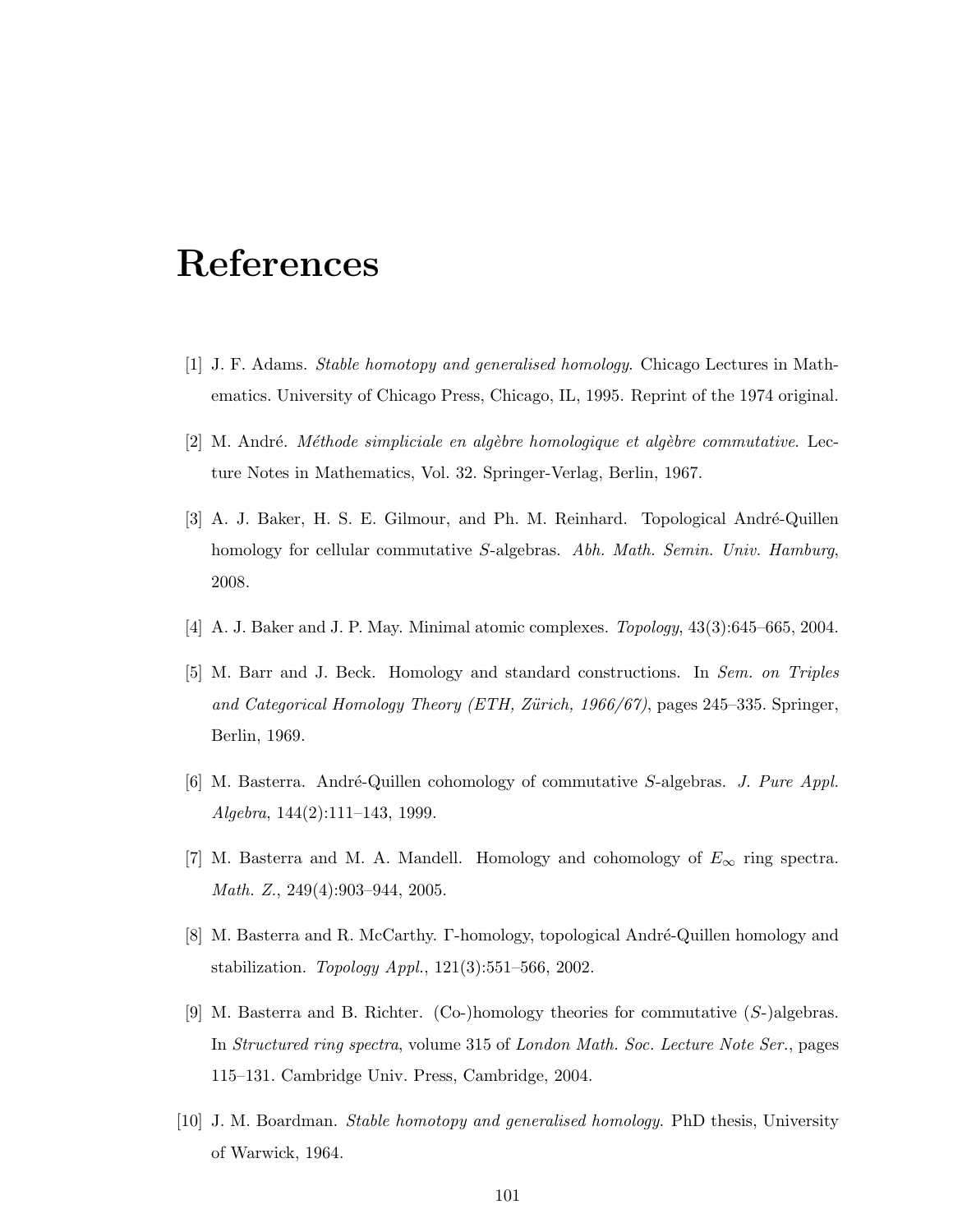# References

[1] J. F. Adams. *Stable homotopy and generalised homology*. Chicago Lectures in Mathematics. University of Chicago Press, Chicago, IL, 1995. Reprint of the 1974 original.

[2] M. André. *Méthode simpliciale en algèbre homologique et algèbre commutative*. Lecture Notes in Mathematics, Vol. 32. Springer-Verlag, Berlin, 1967.

[3] A. J. Baker, H. S. E. Gilmour, and Ph. M. Reinhard. Topological André-Quillen homology for cellular commutative $S$-algebras. *Abh. Math. Semin. Univ. Hamburg*, 2008.

[4] A. J. Baker and J. P. May. Minimal atomic complexes. *Topology*, 43(3):645–665, 2004.

[5] M. Barr and J. Beck. Homology and standard constructions. In *Sem. on Triples and Categorical Homology Theory (ETH, Zürich, 1966/67)*, pages 245–335. Springer, Berlin, 1969.

[6] M. Basterra. André-Quillen cohomology of commutative $S$-algebras. *J. Pure Appl. Algebra*, 144(2):111–143, 1999.

[7] M. Basterra and M. A. Mandell. Homology and cohomology of $E_\infty$ ring spectra. *Math. Z.*, 249(4):903–944, 2005.

[8] M. Basterra and R. McCarthy. $\Gamma$-homology, topological André-Quillen homology and stabilization. *Topology Appl.*, 121(3):551–566, 2002.

[9] M. Basterra and B. Richter. (Co-)homology theories for commutative ($S$-)algebras. In *Structured ring spectra*, volume 315 of *London Math. Soc. Lecture Note Ser.*, pages 115–131. Cambridge Univ. Press, Cambridge, 2004.

[10] J. M. Boardman. *Stable homotopy and generalised homology.* PhD thesis, University of Warwick, 1964.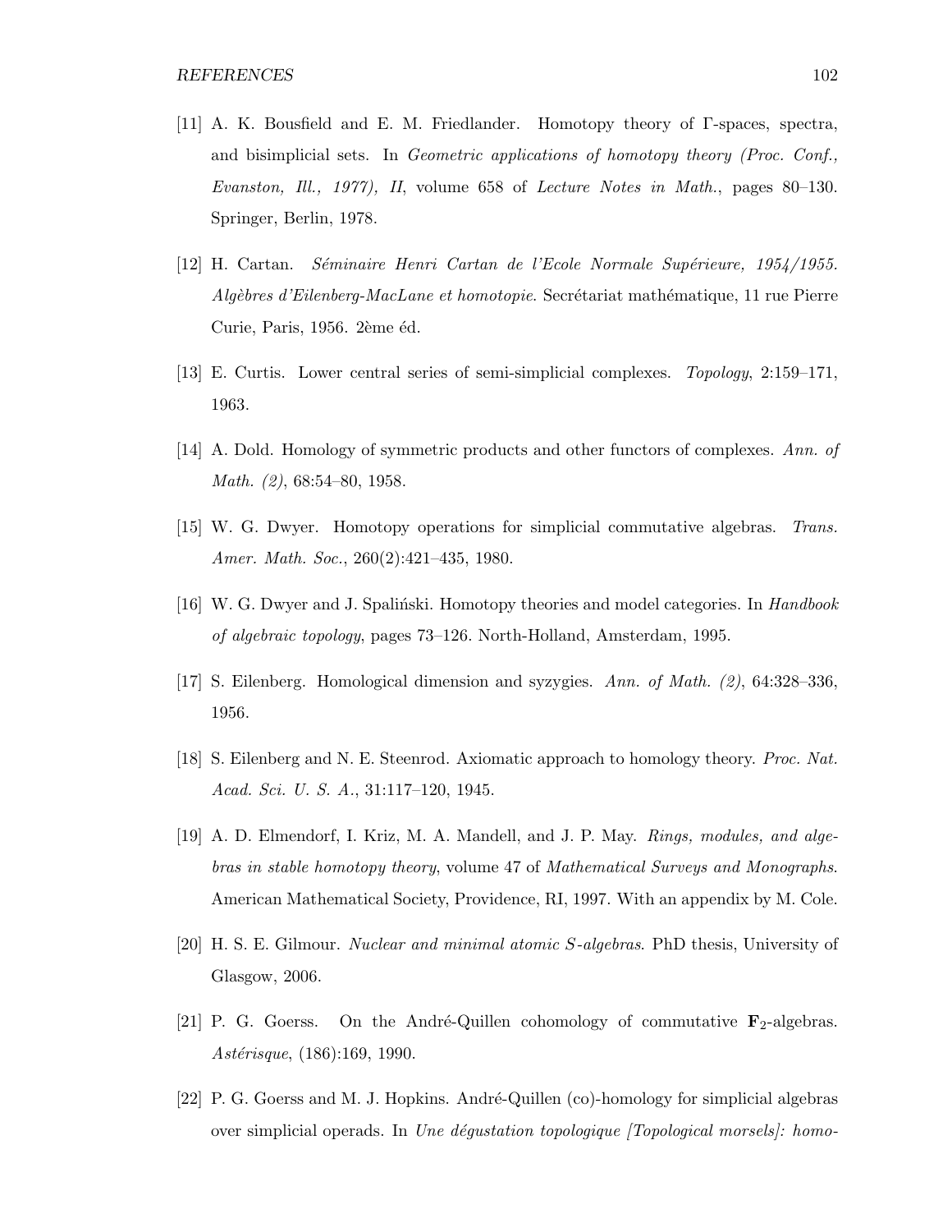[11] A. K. Bousfield and E. M. Friedlander. Homotopy theory of Γ-spaces, spectra, and bisimplicial sets. In *Geometric applications of homotopy theory (Proc. Conf., Evanston, Ill., 1977), II*, volume 658 of *Lecture Notes in Math.*, pages 80–130. Springer, Berlin, 1978.

[12] H. Cartan. *Séminaire Henri Cartan de l'Ecole Normale Supérieure, 1954/1955. Algèbres d'Eilenberg-MacLane et homotopie*. Secrétariat mathématique, 11 rue Pierre Curie, Paris, 1956. 2ème éd.

[13] E. Curtis. Lower central series of semi-simplicial complexes. *Topology*, 2:159–171, 1963.

[14] A. Dold. Homology of symmetric products and other functors of complexes. *Ann. of Math. (2)*, 68:54–80, 1958.

[15] W. G. Dwyer. Homotopy operations for simplicial commutative algebras. *Trans. Amer. Math. Soc.*, 260(2):421–435, 1980.

[16] W. G. Dwyer and J. Spaliński. Homotopy theories and model categories. In *Handbook of algebraic topology*, pages 73–126. North-Holland, Amsterdam, 1995.

[17] S. Eilenberg. Homological dimension and syzygies. *Ann. of Math. (2)*, 64:328–336, 1956.

[18] S. Eilenberg and N. E. Steenrod. Axiomatic approach to homology theory. *Proc. Nat. Acad. Sci. U. S. A.*, 31:117–120, 1945.

[19] A. D. Elmendorf, I. Kriz, M. A. Mandell, and J. P. May. *Rings, modules, and algebras in stable homotopy theory*, volume 47 of *Mathematical Surveys and Monographs*. American Mathematical Society, Providence, RI, 1997. With an appendix by M. Cole.

[20] H. S. E. Gilmour. *Nuclear and minimal atomic S-algebras*. PhD thesis, University of Glasgow, 2006.

[21] P. G. Goerss. On the André-Quillen cohomology of commutative $\mathbf{F}_2$-algebras. *Astérisque*, (186):169, 1990.

[22] P. G. Goerss and M. J. Hopkins. André-Quillen (co)-homology for simplicial algebras over simplicial operads. In *Une dégustation topologique [Topological morsels]: homo-*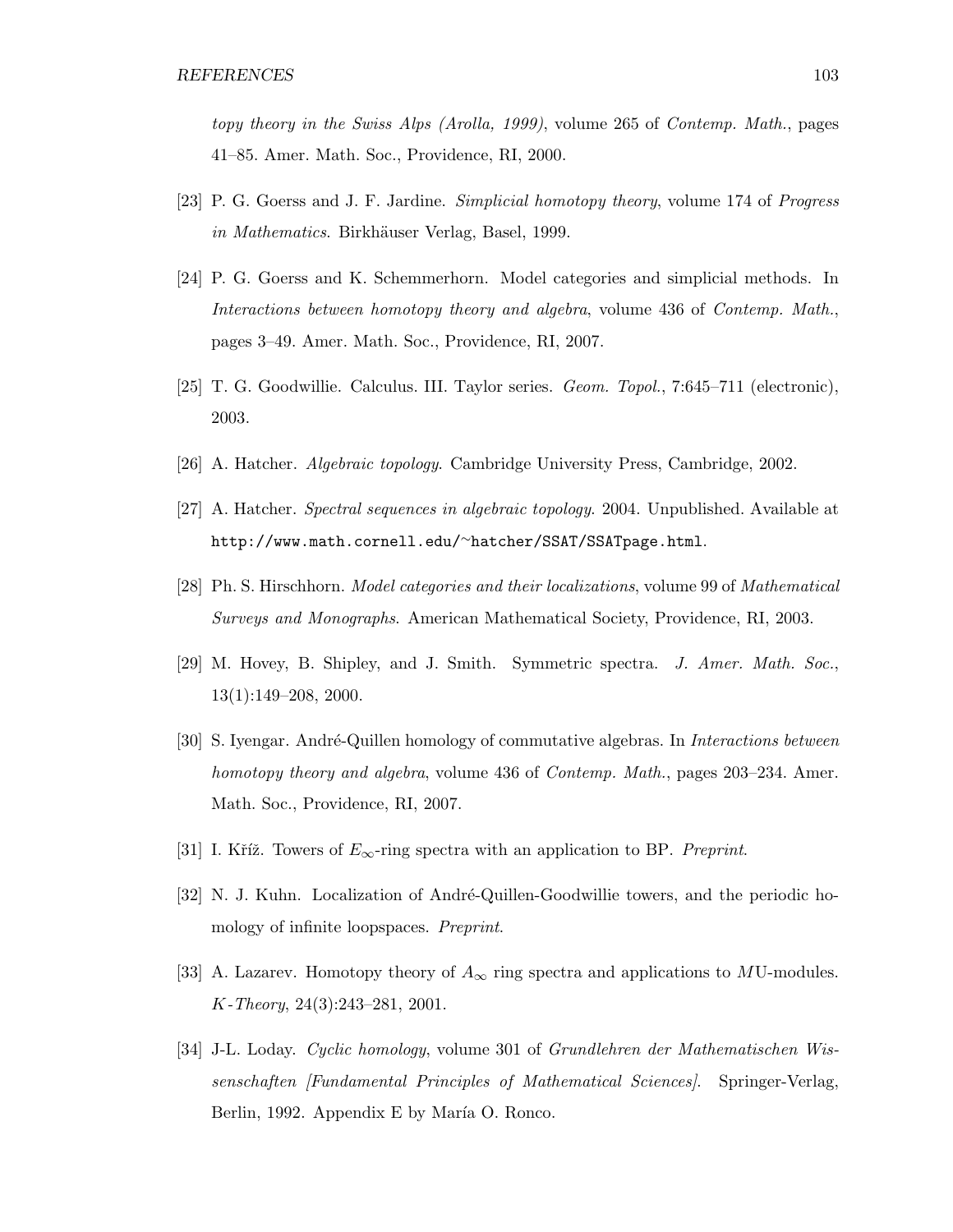*topy theory in the Swiss Alps (Arolla, 1999)*, volume 265 of *Contemp. Math.*, pages 41–85. Amer. Math. Soc., Providence, RI, 2000.

[23] P. G. Goerss and J. F. Jardine. *Simplicial homotopy theory*, volume 174 of *Progress in Mathematics*. Birkhäuser Verlag, Basel, 1999.

[24] P. G. Goerss and K. Schemmerhorn. Model categories and simplicial methods. In *Interactions between homotopy theory and algebra*, volume 436 of *Contemp. Math.*, pages 3–49. Amer. Math. Soc., Providence, RI, 2007.

[25] T. G. Goodwillie. Calculus. III. Taylor series. *Geom. Topol.*, 7:645–711 (electronic), 2003.

[26] A. Hatcher. *Algebraic topology*. Cambridge University Press, Cambridge, 2002.

[27] A. Hatcher. *Spectral sequences in algebraic topology*. 2004. Unpublished. Available at `http://www.math.cornell.edu/~hatcher/SSAT/SSATpage.html`.

[28] Ph. S. Hirschhorn. *Model categories and their localizations*, volume 99 of *Mathematical Surveys and Monographs*. American Mathematical Society, Providence, RI, 2003.

[29] M. Hovey, B. Shipley, and J. Smith. Symmetric spectra. *J. Amer. Math. Soc.*, 13(1):149–208, 2000.

[30] S. Iyengar. André-Quillen homology of commutative algebras. In *Interactions between homotopy theory and algebra*, volume 436 of *Contemp. Math.*, pages 203–234. Amer. Math. Soc., Providence, RI, 2007.

[31] I. Kříž. Towers of $E_\infty$-ring spectra with an application to BP. *Preprint*.

[32] N. J. Kuhn. Localization of André-Quillen-Goodwillie towers, and the periodic homology of infinite loopspaces. *Preprint*.

[33] A. Lazarev. Homotopy theory of $A_\infty$ ring spectra and applications to $M$U-modules. *K-Theory*, 24(3):243–281, 2001.

[34] J-L. Loday. *Cyclic homology*, volume 301 of *Grundlehren der Mathematischen Wissenschaften [Fundamental Principles of Mathematical Sciences]*. Springer-Verlag, Berlin, 1992. Appendix E by María O. Ronco.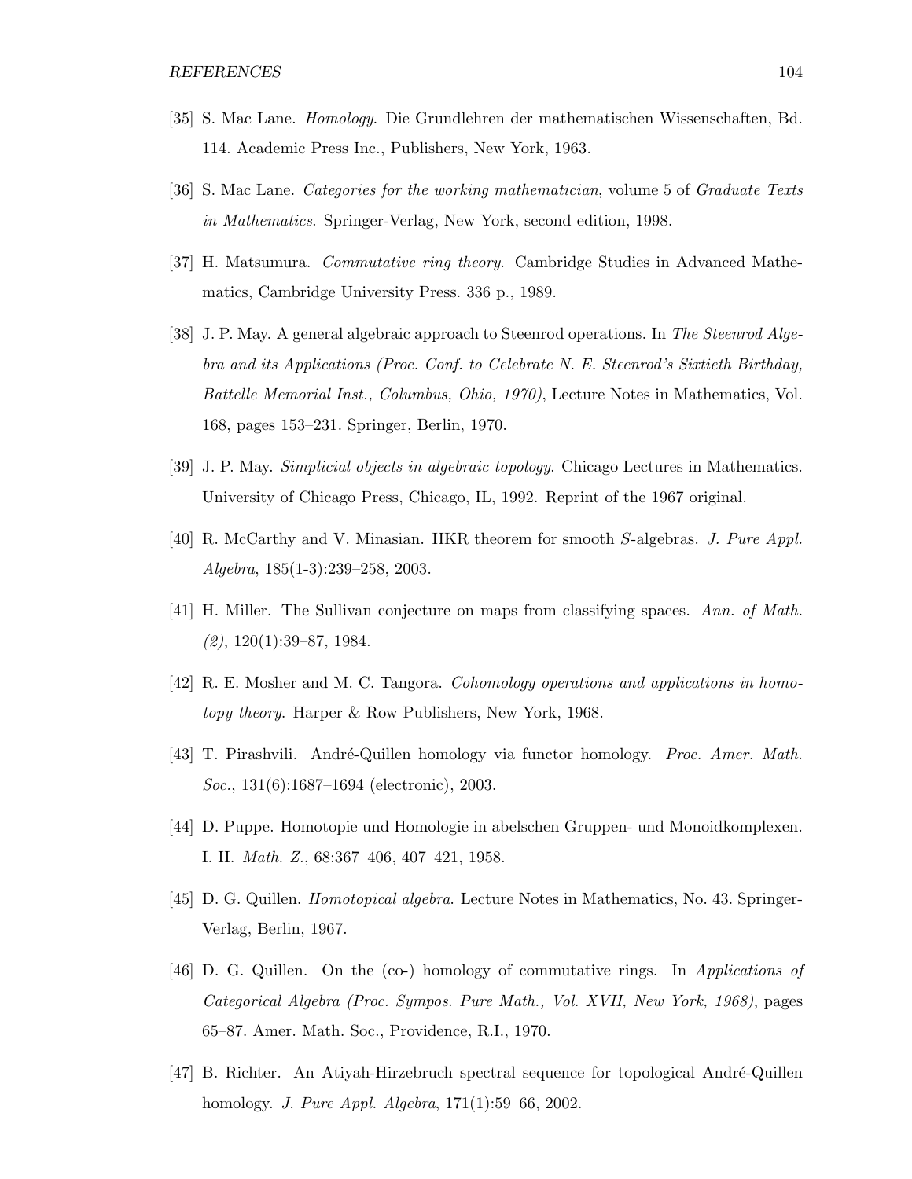[35] S. Mac Lane. *Homology*. Die Grundlehren der mathematischen Wissenschaften, Bd. 114. Academic Press Inc., Publishers, New York, 1963.

[36] S. Mac Lane. *Categories for the working mathematician*, volume 5 of *Graduate Texts in Mathematics*. Springer-Verlag, New York, second edition, 1998.

[37] H. Matsumura. *Commutative ring theory*. Cambridge Studies in Advanced Mathematics, Cambridge University Press. 336 p., 1989.

[38] J. P. May. A general algebraic approach to Steenrod operations. In *The Steenrod Algebra and its Applications (Proc. Conf. to Celebrate N. E. Steenrod's Sixtieth Birthday, Battelle Memorial Inst., Columbus, Ohio, 1970)*, Lecture Notes in Mathematics, Vol. 168, pages 153–231. Springer, Berlin, 1970.

[39] J. P. May. *Simplicial objects in algebraic topology*. Chicago Lectures in Mathematics. University of Chicago Press, Chicago, IL, 1992. Reprint of the 1967 original.

[40] R. McCarthy and V. Minasian. HKR theorem for smooth $S$-algebras. *J. Pure Appl. Algebra*, 185(1-3):239–258, 2003.

[41] H. Miller. The Sullivan conjecture on maps from classifying spaces. *Ann. of Math. (2)*, 120(1):39–87, 1984.

[42] R. E. Mosher and M. C. Tangora. *Cohomology operations and applications in homotopy theory*. Harper & Row Publishers, New York, 1968.

[43] T. Pirashvili. André-Quillen homology via functor homology. *Proc. Amer. Math. Soc.*, 131(6):1687–1694 (electronic), 2003.

[44] D. Puppe. Homotopie und Homologie in abelschen Gruppen- und Monoidkomplexen. I. II. *Math. Z.*, 68:367–406, 407–421, 1958.

[45] D. G. Quillen. *Homotopical algebra*. Lecture Notes in Mathematics, No. 43. Springer-Verlag, Berlin, 1967.

[46] D. G. Quillen. On the (co-) homology of commutative rings. In *Applications of Categorical Algebra (Proc. Sympos. Pure Math., Vol. XVII, New York, 1968)*, pages 65–87. Amer. Math. Soc., Providence, R.I., 1970.

[47] B. Richter. An Atiyah-Hirzebruch spectral sequence for topological André-Quillen homology. *J. Pure Appl. Algebra*, 171(1):59–66, 2002.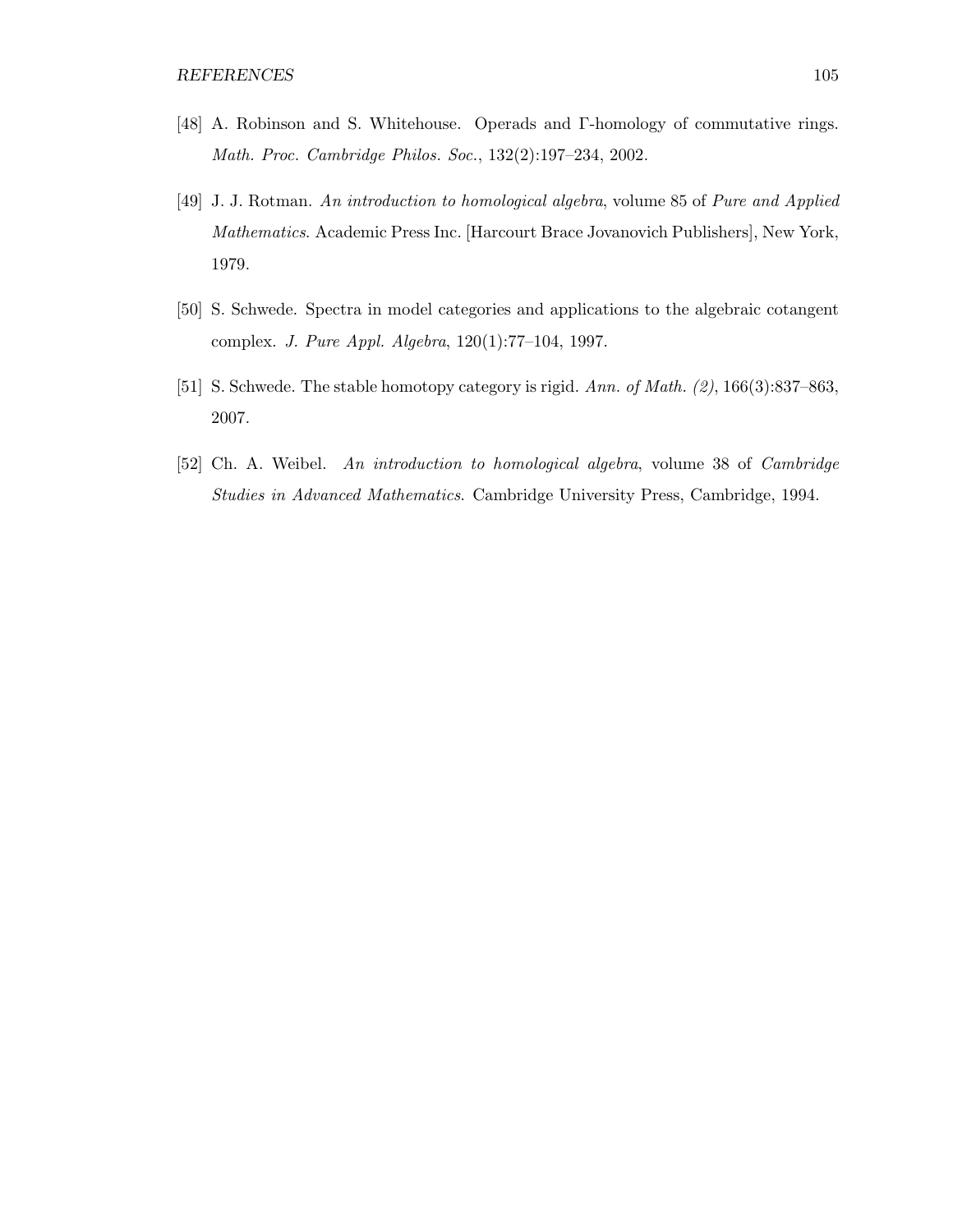[48] A. Robinson and S. Whitehouse. Operads and Γ-homology of commutative rings. *Math. Proc. Cambridge Philos. Soc.*, 132(2):197–234, 2002.

[49] J. J. Rotman. *An introduction to homological algebra*, volume 85 of *Pure and Applied Mathematics*. Academic Press Inc. [Harcourt Brace Jovanovich Publishers], New York, 1979.

[50] S. Schwede. Spectra in model categories and applications to the algebraic cotangent complex. *J. Pure Appl. Algebra*, 120(1):77–104, 1997.

[51] S. Schwede. The stable homotopy category is rigid. *Ann. of Math. (2)*, 166(3):837–863, 2007.

[52] Ch. A. Weibel. *An introduction to homological algebra*, volume 38 of *Cambridge Studies in Advanced Mathematics*. Cambridge University Press, Cambridge, 1994.